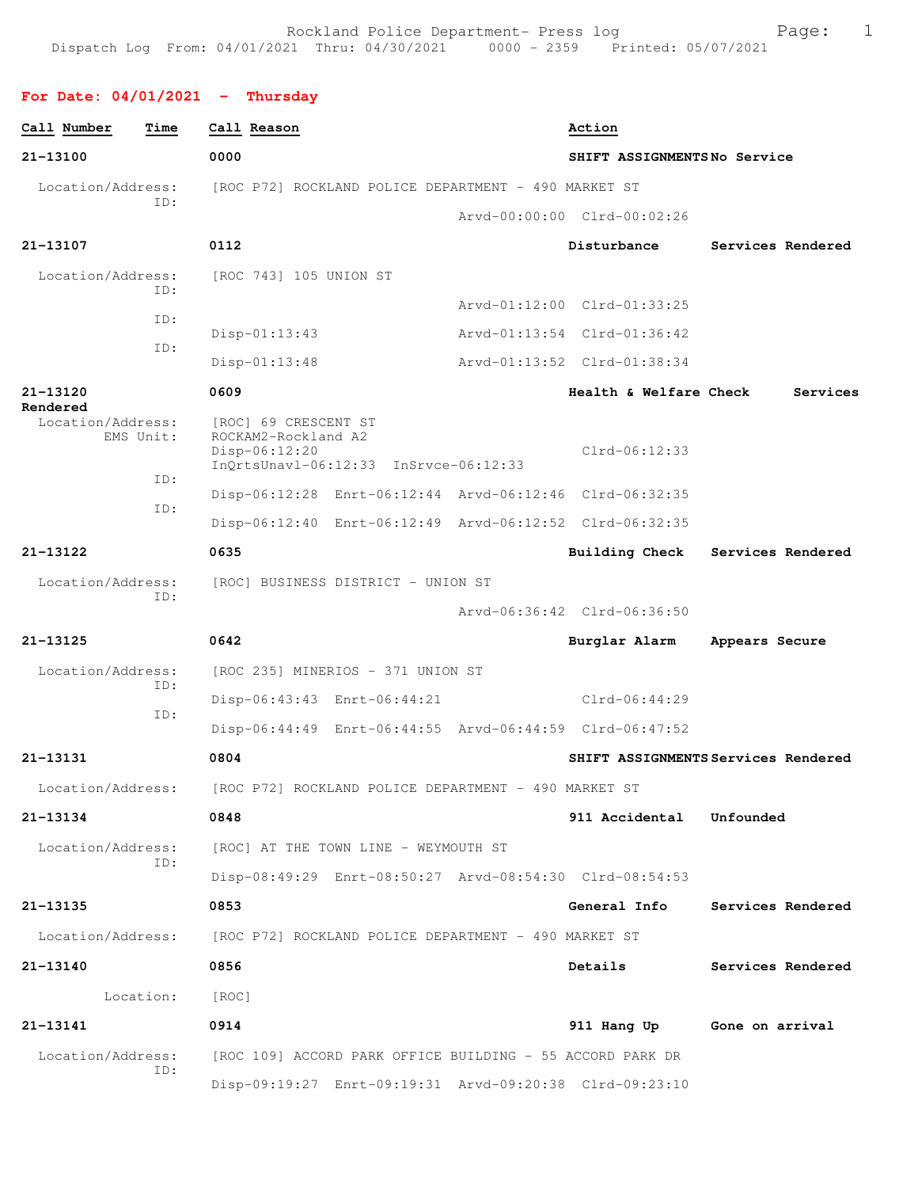Rockland Police Department- Press log

Dispatch Log From: 04/01/2021 Thru: 04/30/2021 0000 - 2359 Printed: 05/07/2021

**For Date: 04/01/2021 - Thursday**

| Call Number | Time | Call Reason | Action |
|---|---|---|---|
| 21-13100 | 0000 | SHIFT ASSIGNMENTS | No Service |

Location/Address: [ROC P72] ROCKLAND POLICE DEPARTMENT - 490 MARKET ST
ID: Arvd-00:00:00 Clrd-00:02:26

| 21-13107 | 0112 | Disturbance | Services Rendered |
|---|---|---|---|

Location/Address: [ROC 743] 105 UNION ST
ID: Arvd-01:12:00 Clrd-01:33:25
ID: Disp-01:13:43 Arvd-01:13:54 Clrd-01:36:42
ID: Disp-01:13:48 Arvd-01:13:52 Clrd-01:38:34

| 21-13120 | 0609 | Health & Welfare Check | Services Rendered |
|---|---|---|---|

Location/Address: [ROC] 69 CRESCENT ST
EMS Unit: ROCKAM2-Rockland A2
Disp-06:12:20 Clrd-06:12:33
InQrtsUnavl-06:12:33 InSrvce-06:12:33
ID: Disp-06:12:28 Enrt-06:12:44 Arvd-06:12:46 Clrd-06:32:35
ID: Disp-06:12:40 Enrt-06:12:49 Arvd-06:12:52 Clrd-06:32:35

| 21-13122 | 0635 | Building Check | Services Rendered |
|---|---|---|---|

Location/Address: [ROC] BUSINESS DISTRICT - UNION ST
ID: Arvd-06:36:42 Clrd-06:36:50

| 21-13125 | 0642 | Burglar Alarm | Appears Secure |
|---|---|---|---|

Location/Address: [ROC 235] MINERIOS - 371 UNION ST
ID: Disp-06:43:43 Enrt-06:44:21 Clrd-06:44:29
ID: Disp-06:44:49 Enrt-06:44:55 Arvd-06:44:59 Clrd-06:47:52

| 21-13131 | 0804 | SHIFT ASSIGNMENTS | Services Rendered |
|---|---|---|---|

Location/Address: [ROC P72] ROCKLAND POLICE DEPARTMENT - 490 MARKET ST

| 21-13134 | 0848 | 911 Accidental | Unfounded |
|---|---|---|---|

Location/Address: [ROC] AT THE TOWN LINE - WEYMOUTH ST
ID: Disp-08:49:29 Enrt-08:50:27 Arvd-08:54:30 Clrd-08:54:53

| 21-13135 | 0853 | General Info | Services Rendered |
|---|---|---|---|

Location/Address: [ROC P72] ROCKLAND POLICE DEPARTMENT - 490 MARKET ST

| 21-13140 | 0856 | Details | Services Rendered |
|---|---|---|---|

Location: [ROC]

| 21-13141 | 0914 | 911 Hang Up | Gone on arrival |
|---|---|---|---|

Location/Address: [ROC 109] ACCORD PARK OFFICE BUILDING - 55 ACCORD PARK DR
ID: Disp-09:19:27 Enrt-09:19:31 Arvd-09:20:38 Clrd-09:23:10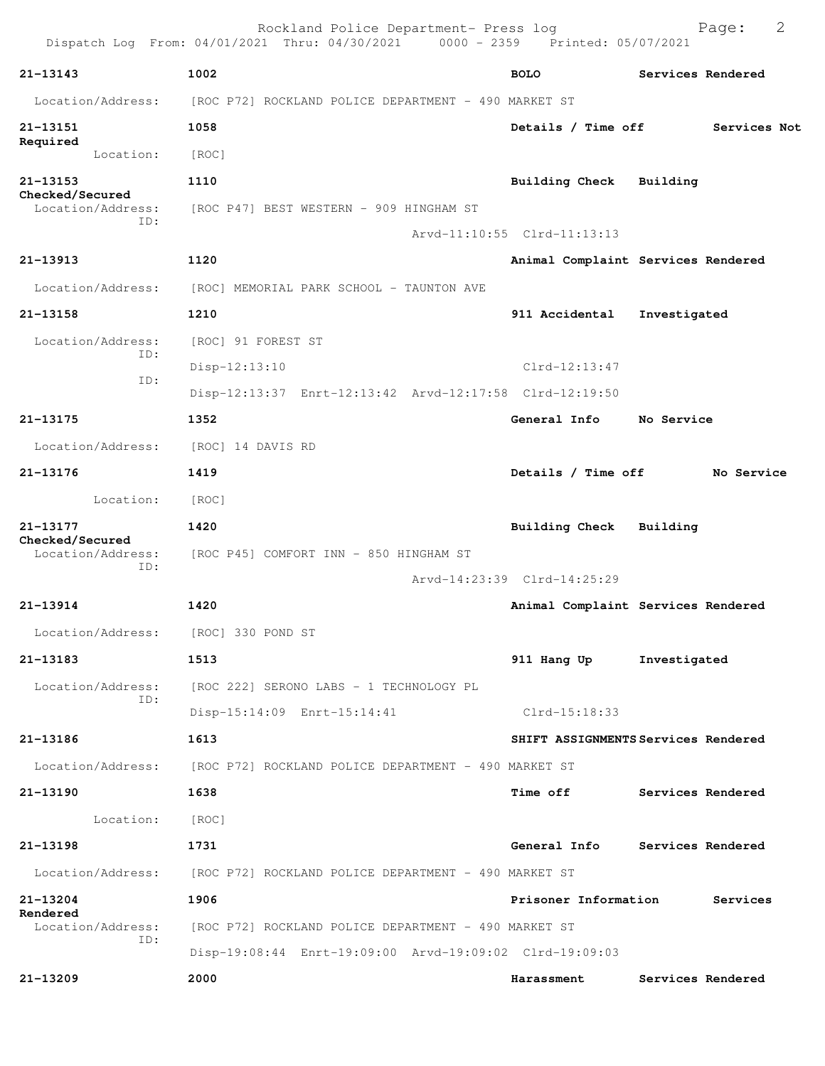| Call # | Time | Call Reason | Action |
|---|---|---|---|
| 21-13143 | 1002 | BOLO | Services Rendered |

Location/Address: [ROC P72] ROCKLAND POLICE DEPARTMENT - 490 MARKET ST

| Call # | Time | Call Reason | Action |
|---|---|---|---|
| 21-13151 | 1058 | Details / Time off | Services Not Required |

Location: [ROC]

| Call # | Time | Call Reason | Action |
|---|---|---|---|
| 21-13153 | 1110 | Building Check | Building Checked/Secured |

Location/Address: [ROC P47] BEST WESTERN - 909 HINGHAM ST
ID: Arvd-11:10:55 Clrd-11:13:13

| Call # | Time | Call Reason | Action |
|---|---|---|---|
| 21-13913 | 1120 | Animal Complaint | Services Rendered |

Location/Address: [ROC] MEMORIAL PARK SCHOOL - TAUNTON AVE

| Call # | Time | Call Reason | Action |
|---|---|---|---|
| 21-13158 | 1210 | 911 Accidental | Investigated |

Location/Address: [ROC] 91 FOREST ST
ID: Disp-12:13:10 Clrd-12:13:47
ID: Disp-12:13:37 Enrt-12:13:42 Arvd-12:17:58 Clrd-12:19:50

| Call # | Time | Call Reason | Action |
|---|---|---|---|
| 21-13175 | 1352 | General Info | No Service |

Location/Address: [ROC] 14 DAVIS RD

| Call # | Time | Call Reason | Action |
|---|---|---|---|
| 21-13176 | 1419 | Details / Time off | No Service |

Location: [ROC]

| Call # | Time | Call Reason | Action |
|---|---|---|---|
| 21-13177 | 1420 | Building Check | Building Checked/Secured |

Location/Address: [ROC P45] COMFORT INN - 850 HINGHAM ST
ID: Arvd-14:23:39 Clrd-14:25:29

| Call # | Time | Call Reason | Action |
|---|---|---|---|
| 21-13914 | 1420 | Animal Complaint | Services Rendered |

Location/Address: [ROC] 330 POND ST

| Call # | Time | Call Reason | Action |
|---|---|---|---|
| 21-13183 | 1513 | 911 Hang Up | Investigated |

Location/Address: [ROC 222] SERONO LABS - 1 TECHNOLOGY PL
ID: Disp-15:14:09 Enrt-15:14:41 Clrd-15:18:33

| Call # | Time | Call Reason | Action |
|---|---|---|---|
| 21-13186 | 1613 | SHIFT ASSIGNMENTS | Services Rendered |

Location/Address: [ROC P72] ROCKLAND POLICE DEPARTMENT - 490 MARKET ST

| Call # | Time | Call Reason | Action |
|---|---|---|---|
| 21-13190 | 1638 | Time off | Services Rendered |

Location: [ROC]

| Call # | Time | Call Reason | Action |
|---|---|---|---|
| 21-13198 | 1731 | General Info | Services Rendered |

Location/Address: [ROC P72] ROCKLAND POLICE DEPARTMENT - 490 MARKET ST

| Call # | Time | Call Reason | Action |
|---|---|---|---|
| 21-13204 | 1906 | Prisoner Information | Services Rendered |

Location/Address: [ROC P72] ROCKLAND POLICE DEPARTMENT - 490 MARKET ST
ID: Disp-19:08:44 Enrt-19:09:00 Arvd-19:09:02 Clrd-19:09:03

| Call # | Time | Call Reason | Action |
|---|---|---|---|
| 21-13209 | 2000 | Harassment | Services Rendered |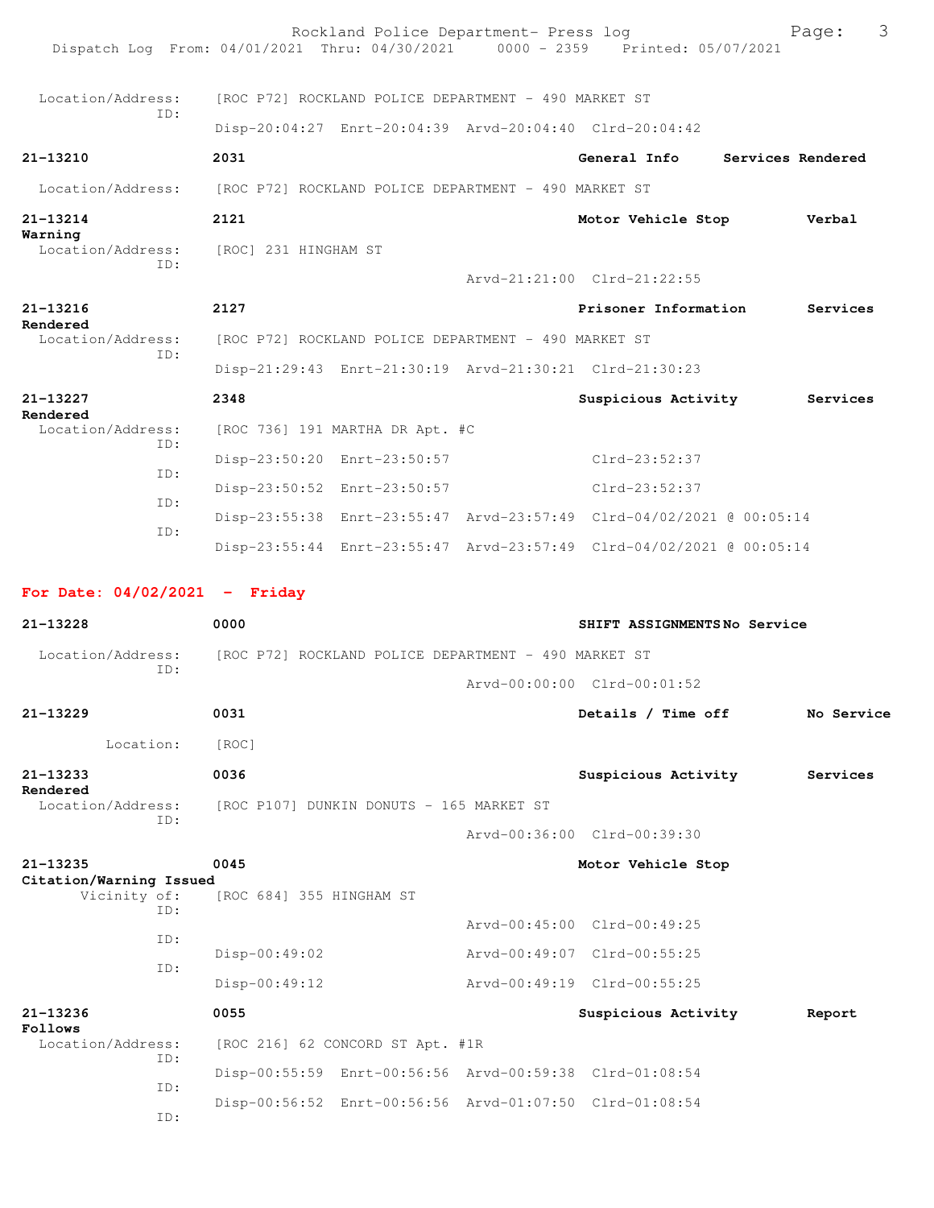Location/Address: [ROC P72] ROCKLAND POLICE DEPARTMENT - 490 MARKET ST
ID:
Disp-20:04:27 Enrt-20:04:39 Arvd-20:04:40 Clrd-20:04:42

**21-13210** **2031** **General Info** **Services Rendered**
Location/Address: [ROC P72] ROCKLAND POLICE DEPARTMENT - 490 MARKET ST

**21-13214** **2121** **Motor Vehicle Stop** **Verbal Warning**
Location/Address: [ROC] 231 HINGHAM ST
ID:
Arvd-21:21:00 Clrd-21:22:55

**21-13216** **2127** **Prisoner Information** **Services Rendered**
Location/Address: [ROC P72] ROCKLAND POLICE DEPARTMENT - 490 MARKET ST
ID:
Disp-21:29:43 Enrt-21:30:19 Arvd-21:30:21 Clrd-21:30:23

**21-13227** **2348** **Suspicious Activity** **Services Rendered**
Location/Address: [ROC 736] 191 MARTHA DR Apt. #C
ID:
Disp-23:50:20 Enrt-23:50:57 Clrd-23:52:37
ID:
Disp-23:50:52 Enrt-23:50:57 Clrd-23:52:37
ID:
Disp-23:55:38 Enrt-23:55:47 Arvd-23:57:49 Clrd-04/02/2021 @ 00:05:14
ID:
Disp-23:55:44 Enrt-23:55:47 Arvd-23:57:49 Clrd-04/02/2021 @ 00:05:14

## For Date: 04/02/2021 - Friday

**21-13228** **0000** **SHIFT ASSIGNMENTS** **No Service**
Location/Address: [ROC P72] ROCKLAND POLICE DEPARTMENT - 490 MARKET ST
ID:
Arvd-00:00:00 Clrd-00:01:52

**21-13229** **0031** **Details / Time off** **No Service**
Location: [ROC]

**21-13233** **0036** **Suspicious Activity** **Services Rendered**
Location/Address: [ROC P107] DUNKIN DONUTS - 165 MARKET ST
ID:
Arvd-00:36:00 Clrd-00:39:30

**21-13235** **0045** **Motor Vehicle Stop** **Citation/Warning Issued**
Vicinity of: [ROC 684] 355 HINGHAM ST
ID:
Arvd-00:45:00 Clrd-00:49:25
ID:
Disp-00:49:02 Arvd-00:49:07 Clrd-00:55:25
ID:
Disp-00:49:12 Arvd-00:49:19 Clrd-00:55:25

**21-13236** **0055** **Suspicious Activity** **Report Follows**
Location/Address: [ROC 216] 62 CONCORD ST Apt. #1R
ID:
Disp-00:55:59 Enrt-00:56:56 Arvd-00:59:38 Clrd-01:08:54
ID:
Disp-00:56:52 Enrt-00:56:56 Arvd-01:07:50 Clrd-01:08:54
ID: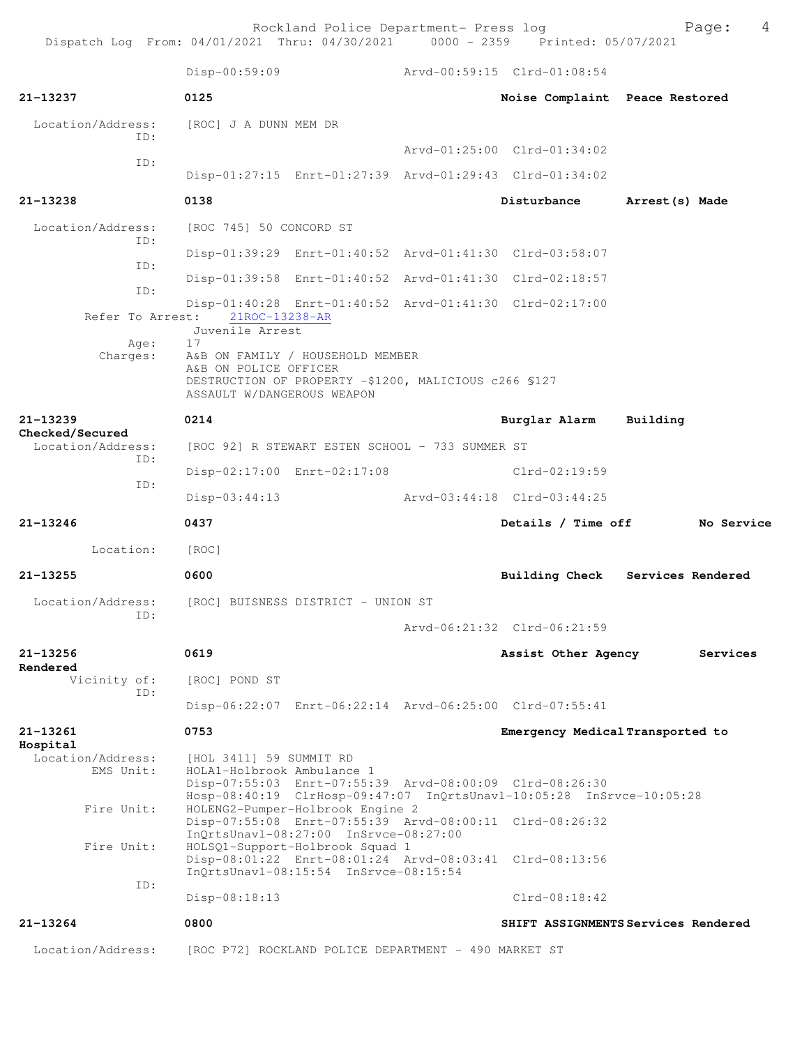Disp-00:59:09 Arvd-00:59:15 Clrd-01:08:54

**21-13237** 0125 **Noise Complaint Peace Restored**

Location/Address: [ROC] J A DUNN MEM DR
ID:
Arvd-01:25:00 Clrd-01:34:02
ID:
Disp-01:27:15 Enrt-01:27:39 Arvd-01:29:43 Clrd-01:34:02

**21-13238** 0138 **Disturbance Arrest(s) Made**

Location/Address: [ROC 745] 50 CONCORD ST
ID:
Disp-01:39:29 Enrt-01:40:52 Arvd-01:41:30 Clrd-03:58:07
ID:
Disp-01:39:58 Enrt-01:40:52 Arvd-01:41:30 Clrd-02:18:57
ID:
Disp-01:40:28 Enrt-01:40:52 Arvd-01:41:30 Clrd-02:17:00
Refer To Arrest: 21ROC-13238-AR
Juvenile Arrest
Age: 17
Charges: A&B ON FAMILY / HOUSEHOLD MEMBER
A&B ON POLICE OFFICER
DESTRUCTION OF PROPERTY -$1200, MALICIOUS c266 §127
ASSAULT W/DANGEROUS WEAPON

**21-13239** 0214 **Burglar Alarm Building Checked/Secured**

Location/Address: [ROC 92] R STEWART ESTEN SCHOOL - 733 SUMMER ST
ID:
Disp-02:17:00 Enrt-02:17:08 Clrd-02:19:59
ID:
Disp-03:44:13 Arvd-03:44:18 Clrd-03:44:25

**21-13246** 0437 **Details / Time off No Service**

Location: [ROC]

**21-13255** 0600 **Building Check Services Rendered**

Location/Address: [ROC] BUISNESS DISTRICT - UNION ST
ID:
Arvd-06:21:32 Clrd-06:21:59

**21-13256** 0619 **Assist Other Agency Services Rendered**

Vicinity of: [ROC] POND ST
ID:
Disp-06:22:07 Enrt-06:22:14 Arvd-06:25:00 Clrd-07:55:41

**21-13261** 0753 **Emergency Medical Transported to Hospital**

Location/Address: [HOL 3411] 59 SUMMIT RD
EMS Unit: HOLA1-Holbrook Ambulance 1
Disp-07:55:03 Enrt-07:55:39 Arvd-08:00:09 Clrd-08:26:30
Hosp-08:40:19 ClrHosp-09:47:07 InQrtsUnavl-10:05:28 InSrvce-10:05:28
Fire Unit: HOLENG2-Pumper-Holbrook Engine 2
Disp-07:55:08 Enrt-07:55:39 Arvd-08:00:11 Clrd-08:26:32
InQrtsUnavl-08:27:00 InSrvce-08:27:00
Fire Unit: HOLSQ1-Support-Holbrook Squad 1
Disp-08:01:22 Enrt-08:01:24 Arvd-08:03:41 Clrd-08:13:56
InQrtsUnavl-08:15:54 InSrvce-08:15:54
ID:
Disp-08:18:13 Clrd-08:18:42

**21-13264** 0800 **SHIFT ASSIGNMENTS Services Rendered**

Location/Address: [ROC P72] ROCKLAND POLICE DEPARTMENT - 490 MARKET ST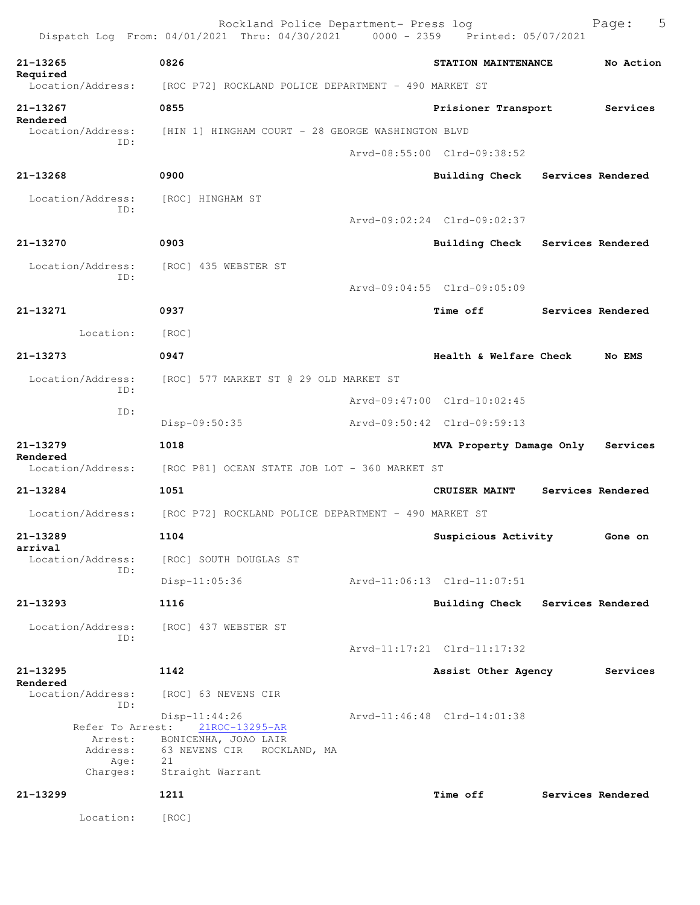**21-13265** **0826** **STATION MAINTENANCE** **No Action Required**
Location/Address: [ROC P72] ROCKLAND POLICE DEPARTMENT - 490 MARKET ST

**21-13267** **0855** **Prisioner Transport** **Services Rendered**
Location/Address: [HIN 1] HINGHAM COURT - 28 GEORGE WASHINGTON BLVD
ID:
Arvd-08:55:00 Clrd-09:38:52

**21-13268** **0900** **Building Check** **Services Rendered**
Location/Address: [ROC] HINGHAM ST
ID:
Arvd-09:02:24 Clrd-09:02:37

**21-13270** **0903** **Building Check** **Services Rendered**
Location/Address: [ROC] 435 WEBSTER ST
ID:
Arvd-09:04:55 Clrd-09:05:09

**21-13271** **0937** **Time off** **Services Rendered**
Location: [ROC]

**21-13273** **0947** **Health & Welfare Check** **No EMS**
Location/Address: [ROC] 577 MARKET ST @ 29 OLD MARKET ST
ID:
Arvd-09:47:00 Clrd-10:02:45
ID:
Disp-09:50:35 Arvd-09:50:42 Clrd-09:59:13

**21-13279** **1018** **MVA Property Damage Only** **Services Rendered**
Location/Address: [ROC P81] OCEAN STATE JOB LOT - 360 MARKET ST

**21-13284** **1051** **CRUISER MAINT** **Services Rendered**
Location/Address: [ROC P72] ROCKLAND POLICE DEPARTMENT - 490 MARKET ST

**21-13289** **1104** **Suspicious Activity** **Gone on arrival**
Location/Address: [ROC] SOUTH DOUGLAS ST
ID:
Disp-11:05:36 Arvd-11:06:13 Clrd-11:07:51

**21-13293** **1116** **Building Check** **Services Rendered**
Location/Address: [ROC] 437 WEBSTER ST
ID:
Arvd-11:17:21 Clrd-11:17:32

**21-13295** **1142** **Assist Other Agency** **Services Rendered**
Location/Address: [ROC] 63 NEVENS CIR
ID:
Disp-11:44:26 Arvd-11:46:48 Clrd-14:01:38
Refer To Arrest: 21ROC-13295-AR
Arrest: BONICENHA, JOAO LAIR
Address: 63 NEVENS CIR ROCKLAND, MA
Age: 21
Charges: Straight Warrant

**21-13299** **1211** **Time off** **Services Rendered**
Location: [ROC]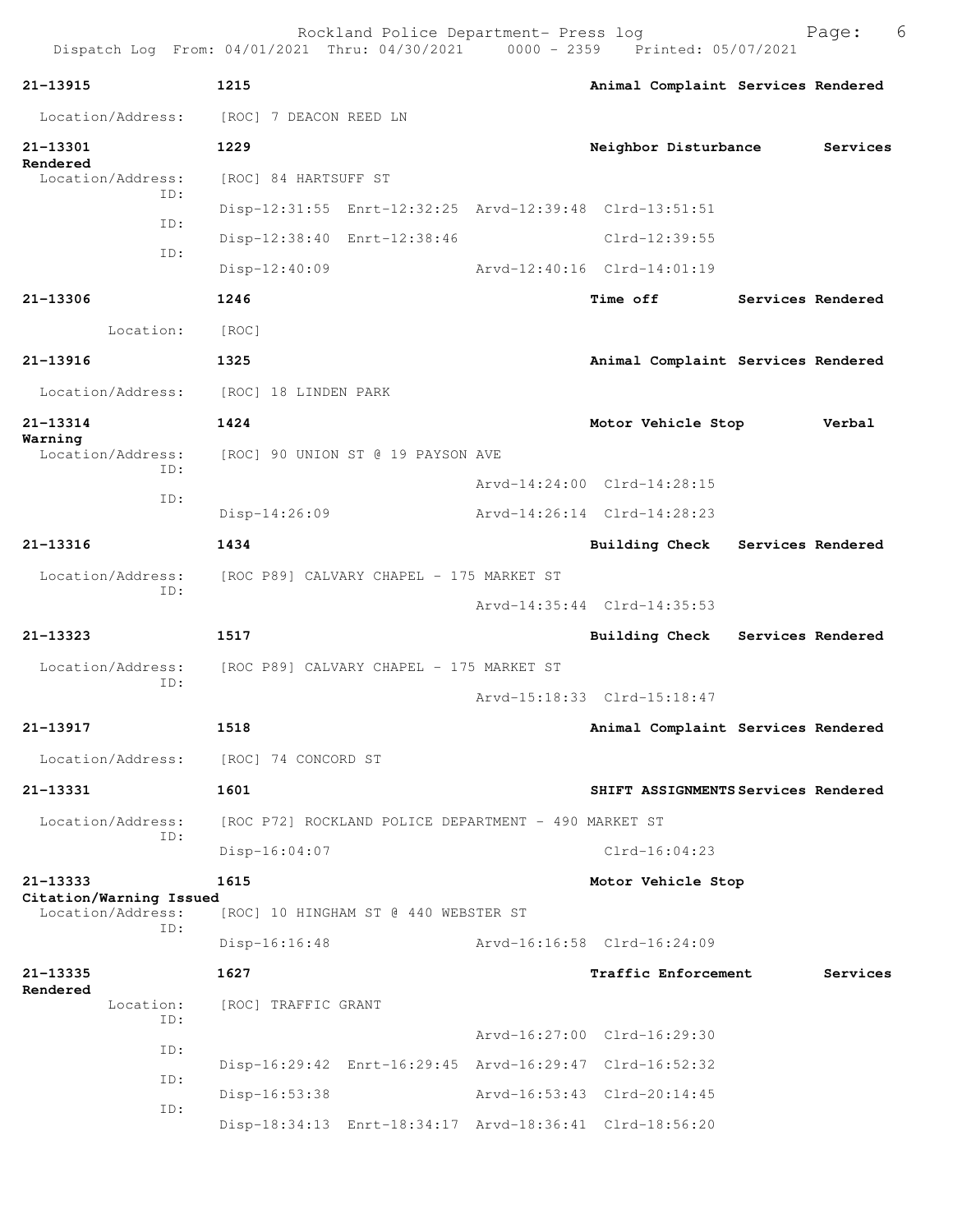21-13915 | 1215 | Animal Complaint Services Rendered

Location/Address: [ROC] 7 DEACON REED LN

21-13301 | 1229 | Neighbor Disturbance | Services Rendered

Location/Address: [ROC] 84 HARTSUFF ST

ID: Disp-12:31:55 Enrt-12:32:25 Arvd-12:39:48 Clrd-13:51:51

ID: Disp-12:38:40 Enrt-12:38:46 Clrd-12:39:55

ID: Disp-12:40:09 Arvd-12:40:16 Clrd-14:01:19

21-13306 | 1246 | Time off | Services Rendered

Location: [ROC]

21-13916 | 1325 | Animal Complaint Services Rendered

Location/Address: [ROC] 18 LINDEN PARK

21-13314 | 1424 | Motor Vehicle Stop | Verbal Warning

Location/Address: [ROC] 90 UNION ST @ 19 PAYSON AVE

ID: Arvd-14:24:00 Clrd-14:28:15

ID: Disp-14:26:09 Arvd-14:26:14 Clrd-14:28:23

21-13316 | 1434 | Building Check | Services Rendered

Location/Address: [ROC P89] CALVARY CHAPEL - 175 MARKET ST

ID: Arvd-14:35:44 Clrd-14:35:53

21-13323 | 1517 | Building Check | Services Rendered

Location/Address: [ROC P89] CALVARY CHAPEL - 175 MARKET ST

ID: Arvd-15:18:33 Clrd-15:18:47

21-13917 | 1518 | Animal Complaint Services Rendered

Location/Address: [ROC] 74 CONCORD ST

21-13331 | 1601 | SHIFT ASSIGNMENTS Services Rendered

Location/Address: [ROC P72] ROCKLAND POLICE DEPARTMENT - 490 MARKET ST

ID: Disp-16:04:07 Clrd-16:04:23

21-13333 | 1615 | Motor Vehicle Stop | Citation/Warning Issued

Location/Address: [ROC] 10 HINGHAM ST @ 440 WEBSTER ST

ID: Disp-16:16:48 Arvd-16:16:58 Clrd-16:24:09

21-13335 | 1627 | Traffic Enforcement | Services Rendered

Location: [ROC] TRAFFIC GRANT

ID: Arvd-16:27:00 Clrd-16:29:30

ID: Disp-16:29:42 Enrt-16:29:45 Arvd-16:29:47 Clrd-16:52:32

ID: Disp-16:53:38 Arvd-16:53:43 Clrd-20:14:45

ID: Disp-18:34:13 Enrt-18:34:17 Arvd-18:36:41 Clrd-18:56:20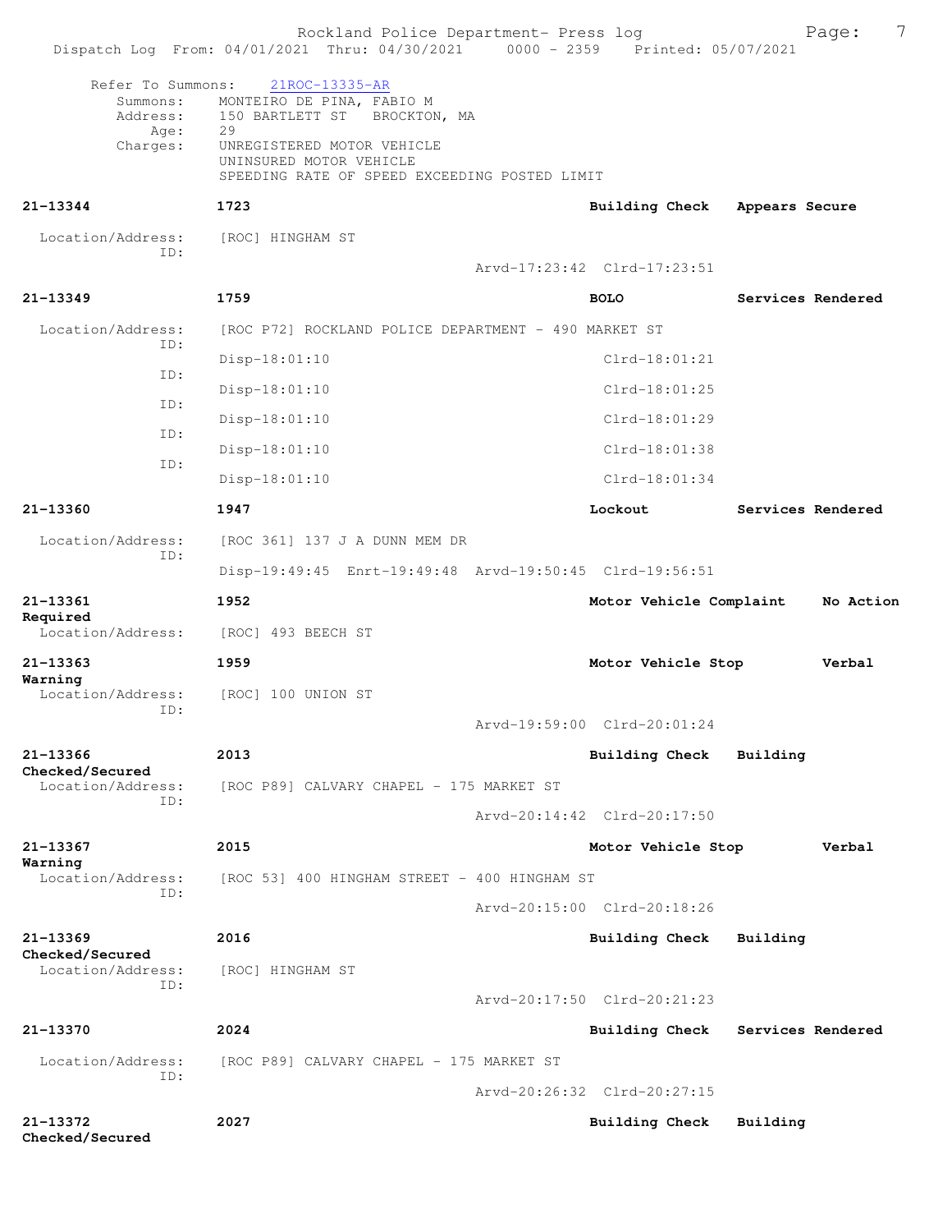Refer To Summons: 21ROC-13335-AR
Summons: MONTEIRO DE PINA, FABIO M
Address: 150 BARTLETT ST BROCKTON, MA
Age: 29
Charges: UNREGISTERED MOTOR VEHICLE
UNINSURED MOTOR VEHICLE
SPEEDING RATE OF SPEED EXCEEDING POSTED LIMIT

**21-13344** **1723** **Building Check** **Appears Secure**
Location/Address: [ROC] HINGHAM ST
ID:
Arvd-17:23:42 Clrd-17:23:51

**21-13349** **1759** **BOLO** **Services Rendered**
Location/Address: [ROC P72] ROCKLAND POLICE DEPARTMENT - 490 MARKET ST
ID:
Disp-18:01:10 Clrd-18:01:21
ID:
Disp-18:01:10 Clrd-18:01:25
ID:
Disp-18:01:10 Clrd-18:01:29
ID:
Disp-18:01:10 Clrd-18:01:38
ID:
Disp-18:01:10 Clrd-18:01:34

**21-13360** **1947** **Lockout** **Services Rendered**
Location/Address: [ROC 361] 137 J A DUNN MEM DR
ID:
Disp-19:49:45 Enrt-19:49:48 Arvd-19:50:45 Clrd-19:56:51

**21-13361** **1952** **Motor Vehicle Complaint** **No Action Required**
Location/Address: [ROC] 493 BEECH ST

**21-13363** **1959** **Motor Vehicle Stop** **Verbal Warning**
Location/Address: [ROC] 100 UNION ST
ID:
Arvd-19:59:00 Clrd-20:01:24

**21-13366** **2013** **Building Check** **Building Checked/Secured**
Location/Address: [ROC P89] CALVARY CHAPEL - 175 MARKET ST
ID:
Arvd-20:14:42 Clrd-20:17:50

**21-13367** **2015** **Motor Vehicle Stop** **Verbal Warning**
Location/Address: [ROC 53] 400 HINGHAM STREET - 400 HINGHAM ST
ID:
Arvd-20:15:00 Clrd-20:18:26

**21-13369** **2016** **Building Check** **Building Checked/Secured**
Location/Address: [ROC] HINGHAM ST
ID:
Arvd-20:17:50 Clrd-20:21:23

**21-13370** **2024** **Building Check** **Services Rendered**
Location/Address: [ROC P89] CALVARY CHAPEL - 175 MARKET ST
ID:
Arvd-20:26:32 Clrd-20:27:15

**21-13372** **2027** **Building Check** **Building Checked/Secured**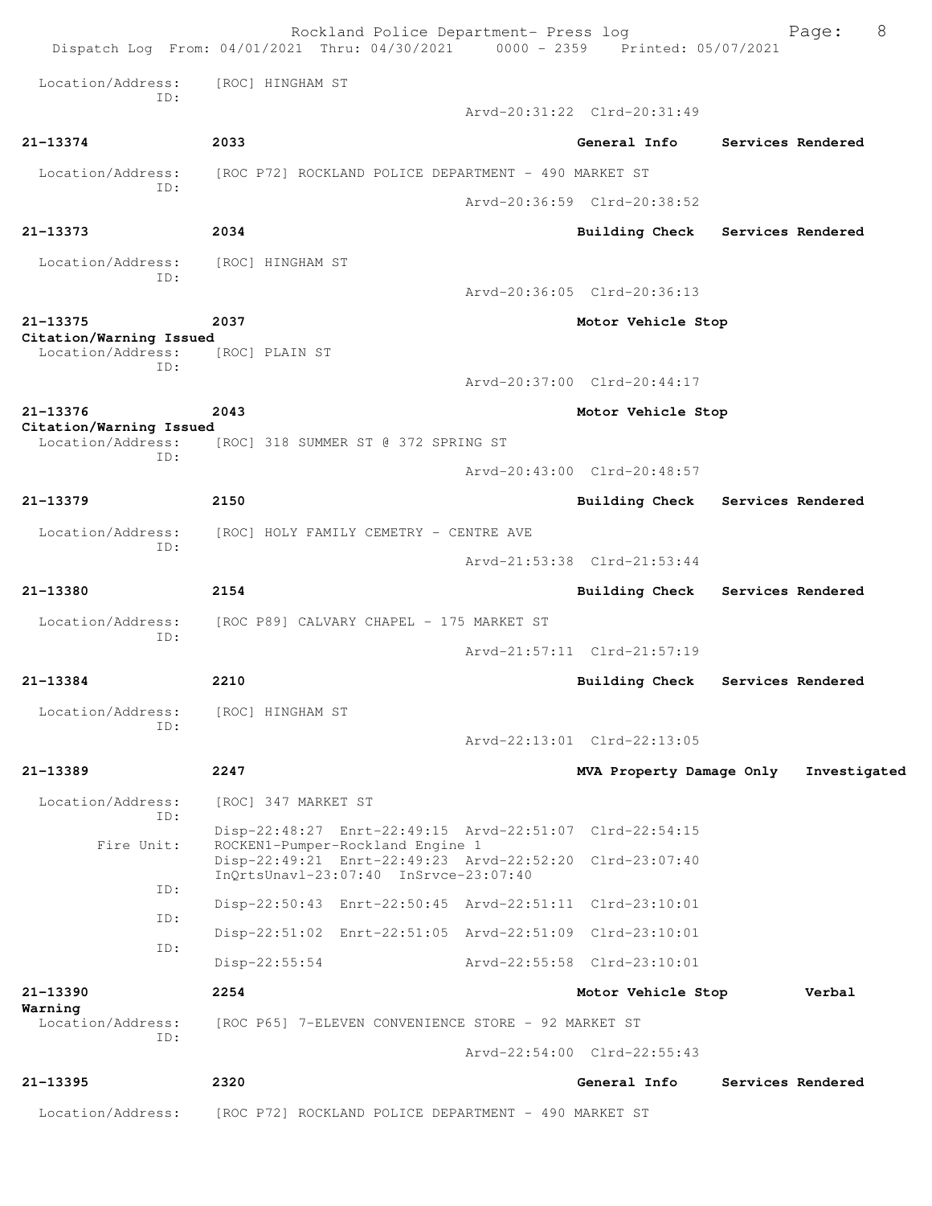Location/Address: [ROC] HINGHAM ST
ID:
Arvd-20:31:22 Clrd-20:31:49

**21-13374** **2033** **General Info** **Services Rendered**

Location/Address: [ROC P72] ROCKLAND POLICE DEPARTMENT - 490 MARKET ST
ID:
Arvd-20:36:59 Clrd-20:38:52

**21-13373** **2034** **Building Check** **Services Rendered**

Location/Address: [ROC] HINGHAM ST
ID:
Arvd-20:36:05 Clrd-20:36:13

**21-13375** **2037** **Motor Vehicle Stop**
**Citation/Warning Issued**
Location/Address: [ROC] PLAIN ST
ID:
Arvd-20:37:00 Clrd-20:44:17

**21-13376** **2043** **Motor Vehicle Stop**
**Citation/Warning Issued**
Location/Address: [ROC] 318 SUMMER ST @ 372 SPRING ST
ID:
Arvd-20:43:00 Clrd-20:48:57

**21-13379** **2150** **Building Check** **Services Rendered**

Location/Address: [ROC] HOLY FAMILY CEMETRY - CENTRE AVE
ID:
Arvd-21:53:38 Clrd-21:53:44

**21-13380** **2154** **Building Check** **Services Rendered**

Location/Address: [ROC P89] CALVARY CHAPEL - 175 MARKET ST
ID:
Arvd-21:57:11 Clrd-21:57:19

**21-13384** **2210** **Building Check** **Services Rendered**

Location/Address: [ROC] HINGHAM ST
ID:
Arvd-22:13:01 Clrd-22:13:05

**21-13389** **2247** **MVA Property Damage Only** **Investigated**

Location/Address: [ROC] 347 MARKET ST
ID:
Disp-22:48:27 Enrt-22:49:15 Arvd-22:51:07 Clrd-22:54:15
Fire Unit: ROCKEN1-Pumper-Rockland Engine 1
Disp-22:49:21 Enrt-22:49:23 Arvd-22:52:20 Clrd-23:07:40
InQrtsUnavl-23:07:40 InSrvce-23:07:40
ID:
Disp-22:50:43 Enrt-22:50:45 Arvd-22:51:11 Clrd-23:10:01
ID:
Disp-22:51:02 Enrt-22:51:05 Arvd-22:51:09 Clrd-23:10:01
ID:
Disp-22:55:54 Arvd-22:55:58 Clrd-23:10:01

**21-13390** **2254** **Motor Vehicle Stop** **Verbal**
**Warning**
Location/Address: [ROC P65] 7-ELEVEN CONVENIENCE STORE - 92 MARKET ST
ID:
Arvd-22:54:00 Clrd-22:55:43

**21-13395** **2320** **General Info** **Services Rendered**

Location/Address: [ROC P72] ROCKLAND POLICE DEPARTMENT - 490 MARKET ST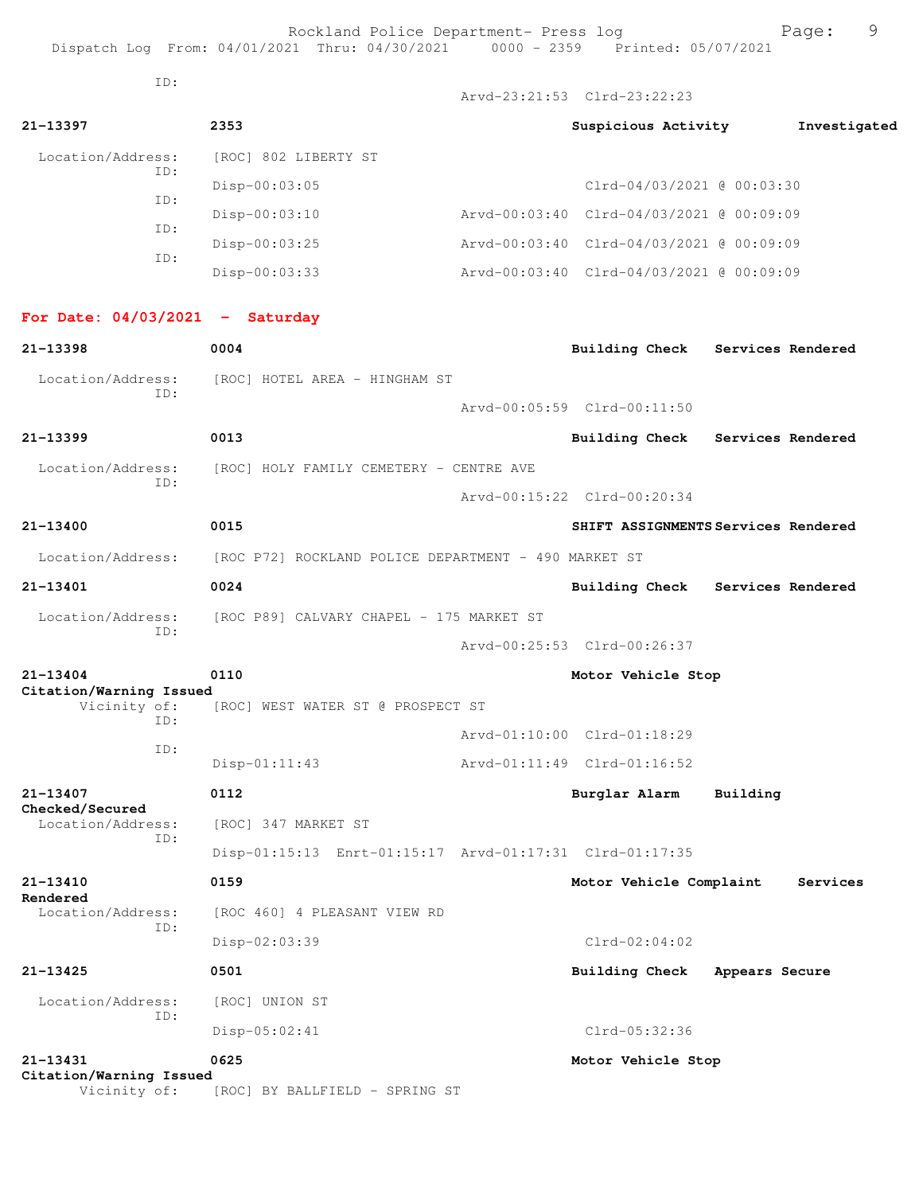ID:
                                        Arvd-23:21:53  Clrd-23:22:23

**21-13397** 2353 **Suspicious Activity** **Investigated**

Location/Address: [ROC] 802 LIBERTY ST
ID:
Disp-00:03:05 Clrd-04/03/2021 @ 00:03:30
ID:
Disp-00:03:10 Arvd-00:03:40 Clrd-04/03/2021 @ 00:09:09
ID:
Disp-00:03:25 Arvd-00:03:40 Clrd-04/03/2021 @ 00:09:09
ID:
Disp-00:03:33 Arvd-00:03:40 Clrd-04/03/2021 @ 00:09:09

## For Date: 04/03/2021 - Saturday

**21-13398** 0004 **Building Check** **Services Rendered**

Location/Address: [ROC] HOTEL AREA - HINGHAM ST
ID:
Arvd-00:05:59 Clrd-00:11:50

**21-13399** 0013 **Building Check** **Services Rendered**

Location/Address: [ROC] HOLY FAMILY CEMETERY - CENTRE AVE
ID:
Arvd-00:15:22 Clrd-00:20:34

**21-13400** 0015 **SHIFT ASSIGNMENTS** **Services Rendered**

Location/Address: [ROC P72] ROCKLAND POLICE DEPARTMENT - 490 MARKET ST

**21-13401** 0024 **Building Check** **Services Rendered**

Location/Address: [ROC P89] CALVARY CHAPEL - 175 MARKET ST
ID:
Arvd-00:25:53 Clrd-00:26:37

**21-13404** 0110 **Motor Vehicle Stop**
**Citation/Warning Issued**

Vicinity of: [ROC] WEST WATER ST @ PROSPECT ST
ID:
Arvd-01:10:00 Clrd-01:18:29
ID:
Disp-01:11:43 Arvd-01:11:49 Clrd-01:16:52

**21-13407** 0112 **Burglar Alarm** **Building Checked/Secured**

Location/Address: [ROC] 347 MARKET ST
ID:
Disp-01:15:13 Enrt-01:15:17 Arvd-01:17:31 Clrd-01:17:35

**21-13410** 0159 **Motor Vehicle Complaint** **Services Rendered**

Location/Address: [ROC 460] 4 PLEASANT VIEW RD
ID:
Disp-02:03:39 Clrd-02:04:02

**21-13425** 0501 **Building Check** **Appears Secure**

Location/Address: [ROC] UNION ST
ID:
Disp-05:02:41 Clrd-05:32:36

**21-13431** 0625 **Motor Vehicle Stop**
**Citation/Warning Issued**

Vicinity of: [ROC] BY BALLFIELD - SPRING ST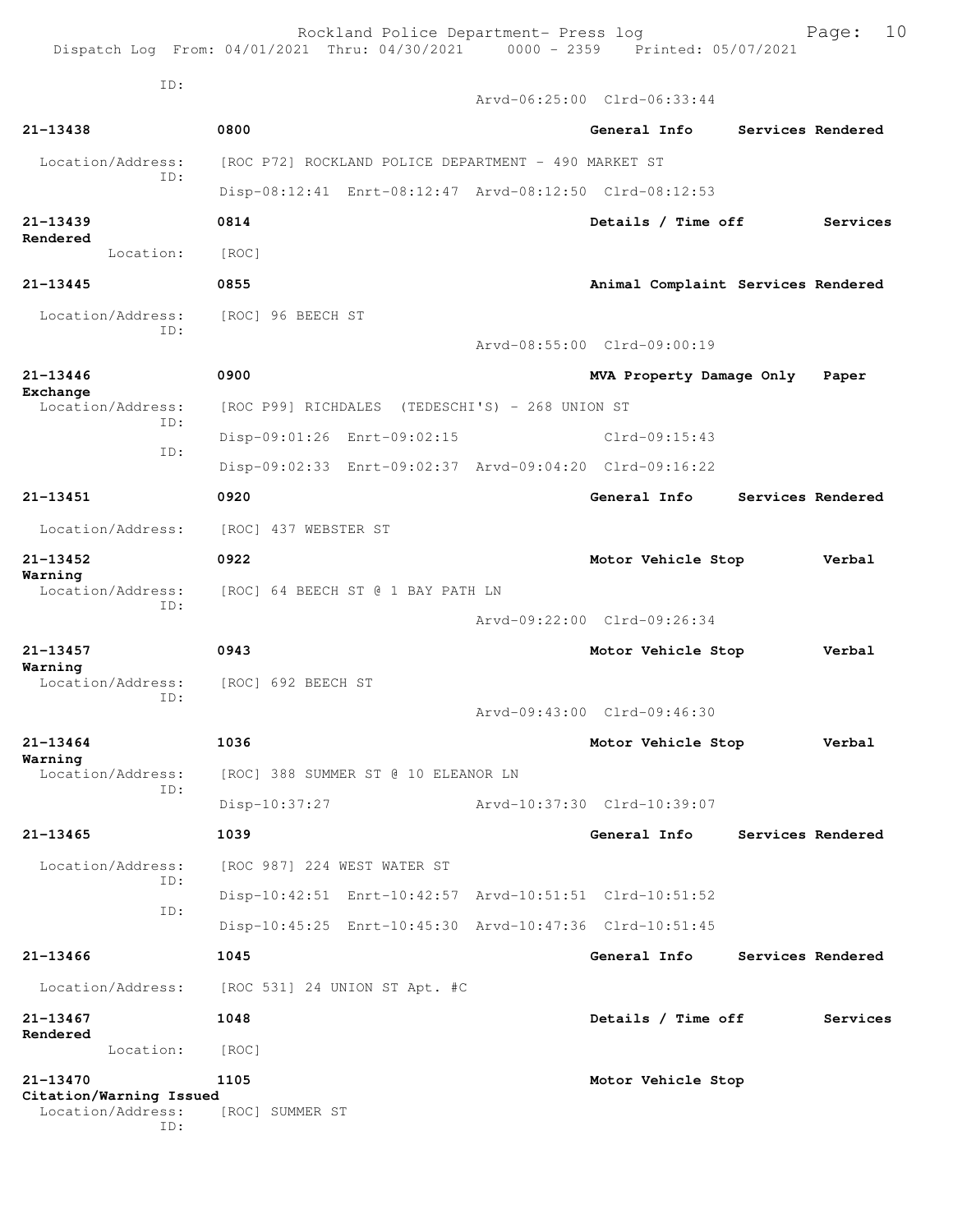ID:
Arvd-06:25:00 Clrd-06:33:44

**21-13438** 0800 **General Info** **Services Rendered**
Location/Address: [ROC P72] ROCKLAND POLICE DEPARTMENT - 490 MARKET ST
ID:
Disp-08:12:41 Enrt-08:12:47 Arvd-08:12:50 Clrd-08:12:53

**21-13439** 0814 **Details / Time off** **Services Rendered**
Location: [ROC]

**21-13445** 0855 **Animal Complaint** **Services Rendered**
Location/Address: [ROC] 96 BEECH ST
ID:
Arvd-08:55:00 Clrd-09:00:19

**21-13446** 0900 **MVA Property Damage Only** **Paper Exchange**
Location/Address: [ROC P99] RICHDALES (TEDESCHI'S) - 268 UNION ST
ID:
Disp-09:01:26 Enrt-09:02:15 Clrd-09:15:43
ID:
Disp-09:02:33 Enrt-09:02:37 Arvd-09:04:20 Clrd-09:16:22

**21-13451** 0920 **General Info** **Services Rendered**
Location/Address: [ROC] 437 WEBSTER ST

**21-13452** 0922 **Motor Vehicle Stop** **Verbal Warning**
Location/Address: [ROC] 64 BEECH ST @ 1 BAY PATH LN
ID:
Arvd-09:22:00 Clrd-09:26:34

**21-13457** 0943 **Motor Vehicle Stop** **Verbal Warning**
Location/Address: [ROC] 692 BEECH ST
ID:
Arvd-09:43:00 Clrd-09:46:30

**21-13464** 1036 **Motor Vehicle Stop** **Verbal Warning**
Location/Address: [ROC] 388 SUMMER ST @ 10 ELEANOR LN
ID:
Disp-10:37:27 Arvd-10:37:30 Clrd-10:39:07

**21-13465** 1039 **General Info** **Services Rendered**
Location/Address: [ROC 987] 224 WEST WATER ST
ID:
Disp-10:42:51 Enrt-10:42:57 Arvd-10:51:51 Clrd-10:51:52
ID:
Disp-10:45:25 Enrt-10:45:30 Arvd-10:47:36 Clrd-10:51:45

**21-13466** 1045 **General Info** **Services Rendered**
Location/Address: [ROC 531] 24 UNION ST Apt. #C

**21-13467** 1048 **Details / Time off** **Services Rendered**
Location: [ROC]

**21-13470** 1105 **Motor Vehicle Stop** **Citation/Warning Issued**
Location/Address: [ROC] SUMMER ST
ID: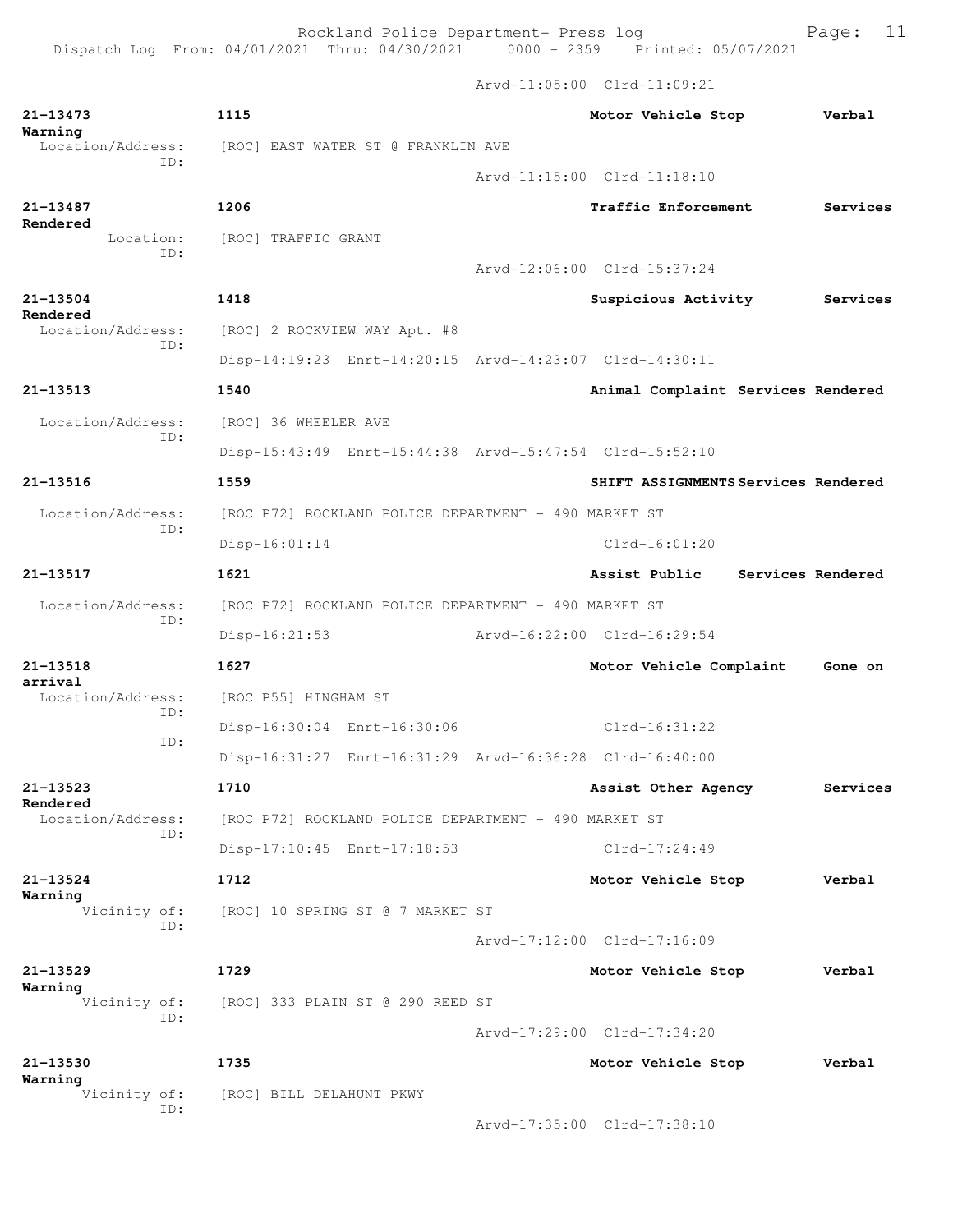Arvd-11:05:00 Clrd-11:09:21

**21-13473** 1115 **Motor Vehicle Stop** **Verbal Warning**
Location/Address: [ROC] EAST WATER ST @ FRANKLIN AVE
ID:
Arvd-11:15:00 Clrd-11:18:10

**21-13487** 1206 **Traffic Enforcement** **Services Rendered**
Location: [ROC] TRAFFIC GRANT
ID:
Arvd-12:06:00 Clrd-15:37:24

**21-13504** 1418 **Suspicious Activity** **Services Rendered**
Location/Address: [ROC] 2 ROCKVIEW WAY Apt. #8
ID:
Disp-14:19:23 Enrt-14:20:15 Arvd-14:23:07 Clrd-14:30:11

**21-13513** 1540 **Animal Complaint** **Services Rendered**
Location/Address: [ROC] 36 WHEELER AVE
ID:
Disp-15:43:49 Enrt-15:44:38 Arvd-15:47:54 Clrd-15:52:10

**21-13516** 1559 **SHIFT ASSIGNMENTS** **Services Rendered**
Location/Address: [ROC P72] ROCKLAND POLICE DEPARTMENT - 490 MARKET ST
ID:
Disp-16:01:14 Clrd-16:01:20

**21-13517** 1621 **Assist Public** **Services Rendered**
Location/Address: [ROC P72] ROCKLAND POLICE DEPARTMENT - 490 MARKET ST
ID:
Disp-16:21:53 Arvd-16:22:00 Clrd-16:29:54

**21-13518** 1627 **Motor Vehicle Complaint** **Gone on arrival**
Location/Address: [ROC P55] HINGHAM ST
ID:
Disp-16:30:04 Enrt-16:30:06 Clrd-16:31:22
ID:
Disp-16:31:27 Enrt-16:31:29 Arvd-16:36:28 Clrd-16:40:00

**21-13523** 1710 **Assist Other Agency** **Services Rendered**
Location/Address: [ROC P72] ROCKLAND POLICE DEPARTMENT - 490 MARKET ST
ID:
Disp-17:10:45 Enrt-17:18:53 Clrd-17:24:49

**21-13524** 1712 **Motor Vehicle Stop** **Verbal Warning**
Vicinity of: [ROC] 10 SPRING ST @ 7 MARKET ST
ID:
Arvd-17:12:00 Clrd-17:16:09

**21-13529** 1729 **Motor Vehicle Stop** **Verbal Warning**
Vicinity of: [ROC] 333 PLAIN ST @ 290 REED ST
ID:
Arvd-17:29:00 Clrd-17:34:20

**21-13530** 1735 **Motor Vehicle Stop** **Verbal Warning**
Vicinity of: [ROC] BILL DELAHUNT PKWY
ID:
Arvd-17:35:00 Clrd-17:38:10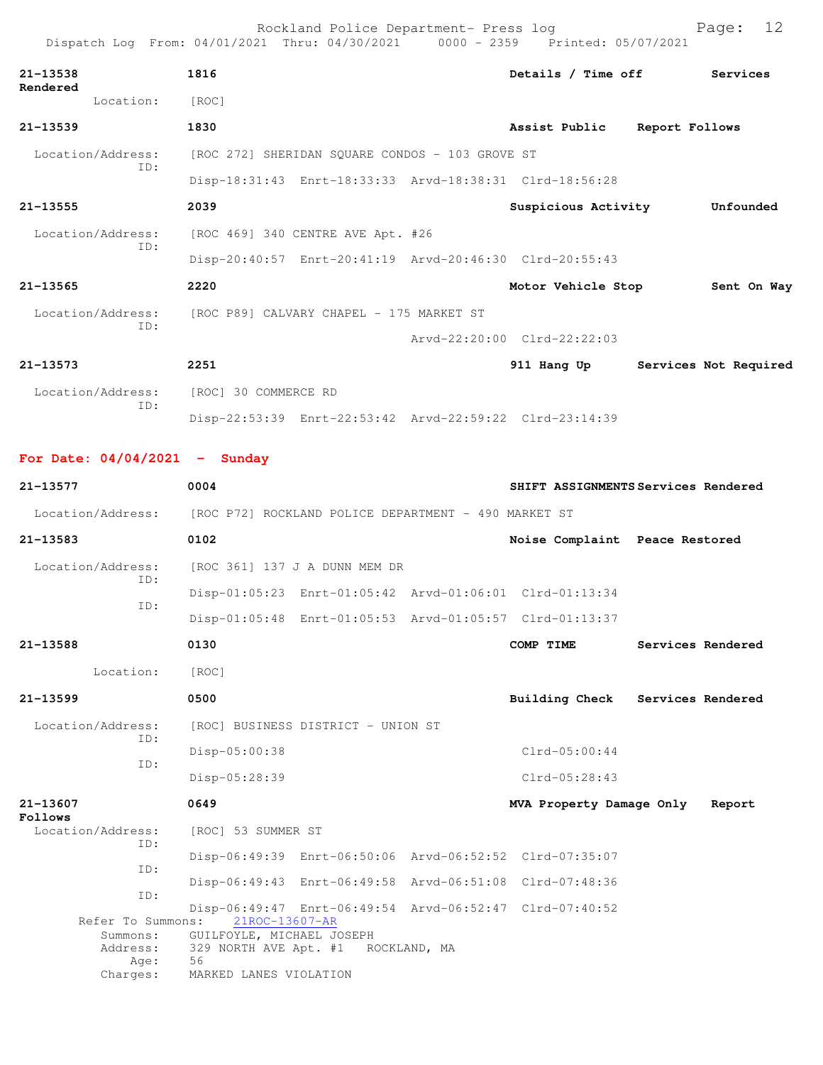**21-13538** 1816 Details / Time off Services Rendered
Location: [ROC]

**21-13539** 1830 Assist Public Report Follows
Location/Address: [ROC 272] SHERIDAN SQUARE CONDOS - 103 GROVE ST
ID:
Disp-18:31:43 Enrt-18:33:33 Arvd-18:38:31 Clrd-18:56:28

**21-13555** 2039 Suspicious Activity Unfounded
Location/Address: [ROC 469] 340 CENTRE AVE Apt. #26
ID:
Disp-20:40:57 Enrt-20:41:19 Arvd-20:46:30 Clrd-20:55:43

**21-13565** 2220 Motor Vehicle Stop Sent On Way
Location/Address: [ROC P89] CALVARY CHAPEL - 175 MARKET ST
ID:
Arvd-22:20:00 Clrd-22:22:03

**21-13573** 2251 911 Hang Up Services Not Required
Location/Address: [ROC] 30 COMMERCE RD
ID:
Disp-22:53:39 Enrt-22:53:42 Arvd-22:59:22 Clrd-23:14:39

## For Date: 04/04/2021 - Sunday

**21-13577** 0004 SHIFT ASSIGNMENTS Services Rendered
Location/Address: [ROC P72] ROCKLAND POLICE DEPARTMENT - 490 MARKET ST

**21-13583** 0102 Noise Complaint Peace Restored
Location/Address: [ROC 361] 137 J A DUNN MEM DR
ID:
Disp-01:05:23 Enrt-01:05:42 Arvd-01:06:01 Clrd-01:13:34
ID:
Disp-01:05:48 Enrt-01:05:53 Arvd-01:05:57 Clrd-01:13:37

**21-13588** 0130 COMP TIME Services Rendered
Location: [ROC]

**21-13599** 0500 Building Check Services Rendered
Location/Address: [ROC] BUSINESS DISTRICT - UNION ST
ID:
Disp-05:00:38 Clrd-05:00:44
ID:
Disp-05:28:39 Clrd-05:28:43

**21-13607** 0649 MVA Property Damage Only Report Follows
Location/Address: [ROC] 53 SUMMER ST
ID:
Disp-06:49:39 Enrt-06:50:06 Arvd-06:52:52 Clrd-07:35:07
ID:
Disp-06:49:43 Enrt-06:49:58 Arvd-06:51:08 Clrd-07:48:36
ID:
Disp-06:49:47 Enrt-06:49:54 Arvd-06:52:47 Clrd-07:40:52
Refer To Summons: 21ROC-13607-AR
Summons: GUILFOYLE, MICHAEL JOSEPH
Address: 329 NORTH AVE Apt. #1 ROCKLAND, MA
Age: 56
Charges: MARKED LANES VIOLATION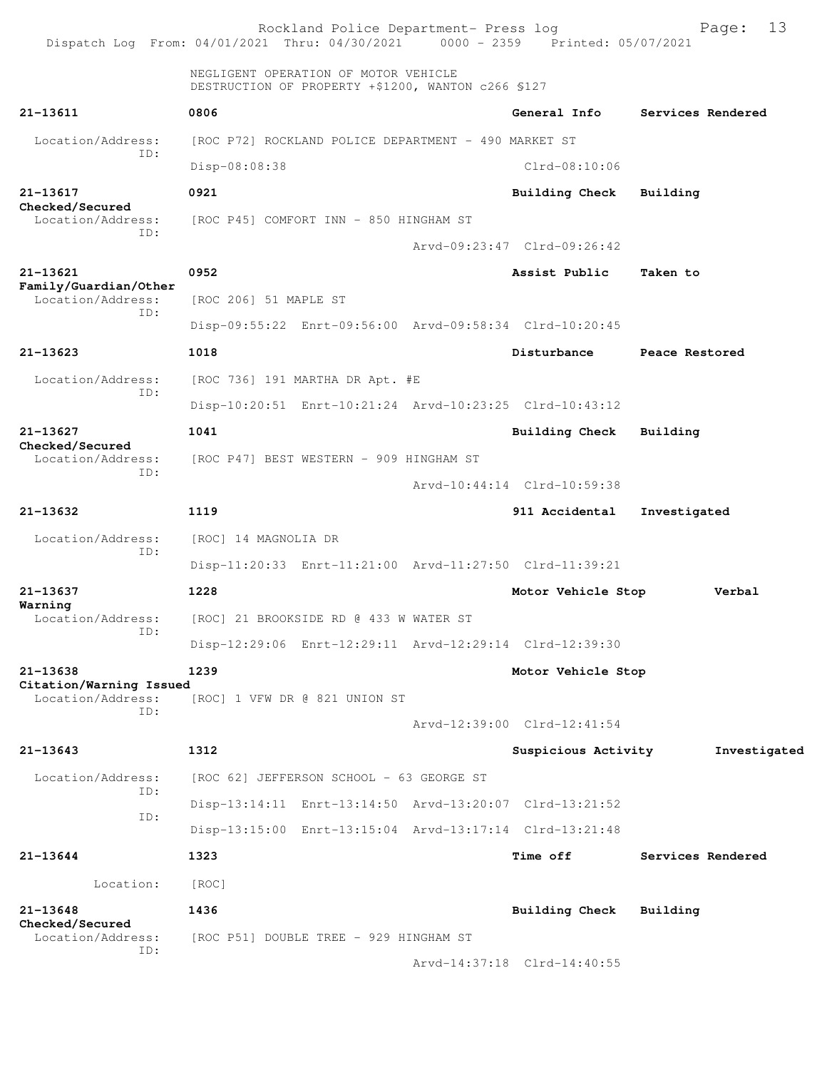NEGLIGENT OPERATION OF MOTOR VEHICLE
DESTRUCTION OF PROPERTY +$1200, WANTON c266 §127

**21-13611** 0806 **General Info** **Services Rendered**
Location/Address: [ROC P72] ROCKLAND POLICE DEPARTMENT - 490 MARKET ST
ID:
Disp-08:08:38 Clrd-08:10:06

**21-13617** 0921 **Building Check** **Building Checked/Secured**
Location/Address: [ROC P45] COMFORT INN - 850 HINGHAM ST
ID:
Arvd-09:23:47 Clrd-09:26:42

**21-13621** 0952 **Assist Public** **Taken to Family/Guardian/Other**
Location/Address: [ROC 206] 51 MAPLE ST
ID:
Disp-09:55:22 Enrt-09:56:00 Arvd-09:58:34 Clrd-10:20:45

**21-13623** 1018 **Disturbance** **Peace Restored**
Location/Address: [ROC 736] 191 MARTHA DR Apt. #E
ID:
Disp-10:20:51 Enrt-10:21:24 Arvd-10:23:25 Clrd-10:43:12

**21-13627** 1041 **Building Check** **Building Checked/Secured**
Location/Address: [ROC P47] BEST WESTERN - 909 HINGHAM ST
ID:
Arvd-10:44:14 Clrd-10:59:38

**21-13632** 1119 **911 Accidental** **Investigated**
Location/Address: [ROC] 14 MAGNOLIA DR
ID:
Disp-11:20:33 Enrt-11:21:00 Arvd-11:27:50 Clrd-11:39:21

**21-13637** 1228 **Motor Vehicle Stop** **Verbal Warning**
Location/Address: [ROC] 21 BROOKSIDE RD @ 433 W WATER ST
ID:
Disp-12:29:06 Enrt-12:29:11 Arvd-12:29:14 Clrd-12:39:30

**21-13638** 1239 **Motor Vehicle Stop** **Citation/Warning Issued**
Location/Address: [ROC] 1 VFW DR @ 821 UNION ST
ID:
Arvd-12:39:00 Clrd-12:41:54

**21-13643** 1312 **Suspicious Activity** **Investigated**
Location/Address: [ROC 62] JEFFERSON SCHOOL - 63 GEORGE ST
ID:
Disp-13:14:11 Enrt-13:14:50 Arvd-13:20:07 Clrd-13:21:52
ID:
Disp-13:15:00 Enrt-13:15:04 Arvd-13:17:14 Clrd-13:21:48

**21-13644** 1323 **Time off** **Services Rendered**
Location: [ROC]

**21-13648** 1436 **Building Check** **Building Checked/Secured**
Location/Address: [ROC P51] DOUBLE TREE - 929 HINGHAM ST
ID:
Arvd-14:37:18 Clrd-14:40:55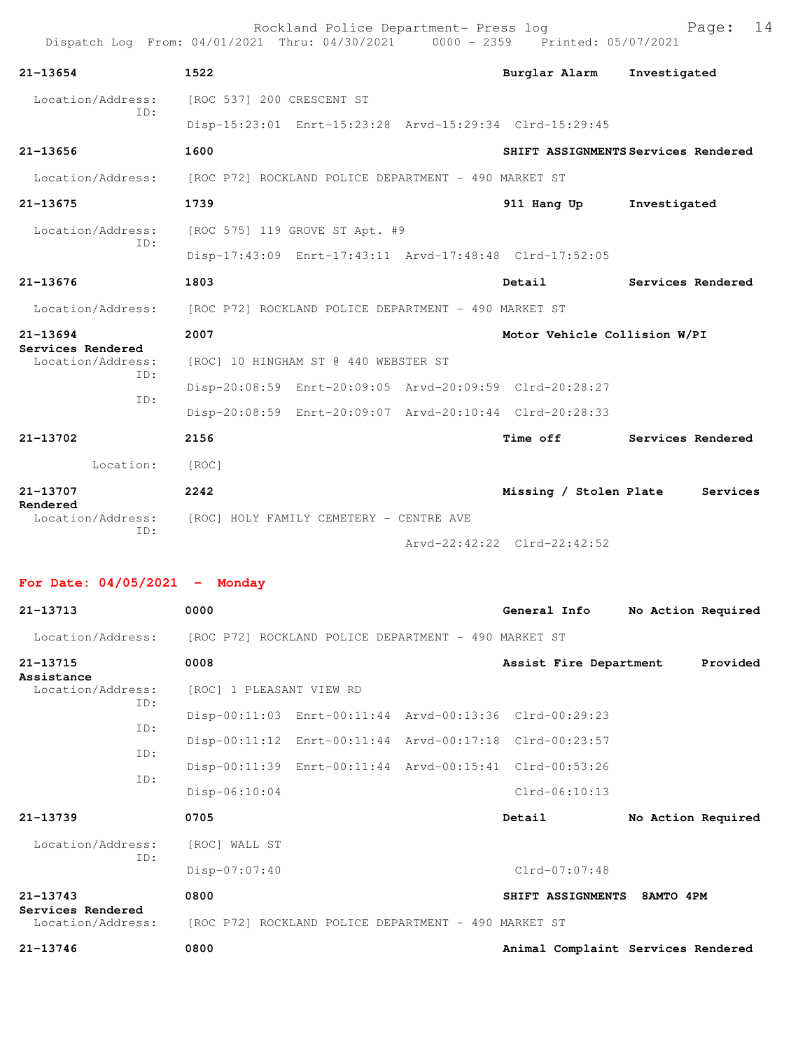**21-13654** | **1522** | **Burglar Alarm** | **Investigated**

Location/Address: [ROC 537] 200 CRESCENT ST
ID:
Disp-15:23:01 Enrt-15:23:28 Arvd-15:29:34 Clrd-15:29:45

**21-13656** | **1600** | **SHIFT ASSIGNMENTS** | **Services Rendered**

Location/Address: [ROC P72] ROCKLAND POLICE DEPARTMENT - 490 MARKET ST

**21-13675** | **1739** | **911 Hang Up** | **Investigated**

Location/Address: [ROC 575] 119 GROVE ST Apt. #9
ID:
Disp-17:43:09 Enrt-17:43:11 Arvd-17:48:48 Clrd-17:52:05

**21-13676** | **1803** | **Detail** | **Services Rendered**

Location/Address: [ROC P72] ROCKLAND POLICE DEPARTMENT - 490 MARKET ST

**21-13694** | **2007** | **Motor Vehicle Collision W/PI** | **Services Rendered**

Location/Address: [ROC] 10 HINGHAM ST @ 440 WEBSTER ST
ID:
Disp-20:08:59 Enrt-20:09:05 Arvd-20:09:59 Clrd-20:28:27
ID:
Disp-20:08:59 Enrt-20:09:07 Arvd-20:10:44 Clrd-20:28:33

**21-13702** | **2156** | **Time off** | **Services Rendered**

Location: [ROC]

**21-13707** | **2242** | **Missing / Stolen Plate** | **Services Rendered**

Location/Address: [ROC] HOLY FAMILY CEMETERY - CENTRE AVE
ID:
Arvd-22:42:22 Clrd-22:42:52

## For Date: 04/05/2021 - Monday

**21-13713** | **0000** | **General Info** | **No Action Required**

Location/Address: [ROC P72] ROCKLAND POLICE DEPARTMENT - 490 MARKET ST

**21-13715** | **0008** | **Assist Fire Department** | **Provided Assistance**

Location/Address: [ROC] 1 PLEASANT VIEW RD
ID:
Disp-00:11:03 Enrt-00:11:44 Arvd-00:13:36 Clrd-00:29:23
ID:
Disp-00:11:12 Enrt-00:11:44 Arvd-00:17:18 Clrd-00:23:57
ID:
Disp-00:11:39 Enrt-00:11:44 Arvd-00:15:41 Clrd-00:53:26
ID:
Disp-06:10:04 Clrd-06:10:13

**21-13739** | **0705** | **Detail** | **No Action Required**

Location/Address: [ROC] WALL ST
ID:
Disp-07:07:40 Clrd-07:07:48

**21-13743** | **0800** | **SHIFT ASSIGNMENTS** | **8AMTO 4PM Services Rendered**

Location/Address: [ROC P72] ROCKLAND POLICE DEPARTMENT - 490 MARKET ST

**21-13746** | **0800** | **Animal Complaint** | **Services Rendered**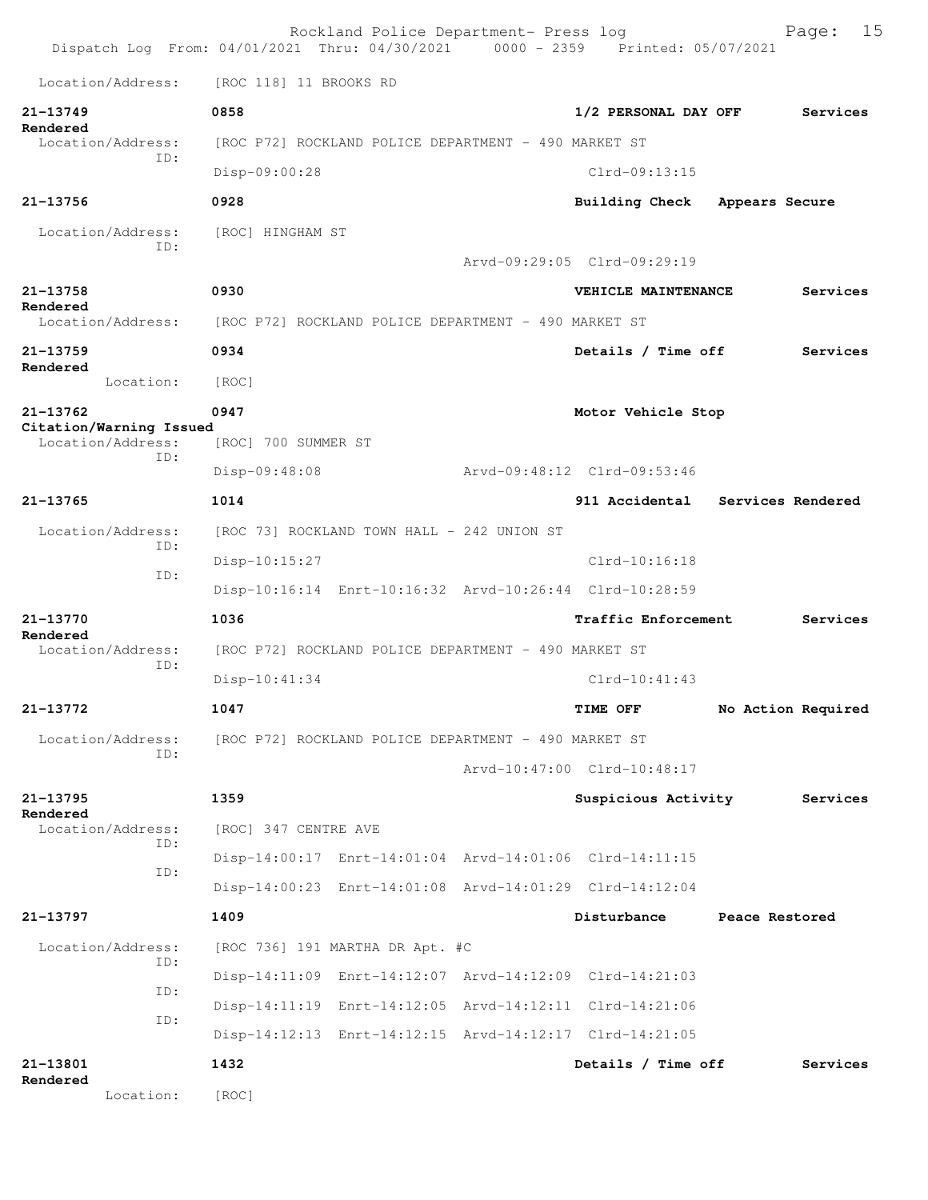Location/Address: [ROC 118] 11 BROOKS RD

**21-13749** **0858** **1/2 PERSONAL DAY OFF** **Services Rendered**
Location/Address: [ROC P72] ROCKLAND POLICE DEPARTMENT - 490 MARKET ST
ID:
Disp-09:00:28 Clrd-09:13:15

**21-13756** **0928** **Building Check** **Appears Secure**
Location/Address: [ROC] HINGHAM ST
ID:
Arvd-09:29:05 Clrd-09:29:19

**21-13758** **0930** **VEHICLE MAINTENANCE** **Services Rendered**
Location/Address: [ROC P72] ROCKLAND POLICE DEPARTMENT - 490 MARKET ST

**21-13759** **0934** **Details / Time off** **Services Rendered**
Location: [ROC]

**21-13762** **0947** **Motor Vehicle Stop** **Citation/Warning Issued**
Location/Address: [ROC] 700 SUMMER ST
ID:
Disp-09:48:08 Arvd-09:48:12 Clrd-09:53:46

**21-13765** **1014** **911 Accidental** **Services Rendered**
Location/Address: [ROC 73] ROCKLAND TOWN HALL - 242 UNION ST
ID:
Disp-10:15:27 Clrd-10:16:18
ID:
Disp-10:16:14 Enrt-10:16:32 Arvd-10:26:44 Clrd-10:28:59

**21-13770** **1036** **Traffic Enforcement** **Services Rendered**
Location/Address: [ROC P72] ROCKLAND POLICE DEPARTMENT - 490 MARKET ST
ID:
Disp-10:41:34 Clrd-10:41:43

**21-13772** **1047** **TIME OFF** **No Action Required**
Location/Address: [ROC P72] ROCKLAND POLICE DEPARTMENT - 490 MARKET ST
ID:
Arvd-10:47:00 Clrd-10:48:17

**21-13795** **1359** **Suspicious Activity** **Services Rendered**
Location/Address: [ROC] 347 CENTRE AVE
ID:
Disp-14:00:17 Enrt-14:01:04 Arvd-14:01:06 Clrd-14:11:15
ID:
Disp-14:00:23 Enrt-14:01:08 Arvd-14:01:29 Clrd-14:12:04

**21-13797** **1409** **Disturbance** **Peace Restored**
Location/Address: [ROC 736] 191 MARTHA DR Apt. #C
ID:
Disp-14:11:09 Enrt-14:12:07 Arvd-14:12:09 Clrd-14:21:03
ID:
Disp-14:11:19 Enrt-14:12:05 Arvd-14:12:11 Clrd-14:21:06
ID:
Disp-14:12:13 Enrt-14:12:15 Arvd-14:12:17 Clrd-14:21:05

**21-13801** **1432** **Details / Time off** **Services Rendered**
Location: [ROC]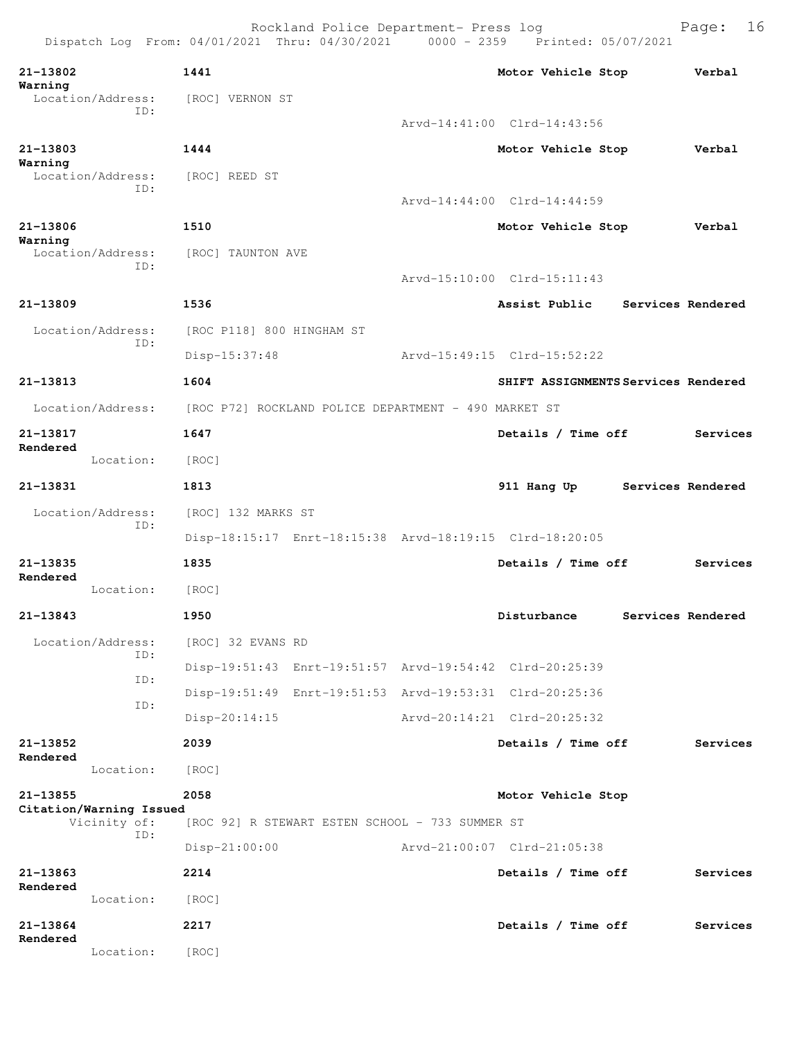21-13802 1441 Motor Vehicle Stop Verbal Warning
Location/Address: [ROC] VERNON ST
ID:
Arvd-14:41:00 Clrd-14:43:56

21-13803 1444 Motor Vehicle Stop Verbal Warning
Location/Address: [ROC] REED ST
ID:
Arvd-14:44:00 Clrd-14:44:59

21-13806 1510 Motor Vehicle Stop Verbal Warning
Location/Address: [ROC] TAUNTON AVE
ID:
Arvd-15:10:00 Clrd-15:11:43

21-13809 1536 Assist Public Services Rendered
Location/Address: [ROC P118] 800 HINGHAM ST
ID:
Disp-15:37:48 Arvd-15:49:15 Clrd-15:52:22

21-13813 1604 SHIFT ASSIGNMENTS Services Rendered
Location/Address: [ROC P72] ROCKLAND POLICE DEPARTMENT - 490 MARKET ST

21-13817 1647 Details / Time off Services Rendered
Location: [ROC]

21-13831 1813 911 Hang Up Services Rendered
Location/Address: [ROC] 132 MARKS ST
ID:
Disp-18:15:17 Enrt-18:15:38 Arvd-18:19:15 Clrd-18:20:05

21-13835 1835 Details / Time off Services Rendered
Location: [ROC]

21-13843 1950 Disturbance Services Rendered
Location/Address: [ROC] 32 EVANS RD
ID:
Disp-19:51:43 Enrt-19:51:57 Arvd-19:54:42 Clrd-20:25:39
ID:
Disp-19:51:49 Enrt-19:51:53 Arvd-19:53:31 Clrd-20:25:36
ID:
Disp-20:14:15 Arvd-20:14:21 Clrd-20:25:32

21-13852 2039 Details / Time off Services Rendered
Location: [ROC]

21-13855 2058 Motor Vehicle Stop Citation/Warning Issued
Vicinity of: [ROC 92] R STEWART ESTEN SCHOOL - 733 SUMMER ST
ID:
Disp-21:00:00 Arvd-21:00:07 Clrd-21:05:38

21-13863 2214 Details / Time off Services Rendered
Location: [ROC]

21-13864 2217 Details / Time off Services Rendered
Location: [ROC]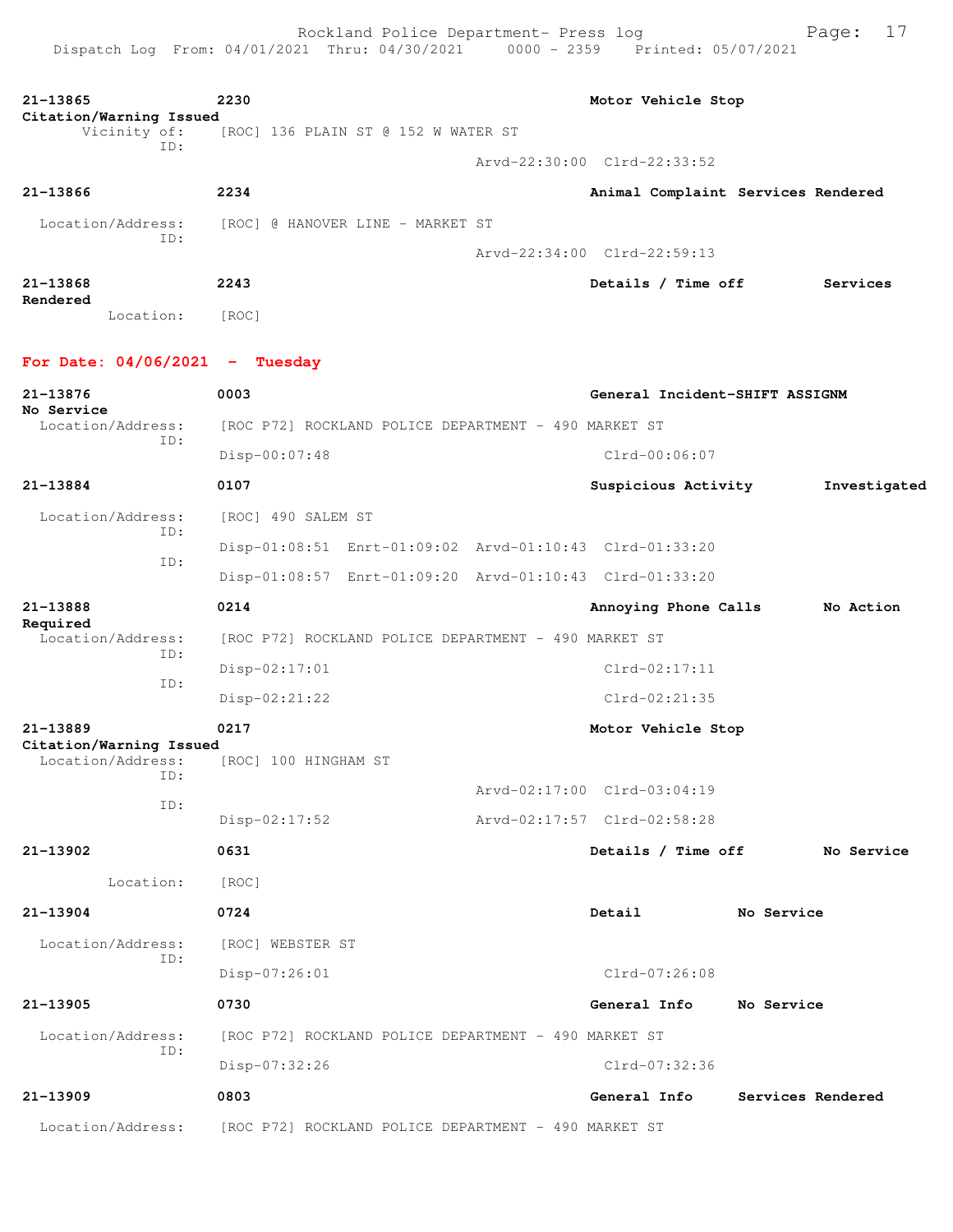**21-13865** 2230 Motor Vehicle Stop
**Citation/Warning Issued**
Vicinity of: [ROC] 136 PLAIN ST @ 152 W WATER ST
ID:
Arvd-22:30:00 Clrd-22:33:52

**21-13866** 2234 Animal Complaint Services Rendered
Location/Address: [ROC] @ HANOVER LINE - MARKET ST
ID:
Arvd-22:34:00 Clrd-22:59:13

**21-13868** 2243 Details / Time off Services
**Rendered**
Location: [ROC]

## For Date: 04/06/2021 - Tuesday

**21-13876** 0003 General Incident-SHIFT ASSIGNM
**No Service**
Location/Address: [ROC P72] ROCKLAND POLICE DEPARTMENT - 490 MARKET ST
ID:
Disp-00:07:48 Clrd-00:06:07

**21-13884** 0107 Suspicious Activity Investigated
Location/Address: [ROC] 490 SALEM ST
ID:
Disp-01:08:51 Enrt-01:09:02 Arvd-01:10:43 Clrd-01:33:20
ID:
Disp-01:08:57 Enrt-01:09:20 Arvd-01:10:43 Clrd-01:33:20

**21-13888** 0214 Annoying Phone Calls No Action
**Required**
Location/Address: [ROC P72] ROCKLAND POLICE DEPARTMENT - 490 MARKET ST
ID:
Disp-02:17:01 Clrd-02:17:11
ID:
Disp-02:21:22 Clrd-02:21:35

**21-13889** 0217 Motor Vehicle Stop
**Citation/Warning Issued**
Location/Address: [ROC] 100 HINGHAM ST
ID:
Arvd-02:17:00 Clrd-03:04:19
ID:
Disp-02:17:52 Arvd-02:17:57 Clrd-02:58:28

**21-13902** 0631 Details / Time off No Service
Location: [ROC]

**21-13904** 0724 Detail No Service
Location/Address: [ROC] WEBSTER ST
ID:
Disp-07:26:01 Clrd-07:26:08

**21-13905** 0730 General Info No Service
Location/Address: [ROC P72] ROCKLAND POLICE DEPARTMENT - 490 MARKET ST
ID:
Disp-07:32:26 Clrd-07:32:36

**21-13909** 0803 General Info Services Rendered
Location/Address: [ROC P72] ROCKLAND POLICE DEPARTMENT - 490 MARKET ST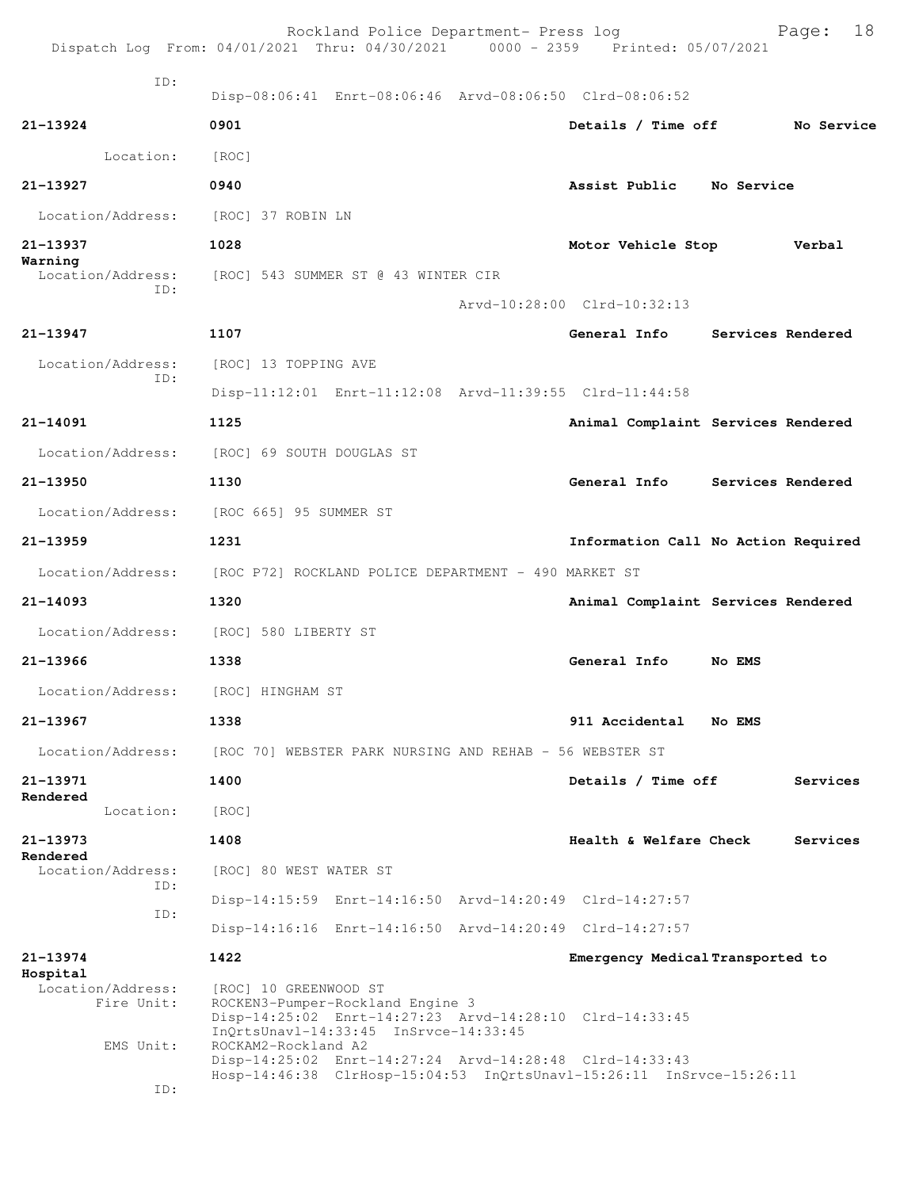ID:
Disp-08:06:41 Enrt-08:06:46 Arvd-08:06:50 Clrd-08:06:52

**21-13924** **0901** **Details / Time off** **No Service**
Location: [ROC]

**21-13927** **0940** **Assist Public** **No Service**
Location/Address: [ROC] 37 ROBIN LN

**21-13937** **1028** **Motor Vehicle Stop** **Verbal Warning**
Location/Address: [ROC] 543 SUMMER ST @ 43 WINTER CIR
ID:
Arvd-10:28:00 Clrd-10:32:13

**21-13947** **1107** **General Info** **Services Rendered**
Location/Address: [ROC] 13 TOPPING AVE
ID:
Disp-11:12:01 Enrt-11:12:08 Arvd-11:39:55 Clrd-11:44:58

**21-14091** **1125** **Animal Complaint** **Services Rendered**
Location/Address: [ROC] 69 SOUTH DOUGLAS ST

**21-13950** **1130** **General Info** **Services Rendered**
Location/Address: [ROC 665] 95 SUMMER ST

**21-13959** **1231** **Information Call** **No Action Required**
Location/Address: [ROC P72] ROCKLAND POLICE DEPARTMENT - 490 MARKET ST

**21-14093** **1320** **Animal Complaint** **Services Rendered**
Location/Address: [ROC] 580 LIBERTY ST

**21-13966** **1338** **General Info** **No EMS**
Location/Address: [ROC] HINGHAM ST

**21-13967** **1338** **911 Accidental** **No EMS**
Location/Address: [ROC 70] WEBSTER PARK NURSING AND REHAB - 56 WEBSTER ST

**21-13971** **1400** **Details / Time off** **Services Rendered**
Location: [ROC]

**21-13973** **1408** **Health & Welfare Check** **Services Rendered**
Location/Address: [ROC] 80 WEST WATER ST
ID:
Disp-14:15:59 Enrt-14:16:50 Arvd-14:20:49 Clrd-14:27:57
ID:
Disp-14:16:16 Enrt-14:16:50 Arvd-14:20:49 Clrd-14:27:57

**21-13974** **1422** **Emergency Medical** **Transported to Hospital**
Location/Address: [ROC] 10 GREENWOOD ST
Fire Unit: ROCKEN3-Pumper-Rockland Engine 3
Disp-14:25:02 Enrt-14:27:23 Arvd-14:28:10 Clrd-14:33:45
InQrtsUnavl-14:33:45 InSrvce-14:33:45
EMS Unit: ROCKAM2-Rockland A2
Disp-14:25:02 Enrt-14:27:24 Arvd-14:28:48 Clrd-14:33:43
Hosp-14:46:38 ClrHosp-15:04:53 InQrtsUnavl-15:26:11 InSrvce-15:26:11
ID: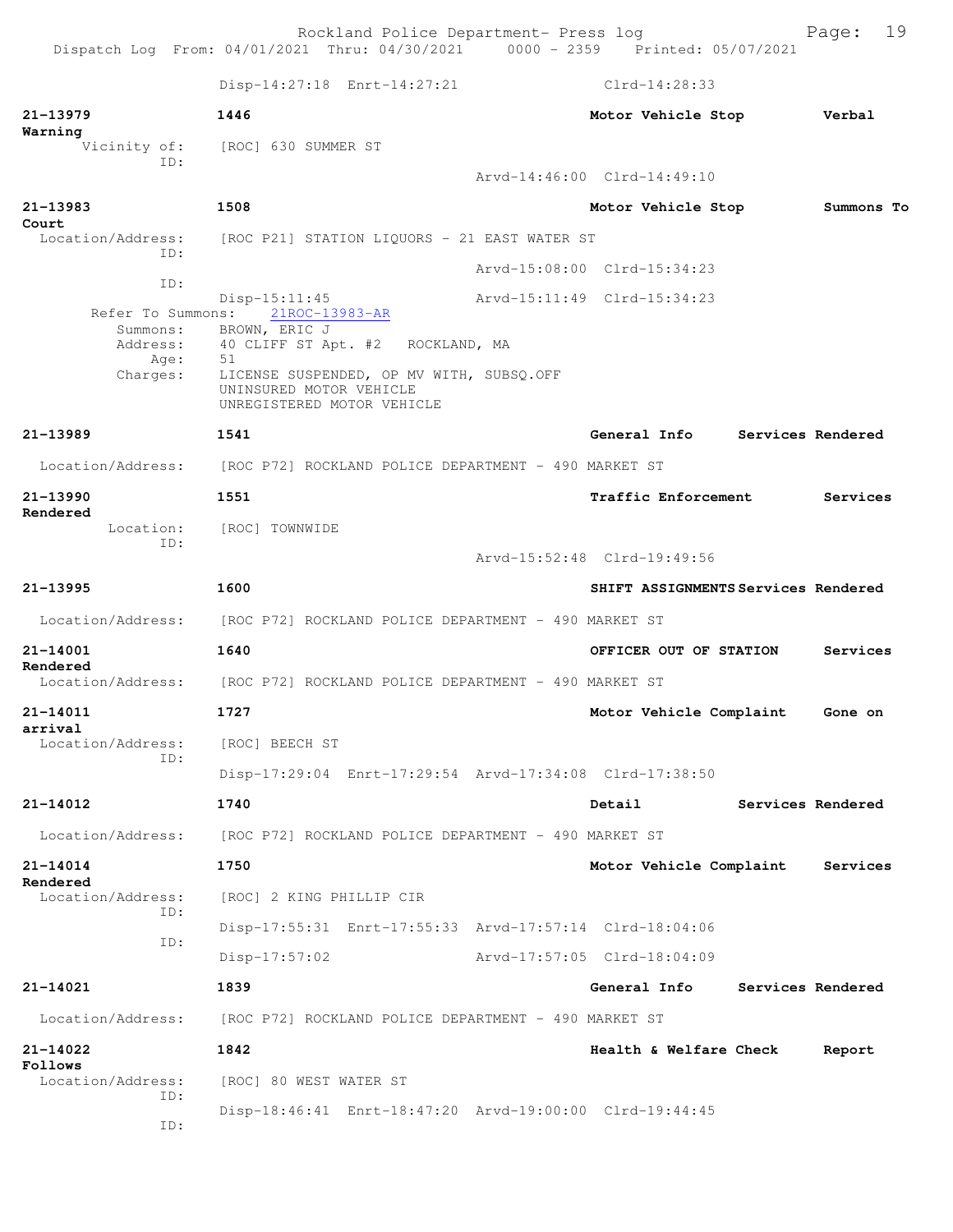Disp-14:27:18 Enrt-14:27:21 Clrd-14:28:33

**21-13979** 1446 Motor Vehicle Stop Verbal Warning
Vicinity of: [ROC] 630 SUMMER ST
ID:
Arvd-14:46:00 Clrd-14:49:10

**21-13983** 1508 Motor Vehicle Stop Summons To Court
Location/Address: [ROC P21] STATION LIQUORS - 21 EAST WATER ST
ID:
Arvd-15:08:00 Clrd-15:34:23
ID:
Disp-15:11:45 Arvd-15:11:49 Clrd-15:34:23
Refer To Summons: 21ROC-13983-AR
Summons: BROWN, ERIC J
Address: 40 CLIFF ST Apt. #2 ROCKLAND, MA
Age: 51
Charges: LICENSE SUSPENDED, OP MV WITH, SUBSQ.OFF
UNINSURED MOTOR VEHICLE
UNREGISTERED MOTOR VEHICLE

**21-13989** 1541 General Info Services Rendered
Location/Address: [ROC P72] ROCKLAND POLICE DEPARTMENT - 490 MARKET ST

**21-13990** 1551 Traffic Enforcement Services Rendered
Location: [ROC] TOWNWIDE
ID:
Arvd-15:52:48 Clrd-19:49:56

**21-13995** 1600 SHIFT ASSIGNMENTS Services Rendered
Location/Address: [ROC P72] ROCKLAND POLICE DEPARTMENT - 490 MARKET ST

**21-14001** 1640 OFFICER OUT OF STATION Services Rendered
Location/Address: [ROC P72] ROCKLAND POLICE DEPARTMENT - 490 MARKET ST

**21-14011** 1727 Motor Vehicle Complaint Gone on arrival
Location/Address: [ROC] BEECH ST
ID:
Disp-17:29:04 Enrt-17:29:54 Arvd-17:34:08 Clrd-17:38:50

**21-14012** 1740 Detail Services Rendered
Location/Address: [ROC P72] ROCKLAND POLICE DEPARTMENT - 490 MARKET ST

**21-14014** 1750 Motor Vehicle Complaint Services Rendered
Location/Address: [ROC] 2 KING PHILLIP CIR
ID:
Disp-17:55:31 Enrt-17:55:33 Arvd-17:57:14 Clrd-18:04:06
ID:
Disp-17:57:02 Arvd-17:57:05 Clrd-18:04:09

**21-14021** 1839 General Info Services Rendered
Location/Address: [ROC P72] ROCKLAND POLICE DEPARTMENT - 490 MARKET ST

**21-14022** 1842 Health & Welfare Check Report Follows
Location/Address: [ROC] 80 WEST WATER ST
ID:
Disp-18:46:41 Enrt-18:47:20 Arvd-19:00:00 Clrd-19:44:45
ID: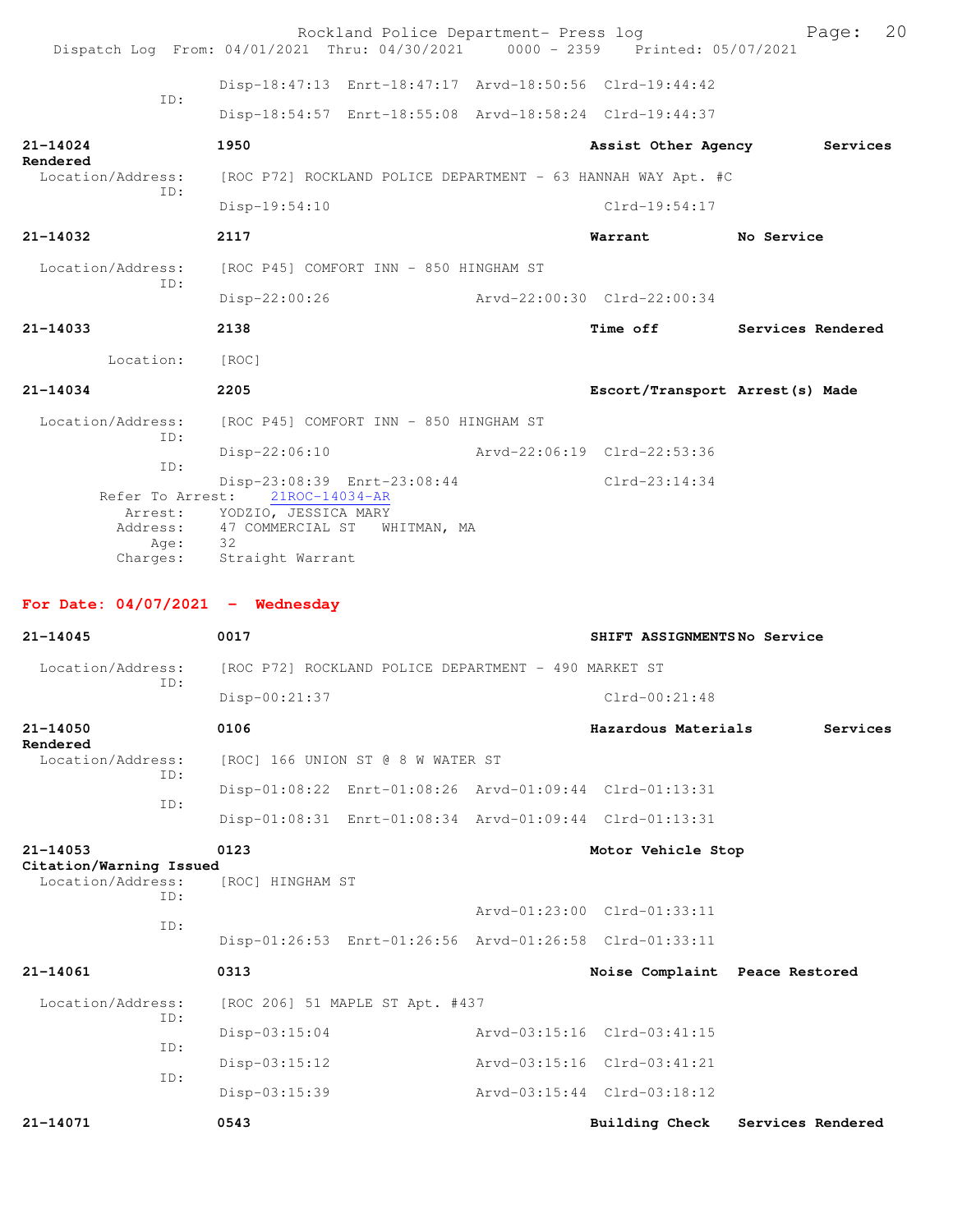Disp-18:47:13 Enrt-18:47:17 Arvd-18:50:56 Clrd-19:44:42
ID:
Disp-18:54:57 Enrt-18:55:08 Arvd-18:58:24 Clrd-19:44:37

**21-14024** 1950 **Assist Other Agency** **Services Rendered**
Location/Address: [ROC P72] ROCKLAND POLICE DEPARTMENT - 63 HANNAH WAY Apt. #C
ID:
Disp-19:54:10 Clrd-19:54:17

**21-14032** 2117 **Warrant** **No Service**
Location/Address: [ROC P45] COMFORT INN - 850 HINGHAM ST
ID:
Disp-22:00:26 Arvd-22:00:30 Clrd-22:00:34

**21-14033** 2138 **Time off** **Services Rendered**
Location: [ROC]

**21-14034** 2205 **Escort/Transport** **Arrest(s) Made**
Location/Address: [ROC P45] COMFORT INN - 850 HINGHAM ST
ID:
Disp-22:06:10 Arvd-22:06:19 Clrd-22:53:36
ID:
Disp-23:08:39 Enrt-23:08:44 Clrd-23:14:34
Refer To Arrest: 21ROC-14034-AR
Arrest: YODZIO, JESSICA MARY
Address: 47 COMMERCIAL ST WHITMAN, MA
Age: 32
Charges: Straight Warrant

## For Date: 04/07/2021 - Wednesday

**21-14045** 0017 **SHIFT ASSIGNMENTS** **No Service**
Location/Address: [ROC P72] ROCKLAND POLICE DEPARTMENT - 490 MARKET ST
ID:
Disp-00:21:37 Clrd-00:21:48

**21-14050** 0106 **Hazardous Materials** **Services Rendered**
Location/Address: [ROC] 166 UNION ST @ 8 W WATER ST
ID:
Disp-01:08:22 Enrt-01:08:26 Arvd-01:09:44 Clrd-01:13:31
ID:
Disp-01:08:31 Enrt-01:08:34 Arvd-01:09:44 Clrd-01:13:31

**21-14053** 0123 **Motor Vehicle Stop** **Citation/Warning Issued**
Location/Address: [ROC] HINGHAM ST
ID:
Arvd-01:23:00 Clrd-01:33:11
ID:
Disp-01:26:53 Enrt-01:26:56 Arvd-01:26:58 Clrd-01:33:11

**21-14061** 0313 **Noise Complaint** **Peace Restored**
Location/Address: [ROC 206] 51 MAPLE ST Apt. #437
ID:
Disp-03:15:04 Arvd-03:15:16 Clrd-03:41:15
ID:
Disp-03:15:12 Arvd-03:15:16 Clrd-03:41:21
ID:
Disp-03:15:39 Arvd-03:15:44 Clrd-03:18:12

**21-14071** 0543 **Building Check** **Services Rendered**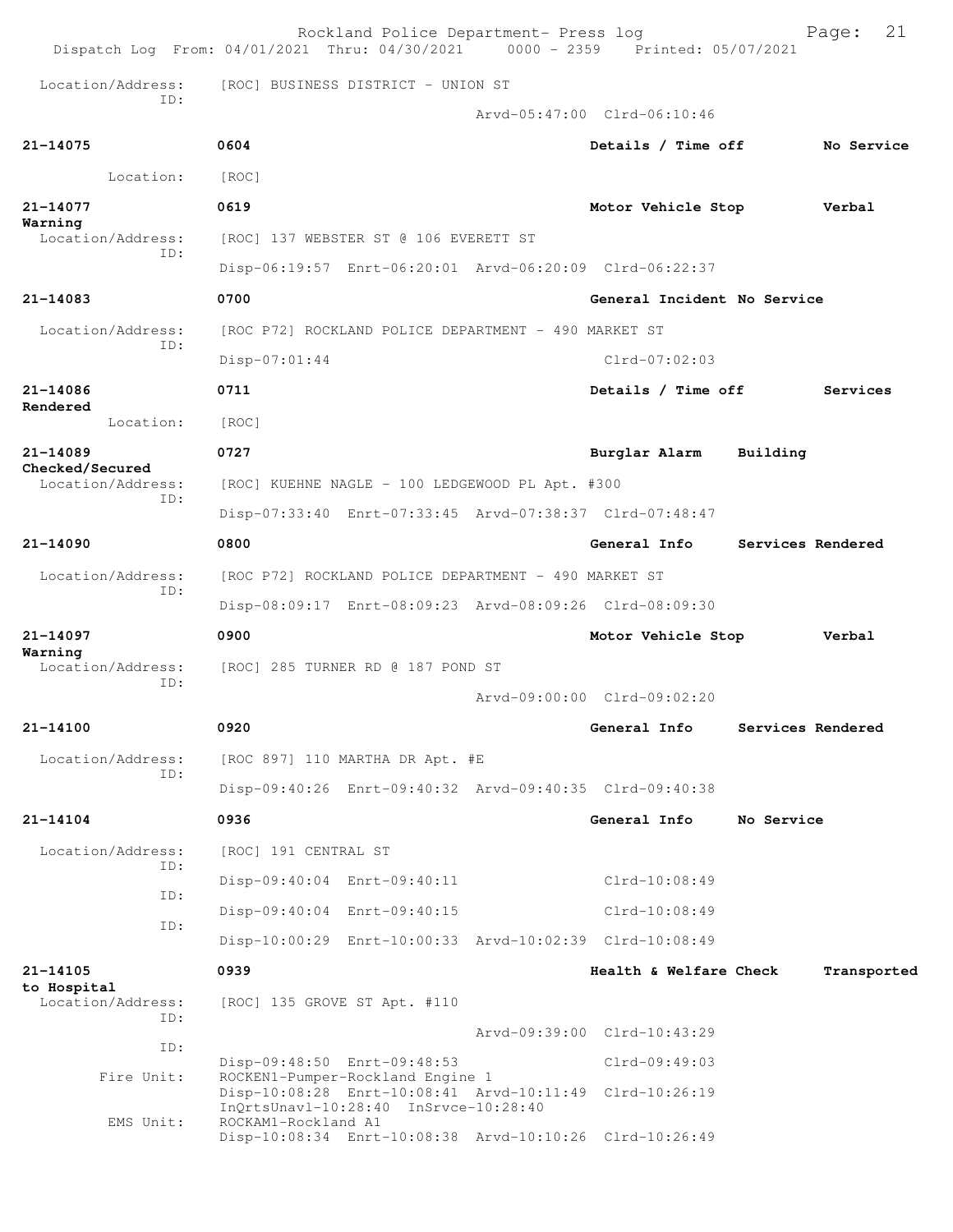Location/Address: [ROC] BUSINESS DISTRICT - UNION ST
ID:
Arvd-05:47:00 Clrd-06:10:46

**21-14075** 0604 Details / Time off No Service
Location: [ROC]

**21-14077** 0619 Motor Vehicle Stop Verbal Warning
Location/Address: [ROC] 137 WEBSTER ST @ 106 EVERETT ST
ID:
Disp-06:19:57 Enrt-06:20:01 Arvd-06:20:09 Clrd-06:22:37

**21-14083** 0700 General Incident No Service
Location/Address: [ROC P72] ROCKLAND POLICE DEPARTMENT - 490 MARKET ST
ID:
Disp-07:01:44 Clrd-07:02:03

**21-14086** 0711 Details / Time off Services Rendered
Location: [ROC]

**21-14089** 0727 Burglar Alarm Building Checked/Secured
Location/Address: [ROC] KUEHNE NAGLE - 100 LEDGEWOOD PL Apt. #300
ID:
Disp-07:33:40 Enrt-07:33:45 Arvd-07:38:37 Clrd-07:48:47

**21-14090** 0800 General Info Services Rendered
Location/Address: [ROC P72] ROCKLAND POLICE DEPARTMENT - 490 MARKET ST
ID:
Disp-08:09:17 Enrt-08:09:23 Arvd-08:09:26 Clrd-08:09:30

**21-14097** 0900 Motor Vehicle Stop Verbal Warning
Location/Address: [ROC] 285 TURNER RD @ 187 POND ST
ID:
Arvd-09:00:00 Clrd-09:02:20

**21-14100** 0920 General Info Services Rendered
Location/Address: [ROC 897] 110 MARTHA DR Apt. #E
ID:
Disp-09:40:26 Enrt-09:40:32 Arvd-09:40:35 Clrd-09:40:38

**21-14104** 0936 General Info No Service
Location/Address: [ROC] 191 CENTRAL ST
ID:
Disp-09:40:04 Enrt-09:40:11 Clrd-10:08:49
ID:
Disp-09:40:04 Enrt-09:40:15 Clrd-10:08:49
ID:
Disp-10:00:29 Enrt-10:00:33 Arvd-10:02:39 Clrd-10:08:49

**21-14105** 0939 Health & Welfare Check Transported to Hospital
Location/Address: [ROC] 135 GROVE ST Apt. #110
ID:
Arvd-09:39:00 Clrd-10:43:29
ID:
Disp-09:48:50 Enrt-09:48:53 Clrd-09:49:03
Fire Unit: ROCKEN1-Pumper-Rockland Engine 1
Disp-10:08:28 Enrt-10:08:41 Arvd-10:11:49 Clrd-10:26:19
InQrtsUnavl-10:28:40 InSrvce-10:28:40
EMS Unit: ROCKAM1-Rockland A1
Disp-10:08:34 Enrt-10:08:38 Arvd-10:10:26 Clrd-10:26:49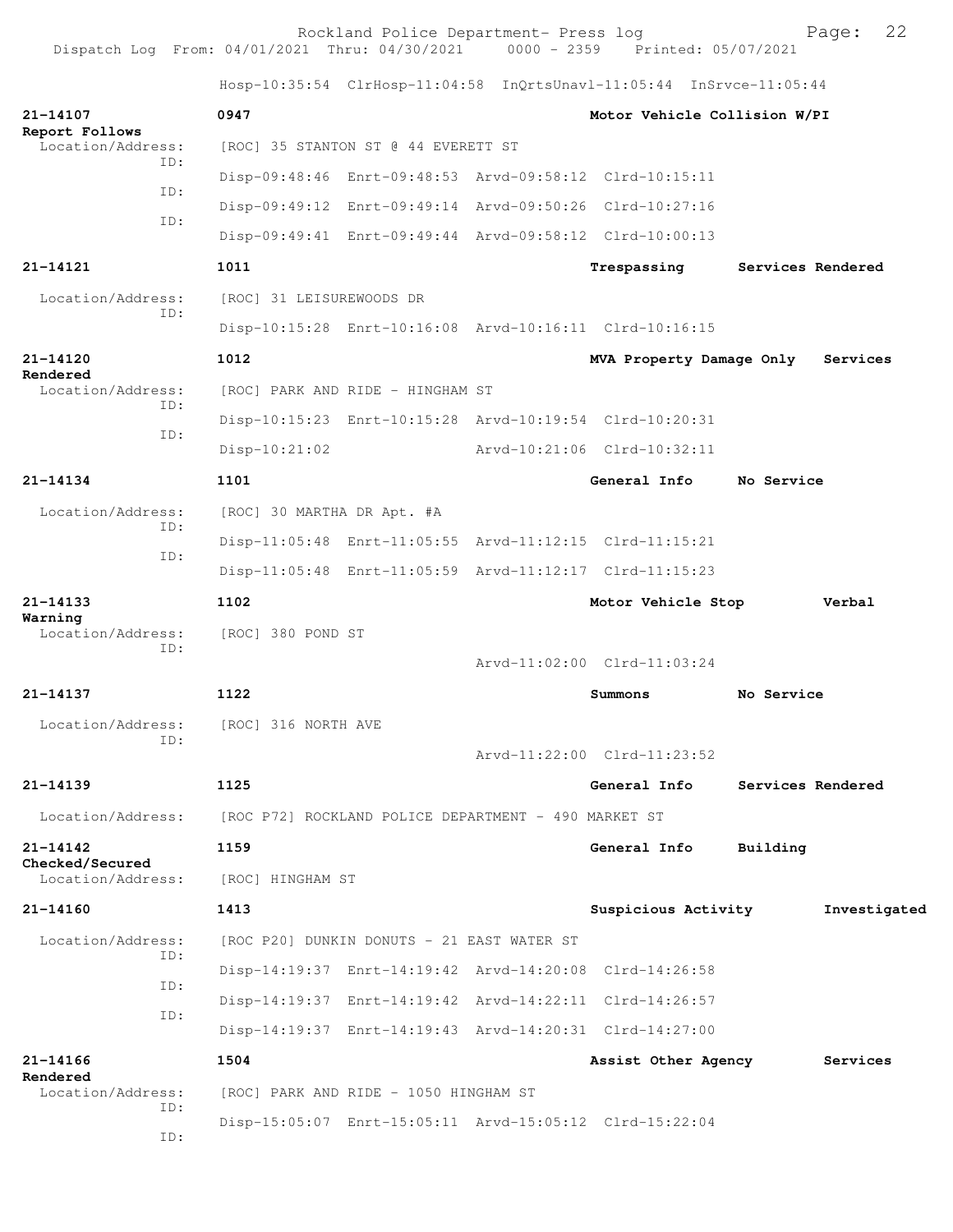Rockland Police Department- Press log

Dispatch Log From: 04/01/2021 Thru: 04/30/2021 0000 - 2359 Printed: 05/07/2021

Hosp-10:35:54 ClrHosp-11:04:58 InQrtsUnavl-11:05:44 InSrvce-11:05:44

**21-14107** 0947 Motor Vehicle Collision W/PI Report Follows
Location/Address: [ROC] 35 STANTON ST @ 44 EVERETT ST
ID: Disp-09:48:46 Enrt-09:48:53 Arvd-09:58:12 Clrd-10:15:11
ID: Disp-09:49:12 Enrt-09:49:14 Arvd-09:50:26 Clrd-10:27:16
ID: Disp-09:49:41 Enrt-09:49:44 Arvd-09:58:12 Clrd-10:00:13

**21-14121** 1011 Trespassing Services Rendered
Location/Address: [ROC] 31 LEISUREWOODS DR
ID: Disp-10:15:28 Enrt-10:16:08 Arvd-10:16:11 Clrd-10:16:15

**21-14120** 1012 MVA Property Damage Only Services Rendered
Location/Address: [ROC] PARK AND RIDE - HINGHAM ST
ID: Disp-10:15:23 Enrt-10:15:28 Arvd-10:19:54 Clrd-10:20:31
ID: Disp-10:21:02 Arvd-10:21:06 Clrd-10:32:11

**21-14134** 1101 General Info No Service
Location/Address: [ROC] 30 MARTHA DR Apt. #A
ID: Disp-11:05:48 Enrt-11:05:55 Arvd-11:12:15 Clrd-11:15:21
ID: Disp-11:05:48 Enrt-11:05:59 Arvd-11:12:17 Clrd-11:15:23

**21-14133** 1102 Motor Vehicle Stop Verbal Warning
Location/Address: [ROC] 380 POND ST
ID: Arvd-11:02:00 Clrd-11:03:24

**21-14137** 1122 Summons No Service
Location/Address: [ROC] 316 NORTH AVE
ID: Arvd-11:22:00 Clrd-11:23:52

**21-14139** 1125 General Info Services Rendered
Location/Address: [ROC P72] ROCKLAND POLICE DEPARTMENT - 490 MARKET ST

**21-14142** 1159 General Info Building Checked/Secured
Location/Address: [ROC] HINGHAM ST

**21-14160** 1413 Suspicious Activity Investigated
Location/Address: [ROC P20] DUNKIN DONUTS - 21 EAST WATER ST
ID: Disp-14:19:37 Enrt-14:19:42 Arvd-14:20:08 Clrd-14:26:58
ID: Disp-14:19:37 Enrt-14:19:42 Arvd-14:22:11 Clrd-14:26:57
ID: Disp-14:19:37 Enrt-14:19:43 Arvd-14:20:31 Clrd-14:27:00

**21-14166** 1504 Assist Other Agency Services Rendered
Location/Address: [ROC] PARK AND RIDE - 1050 HINGHAM ST
ID: Disp-15:05:07 Enrt-15:05:11 Arvd-15:05:12 Clrd-15:22:04
ID: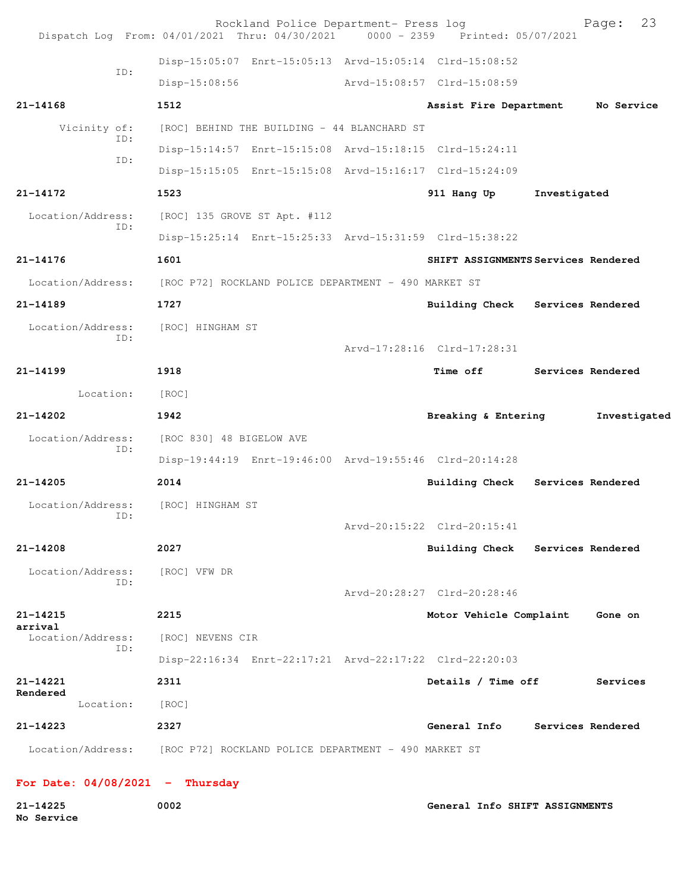Disp-15:05:07 Enrt-15:05:13 Arvd-15:05:14 Clrd-15:08:52
ID:
Disp-15:08:56 Arvd-15:08:57 Clrd-15:08:59

**21-14168** **1512** **Assist Fire Department** **No Service**

Vicinity of: [ROC] BEHIND THE BUILDING - 44 BLANCHARD ST
ID:
Disp-15:14:57 Enrt-15:15:08 Arvd-15:18:15 Clrd-15:24:11
ID:
Disp-15:15:05 Enrt-15:15:08 Arvd-15:16:17 Clrd-15:24:09

**21-14172** **1523** **911 Hang Up** **Investigated**

Location/Address: [ROC] 135 GROVE ST Apt. #112
ID:
Disp-15:25:14 Enrt-15:25:33 Arvd-15:31:59 Clrd-15:38:22

**21-14176** **1601** **SHIFT ASSIGNMENTS** **Services Rendered**

Location/Address: [ROC P72] ROCKLAND POLICE DEPARTMENT - 490 MARKET ST

**21-14189** **1727** **Building Check** **Services Rendered**

Location/Address: [ROC] HINGHAM ST
ID:
Arvd-17:28:16 Clrd-17:28:31

**21-14199** **1918** **Time off** **Services Rendered**

Location: [ROC]

**21-14202** **1942** **Breaking & Entering** **Investigated**

Location/Address: [ROC 830] 48 BIGELOW AVE
ID:
Disp-19:44:19 Enrt-19:46:00 Arvd-19:55:46 Clrd-20:14:28

**21-14205** **2014** **Building Check** **Services Rendered**

Location/Address: [ROC] HINGHAM ST
ID:
Arvd-20:15:22 Clrd-20:15:41

**21-14208** **2027** **Building Check** **Services Rendered**

Location/Address: [ROC] VFW DR
ID:
Arvd-20:28:27 Clrd-20:28:46

**21-14215** **2215** **Motor Vehicle Complaint** **Gone on arrival**

Location/Address: [ROC] NEVENS CIR
ID:
Disp-22:16:34 Enrt-22:17:21 Arvd-22:17:22 Clrd-22:20:03

**21-14221** **2311** **Details / Time off** **Services Rendered**

Location: [ROC]

**21-14223** **2327** **General Info** **Services Rendered**

Location/Address: [ROC P72] ROCKLAND POLICE DEPARTMENT - 490 MARKET ST

## For Date: 04/08/2021 - Thursday

**21-14225** **0002** **General Info SHIFT ASSIGNMENTS** **No Service**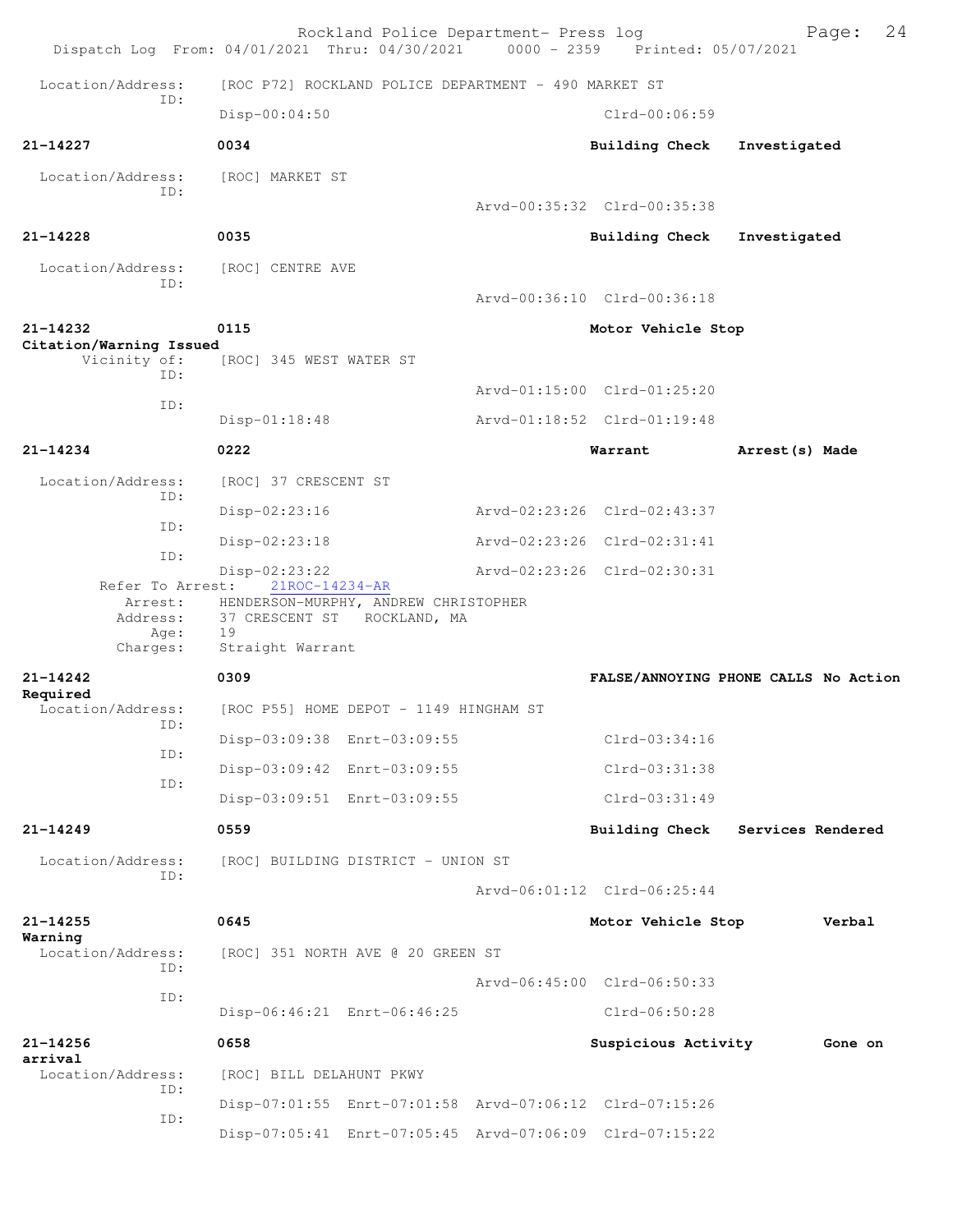Location/Address: [ROC P72] ROCKLAND POLICE DEPARTMENT - 490 MARKET ST
ID:
Disp-00:04:50 Clrd-00:06:59

**21-14227** 0034 **Building Check** **Investigated**

Location/Address: [ROC] MARKET ST
ID:
Arvd-00:35:32 Clrd-00:35:38

**21-14228** 0035 **Building Check** **Investigated**

Location/Address: [ROC] CENTRE AVE
ID:
Arvd-00:36:10 Clrd-00:36:18

**21-14232** 0115 **Motor Vehicle Stop**
**Citation/Warning Issued**
Vicinity of: [ROC] 345 WEST WATER ST
ID:
Arvd-01:15:00 Clrd-01:25:20
ID:
Disp-01:18:48 Arvd-01:18:52 Clrd-01:19:48

**21-14234** 0222 **Warrant** **Arrest(s) Made**

Location/Address: [ROC] 37 CRESCENT ST
ID:
Disp-02:23:16 Arvd-02:23:26 Clrd-02:43:37
ID:
Disp-02:23:18 Arvd-02:23:26 Clrd-02:31:41
ID:
Disp-02:23:22 Arvd-02:23:26 Clrd-02:30:31
Refer To Arrest: 21ROC-14234-AR
Arrest: HENDERSON-MURPHY, ANDREW CHRISTOPHER
Address: 37 CRESCENT ST ROCKLAND, MA
Age: 19
Charges: Straight Warrant

**21-14242** 0309 **FALSE/ANNOYING PHONE CALLS No Action Required**
Location/Address: [ROC P55] HOME DEPOT - 1149 HINGHAM ST
ID:
Disp-03:09:38 Enrt-03:09:55 Clrd-03:34:16
ID:
Disp-03:09:42 Enrt-03:09:55 Clrd-03:31:38
ID:
Disp-03:09:51 Enrt-03:09:55 Clrd-03:31:49

**21-14249** 0559 **Building Check** **Services Rendered**

Location/Address: [ROC] BUILDING DISTRICT - UNION ST
ID:
Arvd-06:01:12 Clrd-06:25:44

**21-14255** 0645 **Motor Vehicle Stop** **Verbal Warning**
Location/Address: [ROC] 351 NORTH AVE @ 20 GREEN ST
ID:
Arvd-06:45:00 Clrd-06:50:33
ID:
Disp-06:46:21 Enrt-06:46:25 Clrd-06:50:28

**21-14256** 0658 **Suspicious Activity** **Gone on arrival**
Location/Address: [ROC] BILL DELAHUNT PKWY
ID:
Disp-07:01:55 Enrt-07:01:58 Arvd-07:06:12 Clrd-07:15:26
ID:
Disp-07:05:41 Enrt-07:05:45 Arvd-07:06:09 Clrd-07:15:22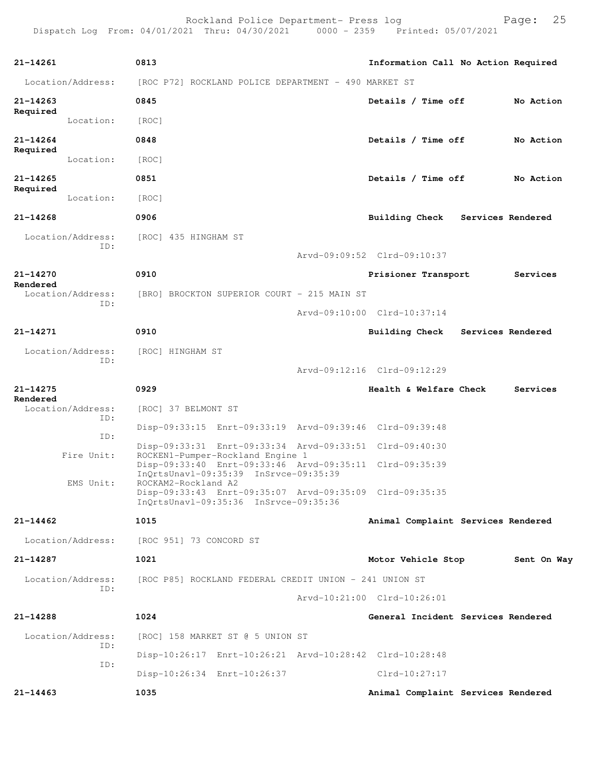21-14261 0813 Information Call No Action Required

Location/Address: [ROC P72] ROCKLAND POLICE DEPARTMENT - 490 MARKET ST

21-14263 0845 Details / Time off No Action Required

Location: [ROC]

21-14264 0848 Details / Time off No Action Required

Location: [ROC]

21-14265 0851 Details / Time off No Action Required

Location: [ROC]

21-14268 0906 Building Check Services Rendered

Location/Address: [ROC] 435 HINGHAM ST
ID:
Arvd-09:09:52 Clrd-09:10:37

21-14270 0910 Prisioner Transport Services Rendered

Location/Address: [BRO] BROCKTON SUPERIOR COURT - 215 MAIN ST
ID:
Arvd-09:10:00 Clrd-10:37:14

21-14271 0910 Building Check Services Rendered

Location/Address: [ROC] HINGHAM ST
ID:
Arvd-09:12:16 Clrd-09:12:29

21-14275 0929 Health & Welfare Check Services Rendered

Location/Address: [ROC] 37 BELMONT ST
ID:
Disp-09:33:15 Enrt-09:33:19 Arvd-09:39:46 Clrd-09:39:48
ID:
Disp-09:33:31 Enrt-09:33:34 Arvd-09:33:51 Clrd-09:40:30
Fire Unit: ROCKEN1-Pumper-Rockland Engine 1
Disp-09:33:40 Enrt-09:33:46 Arvd-09:35:11 Clrd-09:35:39
InQrtsUnavl-09:35:39 InSrvce-09:35:39
EMS Unit: ROCKAM2-Rockland A2
Disp-09:33:43 Enrt-09:35:07 Arvd-09:35:09 Clrd-09:35:35
InQrtsUnavl-09:35:36 InSrvce-09:35:36

21-14462 1015 Animal Complaint Services Rendered

Location/Address: [ROC 951] 73 CONCORD ST

21-14287 1021 Motor Vehicle Stop Sent On Way

Location/Address: [ROC P85] ROCKLAND FEDERAL CREDIT UNION - 241 UNION ST
ID:
Arvd-10:21:00 Clrd-10:26:01

21-14288 1024 General Incident Services Rendered

Location/Address: [ROC] 158 MARKET ST @ 5 UNION ST
ID:
Disp-10:26:17 Enrt-10:26:21 Arvd-10:28:42 Clrd-10:28:48
ID:
Disp-10:26:34 Enrt-10:26:37 Clrd-10:27:17

21-14463 1035 Animal Complaint Services Rendered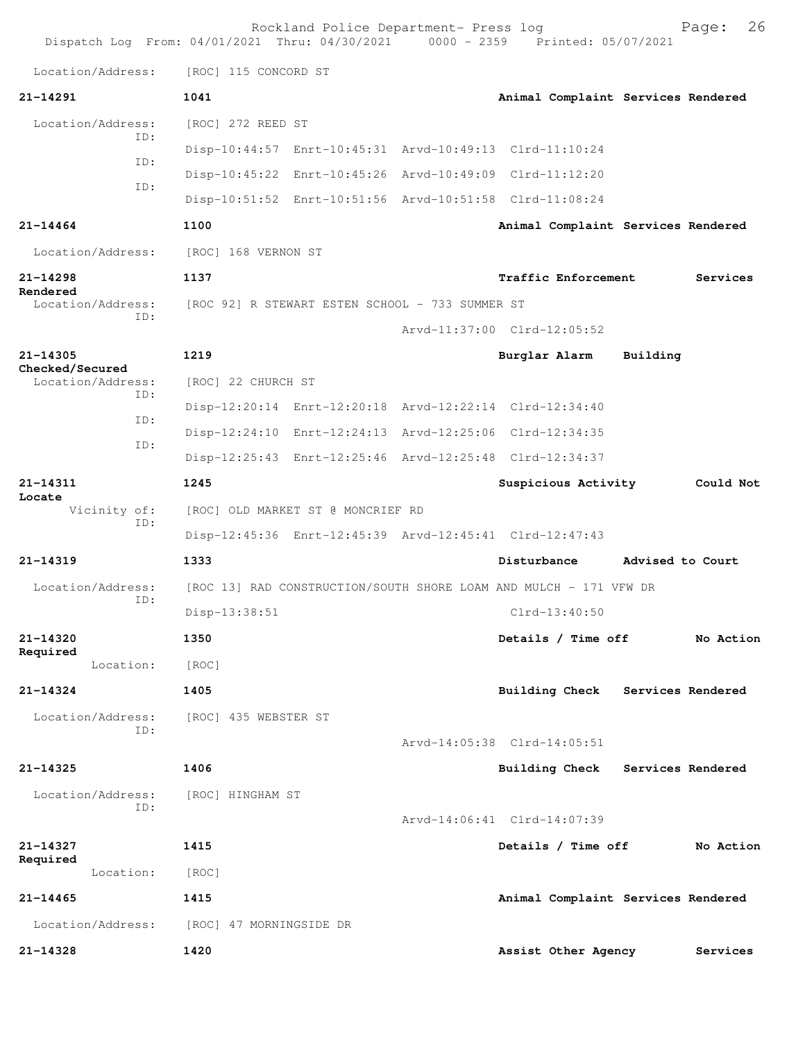Location/Address: [ROC] 115 CONCORD ST

**21-14291** 1041 **Animal Complaint Services Rendered**

Location/Address: [ROC] 272 REED ST
ID: Disp-10:44:57 Enrt-10:45:31 Arvd-10:49:13 Clrd-11:10:24
ID: Disp-10:45:22 Enrt-10:45:26 Arvd-10:49:09 Clrd-11:12:20
ID: Disp-10:51:52 Enrt-10:51:56 Arvd-10:51:58 Clrd-11:08:24

**21-14464** 1100 **Animal Complaint Services Rendered**

Location/Address: [ROC] 168 VERNON ST

**21-14298** 1137 **Traffic Enforcement Services Rendered**

Location/Address: [ROC 92] R STEWART ESTEN SCHOOL - 733 SUMMER ST
ID: Arvd-11:37:00 Clrd-12:05:52

**21-14305** 1219 **Burglar Alarm Building Checked/Secured**

Location/Address: [ROC] 22 CHURCH ST
ID: Disp-12:20:14 Enrt-12:20:18 Arvd-12:22:14 Clrd-12:34:40
ID: Disp-12:24:10 Enrt-12:24:13 Arvd-12:25:06 Clrd-12:34:35
ID: Disp-12:25:43 Enrt-12:25:46 Arvd-12:25:48 Clrd-12:34:37

**21-14311** 1245 **Suspicious Activity Could Not Locate**

Vicinity of: [ROC] OLD MARKET ST @ MONCRIEF RD
ID: Disp-12:45:36 Enrt-12:45:39 Arvd-12:45:41 Clrd-12:47:43

**21-14319** 1333 **Disturbance Advised to Court**

Location/Address: [ROC 13] RAD CONSTRUCTION/SOUTH SHORE LOAM AND MULCH - 171 VFW DR
ID: Disp-13:38:51 Clrd-13:40:50

**21-14320** 1350 **Details / Time off No Action Required**

Location: [ROC]

**21-14324** 1405 **Building Check Services Rendered**

Location/Address: [ROC] 435 WEBSTER ST
ID: Arvd-14:05:38 Clrd-14:05:51

**21-14325** 1406 **Building Check Services Rendered**

Location/Address: [ROC] HINGHAM ST
ID: Arvd-14:06:41 Clrd-14:07:39

**21-14327** 1415 **Details / Time off No Action Required**

Location: [ROC]

**21-14465** 1415 **Animal Complaint Services Rendered**

Location/Address: [ROC] 47 MORNINGSIDE DR

**21-14328** 1420 **Assist Other Agency Services**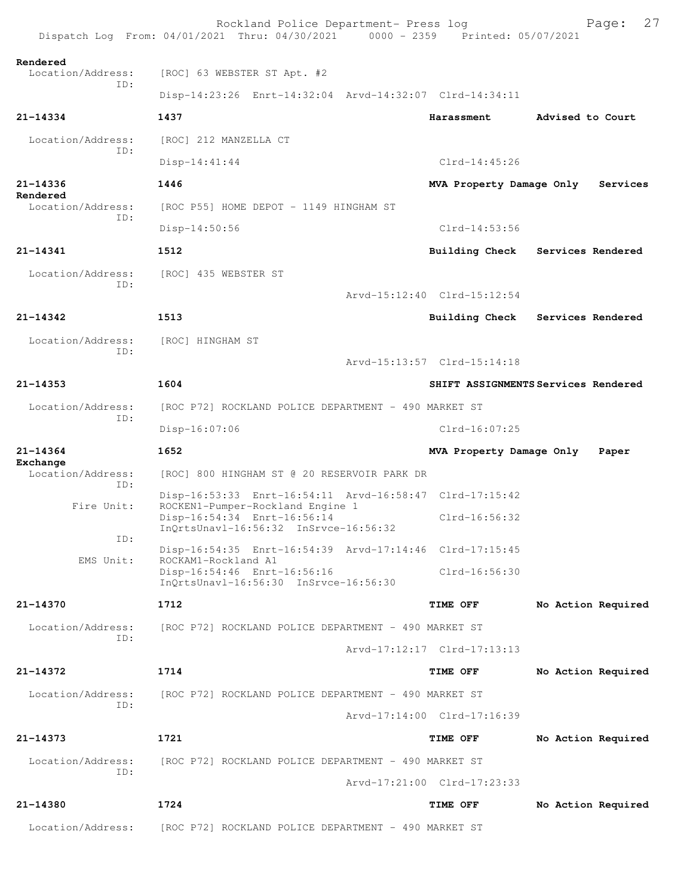Rendered

Location/Address: [ROC] 63 WEBSTER ST Apt. #2
ID:
Disp-14:23:26 Enrt-14:32:04 Arvd-14:32:07 Clrd-14:34:11

**21-14334** **1437** **Harassment** **Advised to Court**

Location/Address: [ROC] 212 MANZELLA CT
ID:
Disp-14:41:44 Clrd-14:45:26

**21-14336** **1446** **MVA Property Damage Only** **Services Rendered**

Location/Address: [ROC P55] HOME DEPOT - 1149 HINGHAM ST
ID:
Disp-14:50:56 Clrd-14:53:56

**21-14341** **1512** **Building Check** **Services Rendered**

Location/Address: [ROC] 435 WEBSTER ST
ID:
Arvd-15:12:40 Clrd-15:12:54

**21-14342** **1513** **Building Check** **Services Rendered**

Location/Address: [ROC] HINGHAM ST
ID:
Arvd-15:13:57 Clrd-15:14:18

**21-14353** **1604** **SHIFT ASSIGNMENTS** **Services Rendered**

Location/Address: [ROC P72] ROCKLAND POLICE DEPARTMENT - 490 MARKET ST
ID:
Disp-16:07:06 Clrd-16:07:25

**21-14364** **1652** **MVA Property Damage Only** **Paper Exchange**

Location/Address: [ROC] 800 HINGHAM ST @ 20 RESERVOIR PARK DR
ID:
Disp-16:53:33 Enrt-16:54:11 Arvd-16:58:47 Clrd-17:15:42
Fire Unit: ROCKEN1-Pumper-Rockland Engine 1
Disp-16:54:34 Enrt-16:56:14 Clrd-16:56:32
InQrtsUnavl-16:56:32 InSrvce-16:56:32
ID:
Disp-16:54:35 Enrt-16:54:39 Arvd-17:14:46 Clrd-17:15:45
EMS Unit: ROCKAM1-Rockland A1
Disp-16:54:46 Enrt-16:56:16 Clrd-16:56:30
InQrtsUnavl-16:56:30 InSrvce-16:56:30

**21-14370** **1712** **TIME OFF** **No Action Required**

Location/Address: [ROC P72] ROCKLAND POLICE DEPARTMENT - 490 MARKET ST
ID:
Arvd-17:12:17 Clrd-17:13:13

**21-14372** **1714** **TIME OFF** **No Action Required**

Location/Address: [ROC P72] ROCKLAND POLICE DEPARTMENT - 490 MARKET ST
ID:
Arvd-17:14:00 Clrd-17:16:39

**21-14373** **1721** **TIME OFF** **No Action Required**

Location/Address: [ROC P72] ROCKLAND POLICE DEPARTMENT - 490 MARKET ST
ID:
Arvd-17:21:00 Clrd-17:23:33

**21-14380** **1724** **TIME OFF** **No Action Required**

Location/Address: [ROC P72] ROCKLAND POLICE DEPARTMENT - 490 MARKET ST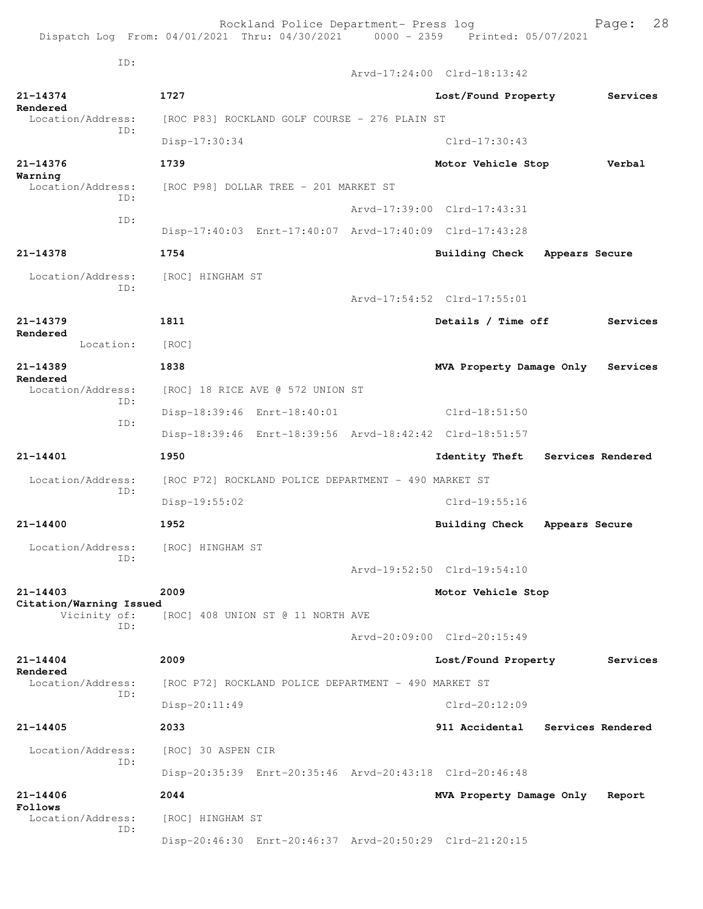ID:
Arvd-17:24:00 Clrd-18:13:42

**21-14374** **1727** **Lost/Found Property** **Services Rendered**
Location/Address: [ROC P83] ROCKLAND GOLF COURSE - 276 PLAIN ST
ID:
Disp-17:30:34 Clrd-17:30:43

**21-14376** **1739** **Motor Vehicle Stop** **Verbal Warning**
Location/Address: [ROC P98] DOLLAR TREE - 201 MARKET ST
ID:
Arvd-17:39:00 Clrd-17:43:31
ID:
Disp-17:40:03 Enrt-17:40:07 Arvd-17:40:09 Clrd-17:43:28

**21-14378** **1754** **Building Check** **Appears Secure**
Location/Address: [ROC] HINGHAM ST
ID:
Arvd-17:54:52 Clrd-17:55:01

**21-14379** **1811** **Details / Time off** **Services Rendered**
Location: [ROC]

**21-14389** **1838** **MVA Property Damage Only** **Services Rendered**
Location/Address: [ROC] 18 RICE AVE @ 572 UNION ST
ID:
Disp-18:39:46 Enrt-18:40:01 Clrd-18:51:50
ID:
Disp-18:39:46 Enrt-18:39:56 Arvd-18:42:42 Clrd-18:51:57

**21-14401** **1950** **Identity Theft** **Services Rendered**
Location/Address: [ROC P72] ROCKLAND POLICE DEPARTMENT - 490 MARKET ST
ID:
Disp-19:55:02 Clrd-19:55:16

**21-14400** **1952** **Building Check** **Appears Secure**
Location/Address: [ROC] HINGHAM ST
ID:
Arvd-19:52:50 Clrd-19:54:10

**21-14403** **2009** **Motor Vehicle Stop** **Citation/Warning Issued**
Vicinity of: [ROC] 408 UNION ST @ 11 NORTH AVE
ID:
Arvd-20:09:00 Clrd-20:15:49

**21-14404** **2009** **Lost/Found Property** **Services Rendered**
Location/Address: [ROC P72] ROCKLAND POLICE DEPARTMENT - 490 MARKET ST
ID:
Disp-20:11:49 Clrd-20:12:09

**21-14405** **2033** **911 Accidental** **Services Rendered**
Location/Address: [ROC] 30 ASPEN CIR
ID:
Disp-20:35:39 Enrt-20:35:46 Arvd-20:43:18 Clrd-20:46:48

**21-14406** **2044** **MVA Property Damage Only** **Report Follows**
Location/Address: [ROC] HINGHAM ST
ID:
Disp-20:46:30 Enrt-20:46:37 Arvd-20:50:29 Clrd-21:20:15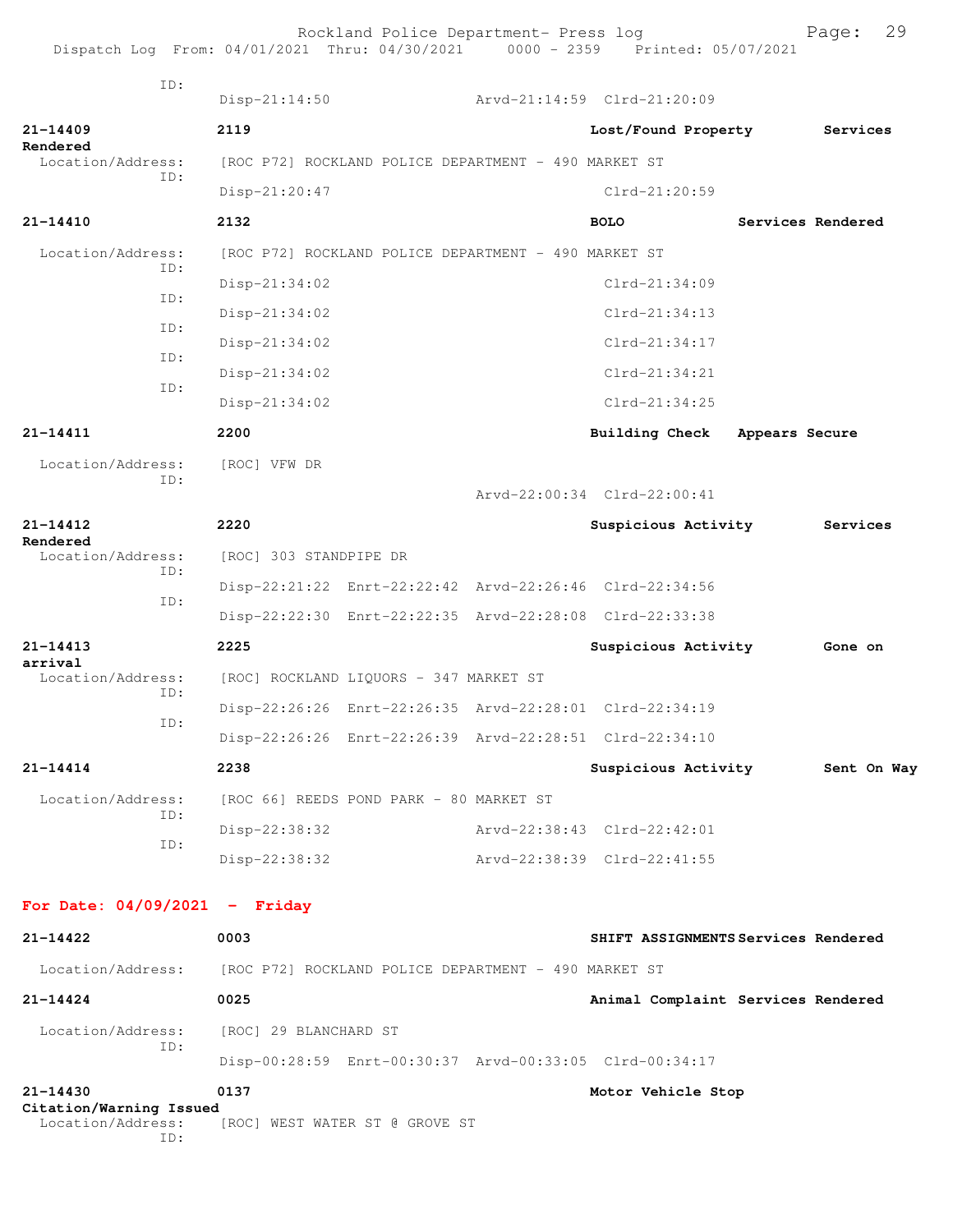ID:
Disp-21:14:50 Arvd-21:14:59 Clrd-21:20:09

**21-14409** **2119** **Lost/Found Property** **Services Rendered**
Location/Address: [ROC P72] ROCKLAND POLICE DEPARTMENT - 490 MARKET ST
ID:
Disp-21:20:47 Clrd-21:20:59

**21-14410** **2132** **BOLO** **Services Rendered**
Location/Address: [ROC P72] ROCKLAND POLICE DEPARTMENT - 490 MARKET ST
ID:
Disp-21:34:02 Clrd-21:34:09
ID:
Disp-21:34:02 Clrd-21:34:13
ID:
Disp-21:34:02 Clrd-21:34:17
ID:
Disp-21:34:02 Clrd-21:34:21
ID:
Disp-21:34:02 Clrd-21:34:25

**21-14411** **2200** **Building Check** **Appears Secure**
Location/Address: [ROC] VFW DR
ID:
Arvd-22:00:34 Clrd-22:00:41

**21-14412** **2220** **Suspicious Activity** **Services Rendered**
Location/Address: [ROC] 303 STANDPIPE DR
ID:
Disp-22:21:22 Enrt-22:22:42 Arvd-22:26:46 Clrd-22:34:56
ID:
Disp-22:22:30 Enrt-22:22:35 Arvd-22:28:08 Clrd-22:33:38

**21-14413** **2225** **Suspicious Activity** **Gone on arrival**
Location/Address: [ROC] ROCKLAND LIQUORS - 347 MARKET ST
ID:
Disp-22:26:26 Enrt-22:26:35 Arvd-22:28:01 Clrd-22:34:19
ID:
Disp-22:26:26 Enrt-22:26:39 Arvd-22:28:51 Clrd-22:34:10

**21-14414** **2238** **Suspicious Activity** **Sent On Way**
Location/Address: [ROC 66] REEDS POND PARK - 80 MARKET ST
ID:
Disp-22:38:32 Arvd-22:38:43 Clrd-22:42:01
ID:
Disp-22:38:32 Arvd-22:38:39 Clrd-22:41:55

## For Date: 04/09/2021 - Friday

**21-14422** **0003** **SHIFT ASSIGNMENTS** **Services Rendered**
Location/Address: [ROC P72] ROCKLAND POLICE DEPARTMENT - 490 MARKET ST

**21-14424** **0025** **Animal Complaint** **Services Rendered**
Location/Address: [ROC] 29 BLANCHARD ST
ID:
Disp-00:28:59 Enrt-00:30:37 Arvd-00:33:05 Clrd-00:34:17

**21-14430** **0137** **Motor Vehicle Stop** **Citation/Warning Issued**
Location/Address: [ROC] WEST WATER ST @ GROVE ST
ID: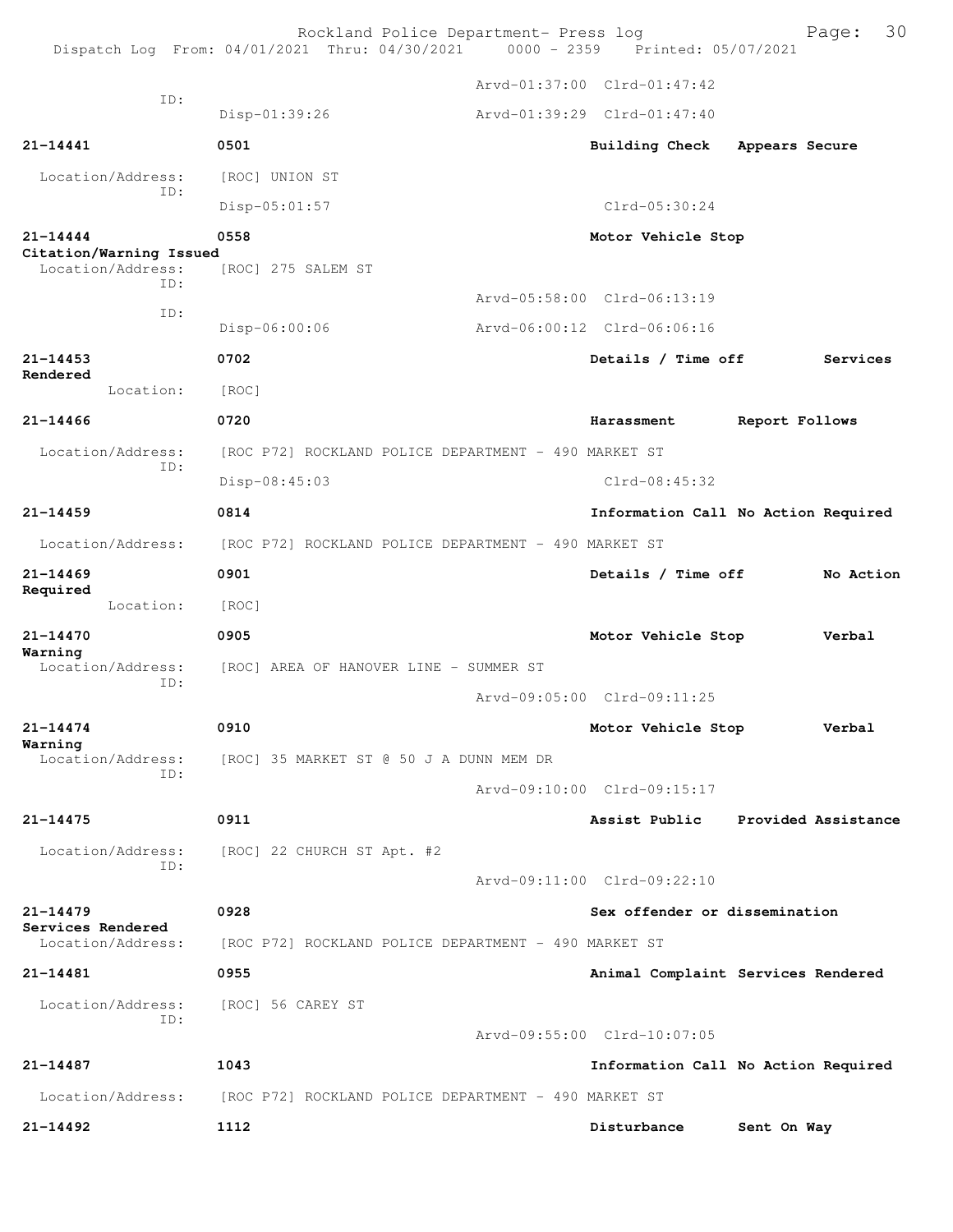Arvd-01:37:00 Clrd-01:47:42

ID: Disp-01:39:26 Arvd-01:39:29 Clrd-01:47:40

**21-14441** **0501** **Building Check** **Appears Secure**

Location/Address: [ROC] UNION ST
ID: Disp-05:01:57 Clrd-05:30:24

**21-14444** **0558** **Motor Vehicle Stop**
**Citation/Warning Issued**
Location/Address: [ROC] 275 SALEM ST
ID: Arvd-05:58:00 Clrd-06:13:19
ID: Disp-06:00:06 Arvd-06:00:12 Clrd-06:06:16

**21-14453** **0702** **Details / Time off** **Services Rendered**
Location: [ROC]

**21-14466** **0720** **Harassment** **Report Follows**

Location/Address: [ROC P72] ROCKLAND POLICE DEPARTMENT - 490 MARKET ST
ID: Disp-08:45:03 Clrd-08:45:32

**21-14459** **0814** **Information Call** **No Action Required**

Location/Address: [ROC P72] ROCKLAND POLICE DEPARTMENT - 490 MARKET ST

**21-14469** **0901** **Details / Time off** **No Action Required**
Location: [ROC]

**21-14470** **0905** **Motor Vehicle Stop** **Verbal Warning**
Location/Address: [ROC] AREA OF HANOVER LINE - SUMMER ST
ID: Arvd-09:05:00 Clrd-09:11:25

**21-14474** **0910** **Motor Vehicle Stop** **Verbal Warning**
Location/Address: [ROC] 35 MARKET ST @ 50 J A DUNN MEM DR
ID: Arvd-09:10:00 Clrd-09:15:17

**21-14475** **0911** **Assist Public** **Provided Assistance**

Location/Address: [ROC] 22 CHURCH ST Apt. #2
ID: Arvd-09:11:00 Clrd-09:22:10

**21-14479** **0928** **Sex offender or dissemination**
**Services Rendered**
Location/Address: [ROC P72] ROCKLAND POLICE DEPARTMENT - 490 MARKET ST

**21-14481** **0955** **Animal Complaint** **Services Rendered**

Location/Address: [ROC] 56 CAREY ST
ID: Arvd-09:55:00 Clrd-10:07:05

**21-14487** **1043** **Information Call** **No Action Required**

Location/Address: [ROC P72] ROCKLAND POLICE DEPARTMENT - 490 MARKET ST

**21-14492** **1112** **Disturbance** **Sent On Way**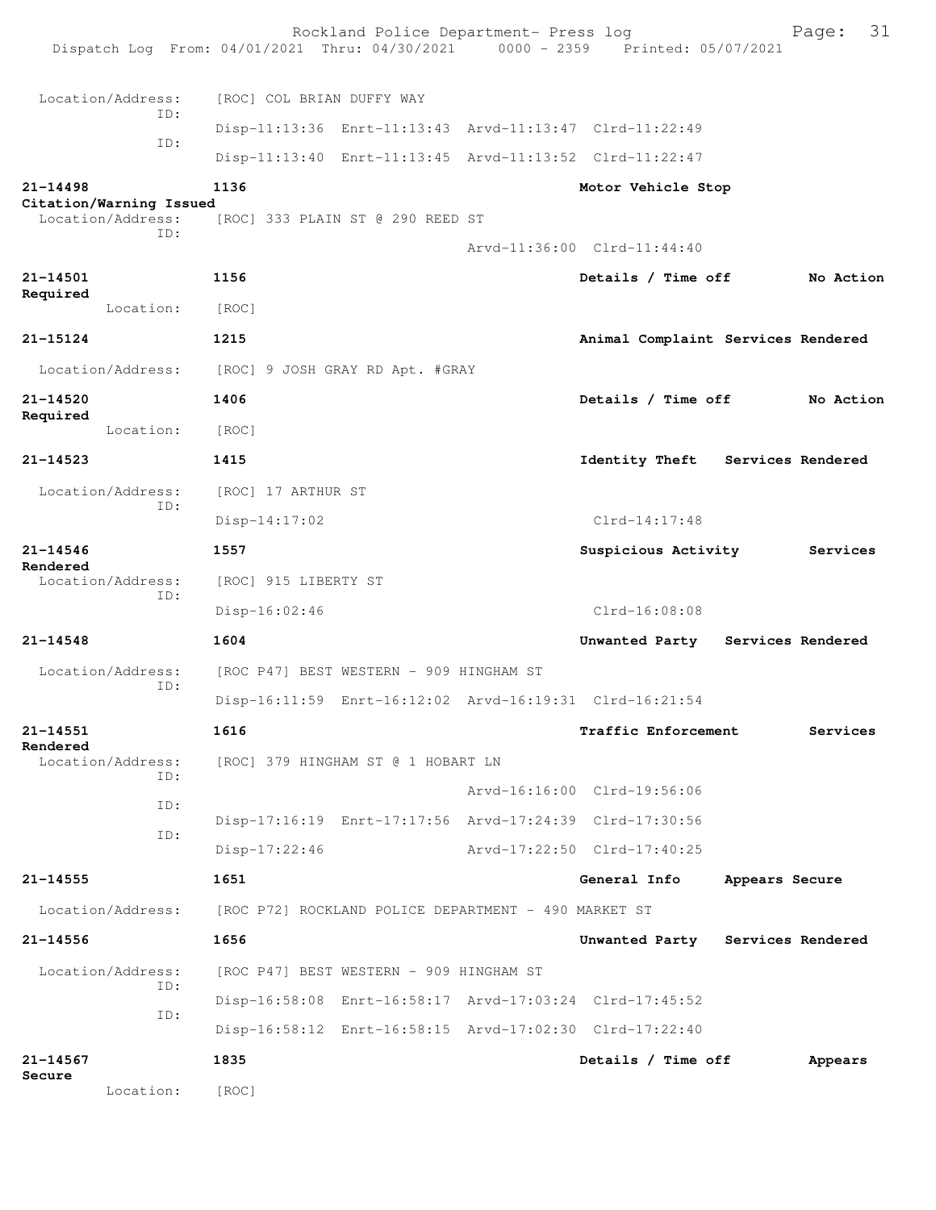Location/Address: [ROC] COL BRIAN DUFFY WAY
ID:
Disp-11:13:36 Enrt-11:13:43 Arvd-11:13:47 Clrd-11:22:49
ID:
Disp-11:13:40 Enrt-11:13:45 Arvd-11:13:52 Clrd-11:22:47

**21-14498** **1136** **Motor Vehicle Stop**
**Citation/Warning Issued**
Location/Address: [ROC] 333 PLAIN ST @ 290 REED ST
ID:
Arvd-11:36:00 Clrd-11:44:40

**21-14501** **1156** **Details / Time off** **No Action Required**
Location: [ROC]

**21-15124** **1215** **Animal Complaint Services Rendered**
Location/Address: [ROC] 9 JOSH GRAY RD Apt. #GRAY

**21-14520** **1406** **Details / Time off** **No Action Required**
Location: [ROC]

**21-14523** **1415** **Identity Theft Services Rendered**
Location/Address: [ROC] 17 ARTHUR ST
ID:
Disp-14:17:02 Clrd-14:17:48

**21-14546** **1557** **Suspicious Activity** **Services Rendered**
Location/Address: [ROC] 915 LIBERTY ST
ID:
Disp-16:02:46 Clrd-16:08:08

**21-14548** **1604** **Unwanted Party Services Rendered**
Location/Address: [ROC P47] BEST WESTERN - 909 HINGHAM ST
ID:
Disp-16:11:59 Enrt-16:12:02 Arvd-16:19:31 Clrd-16:21:54

**21-14551** **1616** **Traffic Enforcement** **Services Rendered**
Location/Address: [ROC] 379 HINGHAM ST @ 1 HOBART LN
ID:
Arvd-16:16:00 Clrd-19:56:06
ID:
Disp-17:16:19 Enrt-17:17:56 Arvd-17:24:39 Clrd-17:30:56
ID:
Disp-17:22:46 Arvd-17:22:50 Clrd-17:40:25

**21-14555** **1651** **General Info Appears Secure**
Location/Address: [ROC P72] ROCKLAND POLICE DEPARTMENT - 490 MARKET ST

**21-14556** **1656** **Unwanted Party Services Rendered**
Location/Address: [ROC P47] BEST WESTERN - 909 HINGHAM ST
ID:
Disp-16:58:08 Enrt-16:58:17 Arvd-17:03:24 Clrd-17:45:52
ID:
Disp-16:58:12 Enrt-16:58:15 Arvd-17:02:30 Clrd-17:22:40

**21-14567** **1835** **Details / Time off** **Appears Secure**
Location: [ROC]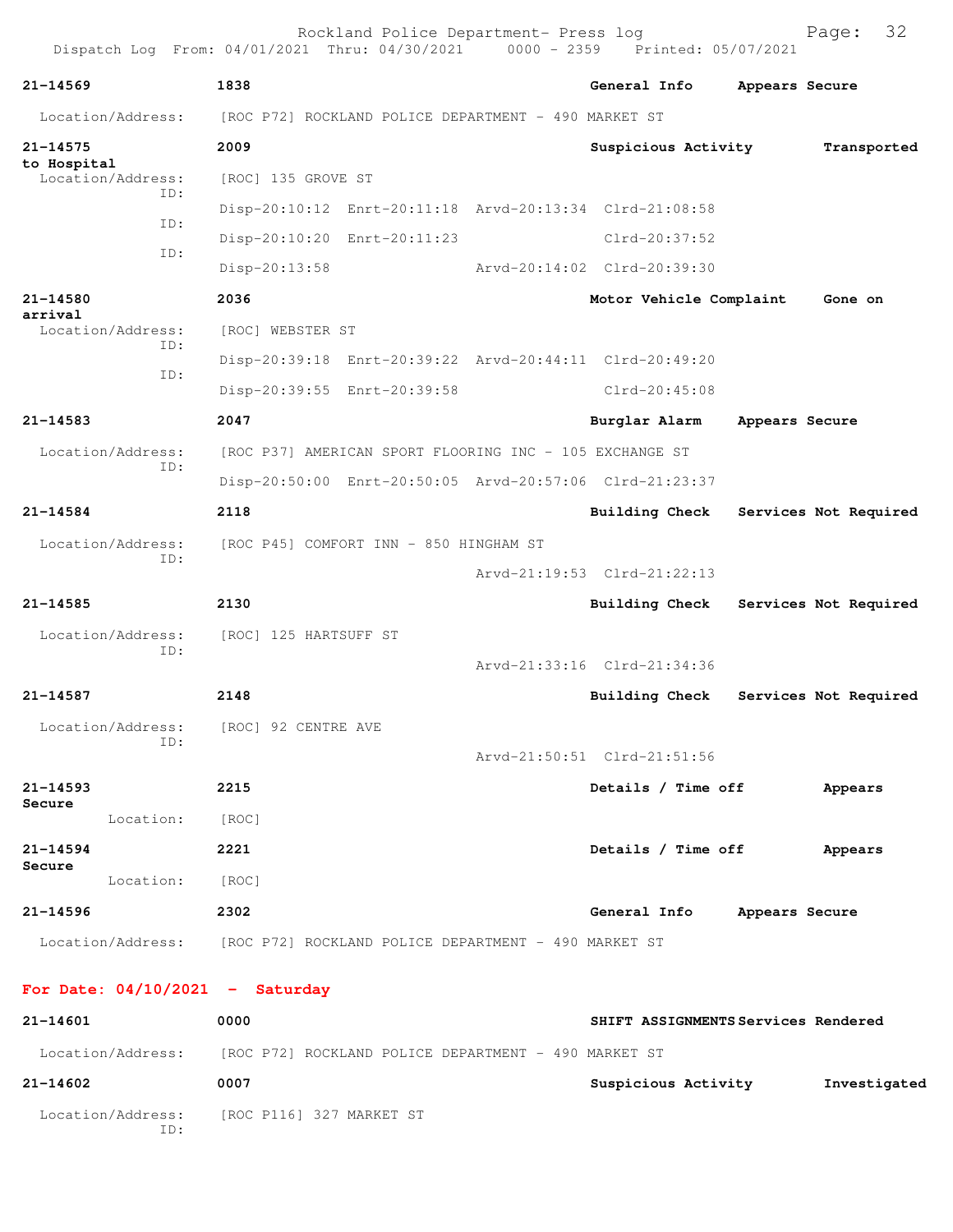**21-14569** 1838 General Info Appears Secure

Location/Address: [ROC P72] ROCKLAND POLICE DEPARTMENT - 490 MARKET ST

**21-14575** 2009 Suspicious Activity Transported to Hospital

Location/Address: [ROC] 135 GROVE ST

ID: Disp-20:10:12 Enrt-20:11:18 Arvd-20:13:34 Clrd-21:08:58

ID: Disp-20:10:20 Enrt-20:11:23 Clrd-20:37:52

ID: Disp-20:13:58 Arvd-20:14:02 Clrd-20:39:30

**21-14580** 2036 Motor Vehicle Complaint Gone on arrival

Location/Address: [ROC] WEBSTER ST

ID: Disp-20:39:18 Enrt-20:39:22 Arvd-20:44:11 Clrd-20:49:20

ID: Disp-20:39:55 Enrt-20:39:58 Clrd-20:45:08

**21-14583** 2047 Burglar Alarm Appears Secure

Location/Address: [ROC P37] AMERICAN SPORT FLOORING INC - 105 EXCHANGE ST

ID: Disp-20:50:00 Enrt-20:50:05 Arvd-20:57:06 Clrd-21:23:37

**21-14584** 2118 Building Check Services Not Required

Location/Address: [ROC P45] COMFORT INN - 850 HINGHAM ST

ID: Arvd-21:19:53 Clrd-21:22:13

**21-14585** 2130 Building Check Services Not Required

Location/Address: [ROC] 125 HARTSUFF ST

ID: Arvd-21:33:16 Clrd-21:34:36

**21-14587** 2148 Building Check Services Not Required

Location/Address: [ROC] 92 CENTRE AVE

ID: Arvd-21:50:51 Clrd-21:51:56

**21-14593** 2215 Details / Time off Appears Secure

Location: [ROC]

**21-14594** 2221 Details / Time off Appears Secure

Location: [ROC]

**21-14596** 2302 General Info Appears Secure

Location/Address: [ROC P72] ROCKLAND POLICE DEPARTMENT - 490 MARKET ST

## For Date: 04/10/2021 - Saturday

**21-14601** 0000 SHIFT ASSIGNMENTS Services Rendered

Location/Address: [ROC P72] ROCKLAND POLICE DEPARTMENT - 490 MARKET ST

**21-14602** 0007 Suspicious Activity Investigated

Location/Address: [ROC P116] 327 MARKET ST

ID: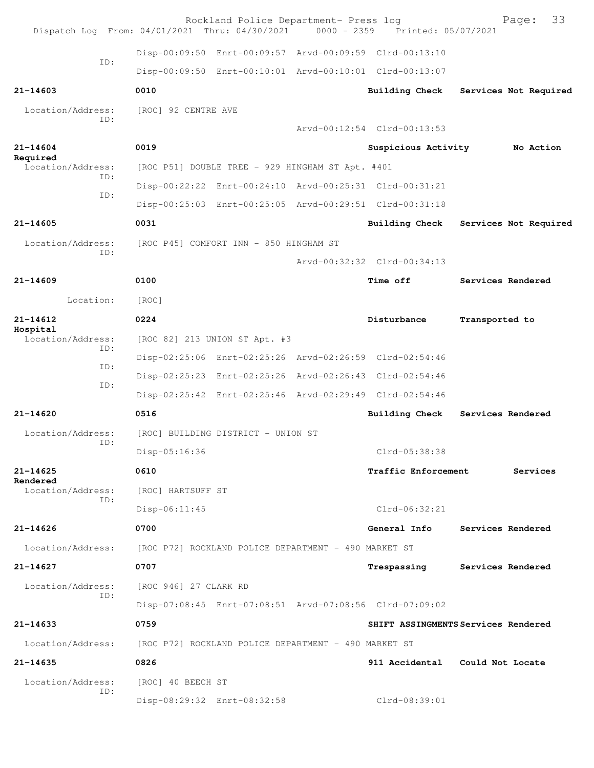Disp-00:09:50 Enrt-00:09:57 Arvd-00:09:59 Clrd-00:13:10

ID:

Disp-00:09:50 Enrt-00:10:01 Arvd-00:10:01 Clrd-00:13:07

**21-14603** 0010 **Building Check** **Services Not Required**

Location/Address: [ROC] 92 CENTRE AVE

ID:

Arvd-00:12:54 Clrd-00:13:53

**21-14604** 0019 **Suspicious Activity** **No Action Required**

Location/Address: [ROC P51] DOUBLE TREE - 929 HINGHAM ST Apt. #401

ID:

Disp-00:22:22 Enrt-00:24:10 Arvd-00:25:31 Clrd-00:31:21

ID:

Disp-00:25:03 Enrt-00:25:05 Arvd-00:29:51 Clrd-00:31:18

**21-14605** 0031 **Building Check** **Services Not Required**

Location/Address: [ROC P45] COMFORT INN - 850 HINGHAM ST

ID:

Arvd-00:32:32 Clrd-00:34:13

**21-14609** 0100 **Time off** **Services Rendered**

Location: [ROC]

**21-14612** 0224 **Disturbance** **Transported to Hospital**

Location/Address: [ROC 82] 213 UNION ST Apt. #3

ID:

Disp-02:25:06 Enrt-02:25:26 Arvd-02:26:59 Clrd-02:54:46

ID:

Disp-02:25:23 Enrt-02:25:26 Arvd-02:26:43 Clrd-02:54:46

ID:

Disp-02:25:42 Enrt-02:25:46 Arvd-02:29:49 Clrd-02:54:46

**21-14620** 0516 **Building Check** **Services Rendered**

Location/Address: [ROC] BUILDING DISTRICT - UNION ST

ID:

Disp-05:16:36 Clrd-05:38:38

**21-14625** 0610 **Traffic Enforcement** **Services Rendered**

Location/Address: [ROC] HARTSUFF ST

ID:

Disp-06:11:45 Clrd-06:32:21

**21-14626** 0700 **General Info** **Services Rendered**

Location/Address: [ROC P72] ROCKLAND POLICE DEPARTMENT - 490 MARKET ST

**21-14627** 0707 **Trespassing** **Services Rendered**

Location/Address: [ROC 946] 27 CLARK RD

ID:

Disp-07:08:45 Enrt-07:08:51 Arvd-07:08:56 Clrd-07:09:02

**21-14633** 0759 **SHIFT ASSINGMENTS** **Services Rendered**

Location/Address: [ROC P72] ROCKLAND POLICE DEPARTMENT - 490 MARKET ST

**21-14635** 0826 **911 Accidental** **Could Not Locate**

Location/Address: [ROC] 40 BEECH ST

ID:

Disp-08:29:32 Enrt-08:32:58 Clrd-08:39:01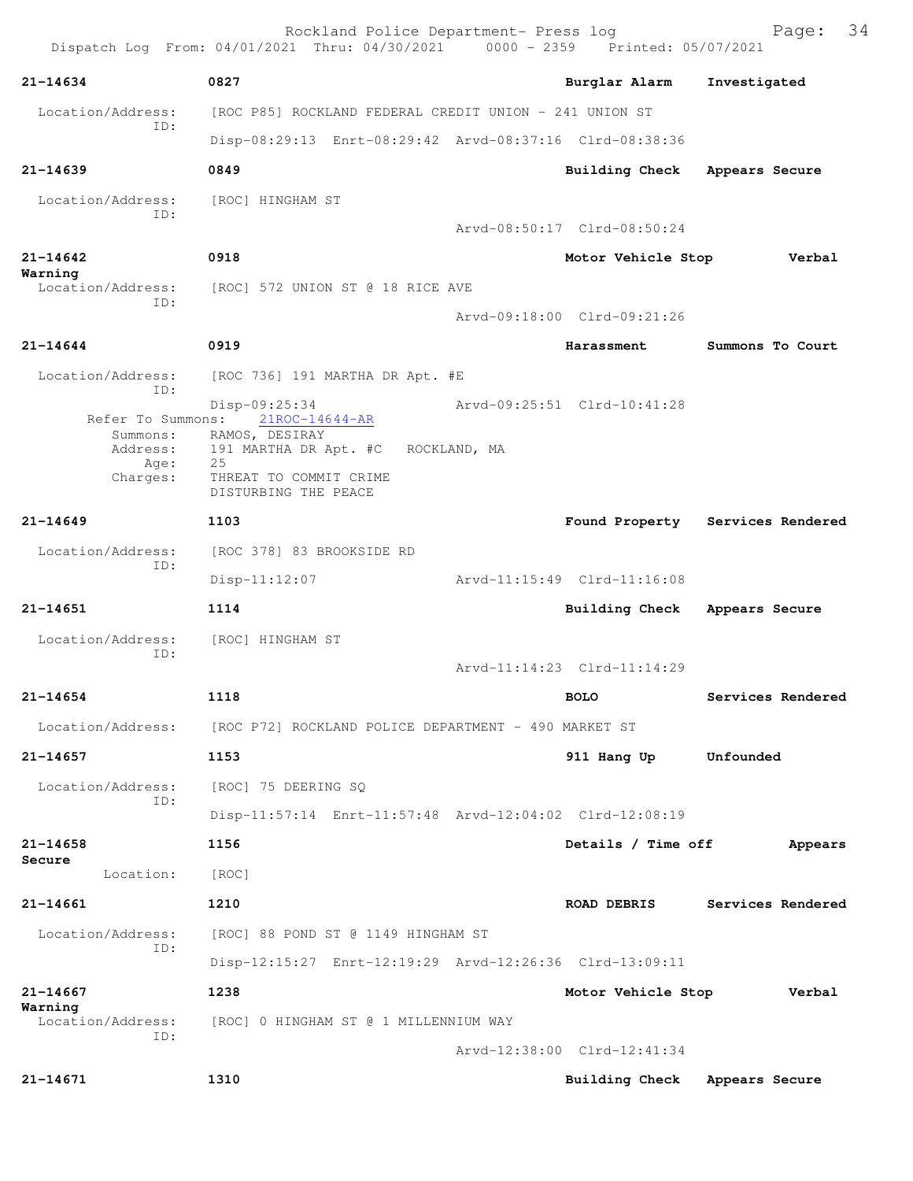Rockland Police Department- Press log
Dispatch Log From: 04/01/2021 Thru: 04/30/2021 0000 - 2359 Printed: 05/07/2021

**21-14634** 0827 **Burglar Alarm** **Investigated**

Location/Address: [ROC P85] ROCKLAND FEDERAL CREDIT UNION - 241 UNION ST
ID:
Disp-08:29:13 Enrt-08:29:42 Arvd-08:37:16 Clrd-08:38:36

**21-14639** 0849 **Building Check** **Appears Secure**

Location/Address: [ROC] HINGHAM ST
ID:
Arvd-08:50:17 Clrd-08:50:24

**21-14642** 0918 **Motor Vehicle Stop** **Verbal Warning**

Location/Address: [ROC] 572 UNION ST @ 18 RICE AVE
ID:
Arvd-09:18:00 Clrd-09:21:26

**21-14644** 0919 **Harassment** **Summons To Court**

Location/Address: [ROC 736] 191 MARTHA DR Apt. #E
ID:
Disp-09:25:34 Arvd-09:25:51 Clrd-10:41:28
Refer To Summons: 21ROC-14644-AR
Summons: RAMOS, DESIRAY
Address: 191 MARTHA DR Apt. #C ROCKLAND, MA
Age: 25
Charges: THREAT TO COMMIT CRIME
DISTURBING THE PEACE

**21-14649** 1103 **Found Property** **Services Rendered**

Location/Address: [ROC 378] 83 BROOKSIDE RD
ID:
Disp-11:12:07 Arvd-11:15:49 Clrd-11:16:08

**21-14651** 1114 **Building Check** **Appears Secure**

Location/Address: [ROC] HINGHAM ST
ID:
Arvd-11:14:23 Clrd-11:14:29

**21-14654** 1118 **BOLO** **Services Rendered**

Location/Address: [ROC P72] ROCKLAND POLICE DEPARTMENT - 490 MARKET ST

**21-14657** 1153 **911 Hang Up** **Unfounded**

Location/Address: [ROC] 75 DEERING SQ
ID:
Disp-11:57:14 Enrt-11:57:48 Arvd-12:04:02 Clrd-12:08:19

**21-14658** 1156 **Details / Time off** **Appears Secure**

Location: [ROC]

**21-14661** 1210 **ROAD DEBRIS** **Services Rendered**

Location/Address: [ROC] 88 POND ST @ 1149 HINGHAM ST
ID:
Disp-12:15:27 Enrt-12:19:29 Arvd-12:26:36 Clrd-13:09:11

**21-14667** 1238 **Motor Vehicle Stop** **Verbal Warning**

Location/Address: [ROC] 0 HINGHAM ST @ 1 MILLENNIUM WAY
ID:
Arvd-12:38:00 Clrd-12:41:34

**21-14671** 1310 **Building Check** **Appears Secure**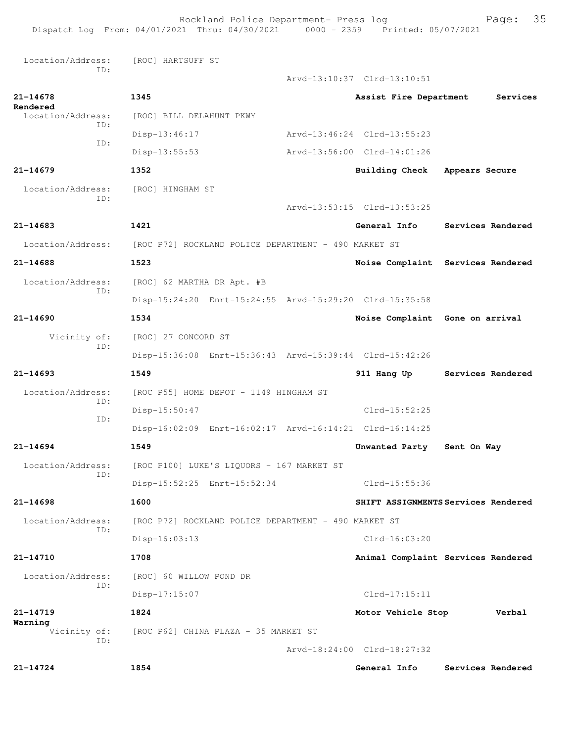Location/Address: [ROC] HARTSUFF ST
ID:
Arvd-13:10:37 Clrd-13:10:51

**21-14678** 1345 **Assist Fire Department Services Rendered**

Location/Address: [ROC] BILL DELAHUNT PKWY
ID:
Disp-13:46:17 Arvd-13:46:24 Clrd-13:55:23
ID:
Disp-13:55:53 Arvd-13:56:00 Clrd-14:01:26

**21-14679** 1352 **Building Check Appears Secure**

Location/Address: [ROC] HINGHAM ST
ID:
Arvd-13:53:15 Clrd-13:53:25

**21-14683** 1421 **General Info Services Rendered**

Location/Address: [ROC P72] ROCKLAND POLICE DEPARTMENT - 490 MARKET ST

**21-14688** 1523 **Noise Complaint Services Rendered**

Location/Address: [ROC] 62 MARTHA DR Apt. #B
ID:
Disp-15:24:20 Enrt-15:24:55 Arvd-15:29:20 Clrd-15:35:58

**21-14690** 1534 **Noise Complaint Gone on arrival**

Vicinity of: [ROC] 27 CONCORD ST
ID:
Disp-15:36:08 Enrt-15:36:43 Arvd-15:39:44 Clrd-15:42:26

**21-14693** 1549 **911 Hang Up Services Rendered**

Location/Address: [ROC P55] HOME DEPOT - 1149 HINGHAM ST
ID:
Disp-15:50:47 Clrd-15:52:25
ID:
Disp-16:02:09 Enrt-16:02:17 Arvd-16:14:21 Clrd-16:14:25

**21-14694** 1549 **Unwanted Party Sent On Way**

Location/Address: [ROC P100] LUKE'S LIQUORS - 167 MARKET ST
ID:
Disp-15:52:25 Enrt-15:52:34 Clrd-15:55:36

**21-14698** 1600 **SHIFT ASSIGNMENTS Services Rendered**

Location/Address: [ROC P72] ROCKLAND POLICE DEPARTMENT - 490 MARKET ST
ID:
Disp-16:03:13 Clrd-16:03:20

**21-14710** 1708 **Animal Complaint Services Rendered**

Location/Address: [ROC] 60 WILLOW POND DR
ID:
Disp-17:15:07 Clrd-17:15:11

**21-14719** 1824 **Motor Vehicle Stop Verbal Warning**

Vicinity of: [ROC P62] CHINA PLAZA - 35 MARKET ST
ID:
Arvd-18:24:00 Clrd-18:27:32

**21-14724** 1854 **General Info Services Rendered**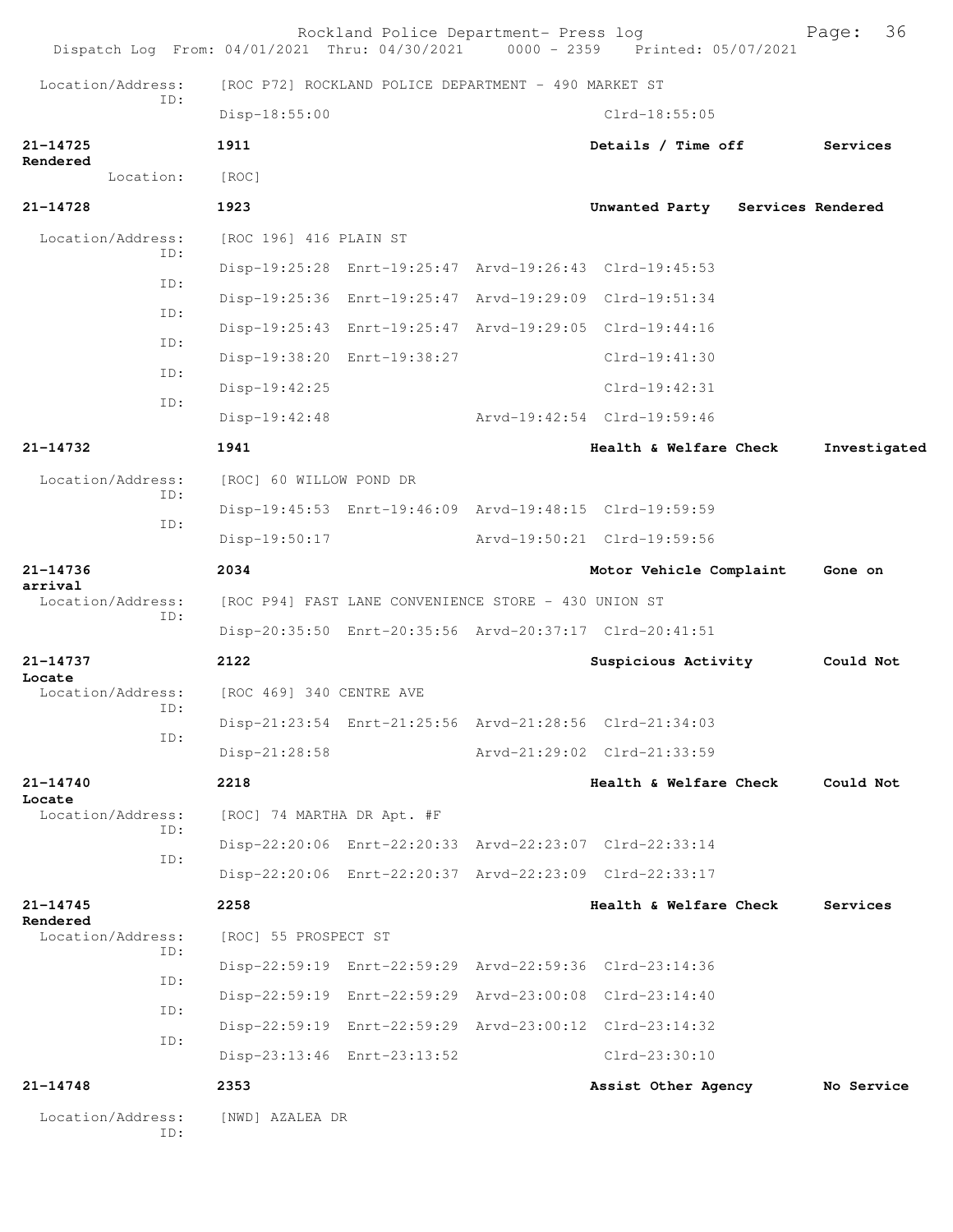Location/Address: [ROC P72] ROCKLAND POLICE DEPARTMENT - 490 MARKET ST
ID:
Disp-18:55:00 Clrd-18:55:05

**21-14725** **1911** **Details / Time off** **Services Rendered**
Location: [ROC]

**21-14728** **1923** **Unwanted Party** **Services Rendered**

Location/Address: [ROC 196] 416 PLAIN ST
ID:
Disp-19:25:28 Enrt-19:25:47 Arvd-19:26:43 Clrd-19:45:53
ID:
Disp-19:25:36 Enrt-19:25:47 Arvd-19:29:09 Clrd-19:51:34
ID:
Disp-19:25:43 Enrt-19:25:47 Arvd-19:29:05 Clrd-19:44:16
ID:
Disp-19:38:20 Enrt-19:38:27 Clrd-19:41:30
ID:
Disp-19:42:25 Clrd-19:42:31
ID:
Disp-19:42:48 Arvd-19:42:54 Clrd-19:59:46

**21-14732** **1941** **Health & Welfare Check** **Investigated**

Location/Address: [ROC] 60 WILLOW POND DR
ID:
Disp-19:45:53 Enrt-19:46:09 Arvd-19:48:15 Clrd-19:59:59
ID:
Disp-19:50:17 Arvd-19:50:21 Clrd-19:59:56

**21-14736** **2034** **Motor Vehicle Complaint** **Gone on arrival**
Location/Address: [ROC P94] FAST LANE CONVENIENCE STORE - 430 UNION ST
ID:
Disp-20:35:50 Enrt-20:35:56 Arvd-20:37:17 Clrd-20:41:51

**21-14737** **2122** **Suspicious Activity** **Could Not Locate**
Location/Address: [ROC 469] 340 CENTRE AVE
ID:
Disp-21:23:54 Enrt-21:25:56 Arvd-21:28:56 Clrd-21:34:03
ID:
Disp-21:28:58 Arvd-21:29:02 Clrd-21:33:59

**21-14740** **2218** **Health & Welfare Check** **Could Not Locate**
Location/Address: [ROC] 74 MARTHA DR Apt. #F
ID:
Disp-22:20:06 Enrt-22:20:33 Arvd-22:23:07 Clrd-22:33:14
ID:
Disp-22:20:06 Enrt-22:20:37 Arvd-22:23:09 Clrd-22:33:17

**21-14745** **2258** **Health & Welfare Check** **Services Rendered**
Location/Address: [ROC] 55 PROSPECT ST
ID:
Disp-22:59:19 Enrt-22:59:29 Arvd-22:59:36 Clrd-23:14:36
ID:
Disp-22:59:19 Enrt-22:59:29 Arvd-23:00:08 Clrd-23:14:40
ID:
Disp-22:59:19 Enrt-22:59:29 Arvd-23:00:12 Clrd-23:14:32
ID:
Disp-23:13:46 Enrt-23:13:52 Clrd-23:30:10

**21-14748** **2353** **Assist Other Agency** **No Service**

Location/Address: [NWD] AZALEA DR
ID: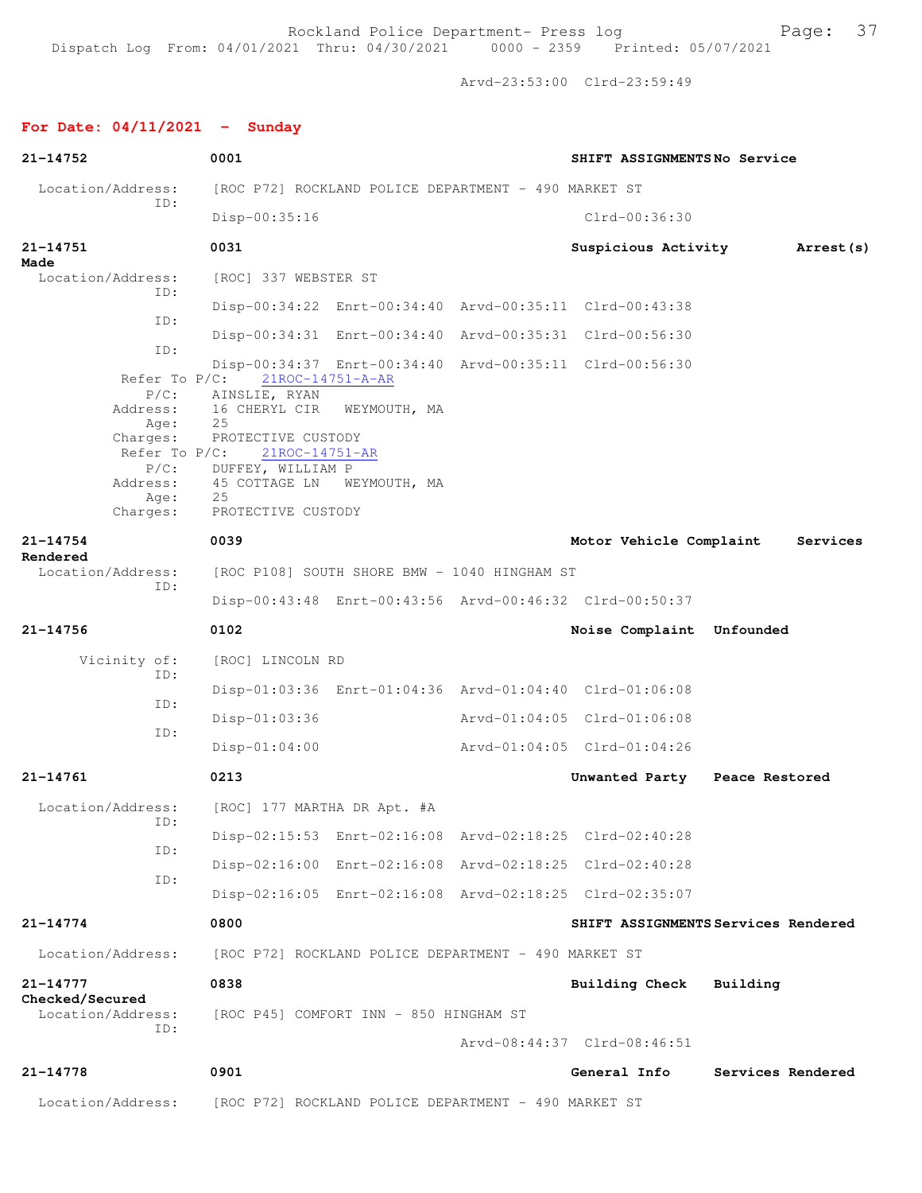Arvd-23:53:00 Clrd-23:59:49

## For Date: 04/11/2021 - Sunday

**21-14752** 0001 **SHIFT ASSIGNMENTS No Service**

Location/Address: [ROC P72] ROCKLAND POLICE DEPARTMENT - 490 MARKET ST
ID:
Disp-00:35:16 Clrd-00:36:30

**21-14751** 0031 **Suspicious Activity Arrest(s) Made**

Location/Address: [ROC] 337 WEBSTER ST
ID:
Disp-00:34:22 Enrt-00:34:40 Arvd-00:35:11 Clrd-00:43:38
ID:
Disp-00:34:31 Enrt-00:34:40 Arvd-00:35:31 Clrd-00:56:30
ID:
Disp-00:34:37 Enrt-00:34:40 Arvd-00:35:11 Clrd-00:56:30

Refer To P/C: 21ROC-14751-A-AR
P/C: AINSLIE, RYAN
Address: 16 CHERYL CIR WEYMOUTH, MA
Age: 25
Charges: PROTECTIVE CUSTODY

Refer To P/C: 21ROC-14751-AR
P/C: DUFFEY, WILLIAM P
Address: 45 COTTAGE LN WEYMOUTH, MA
Age: 25
Charges: PROTECTIVE CUSTODY

**21-14754** 0039 **Motor Vehicle Complaint Services Rendered**

Location/Address: [ROC P108] SOUTH SHORE BMW - 1040 HINGHAM ST
ID:
Disp-00:43:48 Enrt-00:43:56 Arvd-00:46:32 Clrd-00:50:37

**21-14756** 0102 **Noise Complaint Unfounded**

Vicinity of: [ROC] LINCOLN RD
ID:
Disp-01:03:36 Enrt-01:04:36 Arvd-01:04:40 Clrd-01:06:08
ID:
Disp-01:03:36 Arvd-01:04:05 Clrd-01:06:08
ID:
Disp-01:04:00 Arvd-01:04:05 Clrd-01:04:26

**21-14761** 0213 **Unwanted Party Peace Restored**

Location/Address: [ROC] 177 MARTHA DR Apt. #A
ID:
Disp-02:15:53 Enrt-02:16:08 Arvd-02:18:25 Clrd-02:40:28
ID:
Disp-02:16:00 Enrt-02:16:08 Arvd-02:18:25 Clrd-02:40:28
ID:
Disp-02:16:05 Enrt-02:16:08 Arvd-02:18:25 Clrd-02:35:07

**21-14774** 0800 **SHIFT ASSIGNMENTS Services Rendered**

Location/Address: [ROC P72] ROCKLAND POLICE DEPARTMENT - 490 MARKET ST

**21-14777** 0838 **Building Check Building Checked/Secured**

Location/Address: [ROC P45] COMFORT INN - 850 HINGHAM ST
ID:
Arvd-08:44:37 Clrd-08:46:51

**21-14778** 0901 **General Info Services Rendered**

Location/Address: [ROC P72] ROCKLAND POLICE DEPARTMENT - 490 MARKET ST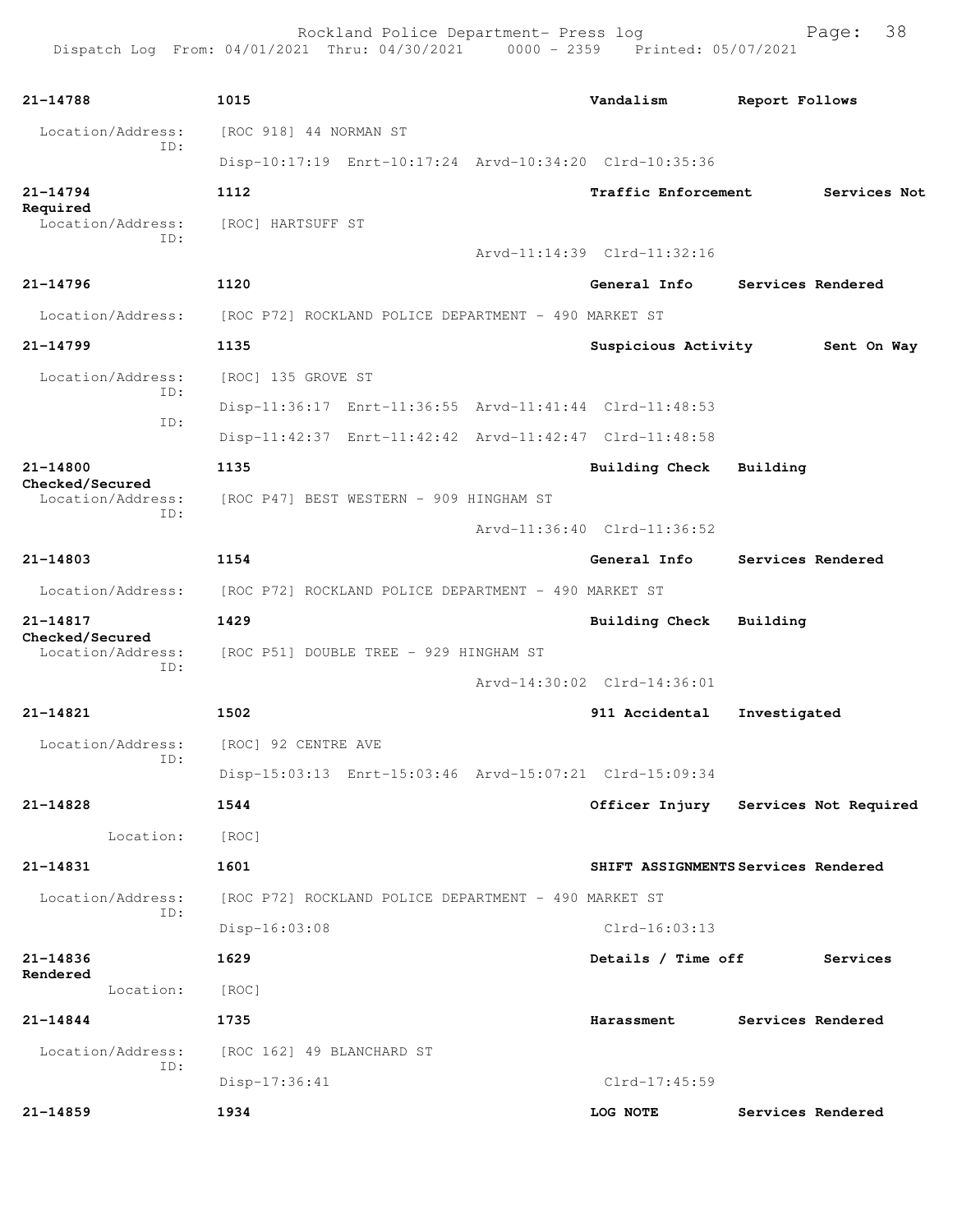21-14788 1015 Vandalism Report Follows

Location/Address: [ROC 918] 44 NORMAN ST
ID:
Disp-10:17:19 Enrt-10:17:24 Arvd-10:34:20 Clrd-10:35:36

21-14794 1112 Traffic Enforcement Services Not Required

Location/Address: [ROC] HARTSUFF ST
ID:
Arvd-11:14:39 Clrd-11:32:16

21-14796 1120 General Info Services Rendered

Location/Address: [ROC P72] ROCKLAND POLICE DEPARTMENT - 490 MARKET ST

21-14799 1135 Suspicious Activity Sent On Way

Location/Address: [ROC] 135 GROVE ST
ID:
Disp-11:36:17 Enrt-11:36:55 Arvd-11:41:44 Clrd-11:48:53
ID:
Disp-11:42:37 Enrt-11:42:42 Arvd-11:42:47 Clrd-11:48:58

21-14800 1135 Building Check Building Checked/Secured

Location/Address: [ROC P47] BEST WESTERN - 909 HINGHAM ST
ID:
Arvd-11:36:40 Clrd-11:36:52

21-14803 1154 General Info Services Rendered

Location/Address: [ROC P72] ROCKLAND POLICE DEPARTMENT - 490 MARKET ST

21-14817 1429 Building Check Building Checked/Secured

Location/Address: [ROC P51] DOUBLE TREE - 929 HINGHAM ST
ID:
Arvd-14:30:02 Clrd-14:36:01

21-14821 1502 911 Accidental Investigated

Location/Address: [ROC] 92 CENTRE AVE
ID:
Disp-15:03:13 Enrt-15:03:46 Arvd-15:07:21 Clrd-15:09:34

21-14828 1544 Officer Injury Services Not Required

Location: [ROC]

21-14831 1601 SHIFT ASSIGNMENTS Services Rendered

Location/Address: [ROC P72] ROCKLAND POLICE DEPARTMENT - 490 MARKET ST
ID:
Disp-16:03:08 Clrd-16:03:13

21-14836 1629 Details / Time off Services Rendered

Location: [ROC]

21-14844 1735 Harassment Services Rendered

Location/Address: [ROC 162] 49 BLANCHARD ST
ID:
Disp-17:36:41 Clrd-17:45:59

21-14859 1934 LOG NOTE Services Rendered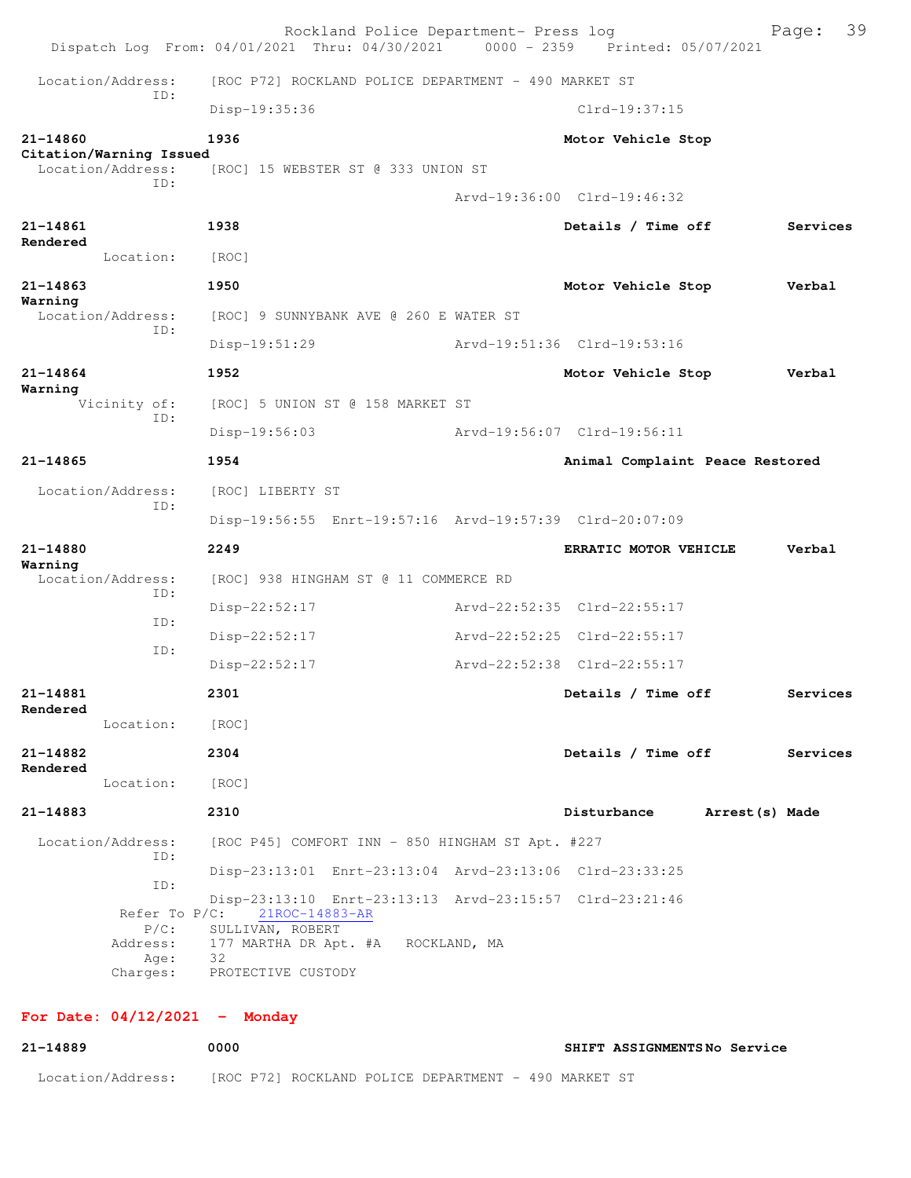Location/Address: [ROC P72] ROCKLAND POLICE DEPARTMENT - 490 MARKET ST
ID:
Disp-19:35:36 Clrd-19:37:15

**21-14860** **1936** **Motor Vehicle Stop**
**Citation/Warning Issued**
Location/Address: [ROC] 15 WEBSTER ST @ 333 UNION ST
ID:
Arvd-19:36:00 Clrd-19:46:32

**21-14861** **1938** **Details / Time off** **Services Rendered**
Location: [ROC]

**21-14863** **1950** **Motor Vehicle Stop** **Verbal Warning**
Location/Address: [ROC] 9 SUNNYBANK AVE @ 260 E WATER ST
ID:
Disp-19:51:29 Arvd-19:51:36 Clrd-19:53:16

**21-14864** **1952** **Motor Vehicle Stop** **Verbal Warning**
Vicinity of: [ROC] 5 UNION ST @ 158 MARKET ST
ID:
Disp-19:56:03 Arvd-19:56:07 Clrd-19:56:11

**21-14865** **1954** **Animal Complaint Peace Restored**
Location/Address: [ROC] LIBERTY ST
ID:
Disp-19:56:55 Enrt-19:57:16 Arvd-19:57:39 Clrd-20:07:09

**21-14880** **2249** **ERRATIC MOTOR VEHICLE** **Verbal Warning**
Location/Address: [ROC] 938 HINGHAM ST @ 11 COMMERCE RD
ID:
Disp-22:52:17 Arvd-22:52:35 Clrd-22:55:17
ID:
Disp-22:52:17 Arvd-22:52:25 Clrd-22:55:17
ID:
Disp-22:52:17 Arvd-22:52:38 Clrd-22:55:17

**21-14881** **2301** **Details / Time off** **Services Rendered**
Location: [ROC]

**21-14882** **2304** **Details / Time off** **Services Rendered**
Location: [ROC]

**21-14883** **2310** **Disturbance** **Arrest(s) Made**
Location/Address: [ROC P45] COMFORT INN - 850 HINGHAM ST Apt. #227
ID:
Disp-23:13:01 Enrt-23:13:04 Arvd-23:13:06 Clrd-23:33:25
ID:
Disp-23:13:10 Enrt-23:13:13 Arvd-23:15:57 Clrd-23:21:46
Refer To P/C: 21ROC-14883-AR
P/C: SULLIVAN, ROBERT
Address: 177 MARTHA DR Apt. #A ROCKLAND, MA
Age: 32
Charges: PROTECTIVE CUSTODY

## For Date: 04/12/2021 - Monday

**21-14889** **0000** **SHIFT ASSIGNMENTS** **No Service**
Location/Address: [ROC P72] ROCKLAND POLICE DEPARTMENT - 490 MARKET ST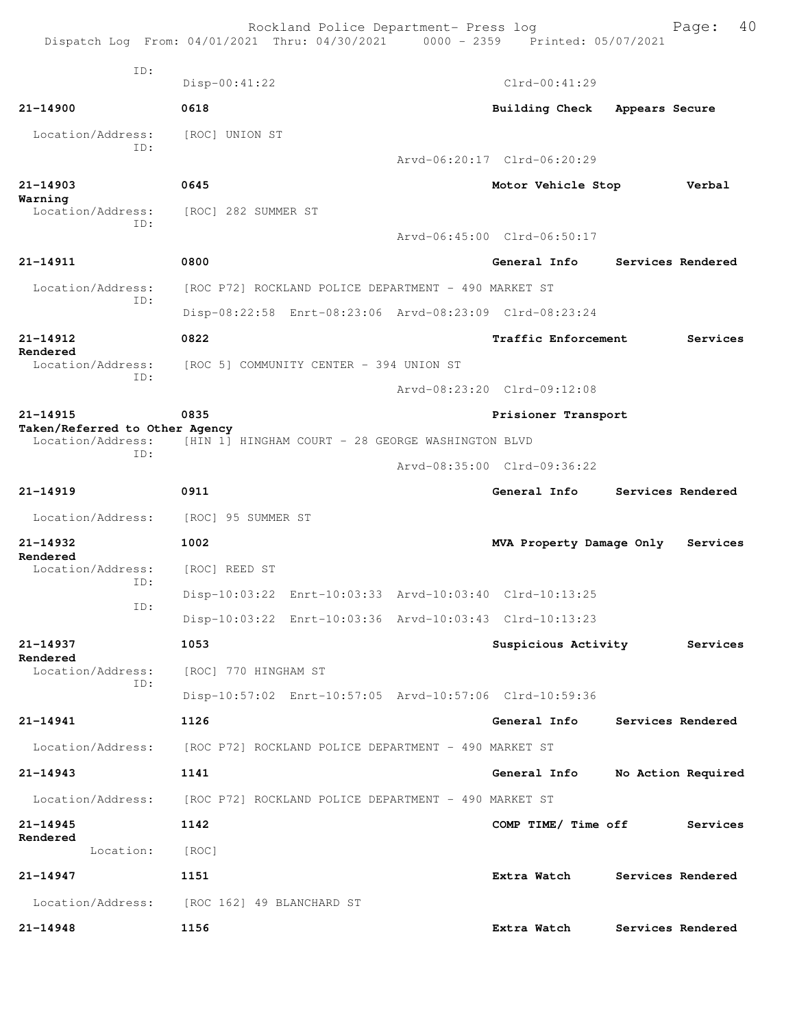ID:
Disp-00:41:22 Clrd-00:41:29

**21-14900** 0618 **Building Check** **Appears Secure**

Location/Address: [ROC] UNION ST
ID:
Arvd-06:20:17 Clrd-06:20:29

**21-14903** 0645 **Motor Vehicle Stop** **Verbal Warning**

Location/Address: [ROC] 282 SUMMER ST
ID:
Arvd-06:45:00 Clrd-06:50:17

**21-14911** 0800 **General Info** **Services Rendered**

Location/Address: [ROC P72] ROCKLAND POLICE DEPARTMENT - 490 MARKET ST
ID:
Disp-08:22:58 Enrt-08:23:06 Arvd-08:23:09 Clrd-08:23:24

**21-14912** 0822 **Traffic Enforcement** **Services Rendered**

Location/Address: [ROC 5] COMMUNITY CENTER - 394 UNION ST
ID:
Arvd-08:23:20 Clrd-09:12:08

**21-14915** 0835 **Prisioner Transport** **Taken/Referred to Other Agency**

Location/Address: [HIN 1] HINGHAM COURT - 28 GEORGE WASHINGTON BLVD
ID:
Arvd-08:35:00 Clrd-09:36:22

**21-14919** 0911 **General Info** **Services Rendered**

Location/Address: [ROC] 95 SUMMER ST

**21-14932** 1002 **MVA Property Damage Only** **Services Rendered**

Location/Address: [ROC] REED ST
ID:
Disp-10:03:22 Enrt-10:03:33 Arvd-10:03:40 Clrd-10:13:25
ID:
Disp-10:03:22 Enrt-10:03:36 Arvd-10:03:43 Clrd-10:13:23

**21-14937** 1053 **Suspicious Activity** **Services Rendered**

Location/Address: [ROC] 770 HINGHAM ST
ID:
Disp-10:57:02 Enrt-10:57:05 Arvd-10:57:06 Clrd-10:59:36

**21-14941** 1126 **General Info** **Services Rendered**

Location/Address: [ROC P72] ROCKLAND POLICE DEPARTMENT - 490 MARKET ST

**21-14943** 1141 **General Info** **No Action Required**

Location/Address: [ROC P72] ROCKLAND POLICE DEPARTMENT - 490 MARKET ST

**21-14945** 1142 **COMP TIME/ Time off** **Services Rendered**

Location: [ROC]

**21-14947** 1151 **Extra Watch** **Services Rendered**

Location/Address: [ROC 162] 49 BLANCHARD ST

**21-14948** 1156 **Extra Watch** **Services Rendered**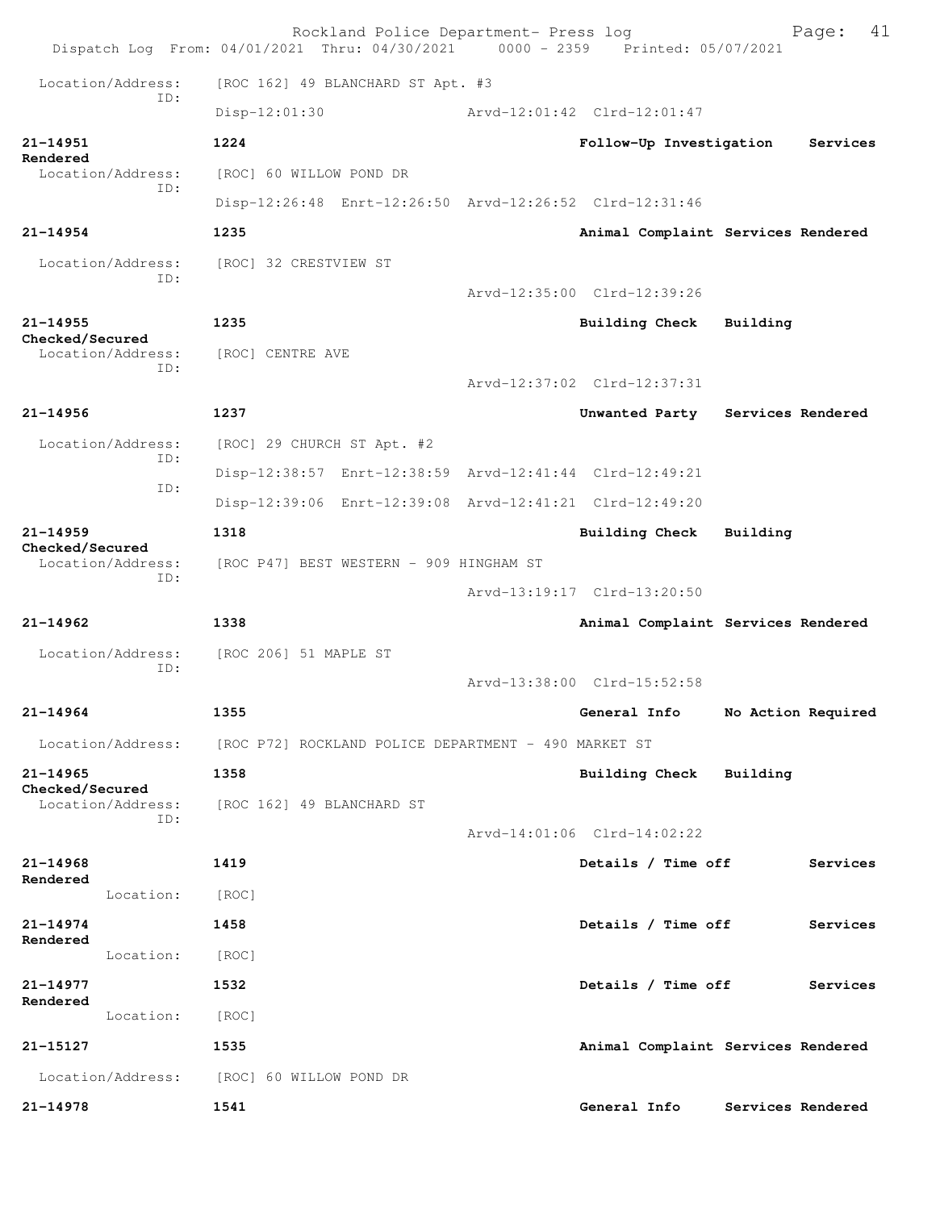Location/Address: [ROC 162] 49 BLANCHARD ST Apt. #3
ID:
Disp-12:01:30 Arvd-12:01:42 Clrd-12:01:47

**21-14951** **1224** **Follow-Up Investigation** **Services Rendered**
Location/Address: [ROC] 60 WILLOW POND DR
ID:
Disp-12:26:48 Enrt-12:26:50 Arvd-12:26:52 Clrd-12:31:46

**21-14954** **1235** **Animal Complaint** **Services Rendered**
Location/Address: [ROC] 32 CRESTVIEW ST
ID:
Arvd-12:35:00 Clrd-12:39:26

**21-14955** **1235** **Building Check** **Building Checked/Secured**
Location/Address: [ROC] CENTRE AVE
ID:
Arvd-12:37:02 Clrd-12:37:31

**21-14956** **1237** **Unwanted Party** **Services Rendered**
Location/Address: [ROC] 29 CHURCH ST Apt. #2
ID:
Disp-12:38:57 Enrt-12:38:59 Arvd-12:41:44 Clrd-12:49:21
ID:
Disp-12:39:06 Enrt-12:39:08 Arvd-12:41:21 Clrd-12:49:20

**21-14959** **1318** **Building Check** **Building Checked/Secured**
Location/Address: [ROC P47] BEST WESTERN - 909 HINGHAM ST
ID:
Arvd-13:19:17 Clrd-13:20:50

**21-14962** **1338** **Animal Complaint** **Services Rendered**
Location/Address: [ROC 206] 51 MAPLE ST
ID:
Arvd-13:38:00 Clrd-15:52:58

**21-14964** **1355** **General Info** **No Action Required**
Location/Address: [ROC P72] ROCKLAND POLICE DEPARTMENT - 490 MARKET ST

**21-14965** **1358** **Building Check** **Building Checked/Secured**
Location/Address: [ROC 162] 49 BLANCHARD ST
ID:
Arvd-14:01:06 Clrd-14:02:22

**21-14968** **1419** **Details / Time off** **Services Rendered**
Location: [ROC]

**21-14974** **1458** **Details / Time off** **Services Rendered**
Location: [ROC]

**21-14977** **1532** **Details / Time off** **Services Rendered**
Location: [ROC]

**21-15127** **1535** **Animal Complaint** **Services Rendered**
Location/Address: [ROC] 60 WILLOW POND DR

**21-14978** **1541** **General Info** **Services Rendered**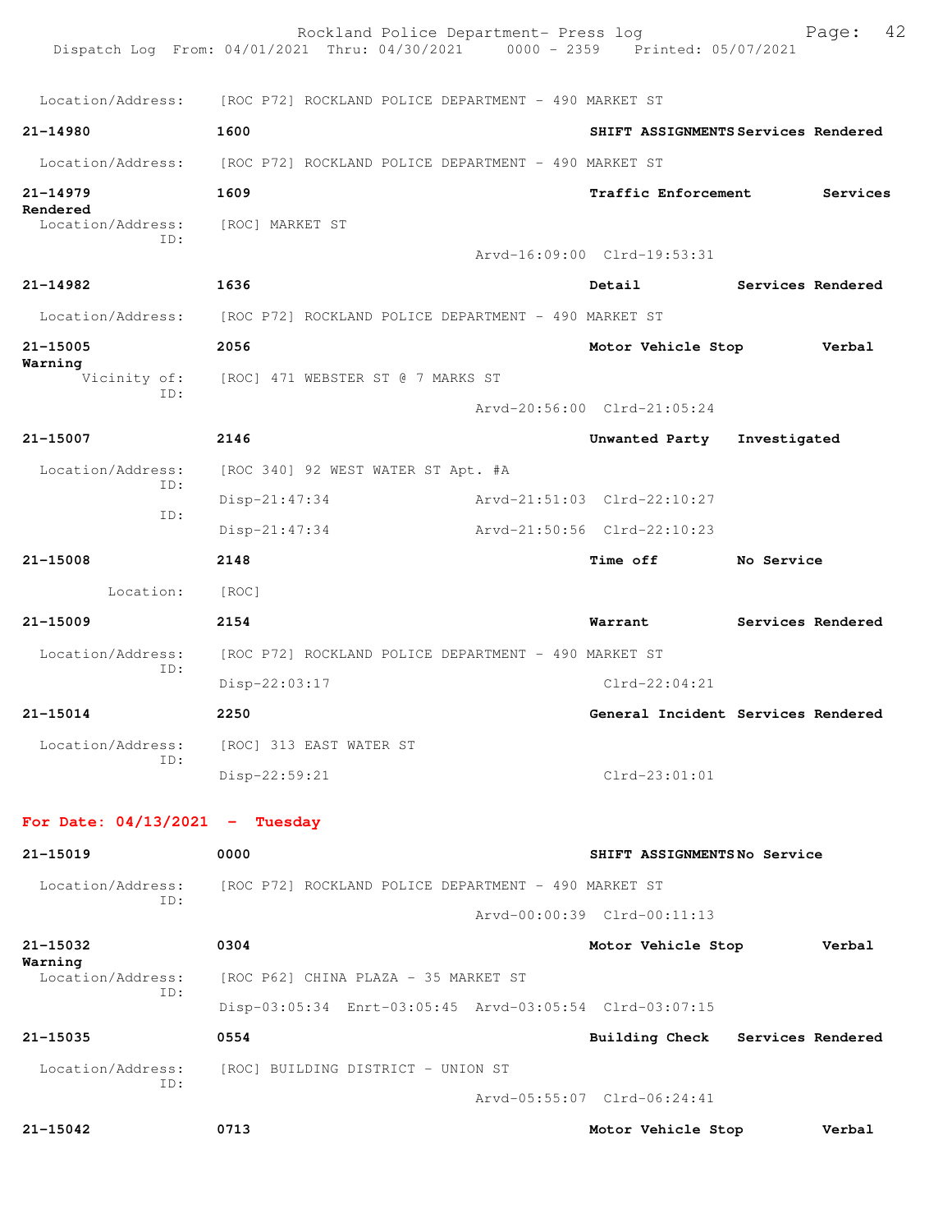Location/Address: [ROC P72] ROCKLAND POLICE DEPARTMENT - 490 MARKET ST

**21-14980** **1600** **SHIFT ASSIGNMENTS Services Rendered**

Location/Address: [ROC P72] ROCKLAND POLICE DEPARTMENT - 490 MARKET ST

**21-14979** **1609** **Traffic Enforcement Services Rendered**

Location/Address: [ROC] MARKET ST
ID:
Arvd-16:09:00 Clrd-19:53:31

**21-14982** **1636** **Detail Services Rendered**

Location/Address: [ROC P72] ROCKLAND POLICE DEPARTMENT - 490 MARKET ST

**21-15005** **2056** **Motor Vehicle Stop Verbal Warning**

Vicinity of: [ROC] 471 WEBSTER ST @ 7 MARKS ST
ID:
Arvd-20:56:00 Clrd-21:05:24

**21-15007** **2146** **Unwanted Party Investigated**

Location/Address: [ROC 340] 92 WEST WATER ST Apt. #A
ID:
Disp-21:47:34 Arvd-21:51:03 Clrd-22:10:27
ID:
Disp-21:47:34 Arvd-21:50:56 Clrd-22:10:23

**21-15008** **2148** **Time off No Service**

Location: [ROC]

**21-15009** **2154** **Warrant Services Rendered**

Location/Address: [ROC P72] ROCKLAND POLICE DEPARTMENT - 490 MARKET ST
ID:
Disp-22:03:17 Clrd-22:04:21

**21-15014** **2250** **General Incident Services Rendered**

Location/Address: [ROC] 313 EAST WATER ST
ID:
Disp-22:59:21 Clrd-23:01:01

**For Date: 04/13/2021 - Tuesday**

**21-15019** **0000** **SHIFT ASSIGNMENTS No Service**

Location/Address: [ROC P72] ROCKLAND POLICE DEPARTMENT - 490 MARKET ST
ID:
Arvd-00:00:39 Clrd-00:11:13

**21-15032** **0304** **Motor Vehicle Stop Verbal Warning**

Location/Address: [ROC P62] CHINA PLAZA - 35 MARKET ST
ID:
Disp-03:05:34 Enrt-03:05:45 Arvd-03:05:54 Clrd-03:07:15

**21-15035** **0554** **Building Check Services Rendered**

Location/Address: [ROC] BUILDING DISTRICT - UNION ST
ID:
Arvd-05:55:07 Clrd-06:24:41

**21-15042** **0713** **Motor Vehicle Stop Verbal**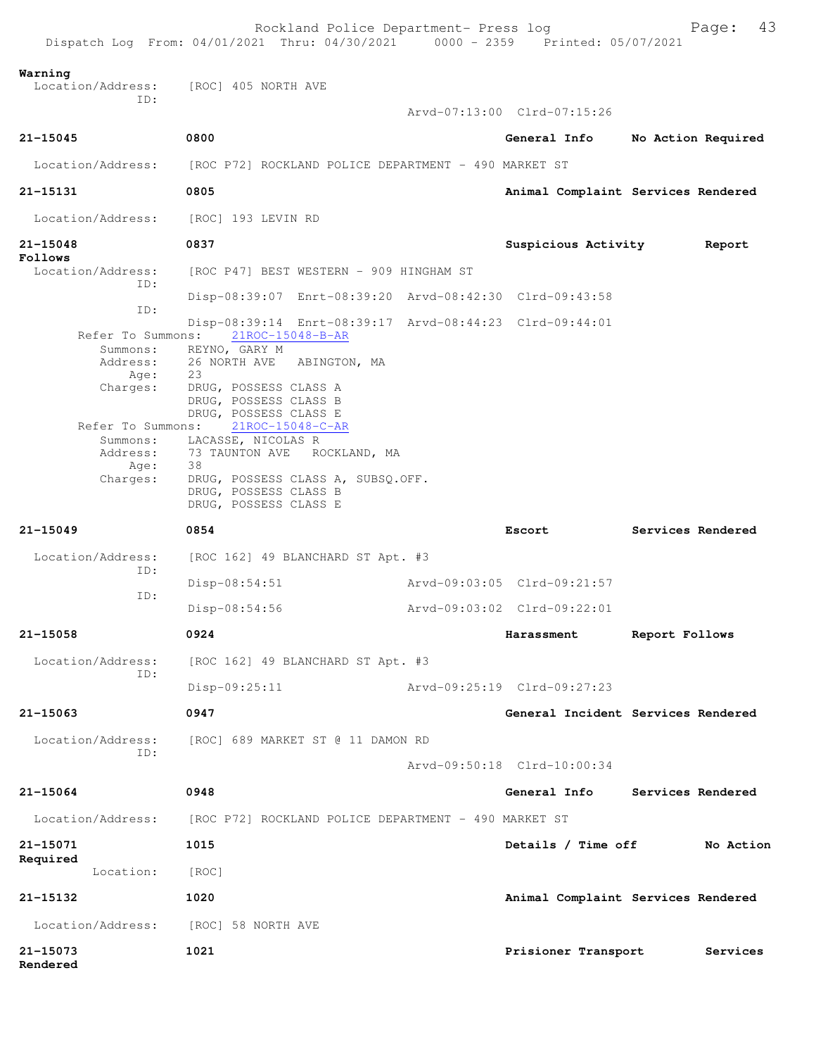**Warning**
Location/Address: [ROC] 405 NORTH AVE
ID:
Arvd-07:13:00 Clrd-07:15:26

**21-15045** 0800 **General Info** **No Action Required**

Location/Address: [ROC P72] ROCKLAND POLICE DEPARTMENT - 490 MARKET ST

**21-15131** 0805 **Animal Complaint** **Services Rendered**

Location/Address: [ROC] 193 LEVIN RD

**21-15048** 0837 **Suspicious Activity** **Report Follows**

Location/Address: [ROC P47] BEST WESTERN - 909 HINGHAM ST
ID:
Disp-08:39:07 Enrt-08:39:20 Arvd-08:42:30 Clrd-09:43:58
ID:
Disp-08:39:14 Enrt-08:39:17 Arvd-08:44:23 Clrd-09:44:01

Refer To Summons: 21ROC-15048-B-AR
Summons: REYNO, GARY M
Address: 26 NORTH AVE ABINGTON, MA
Age: 23
Charges: DRUG, POSSESS CLASS A
DRUG, POSSESS CLASS B
DRUG, POSSESS CLASS E

Refer To Summons: 21ROC-15048-C-AR
Summons: LACASSE, NICOLAS R
Address: 73 TAUNTON AVE ROCKLAND, MA
Age: 38
Charges: DRUG, POSSESS CLASS A, SUBSQ.OFF.
DRUG, POSSESS CLASS B
DRUG, POSSESS CLASS E

**21-15049** 0854 **Escort** **Services Rendered**

Location/Address: [ROC 162] 49 BLANCHARD ST Apt. #3
ID:
Disp-08:54:51 Arvd-09:03:05 Clrd-09:21:57
ID:
Disp-08:54:56 Arvd-09:03:02 Clrd-09:22:01

**21-15058** 0924 **Harassment** **Report Follows**

Location/Address: [ROC 162] 49 BLANCHARD ST Apt. #3
ID:
Disp-09:25:11 Arvd-09:25:19 Clrd-09:27:23

**21-15063** 0947 **General Incident** **Services Rendered**

Location/Address: [ROC] 689 MARKET ST @ 11 DAMON RD
ID:
Arvd-09:50:18 Clrd-10:00:34

**21-15064** 0948 **General Info** **Services Rendered**

Location/Address: [ROC P72] ROCKLAND POLICE DEPARTMENT - 490 MARKET ST

**21-15071** 1015 **Details / Time off** **No Action Required**

Location: [ROC]

**21-15132** 1020 **Animal Complaint** **Services Rendered**

Location/Address: [ROC] 58 NORTH AVE

**21-15073** 1021 **Prisioner Transport** **Services Rendered**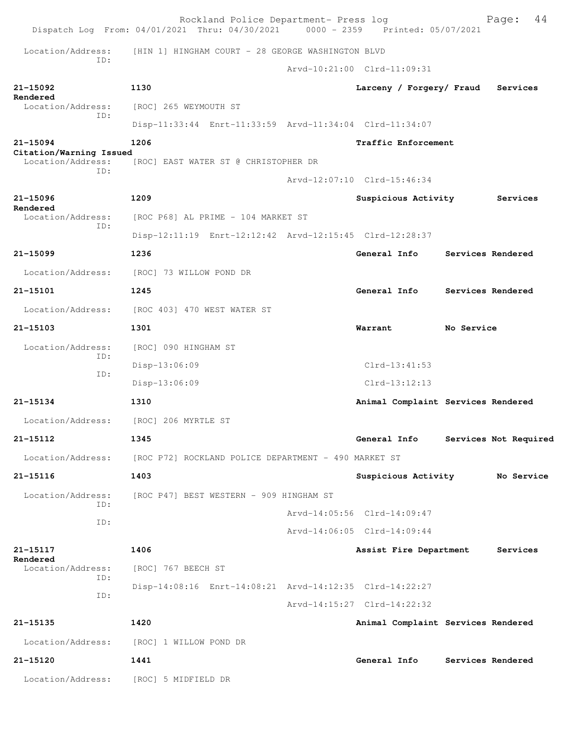Location/Address: [HIN 1] HINGHAM COURT - 28 GEORGE WASHINGTON BLVD
ID:
Arvd-10:21:00 Clrd-11:09:31

**21-15092** 1130 **Larceny / Forgery/ Fraud** **Services Rendered**
Location/Address: [ROC] 265 WEYMOUTH ST
ID:
Disp-11:33:44 Enrt-11:33:59 Arvd-11:34:04 Clrd-11:34:07

**21-15094** 1206 **Traffic Enforcement** **Citation/Warning Issued**
Location/Address: [ROC] EAST WATER ST @ CHRISTOPHER DR
ID:
Arvd-12:07:10 Clrd-15:46:34

**21-15096** 1209 **Suspicious Activity** **Services Rendered**
Location/Address: [ROC P68] AL PRIME - 104 MARKET ST
ID:
Disp-12:11:19 Enrt-12:12:42 Arvd-12:15:45 Clrd-12:28:37

**21-15099** 1236 **General Info** **Services Rendered**
Location/Address: [ROC] 73 WILLOW POND DR

**21-15101** 1245 **General Info** **Services Rendered**
Location/Address: [ROC 403] 470 WEST WATER ST

**21-15103** 1301 **Warrant** **No Service**
Location/Address: [ROC] 090 HINGHAM ST
ID:
Disp-13:06:09 Clrd-13:41:53
ID:
Disp-13:06:09 Clrd-13:12:13

**21-15134** 1310 **Animal Complaint** **Services Rendered**
Location/Address: [ROC] 206 MYRTLE ST

**21-15112** 1345 **General Info** **Services Not Required**
Location/Address: [ROC P72] ROCKLAND POLICE DEPARTMENT - 490 MARKET ST

**21-15116** 1403 **Suspicious Activity** **No Service**
Location/Address: [ROC P47] BEST WESTERN - 909 HINGHAM ST
ID:
Arvd-14:05:56 Clrd-14:09:47
ID:
Arvd-14:06:05 Clrd-14:09:44

**21-15117** 1406 **Assist Fire Department** **Services Rendered**
Location/Address: [ROC] 767 BEECH ST
ID:
Disp-14:08:16 Enrt-14:08:21 Arvd-14:12:35 Clrd-14:22:27
ID:
Arvd-14:15:27 Clrd-14:22:32

**21-15135** 1420 **Animal Complaint** **Services Rendered**
Location/Address: [ROC] 1 WILLOW POND DR

**21-15120** 1441 **General Info** **Services Rendered**
Location/Address: [ROC] 5 MIDFIELD DR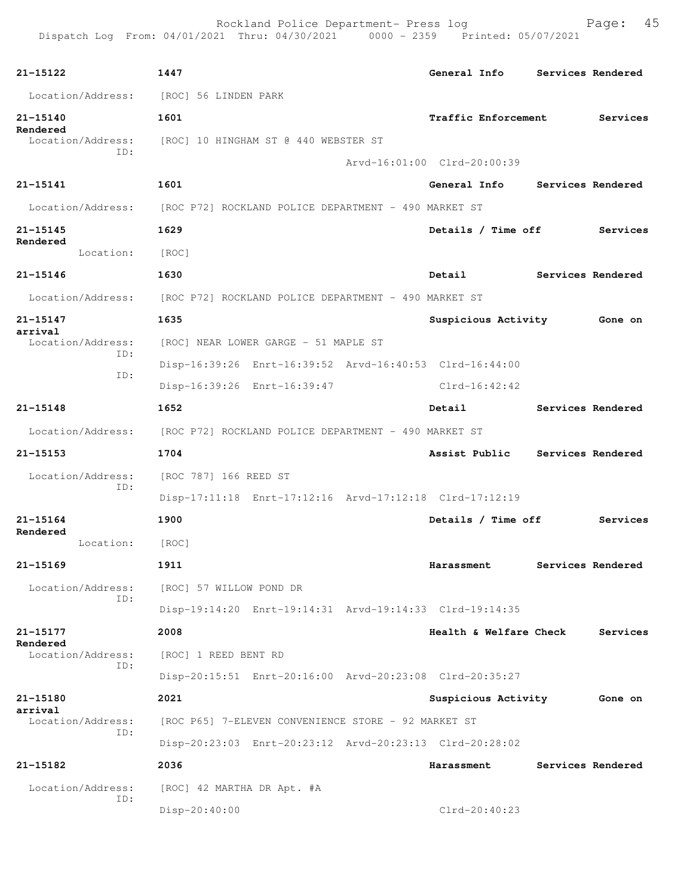21-15122 1447 General Info Services Rendered

Location/Address: [ROC] 56 LINDEN PARK

21-15140 1601 Traffic Enforcement Services Rendered

Location/Address: [ROC] 10 HINGHAM ST @ 440 WEBSTER ST
ID:
Arvd-16:01:00 Clrd-20:00:39

21-15141 1601 General Info Services Rendered

Location/Address: [ROC P72] ROCKLAND POLICE DEPARTMENT - 490 MARKET ST

21-15145 1629 Details / Time off Services Rendered

Location: [ROC]

21-15146 1630 Detail Services Rendered

Location/Address: [ROC P72] ROCKLAND POLICE DEPARTMENT - 490 MARKET ST

21-15147 1635 Suspicious Activity Gone on arrival

Location/Address: [ROC] NEAR LOWER GARGE - 51 MAPLE ST
ID:
Disp-16:39:26 Enrt-16:39:52 Arvd-16:40:53 Clrd-16:44:00
ID:
Disp-16:39:26 Enrt-16:39:47 Clrd-16:42:42

21-15148 1652 Detail Services Rendered

Location/Address: [ROC P72] ROCKLAND POLICE DEPARTMENT - 490 MARKET ST

21-15153 1704 Assist Public Services Rendered

Location/Address: [ROC 787] 166 REED ST
ID:
Disp-17:11:18 Enrt-17:12:16 Arvd-17:12:18 Clrd-17:12:19

21-15164 1900 Details / Time off Services Rendered

Location: [ROC]

21-15169 1911 Harassment Services Rendered

Location/Address: [ROC] 57 WILLOW POND DR
ID:
Disp-19:14:20 Enrt-19:14:31 Arvd-19:14:33 Clrd-19:14:35

21-15177 2008 Health & Welfare Check Services Rendered

Location/Address: [ROC] 1 REED BENT RD
ID:
Disp-20:15:51 Enrt-20:16:00 Arvd-20:23:08 Clrd-20:35:27

21-15180 2021 Suspicious Activity Gone on arrival

Location/Address: [ROC P65] 7-ELEVEN CONVENIENCE STORE - 92 MARKET ST
ID:
Disp-20:23:03 Enrt-20:23:12 Arvd-20:23:13 Clrd-20:28:02

21-15182 2036 Harassment Services Rendered

Location/Address: [ROC] 42 MARTHA DR Apt. #A
ID:
Disp-20:40:00 Clrd-20:40:23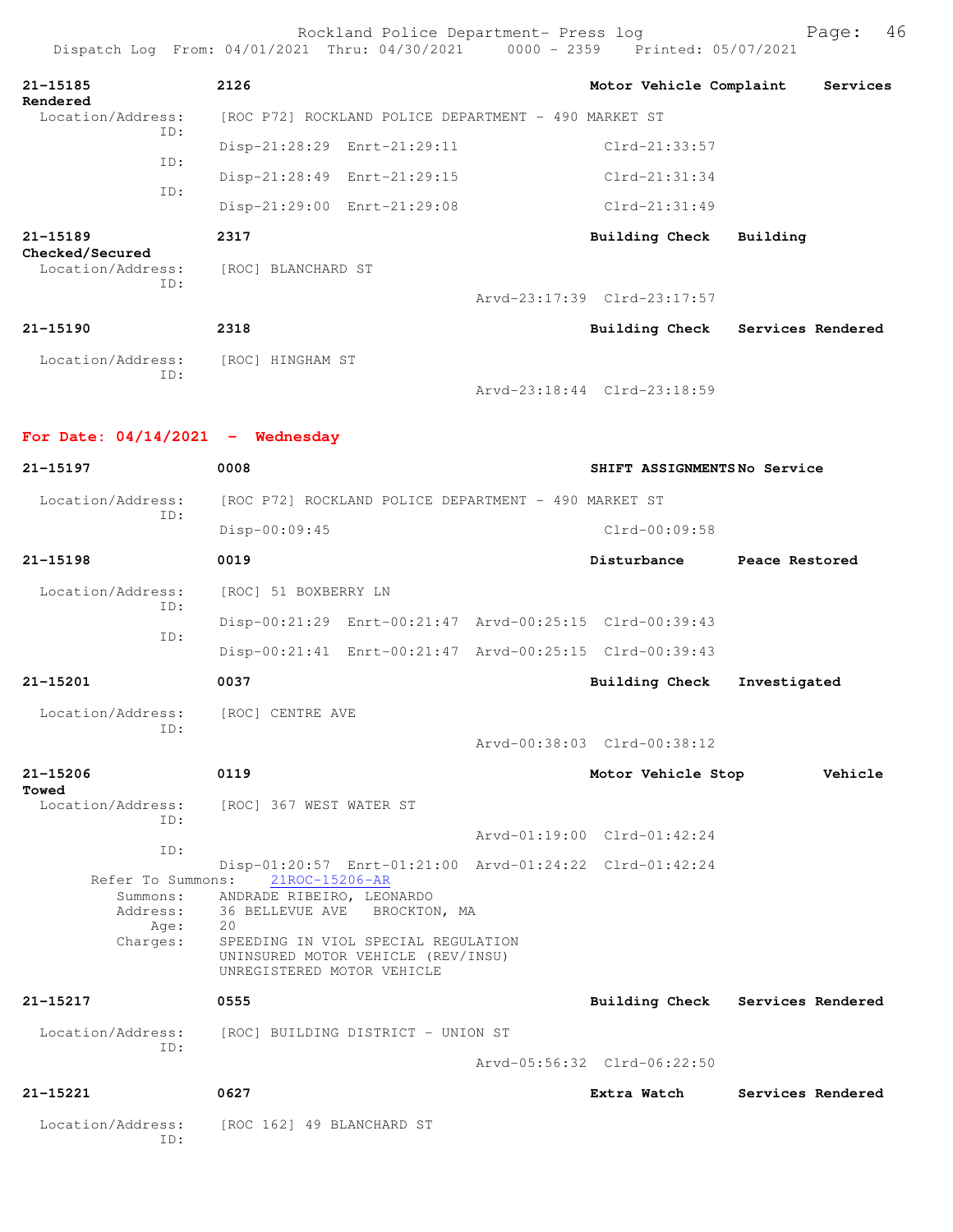**21-15185** 2126 **Motor Vehicle Complaint** **Services Rendered**

Location/Address: [ROC P72] ROCKLAND POLICE DEPARTMENT - 490 MARKET ST

ID: Disp-21:28:29 Enrt-21:29:11 Clrd-21:33:57

ID: Disp-21:28:49 Enrt-21:29:15 Clrd-21:31:34

ID: Disp-21:29:00 Enrt-21:29:08 Clrd-21:31:49

**21-15189** 2317 **Building Check** **Building Checked/Secured**

Location/Address: [ROC] BLANCHARD ST

ID: Arvd-23:17:39 Clrd-23:17:57

**21-15190** 2318 **Building Check** **Services Rendered**

Location/Address: [ROC] HINGHAM ST

ID: Arvd-23:18:44 Clrd-23:18:59

## For Date: 04/14/2021 - Wednesday

**21-15197** 0008 **SHIFT ASSIGNMENTS** **No Service**

Location/Address: [ROC P72] ROCKLAND POLICE DEPARTMENT - 490 MARKET ST

ID: Disp-00:09:45 Clrd-00:09:58

**21-15198** 0019 **Disturbance** **Peace Restored**

Location/Address: [ROC] 51 BOXBERRY LN

ID: Disp-00:21:29 Enrt-00:21:47 Arvd-00:25:15 Clrd-00:39:43

ID: Disp-00:21:41 Enrt-00:21:47 Arvd-00:25:15 Clrd-00:39:43

**21-15201** 0037 **Building Check** **Investigated**

Location/Address: [ROC] CENTRE AVE

ID: Arvd-00:38:03 Clrd-00:38:12

**21-15206** 0119 **Motor Vehicle Stop** **Vehicle Towed**

Location/Address: [ROC] 367 WEST WATER ST

ID: Arvd-01:19:00 Clrd-01:42:24

ID: Disp-01:20:57 Enrt-01:21:00 Arvd-01:24:22 Clrd-01:42:24

Refer To Summons: 21ROC-15206-AR

Summons: ANDRADE RIBEIRO, LEONARDO

Address: 36 BELLEVUE AVE BROCKTON, MA

Age: 20

Charges: SPEEDING IN VIOL SPECIAL REGULATION
UNINSURED MOTOR VEHICLE (REV/INSU)
UNREGISTERED MOTOR VEHICLE

**21-15217** 0555 **Building Check** **Services Rendered**

Location/Address: [ROC] BUILDING DISTRICT - UNION ST

ID: Arvd-05:56:32 Clrd-06:22:50

**21-15221** 0627 **Extra Watch** **Services Rendered**

Location/Address: [ROC 162] 49 BLANCHARD ST

ID: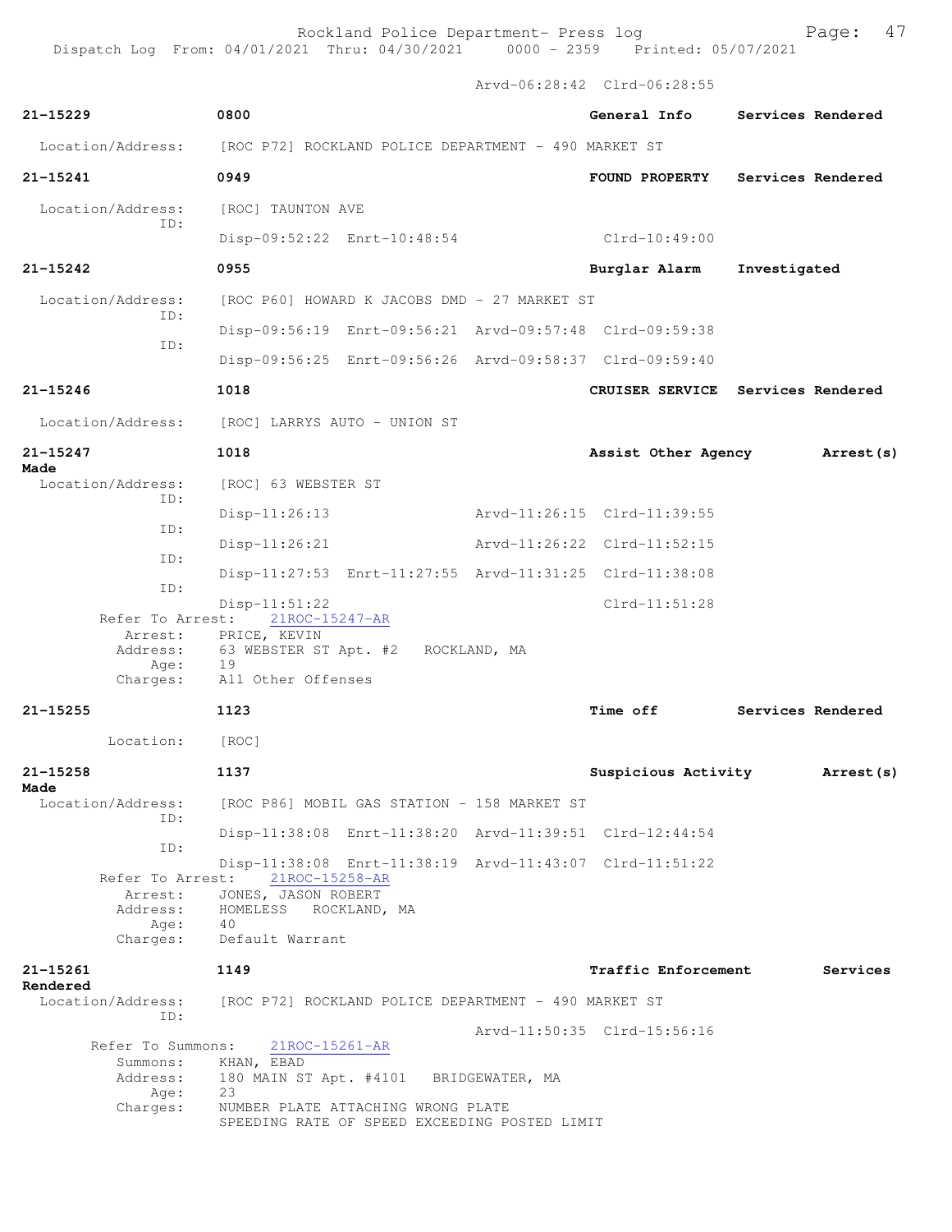Arvd-06:28:42 Clrd-06:28:55

**21-15229** **0800** **General Info** **Services Rendered**

Location/Address: [ROC P72] ROCKLAND POLICE DEPARTMENT - 490 MARKET ST

**21-15241** **0949** **FOUND PROPERTY** **Services Rendered**

Location/Address: [ROC] TAUNTON AVE
ID:
Disp-09:52:22 Enrt-10:48:54 Clrd-10:49:00

**21-15242** **0955** **Burglar Alarm** **Investigated**

Location/Address: [ROC P60] HOWARD K JACOBS DMD - 27 MARKET ST
ID:
Disp-09:56:19 Enrt-09:56:21 Arvd-09:57:48 Clrd-09:59:38
ID:
Disp-09:56:25 Enrt-09:56:26 Arvd-09:58:37 Clrd-09:59:40

**21-15246** **1018** **CRUISER SERVICE** **Services Rendered**

Location/Address: [ROC] LARRYS AUTO - UNION ST

**21-15247** **1018** **Assist Other Agency** **Arrest(s) Made**

Location/Address: [ROC] 63 WEBSTER ST
ID:
Disp-11:26:13 Arvd-11:26:15 Clrd-11:39:55
ID:
Disp-11:26:21 Arvd-11:26:22 Clrd-11:52:15
ID:
Disp-11:27:53 Enrt-11:27:55 Arvd-11:31:25 Clrd-11:38:08
ID:
Disp-11:51:22 Clrd-11:51:28
Refer To Arrest: 21ROC-15247-AR
Arrest: PRICE, KEVIN
Address: 63 WEBSTER ST Apt. #2 ROCKLAND, MA
Age: 19
Charges: All Other Offenses

**21-15255** **1123** **Time off** **Services Rendered**

Location: [ROC]

**21-15258** **1137** **Suspicious Activity** **Arrest(s) Made**

Location/Address: [ROC P86] MOBIL GAS STATION - 158 MARKET ST
ID:
Disp-11:38:08 Enrt-11:38:20 Arvd-11:39:51 Clrd-12:44:54
ID:
Disp-11:38:08 Enrt-11:38:19 Arvd-11:43:07 Clrd-11:51:22
Refer To Arrest: 21ROC-15258-AR
Arrest: JONES, JASON ROBERT
Address: HOMELESS ROCKLAND, MA
Age: 40
Charges: Default Warrant

**21-15261** **1149** **Traffic Enforcement** **Services Rendered**

Location/Address: [ROC P72] ROCKLAND POLICE DEPARTMENT - 490 MARKET ST
ID:
Arvd-11:50:35 Clrd-15:56:16
Refer To Summons: 21ROC-15261-AR
Summons: KHAN, EBAD
Address: 180 MAIN ST Apt. #4101 BRIDGEWATER, MA
Age: 23
Charges: NUMBER PLATE ATTACHING WRONG PLATE
SPEEDING RATE OF SPEED EXCEEDING POSTED LIMIT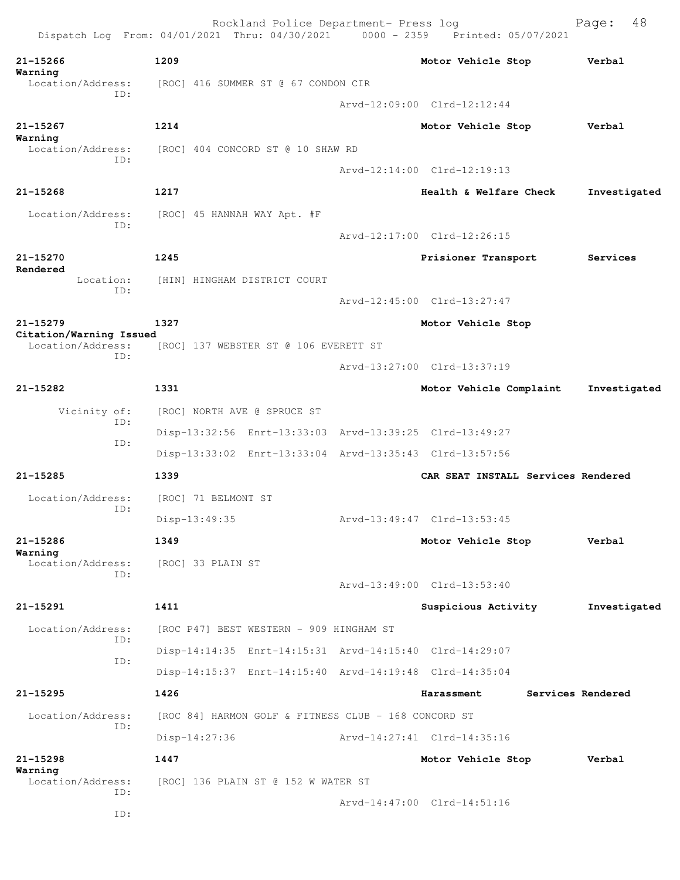| Call Number | Time | Call Reason | Action |
| --- | --- | --- | --- |
| 21-15266 | 1209 | Motor Vehicle Stop | Verbal Warning |

Location/Address: [ROC] 416 SUMMER ST @ 67 CONDON CIR
ID:
Arvd-12:09:00 Clrd-12:12:44

21-15267 1214 Motor Vehicle Stop Verbal Warning
Location/Address: [ROC] 404 CONCORD ST @ 10 SHAW RD
ID:
Arvd-12:14:00 Clrd-12:19:13

21-15268 1217 Health & Welfare Check Investigated
Location/Address: [ROC] 45 HANNAH WAY Apt. #F
ID:
Arvd-12:17:00 Clrd-12:26:15

21-15270 1245 Prisioner Transport Services Rendered
Location: [HIN] HINGHAM DISTRICT COURT
ID:
Arvd-12:45:00 Clrd-13:27:47

21-15279 1327 Motor Vehicle Stop Citation/Warning Issued
Location/Address: [ROC] 137 WEBSTER ST @ 106 EVERETT ST
ID:
Arvd-13:27:00 Clrd-13:37:19

21-15282 1331 Motor Vehicle Complaint Investigated
Vicinity of: [ROC] NORTH AVE @ SPRUCE ST
ID:
Disp-13:32:56 Enrt-13:33:03 Arvd-13:39:25 Clrd-13:49:27
ID:
Disp-13:33:02 Enrt-13:33:04 Arvd-13:35:43 Clrd-13:57:56

21-15285 1339 CAR SEAT INSTALL Services Rendered
Location/Address: [ROC] 71 BELMONT ST
ID:
Disp-13:49:35 Arvd-13:49:47 Clrd-13:53:45

21-15286 1349 Motor Vehicle Stop Verbal Warning
Location/Address: [ROC] 33 PLAIN ST
ID:
Arvd-13:49:00 Clrd-13:53:40

21-15291 1411 Suspicious Activity Investigated
Location/Address: [ROC P47] BEST WESTERN - 909 HINGHAM ST
ID:
Disp-14:14:35 Enrt-14:15:31 Arvd-14:15:40 Clrd-14:29:07
ID:
Disp-14:15:37 Enrt-14:15:40 Arvd-14:19:48 Clrd-14:35:04

21-15295 1426 Harassment Services Rendered
Location/Address: [ROC 84] HARMON GOLF & FITNESS CLUB - 168 CONCORD ST
ID:
Disp-14:27:36 Arvd-14:27:41 Clrd-14:35:16

21-15298 1447 Motor Vehicle Stop Verbal Warning
Location/Address: [ROC] 136 PLAIN ST @ 152 W WATER ST
ID:
Arvd-14:47:00 Clrd-14:51:16
ID: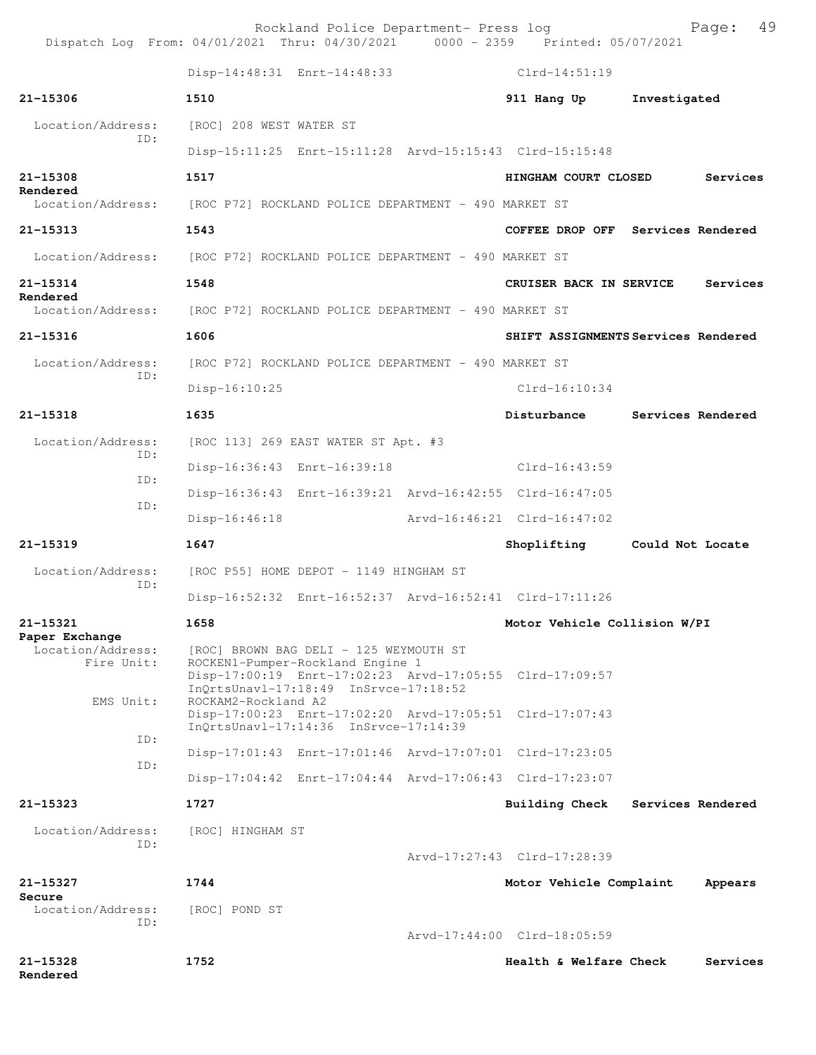Disp-14:48:31 Enrt-14:48:33 Clrd-14:51:19

**21-15306** 1510 911 Hang Up Investigated

Location/Address: [ROC] 208 WEST WATER ST
ID:
Disp-15:11:25 Enrt-15:11:28 Arvd-15:15:43 Clrd-15:15:48

**21-15308** 1517 HINGHAM COURT CLOSED Services Rendered

Location/Address: [ROC P72] ROCKLAND POLICE DEPARTMENT - 490 MARKET ST

**21-15313** 1543 COFFEE DROP OFF Services Rendered

Location/Address: [ROC P72] ROCKLAND POLICE DEPARTMENT - 490 MARKET ST

**21-15314** 1548 CRUISER BACK IN SERVICE Services Rendered

Location/Address: [ROC P72] ROCKLAND POLICE DEPARTMENT - 490 MARKET ST

**21-15316** 1606 SHIFT ASSIGNMENTS Services Rendered

Location/Address: [ROC P72] ROCKLAND POLICE DEPARTMENT - 490 MARKET ST
ID:
Disp-16:10:25 Clrd-16:10:34

**21-15318** 1635 Disturbance Services Rendered

Location/Address: [ROC 113] 269 EAST WATER ST Apt. #3
ID:
Disp-16:36:43 Enrt-16:39:18 Clrd-16:43:59
ID:
Disp-16:36:43 Enrt-16:39:21 Arvd-16:42:55 Clrd-16:47:05
ID:
Disp-16:46:18 Arvd-16:46:21 Clrd-16:47:02

**21-15319** 1647 Shoplifting Could Not Locate

Location/Address: [ROC P55] HOME DEPOT - 1149 HINGHAM ST
ID:
Disp-16:52:32 Enrt-16:52:37 Arvd-16:52:41 Clrd-17:11:26

**21-15321** 1658 Motor Vehicle Collision W/PI Paper Exchange

Location/Address: [ROC] BROWN BAG DELI - 125 WEYMOUTH ST
Fire Unit: ROCKEN1-Pumper-Rockland Engine 1
Disp-17:00:19 Enrt-17:02:23 Arvd-17:05:55 Clrd-17:09:57
InQrtsUnavl-17:18:49 InSrvce-17:18:52
EMS Unit: ROCKAM2-Rockland A2
Disp-17:00:23 Enrt-17:02:20 Arvd-17:05:51 Clrd-17:07:43
InQrtsUnavl-17:14:36 InSrvce-17:14:39
ID:
Disp-17:01:43 Enrt-17:01:46 Arvd-17:07:01 Clrd-17:23:05
ID:
Disp-17:04:42 Enrt-17:04:44 Arvd-17:06:43 Clrd-17:23:07

**21-15323** 1727 Building Check Services Rendered

Location/Address: [ROC] HINGHAM ST
ID:
Arvd-17:27:43 Clrd-17:28:39

**21-15327** 1744 Motor Vehicle Complaint Appears Secure

Location/Address: [ROC] POND ST
ID:
Arvd-17:44:00 Clrd-18:05:59

**21-15328** 1752 Health & Welfare Check Services Rendered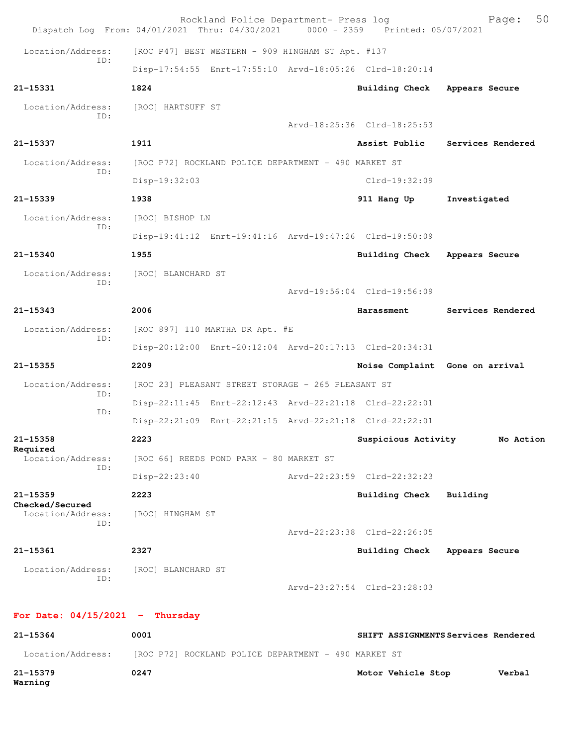Location/Address: [ROC P47] BEST WESTERN - 909 HINGHAM ST Apt. #137
ID:
Disp-17:54:55 Enrt-17:55:10 Arvd-18:05:26 Clrd-18:20:14

**21-15331** **1824** **Building Check** **Appears Secure**

Location/Address: [ROC] HARTSUFF ST
ID:
Arvd-18:25:36 Clrd-18:25:53

**21-15337** **1911** **Assist Public** **Services Rendered**

Location/Address: [ROC P72] ROCKLAND POLICE DEPARTMENT - 490 MARKET ST
ID:
Disp-19:32:03 Clrd-19:32:09

**21-15339** **1938** **911 Hang Up** **Investigated**

Location/Address: [ROC] BISHOP LN
ID:
Disp-19:41:12 Enrt-19:41:16 Arvd-19:47:26 Clrd-19:50:09

**21-15340** **1955** **Building Check** **Appears Secure**

Location/Address: [ROC] BLANCHARD ST
ID:
Arvd-19:56:04 Clrd-19:56:09

**21-15343** **2006** **Harassment** **Services Rendered**

Location/Address: [ROC 897] 110 MARTHA DR Apt. #E
ID:
Disp-20:12:00 Enrt-20:12:04 Arvd-20:17:13 Clrd-20:34:31

**21-15355** **2209** **Noise Complaint** **Gone on arrival**

Location/Address: [ROC 23] PLEASANT STREET STORAGE - 265 PLEASANT ST
ID:
Disp-22:11:45 Enrt-22:12:43 Arvd-22:21:18 Clrd-22:22:01
ID:
Disp-22:21:09 Enrt-22:21:15 Arvd-22:21:18 Clrd-22:22:01

**21-15358** **2223** **Suspicious Activity** **No Action Required**

Location/Address: [ROC 66] REEDS POND PARK - 80 MARKET ST
ID:
Disp-22:23:40 Arvd-22:23:59 Clrd-22:32:23

**21-15359** **2223** **Building Check** **Building Checked/Secured**

Location/Address: [ROC] HINGHAM ST
ID:
Arvd-22:23:38 Clrd-22:26:05

**21-15361** **2327** **Building Check** **Appears Secure**

Location/Address: [ROC] BLANCHARD ST
ID:
Arvd-23:27:54 Clrd-23:28:03

## For Date: 04/15/2021 - Thursday

**21-15364** **0001** **SHIFT ASSIGNMENTS** **Services Rendered**

Location/Address: [ROC P72] ROCKLAND POLICE DEPARTMENT - 490 MARKET ST

**21-15379** **0247** **Motor Vehicle Stop** **Verbal Warning**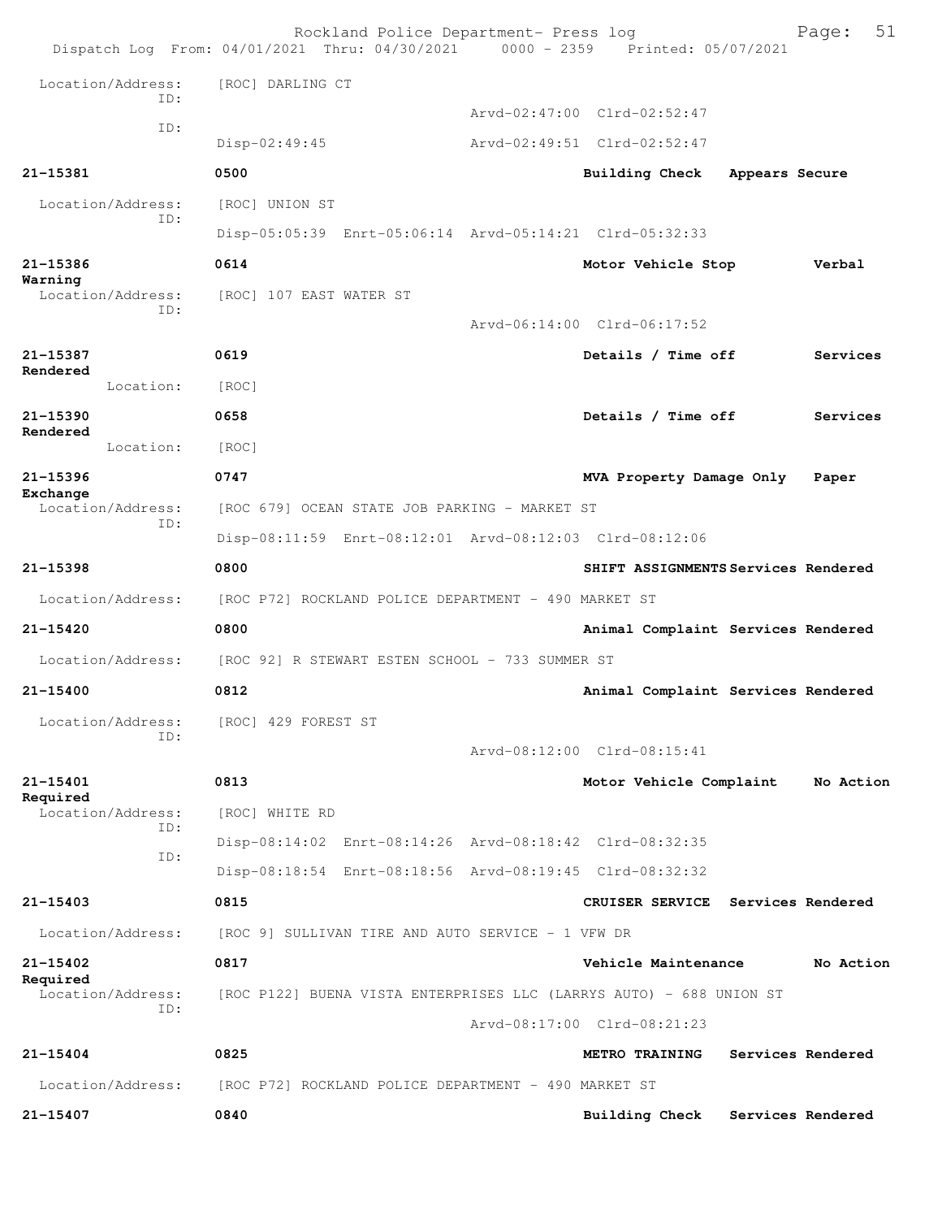Location/Address: [ROC] DARLING CT
ID:
Arvd-02:47:00 Clrd-02:52:47
ID:
Disp-02:49:45 Arvd-02:49:51 Clrd-02:52:47

**21-15381** 0500 **Building Check Appears Secure**

Location/Address: [ROC] UNION ST
ID:
Disp-05:05:39 Enrt-05:06:14 Arvd-05:14:21 Clrd-05:32:33

**21-15386** 0614 **Motor Vehicle Stop Verbal Warning**

Location/Address: [ROC] 107 EAST WATER ST
ID:
Arvd-06:14:00 Clrd-06:17:52

**21-15387** 0619 **Details / Time off Services Rendered**

Location: [ROC]

**21-15390** 0658 **Details / Time off Services Rendered**

Location: [ROC]

**21-15396** 0747 **MVA Property Damage Only Paper Exchange**

Location/Address: [ROC 679] OCEAN STATE JOB PARKING - MARKET ST
ID:
Disp-08:11:59 Enrt-08:12:01 Arvd-08:12:03 Clrd-08:12:06

**21-15398** 0800 **SHIFT ASSIGNMENTS Services Rendered**

Location/Address: [ROC P72] ROCKLAND POLICE DEPARTMENT - 490 MARKET ST

**21-15420** 0800 **Animal Complaint Services Rendered**

Location/Address: [ROC 92] R STEWART ESTEN SCHOOL - 733 SUMMER ST

**21-15400** 0812 **Animal Complaint Services Rendered**

Location/Address: [ROC] 429 FOREST ST
ID:
Arvd-08:12:00 Clrd-08:15:41

**21-15401** 0813 **Motor Vehicle Complaint No Action Required**

Location/Address: [ROC] WHITE RD
ID:
Disp-08:14:02 Enrt-08:14:26 Arvd-08:18:42 Clrd-08:32:35
ID:
Disp-08:18:54 Enrt-08:18:56 Arvd-08:19:45 Clrd-08:32:32

**21-15403** 0815 **CRUISER SERVICE Services Rendered**

Location/Address: [ROC 9] SULLIVAN TIRE AND AUTO SERVICE - 1 VFW DR

**21-15402** 0817 **Vehicle Maintenance No Action Required**

Location/Address: [ROC P122] BUENA VISTA ENTERPRISES LLC (LARRYS AUTO) - 688 UNION ST
ID:
Arvd-08:17:00 Clrd-08:21:23

**21-15404** 0825 **METRO TRAINING Services Rendered**

Location/Address: [ROC P72] ROCKLAND POLICE DEPARTMENT - 490 MARKET ST

**21-15407** 0840 **Building Check Services Rendered**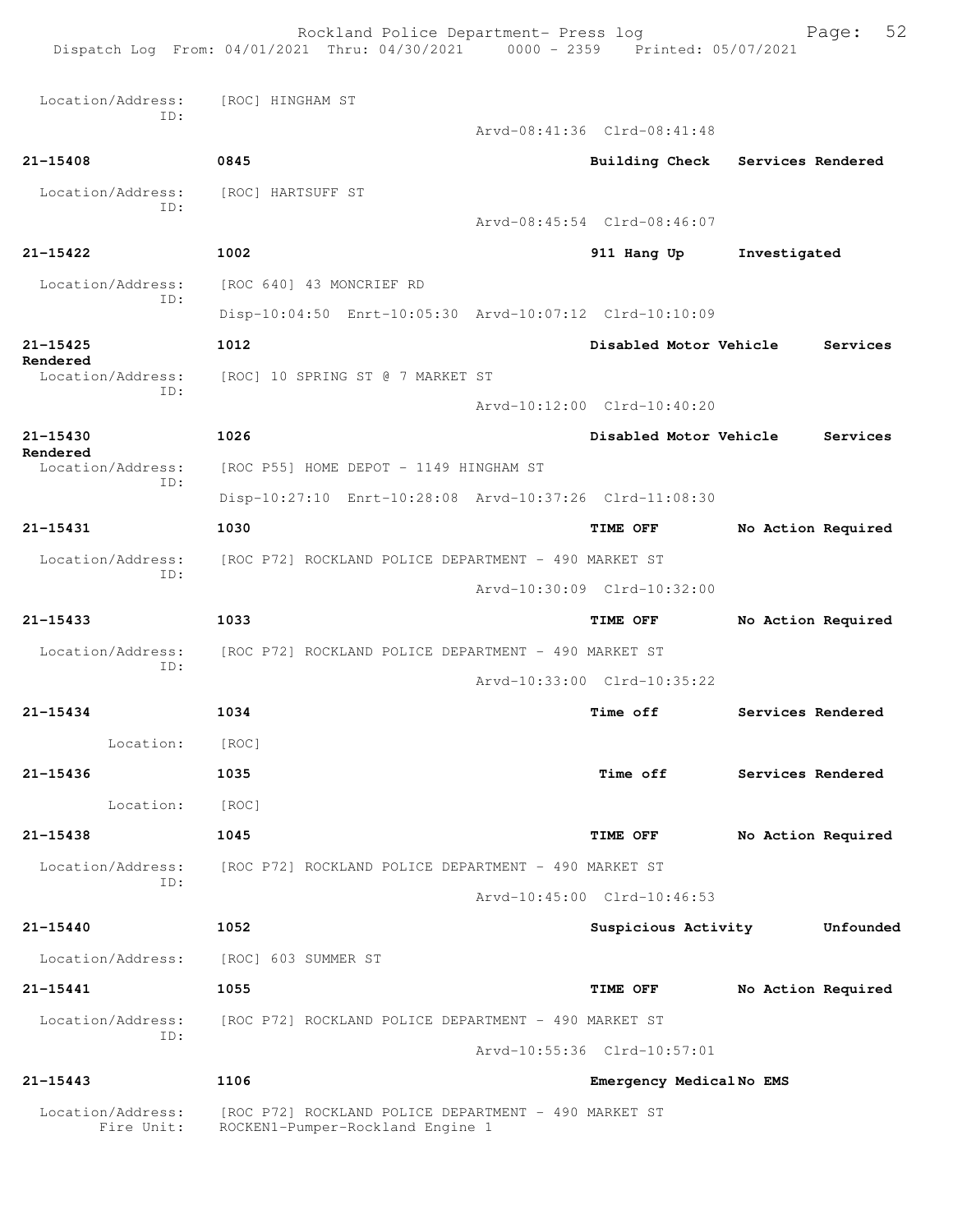Location/Address: [ROC] HINGHAM ST
ID:
Arvd-08:41:36 Clrd-08:41:48

**21-15408** **0845** **Building Check** **Services Rendered**

Location/Address: [ROC] HARTSUFF ST
ID:
Arvd-08:45:54 Clrd-08:46:07

**21-15422** **1002** **911 Hang Up** **Investigated**

Location/Address: [ROC 640] 43 MONCRIEF RD
ID:
Disp-10:04:50 Enrt-10:05:30 Arvd-10:07:12 Clrd-10:10:09

**21-15425** **1012** **Disabled Motor Vehicle** **Services Rendered**

Location/Address: [ROC] 10 SPRING ST @ 7 MARKET ST
ID:
Arvd-10:12:00 Clrd-10:40:20

**21-15430** **1026** **Disabled Motor Vehicle** **Services Rendered**

Location/Address: [ROC P55] HOME DEPOT - 1149 HINGHAM ST
ID:
Disp-10:27:10 Enrt-10:28:08 Arvd-10:37:26 Clrd-11:08:30

**21-15431** **1030** **TIME OFF** **No Action Required**

Location/Address: [ROC P72] ROCKLAND POLICE DEPARTMENT - 490 MARKET ST
ID:
Arvd-10:30:09 Clrd-10:32:00

**21-15433** **1033** **TIME OFF** **No Action Required**

Location/Address: [ROC P72] ROCKLAND POLICE DEPARTMENT - 490 MARKET ST
ID:
Arvd-10:33:00 Clrd-10:35:22

**21-15434** **1034** **Time off** **Services Rendered**

Location: [ROC]

**21-15436** **1035** **Time off** **Services Rendered**

Location: [ROC]

**21-15438** **1045** **TIME OFF** **No Action Required**

Location/Address: [ROC P72] ROCKLAND POLICE DEPARTMENT - 490 MARKET ST
ID:
Arvd-10:45:00 Clrd-10:46:53

**21-15440** **1052** **Suspicious Activity** **Unfounded**

Location/Address: [ROC] 603 SUMMER ST

**21-15441** **1055** **TIME OFF** **No Action Required**

Location/Address: [ROC P72] ROCKLAND POLICE DEPARTMENT - 490 MARKET ST
ID:
Arvd-10:55:36 Clrd-10:57:01

**21-15443** **1106** **Emergency Medical** **No EMS**

Location/Address: [ROC P72] ROCKLAND POLICE DEPARTMENT - 490 MARKET ST
Fire Unit: ROCKEN1-Pumper-Rockland Engine 1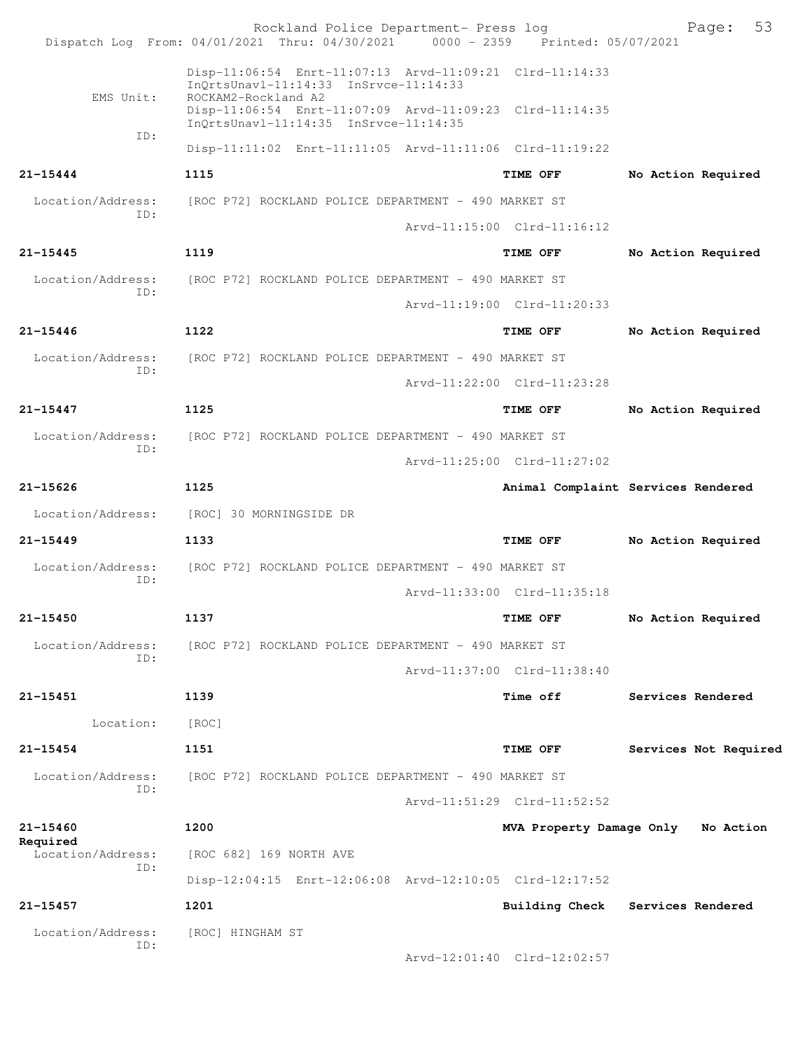Rockland Police Department- Press log
Dispatch Log From: 04/01/2021 Thru: 04/30/2021 0000 - 2359 Printed: 05/07/2021

Disp-11:06:54 Enrt-11:07:13 Arvd-11:09:21 Clrd-11:14:33
InQrtsUnavl-11:14:33 InSrvce-11:14:33
EMS Unit: ROCKAM2-Rockland A2
Disp-11:06:54 Enrt-11:07:09 Arvd-11:09:23 Clrd-11:14:35
InQrtsUnavl-11:14:35 InSrvce-11:14:35
ID:
Disp-11:11:02 Enrt-11:11:05 Arvd-11:11:06 Clrd-11:19:22

**21-15444** 1115 **TIME OFF** **No Action Required**
Location/Address: [ROC P72] ROCKLAND POLICE DEPARTMENT - 490 MARKET ST
ID:
Arvd-11:15:00 Clrd-11:16:12

**21-15445** 1119 **TIME OFF** **No Action Required**
Location/Address: [ROC P72] ROCKLAND POLICE DEPARTMENT - 490 MARKET ST
ID:
Arvd-11:19:00 Clrd-11:20:33

**21-15446** 1122 **TIME OFF** **No Action Required**
Location/Address: [ROC P72] ROCKLAND POLICE DEPARTMENT - 490 MARKET ST
ID:
Arvd-11:22:00 Clrd-11:23:28

**21-15447** 1125 **TIME OFF** **No Action Required**
Location/Address: [ROC P72] ROCKLAND POLICE DEPARTMENT - 490 MARKET ST
ID:
Arvd-11:25:00 Clrd-11:27:02

**21-15626** 1125 **Animal Complaint** **Services Rendered**
Location/Address: [ROC] 30 MORNINGSIDE DR

**21-15449** 1133 **TIME OFF** **No Action Required**
Location/Address: [ROC P72] ROCKLAND POLICE DEPARTMENT - 490 MARKET ST
ID:
Arvd-11:33:00 Clrd-11:35:18

**21-15450** 1137 **TIME OFF** **No Action Required**
Location/Address: [ROC P72] ROCKLAND POLICE DEPARTMENT - 490 MARKET ST
ID:
Arvd-11:37:00 Clrd-11:38:40

**21-15451** 1139 **Time off** **Services Rendered**
Location: [ROC]

**21-15454** 1151 **TIME OFF** **Services Not Required**
Location/Address: [ROC P72] ROCKLAND POLICE DEPARTMENT - 490 MARKET ST
ID:
Arvd-11:51:29 Clrd-11:52:52

**21-15460** 1200 **MVA Property Damage Only** **No Action Required**
Location/Address: [ROC 682] 169 NORTH AVE
ID:
Disp-12:04:15 Enrt-12:06:08 Arvd-12:10:05 Clrd-12:17:52

**21-15457** 1201 **Building Check** **Services Rendered**
Location/Address: [ROC] HINGHAM ST
ID:
Arvd-12:01:40 Clrd-12:02:57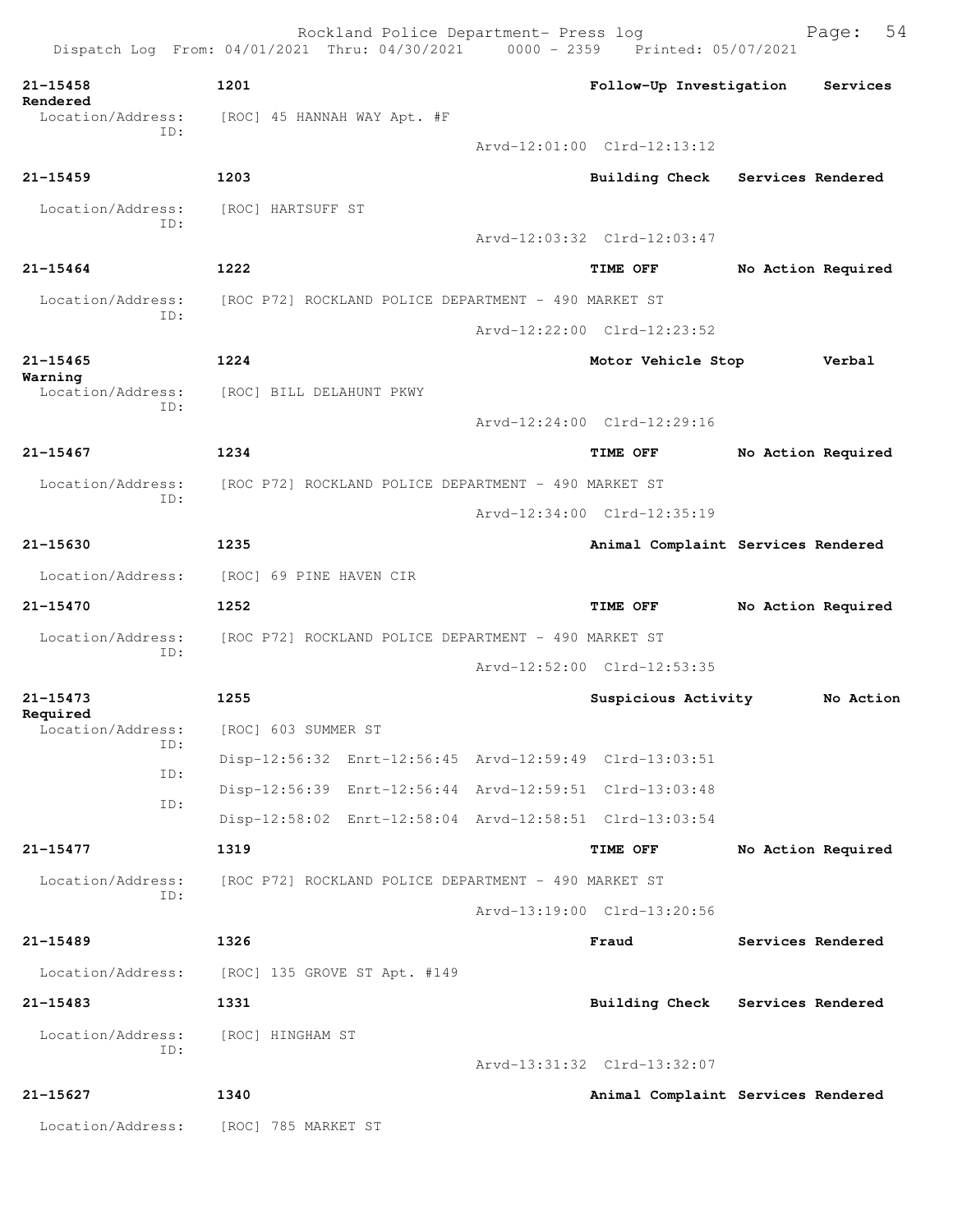| Call Number | Time | Call Reason | Action |
|---|---|---|---|
| 21-15458 | 1201 | Follow-Up Investigation | Services Rendered |

Location/Address: [ROC] 45 HANNAH WAY Apt. #F
ID:
Arvd-12:01:00 Clrd-12:13:12

| | | | |
|---|---|---|---|
| 21-15459 | 1203 | Building Check | Services Rendered |

Location/Address: [ROC] HARTSUFF ST
ID:
Arvd-12:03:32 Clrd-12:03:47

| | | | |
|---|---|---|---|
| 21-15464 | 1222 | TIME OFF | No Action Required |

Location/Address: [ROC P72] ROCKLAND POLICE DEPARTMENT - 490 MARKET ST
ID:
Arvd-12:22:00 Clrd-12:23:52

| | | | |
|---|---|---|---|
| 21-15465 | 1224 | Motor Vehicle Stop | Verbal Warning |

Location/Address: [ROC] BILL DELAHUNT PKWY
ID:
Arvd-12:24:00 Clrd-12:29:16

| | | | |
|---|---|---|---|
| 21-15467 | 1234 | TIME OFF | No Action Required |

Location/Address: [ROC P72] ROCKLAND POLICE DEPARTMENT - 490 MARKET ST
ID:
Arvd-12:34:00 Clrd-12:35:19

| | | | |
|---|---|---|---|
| 21-15630 | 1235 | Animal Complaint | Services Rendered |

Location/Address: [ROC] 69 PINE HAVEN CIR

| | | | |
|---|---|---|---|
| 21-15470 | 1252 | TIME OFF | No Action Required |

Location/Address: [ROC P72] ROCKLAND POLICE DEPARTMENT - 490 MARKET ST
ID:
Arvd-12:52:00 Clrd-12:53:35

| | | | |
|---|---|---|---|
| 21-15473 | 1255 | Suspicious Activity | No Action Required |

Location/Address: [ROC] 603 SUMMER ST
ID:
Disp-12:56:32 Enrt-12:56:45 Arvd-12:59:49 Clrd-13:03:51
ID:
Disp-12:56:39 Enrt-12:56:44 Arvd-12:59:51 Clrd-13:03:48
ID:
Disp-12:58:02 Enrt-12:58:04 Arvd-12:58:51 Clrd-13:03:54

| | | | |
|---|---|---|---|
| 21-15477 | 1319 | TIME OFF | No Action Required |

Location/Address: [ROC P72] ROCKLAND POLICE DEPARTMENT - 490 MARKET ST
ID:
Arvd-13:19:00 Clrd-13:20:56

| | | | |
|---|---|---|---|
| 21-15489 | 1326 | Fraud | Services Rendered |

Location/Address: [ROC] 135 GROVE ST Apt. #149

| | | | |
|---|---|---|---|
| 21-15483 | 1331 | Building Check | Services Rendered |

Location/Address: [ROC] HINGHAM ST
ID:
Arvd-13:31:32 Clrd-13:32:07

| | | | |
|---|---|---|---|
| 21-15627 | 1340 | Animal Complaint | Services Rendered |

Location/Address: [ROC] 785 MARKET ST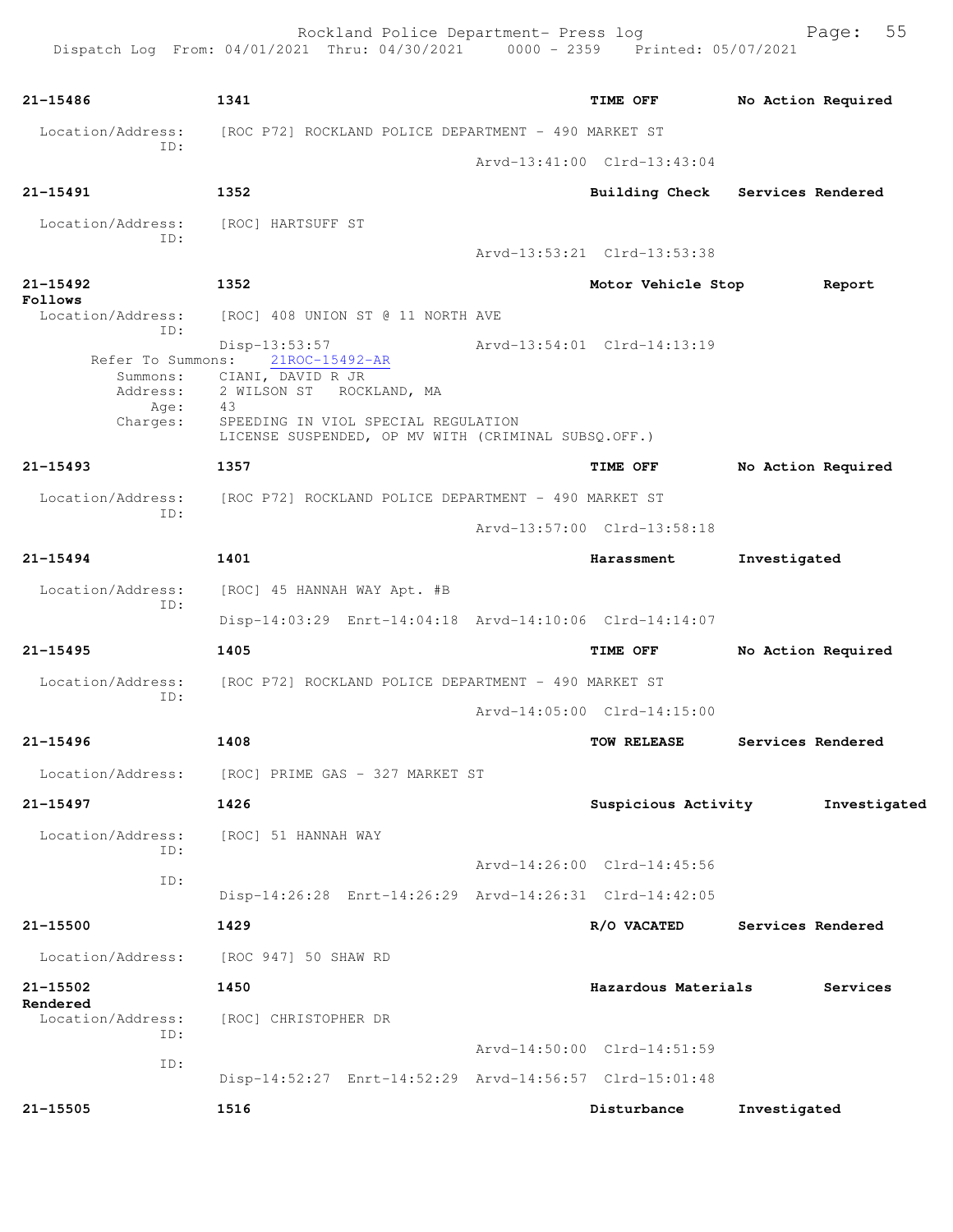**21-15486** 1341 **TIME OFF** **No Action Required**

Location/Address: [ROC P72] ROCKLAND POLICE DEPARTMENT - 490 MARKET ST
ID:
Arvd-13:41:00 Clrd-13:43:04

**21-15491** 1352 **Building Check** **Services Rendered**

Location/Address: [ROC] HARTSUFF ST
ID:
Arvd-13:53:21 Clrd-13:53:38

**21-15492** 1352 **Motor Vehicle Stop** **Report Follows**

Location/Address: [ROC] 408 UNION ST @ 11 NORTH AVE
ID:
Disp-13:53:57 Arvd-13:54:01 Clrd-14:13:19
Refer To Summons: 21ROC-15492-AR
Summons: CIANI, DAVID R JR
Address: 2 WILSON ST ROCKLAND, MA
Age: 43
Charges: SPEEDING IN VIOL SPECIAL REGULATION
LICENSE SUSPENDED, OP MV WITH (CRIMINAL SUBSQ.OFF.)

**21-15493** 1357 **TIME OFF** **No Action Required**

Location/Address: [ROC P72] ROCKLAND POLICE DEPARTMENT - 490 MARKET ST
ID:
Arvd-13:57:00 Clrd-13:58:18

**21-15494** 1401 **Harassment** **Investigated**

Location/Address: [ROC] 45 HANNAH WAY Apt. #B
ID:
Disp-14:03:29 Enrt-14:04:18 Arvd-14:10:06 Clrd-14:14:07

**21-15495** 1405 **TIME OFF** **No Action Required**

Location/Address: [ROC P72] ROCKLAND POLICE DEPARTMENT - 490 MARKET ST
ID:
Arvd-14:05:00 Clrd-14:15:00

**21-15496** 1408 **TOW RELEASE** **Services Rendered**

Location/Address: [ROC] PRIME GAS - 327 MARKET ST

**21-15497** 1426 **Suspicious Activity** **Investigated**

Location/Address: [ROC] 51 HANNAH WAY
ID:
Arvd-14:26:00 Clrd-14:45:56
ID:
Disp-14:26:28 Enrt-14:26:29 Arvd-14:26:31 Clrd-14:42:05

**21-15500** 1429 **R/O VACATED** **Services Rendered**

Location/Address: [ROC 947] 50 SHAW RD

**21-15502** 1450 **Hazardous Materials** **Services Rendered**

Location/Address: [ROC] CHRISTOPHER DR
ID:
Arvd-14:50:00 Clrd-14:51:59
ID:
Disp-14:52:27 Enrt-14:52:29 Arvd-14:56:57 Clrd-15:01:48

**21-15505** 1516 **Disturbance** **Investigated**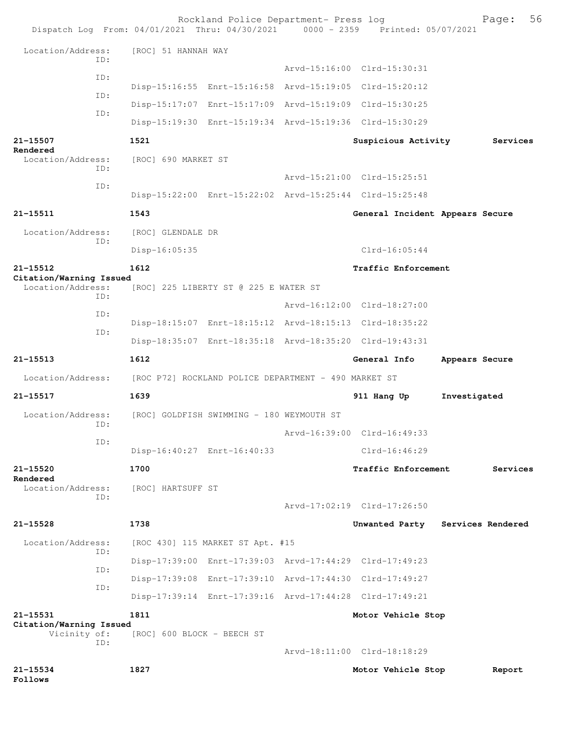Location/Address: [ROC] 51 HANNAH WAY

ID: Arvd-15:16:00 Clrd-15:30:31

ID: Disp-15:16:55 Enrt-15:16:58 Arvd-15:19:05 Clrd-15:20:12

ID: Disp-15:17:07 Enrt-15:17:09 Arvd-15:19:09 Clrd-15:30:25

ID: Disp-15:19:30 Enrt-15:19:34 Arvd-15:19:36 Clrd-15:30:29

**21-15507** 1521 **Suspicious Activity** **Services Rendered**

Location/Address: [ROC] 690 MARKET ST

ID: Arvd-15:21:00 Clrd-15:25:51

ID: Disp-15:22:00 Enrt-15:22:02 Arvd-15:25:44 Clrd-15:25:48

**21-15511** 1543 **General Incident Appears Secure**

Location/Address: [ROC] GLENDALE DR

ID: Disp-16:05:35 Clrd-16:05:44

**21-15512** 1612 **Traffic Enforcement** **Citation/Warning Issued**

Location/Address: [ROC] 225 LIBERTY ST @ 225 E WATER ST

ID: Arvd-16:12:00 Clrd-18:27:00

ID: Disp-18:15:07 Enrt-18:15:12 Arvd-18:15:13 Clrd-18:35:22

ID: Disp-18:35:07 Enrt-18:35:18 Arvd-18:35:20 Clrd-19:43:31

**21-15513** 1612 **General Info** **Appears Secure**

Location/Address: [ROC P72] ROCKLAND POLICE DEPARTMENT - 490 MARKET ST

**21-15517** 1639 **911 Hang Up** **Investigated**

Location/Address: [ROC] GOLDFISH SWIMMING - 180 WEYMOUTH ST

ID: Arvd-16:39:00 Clrd-16:49:33

ID: Disp-16:40:27 Enrt-16:40:33 Clrd-16:46:29

**21-15520** 1700 **Traffic Enforcement** **Services Rendered**

Location/Address: [ROC] HARTSUFF ST

ID: Arvd-17:02:19 Clrd-17:26:50

**21-15528** 1738 **Unwanted Party** **Services Rendered**

Location/Address: [ROC 430] 115 MARKET ST Apt. #15

ID: Disp-17:39:00 Enrt-17:39:03 Arvd-17:44:29 Clrd-17:49:23

ID: Disp-17:39:08 Enrt-17:39:10 Arvd-17:44:30 Clrd-17:49:27

ID: Disp-17:39:14 Enrt-17:39:16 Arvd-17:44:28 Clrd-17:49:21

**21-15531** 1811 **Motor Vehicle Stop** **Citation/Warning Issued**

Vicinity of: [ROC] 600 BLOCK - BEECH ST

ID: Arvd-18:11:00 Clrd-18:18:29

**21-15534** 1827 **Motor Vehicle Stop** **Report Follows**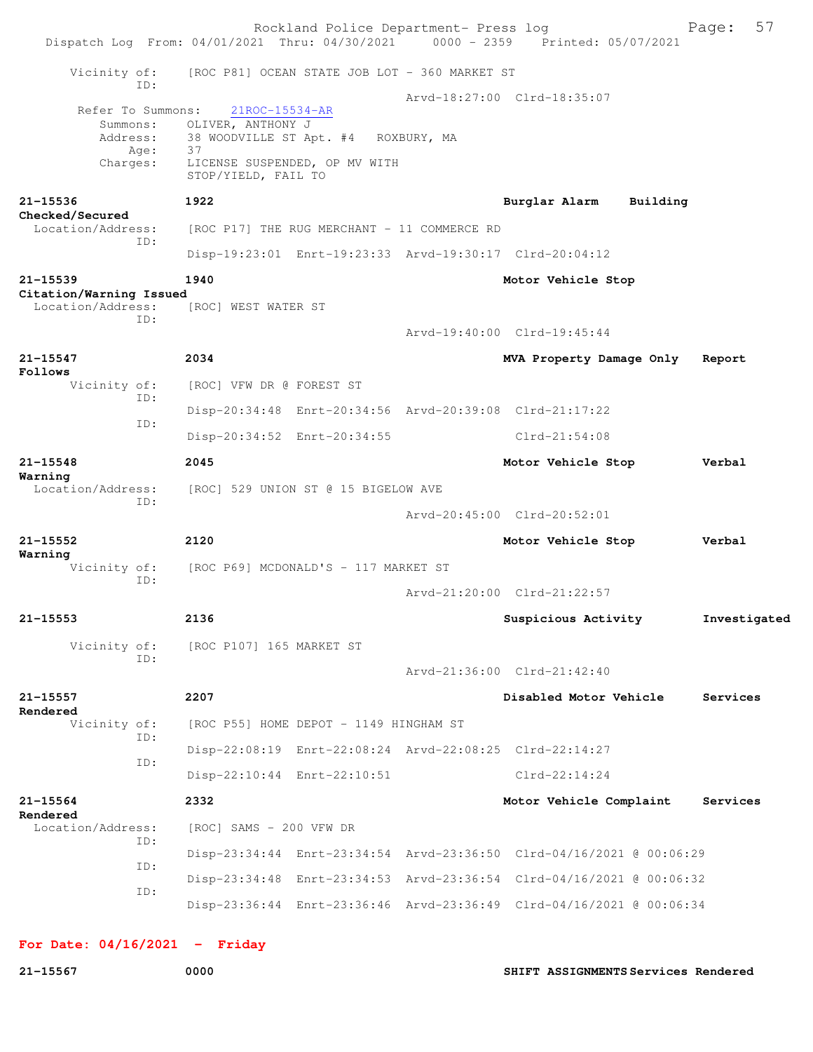Vicinity of: [ROC P81] OCEAN STATE JOB LOT - 360 MARKET ST
ID:
Arvd-18:27:00 Clrd-18:35:07

Refer To Summons: 21ROC-15534-AR
Summons: OLIVER, ANTHONY J
Address: 38 WOODVILLE ST Apt. #4 ROXBURY, MA
Age: 37
Charges: LICENSE SUSPENDED, OP MV WITH
STOP/YIELD, FAIL TO

**21-15536** **1922** **Burglar Alarm** **Building Checked/Secured**
Location/Address: [ROC P17] THE RUG MERCHANT - 11 COMMERCE RD
ID:
Disp-19:23:01 Enrt-19:23:33 Arvd-19:30:17 Clrd-20:04:12

**21-15539** **1940** **Motor Vehicle Stop** **Citation/Warning Issued**
Location/Address: [ROC] WEST WATER ST
ID:
Arvd-19:40:00 Clrd-19:45:44

**21-15547** **2034** **MVA Property Damage Only** **Report Follows**
Vicinity of: [ROC] VFW DR @ FOREST ST
ID:
Disp-20:34:48 Enrt-20:34:56 Arvd-20:39:08 Clrd-21:17:22
ID:
Disp-20:34:52 Enrt-20:34:55 Clrd-21:54:08

**21-15548** **2045** **Motor Vehicle Stop** **Verbal Warning**
Location/Address: [ROC] 529 UNION ST @ 15 BIGELOW AVE
ID:
Arvd-20:45:00 Clrd-20:52:01

**21-15552** **2120** **Motor Vehicle Stop** **Verbal Warning**
Vicinity of: [ROC P69] MCDONALD'S - 117 MARKET ST
ID:
Arvd-21:20:00 Clrd-21:22:57

**21-15553** **2136** **Suspicious Activity** **Investigated**
Vicinity of: [ROC P107] 165 MARKET ST
ID:
Arvd-21:36:00 Clrd-21:42:40

**21-15557** **2207** **Disabled Motor Vehicle** **Services Rendered**
Vicinity of: [ROC P55] HOME DEPOT - 1149 HINGHAM ST
ID:
Disp-22:08:19 Enrt-22:08:24 Arvd-22:08:25 Clrd-22:14:27
ID:
Disp-22:10:44 Enrt-22:10:51 Clrd-22:14:24

**21-15564** **2332** **Motor Vehicle Complaint** **Services Rendered**
Location/Address: [ROC] SAMS - 200 VFW DR
ID:
Disp-23:34:44 Enrt-23:34:54 Arvd-23:36:50 Clrd-04/16/2021 @ 00:06:29
ID:
Disp-23:34:48 Enrt-23:34:53 Arvd-23:36:54 Clrd-04/16/2021 @ 00:06:32
ID:
Disp-23:36:44 Enrt-23:36:46 Arvd-23:36:49 Clrd-04/16/2021 @ 00:06:34

## For Date: 04/16/2021 - Friday

**21-15567** **0000** **SHIFT ASSIGNMENTS** **Services Rendered**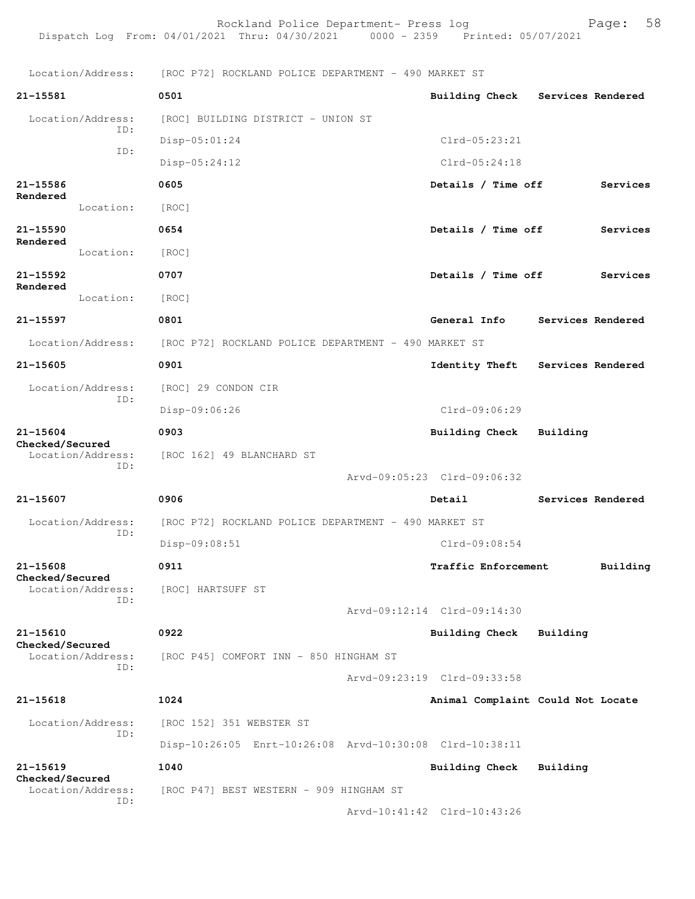Location/Address: [ROC P72] ROCKLAND POLICE DEPARTMENT - 490 MARKET ST

**21-15581** 0501 **Building Check** Services Rendered
Location/Address: [ROC] BUILDING DISTRICT - UNION ST
ID:
Disp-05:01:24 Clrd-05:23:21
ID:
Disp-05:24:12 Clrd-05:24:18

**21-15586** 0605 **Details / Time off** Services Rendered
Location: [ROC]

**21-15590** 0654 **Details / Time off** Services Rendered
Location: [ROC]

**21-15592** 0707 **Details / Time off** Services Rendered
Location: [ROC]

**21-15597** 0801 **General Info** Services Rendered
Location/Address: [ROC P72] ROCKLAND POLICE DEPARTMENT - 490 MARKET ST

**21-15605** 0901 **Identity Theft** Services Rendered
Location/Address: [ROC] 29 CONDON CIR
ID:
Disp-09:06:26 Clrd-09:06:29

**21-15604** 0903 **Building Check** Building Checked/Secured
Location/Address: [ROC 162] 49 BLANCHARD ST
ID:
Arvd-09:05:23 Clrd-09:06:32

**21-15607** 0906 **Detail** Services Rendered
Location/Address: [ROC P72] ROCKLAND POLICE DEPARTMENT - 490 MARKET ST
ID:
Disp-09:08:51 Clrd-09:08:54

**21-15608** 0911 **Traffic Enforcement** Building Checked/Secured
Location/Address: [ROC] HARTSUFF ST
ID:
Arvd-09:12:14 Clrd-09:14:30

**21-15610** 0922 **Building Check** Building Checked/Secured
Location/Address: [ROC P45] COMFORT INN - 850 HINGHAM ST
ID:
Arvd-09:23:19 Clrd-09:33:58

**21-15618** 1024 **Animal Complaint** Could Not Locate
Location/Address: [ROC 152] 351 WEBSTER ST
ID:
Disp-10:26:05 Enrt-10:26:08 Arvd-10:30:08 Clrd-10:38:11

**21-15619** 1040 **Building Check** Building Checked/Secured
Location/Address: [ROC P47] BEST WESTERN - 909 HINGHAM ST
ID:
Arvd-10:41:42 Clrd-10:43:26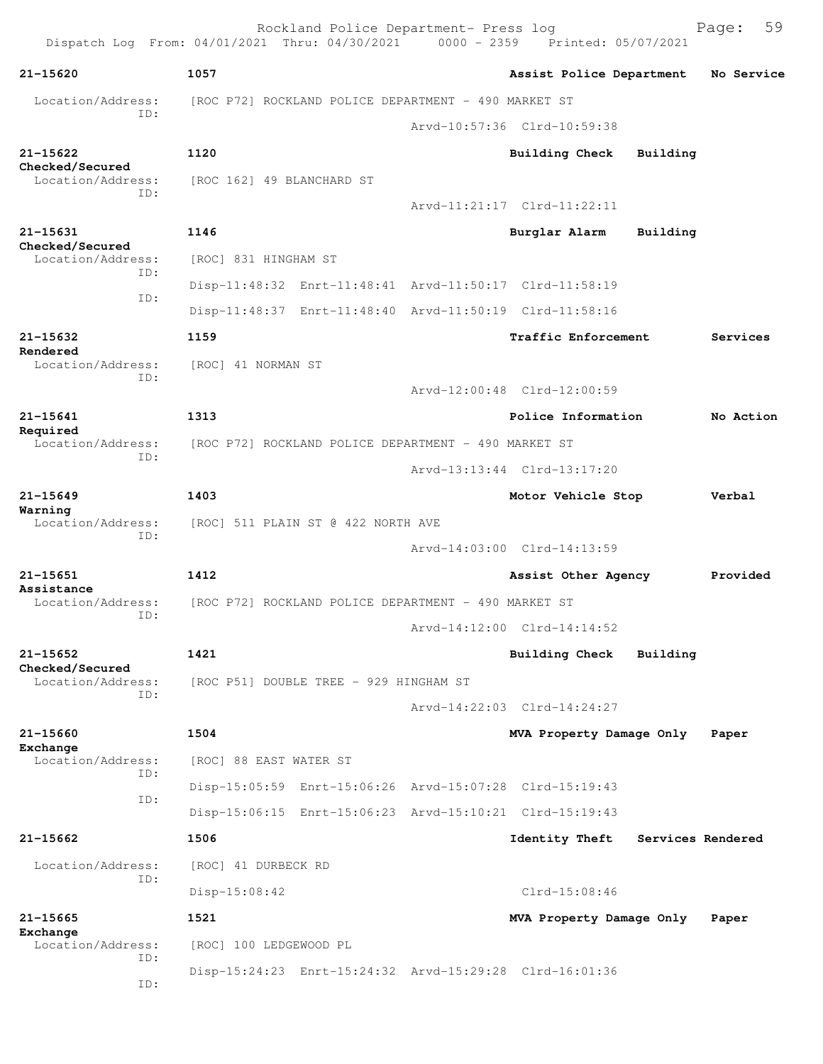Rockland Police Department- Press log
Dispatch Log From: 04/01/2021 Thru: 04/30/2021 0000 - 2359 Printed: 05/07/2021

**21-15620** **1057** **Assist Police Department** **No Service**
Location/Address: [ROC P72] ROCKLAND POLICE DEPARTMENT - 490 MARKET ST
ID:
Arvd-10:57:36 Clrd-10:59:38

**21-15622** **1120** **Building Check** **Building Checked/Secured**
Location/Address: [ROC 162] 49 BLANCHARD ST
ID:
Arvd-11:21:17 Clrd-11:22:11

**21-15631** **1146** **Burglar Alarm** **Building Checked/Secured**
Location/Address: [ROC] 831 HINGHAM ST
ID:
Disp-11:48:32 Enrt-11:48:41 Arvd-11:50:17 Clrd-11:58:19
ID:
Disp-11:48:37 Enrt-11:48:40 Arvd-11:50:19 Clrd-11:58:16

**21-15632** **1159** **Traffic Enforcement** **Services Rendered**
Location/Address: [ROC] 41 NORMAN ST
ID:
Arvd-12:00:48 Clrd-12:00:59

**21-15641** **1313** **Police Information** **No Action Required**
Location/Address: [ROC P72] ROCKLAND POLICE DEPARTMENT - 490 MARKET ST
ID:
Arvd-13:13:44 Clrd-13:17:20

**21-15649** **1403** **Motor Vehicle Stop** **Verbal Warning**
Location/Address: [ROC] 511 PLAIN ST @ 422 NORTH AVE
ID:
Arvd-14:03:00 Clrd-14:13:59

**21-15651** **1412** **Assist Other Agency** **Provided Assistance**
Location/Address: [ROC P72] ROCKLAND POLICE DEPARTMENT - 490 MARKET ST
ID:
Arvd-14:12:00 Clrd-14:14:52

**21-15652** **1421** **Building Check** **Building Checked/Secured**
Location/Address: [ROC P51] DOUBLE TREE - 929 HINGHAM ST
ID:
Arvd-14:22:03 Clrd-14:24:27

**21-15660** **1504** **MVA Property Damage Only** **Paper Exchange**
Location/Address: [ROC] 88 EAST WATER ST
ID:
Disp-15:05:59 Enrt-15:06:26 Arvd-15:07:28 Clrd-15:19:43
ID:
Disp-15:06:15 Enrt-15:06:23 Arvd-15:10:21 Clrd-15:19:43

**21-15662** **1506** **Identity Theft** **Services Rendered**
Location/Address: [ROC] 41 DURBECK RD
ID:
Disp-15:08:42 Clrd-15:08:46

**21-15665** **1521** **MVA Property Damage Only** **Paper Exchange**
Location/Address: [ROC] 100 LEDGEWOOD PL
ID:
Disp-15:24:23 Enrt-15:24:32 Arvd-15:29:28 Clrd-16:01:36
ID: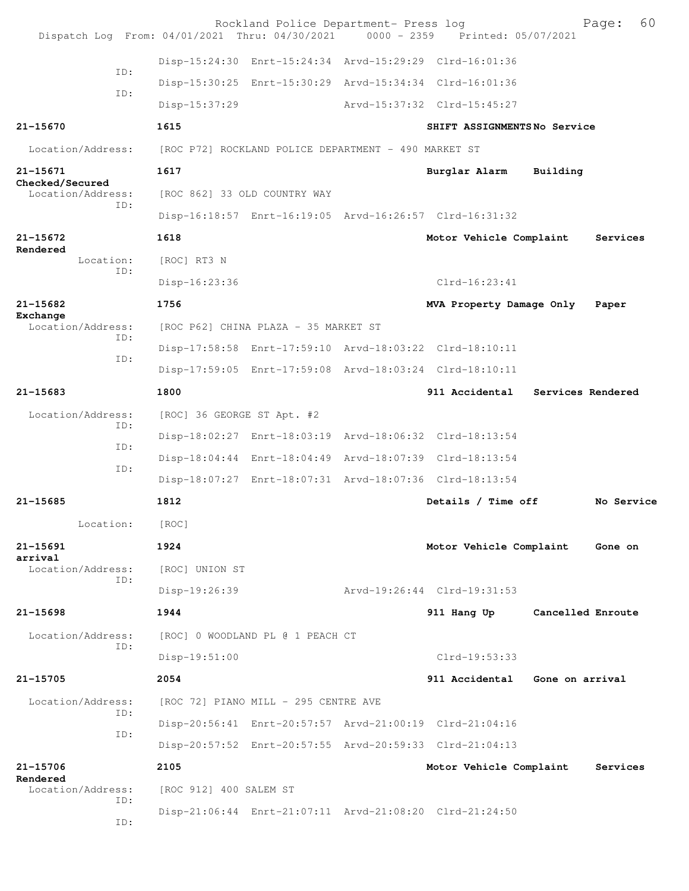Disp-15:24:30 Enrt-15:24:34 Arvd-15:29:29 Clrd-16:01:36
ID:
Disp-15:30:25 Enrt-15:30:29 Arvd-15:34:34 Clrd-16:01:36
ID:
Disp-15:37:29 Arvd-15:37:32 Clrd-15:45:27

**21-15670** **1615** **SHIFT ASSIGNMENTS No Service**
Location/Address: [ROC P72] ROCKLAND POLICE DEPARTMENT - 490 MARKET ST

**21-15671** **1617** **Burglar Alarm Building Checked/Secured**
Location/Address: [ROC 862] 33 OLD COUNTRY WAY
ID:
Disp-16:18:57 Enrt-16:19:05 Arvd-16:26:57 Clrd-16:31:32

**21-15672** **1618** **Motor Vehicle Complaint Services Rendered**
Location: [ROC] RT3 N
ID:
Disp-16:23:36 Clrd-16:23:41

**21-15682** **1756** **MVA Property Damage Only Paper Exchange**
Location/Address: [ROC P62] CHINA PLAZA - 35 MARKET ST
ID:
Disp-17:58:58 Enrt-17:59:10 Arvd-18:03:22 Clrd-18:10:11
ID:
Disp-17:59:05 Enrt-17:59:08 Arvd-18:03:24 Clrd-18:10:11

**21-15683** **1800** **911 Accidental Services Rendered**
Location/Address: [ROC] 36 GEORGE ST Apt. #2
ID:
Disp-18:02:27 Enrt-18:03:19 Arvd-18:06:32 Clrd-18:13:54
ID:
Disp-18:04:44 Enrt-18:04:49 Arvd-18:07:39 Clrd-18:13:54
ID:
Disp-18:07:27 Enrt-18:07:31 Arvd-18:07:36 Clrd-18:13:54

**21-15685** **1812** **Details / Time off No Service**
Location: [ROC]

**21-15691** **1924** **Motor Vehicle Complaint Gone on arrival**
Location/Address: [ROC] UNION ST
ID:
Disp-19:26:39 Arvd-19:26:44 Clrd-19:31:53

**21-15698** **1944** **911 Hang Up Cancelled Enroute**
Location/Address: [ROC] 0 WOODLAND PL @ 1 PEACH CT
ID:
Disp-19:51:00 Clrd-19:53:33

**21-15705** **2054** **911 Accidental Gone on arrival**
Location/Address: [ROC 72] PIANO MILL - 295 CENTRE AVE
ID:
Disp-20:56:41 Enrt-20:57:57 Arvd-21:00:19 Clrd-21:04:16
ID:
Disp-20:57:52 Enrt-20:57:55 Arvd-20:59:33 Clrd-21:04:13

**21-15706** **2105** **Motor Vehicle Complaint Services Rendered**
Location/Address: [ROC 912] 400 SALEM ST
ID:
Disp-21:06:44 Enrt-21:07:11 Arvd-21:08:20 Clrd-21:24:50
ID: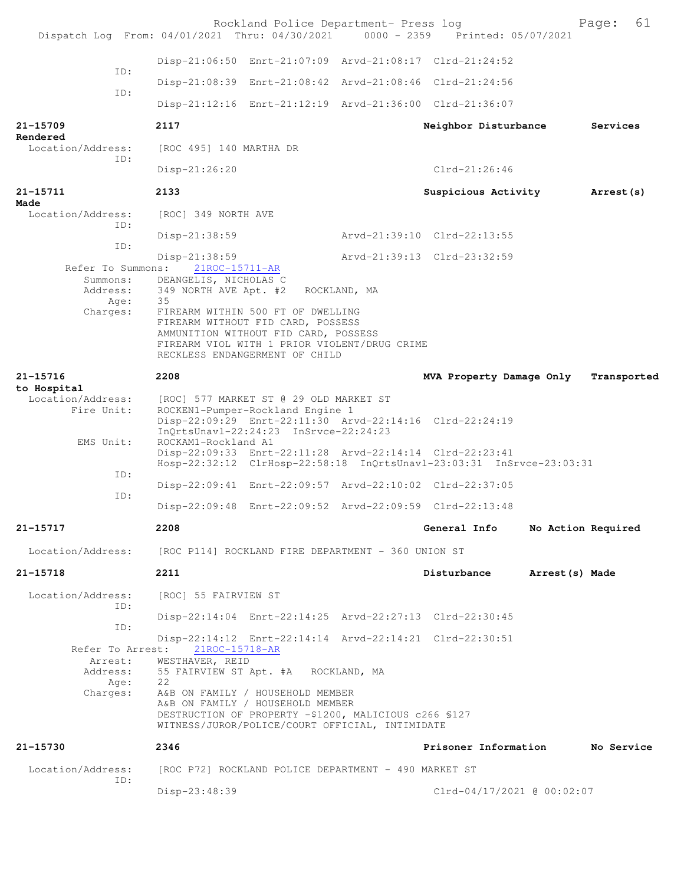Disp-21:06:50 Enrt-21:07:09 Arvd-21:08:17 Clrd-21:24:52

ID:

Disp-21:08:39 Enrt-21:08:42 Arvd-21:08:46 Clrd-21:24:56

ID:

Disp-21:12:16 Enrt-21:12:19 Arvd-21:36:00 Clrd-21:36:07

**21-15709** **2117** **Neighbor Disturbance** **Services Rendered**

Location/Address: [ROC 495] 140 MARTHA DR

ID:

Disp-21:26:20 Clrd-21:26:46

**21-15711** **2133** **Suspicious Activity** **Arrest(s) Made**

Location/Address: [ROC] 349 NORTH AVE

ID:

Disp-21:38:59 Arvd-21:39:10 Clrd-22:13:55

ID:

Disp-21:38:59 Arvd-21:39:13 Clrd-23:32:59

Refer To Summons: 21ROC-15711-AR

Summons: DEANGELIS, NICHOLAS C

Address: 349 NORTH AVE Apt. #2 ROCKLAND, MA

Age: 35

Charges: FIREARM WITHIN 500 FT OF DWELLING
FIREARM WITHOUT FID CARD, POSSESS
AMMUNITION WITHOUT FID CARD, POSSESS
FIREARM VIOL WITH 1 PRIOR VIOLENT/DRUG CRIME
RECKLESS ENDANGERMENT OF CHILD

**21-15716** **2208** **MVA Property Damage Only** **Transported to Hospital**

Location/Address: [ROC] 577 MARKET ST @ 29 OLD MARKET ST

Fire Unit: ROCKEN1-Pumper-Rockland Engine 1
Disp-22:09:29 Enrt-22:11:30 Arvd-22:14:16 Clrd-22:24:19
InQrtsUnavl-22:24:23 InSrvce-22:24:23

EMS Unit: ROCKAM1-Rockland A1
Disp-22:09:33 Enrt-22:11:28 Arvd-22:14:14 Clrd-22:23:41
Hosp-22:32:12 ClrHosp-22:58:18 InQrtsUnavl-23:03:31 InSrvce-23:03:31

ID:

Disp-22:09:41 Enrt-22:09:57 Arvd-22:10:02 Clrd-22:37:05

ID:

Disp-22:09:48 Enrt-22:09:52 Arvd-22:09:59 Clrd-22:13:48

**21-15717** **2208** **General Info** **No Action Required**

Location/Address: [ROC P114] ROCKLAND FIRE DEPARTMENT - 360 UNION ST

**21-15718** **2211** **Disturbance** **Arrest(s) Made**

Location/Address: [ROC] 55 FAIRVIEW ST

ID:

Disp-22:14:04 Enrt-22:14:25 Arvd-22:27:13 Clrd-22:30:45

ID:

Disp-22:14:12 Enrt-22:14:14 Arvd-22:14:21 Clrd-22:30:51

Refer To Arrest: 21ROC-15718-AR

Arrest: WESTHAVER, REID

Address: 55 FAIRVIEW ST Apt. #A ROCKLAND, MA

Age: 22

Charges: A&B ON FAMILY / HOUSEHOLD MEMBER
A&B ON FAMILY / HOUSEHOLD MEMBER
DESTRUCTION OF PROPERTY -$1200, MALICIOUS c266 §127
WITNESS/JUROR/POLICE/COURT OFFICIAL, INTIMIDATE

**21-15730** **2346** **Prisoner Information** **No Service**

Location/Address: [ROC P72] ROCKLAND POLICE DEPARTMENT - 490 MARKET ST

ID:

Disp-23:48:39 Clrd-04/17/2021 @ 00:02:07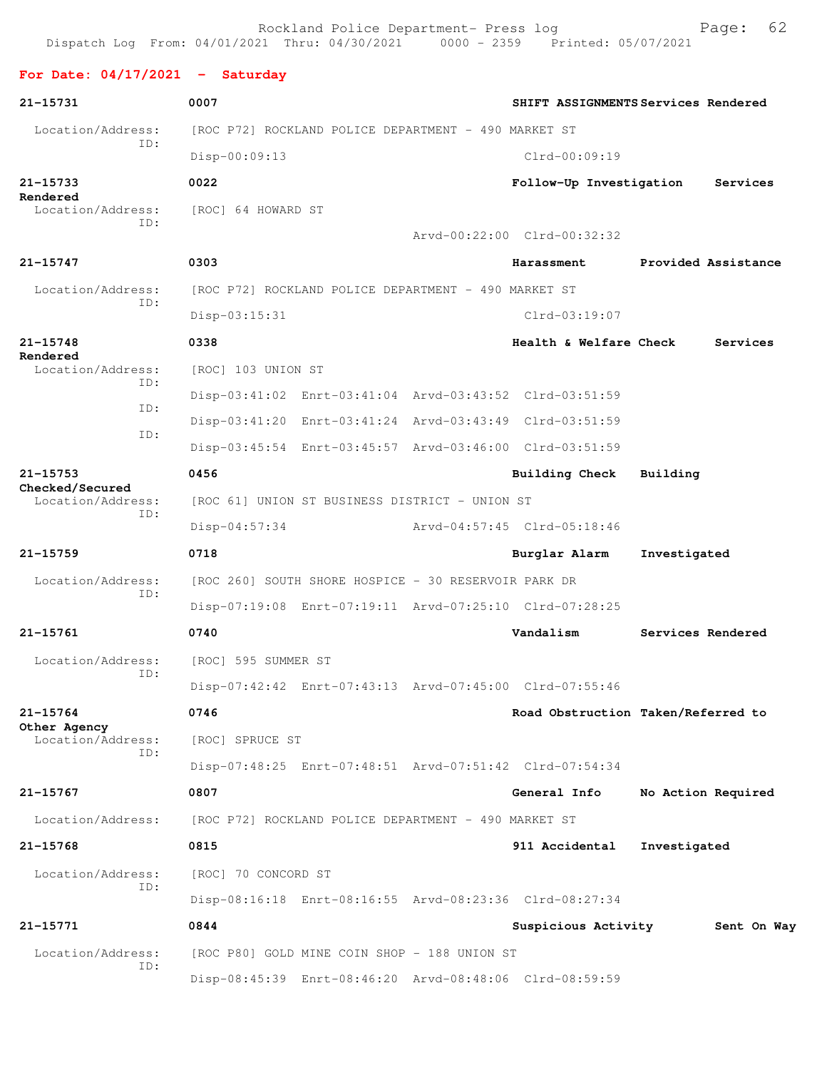Rockland Police Department- Press log

Dispatch Log From: 04/01/2021 Thru: 04/30/2021 0000 - 2359 Printed: 05/07/2021

## For Date: 04/17/2021 - Saturday

**21-15731** **0007** **SHIFT ASSIGNMENTS** **Services Rendered**

Location/Address: [ROC P72] ROCKLAND POLICE DEPARTMENT - 490 MARKET ST
ID:
Disp-00:09:13 Clrd-00:09:19

**21-15733** **0022** **Follow-Up Investigation** **Services Rendered**

Location/Address: [ROC] 64 HOWARD ST
ID:
Arvd-00:22:00 Clrd-00:32:32

**21-15747** **0303** **Harassment** **Provided Assistance**

Location/Address: [ROC P72] ROCKLAND POLICE DEPARTMENT - 490 MARKET ST
ID:
Disp-03:15:31 Clrd-03:19:07

**21-15748** **0338** **Health & Welfare Check** **Services Rendered**

Location/Address: [ROC] 103 UNION ST
ID:
Disp-03:41:02 Enrt-03:41:04 Arvd-03:43:52 Clrd-03:51:59
ID:
Disp-03:41:20 Enrt-03:41:24 Arvd-03:43:49 Clrd-03:51:59
ID:
Disp-03:45:54 Enrt-03:45:57 Arvd-03:46:00 Clrd-03:51:59

**21-15753** **0456** **Building Check** **Building Checked/Secured**

Location/Address: [ROC 61] UNION ST BUSINESS DISTRICT - UNION ST
ID:
Disp-04:57:34 Arvd-04:57:45 Clrd-05:18:46

**21-15759** **0718** **Burglar Alarm** **Investigated**

Location/Address: [ROC 260] SOUTH SHORE HOSPICE - 30 RESERVOIR PARK DR
ID:
Disp-07:19:08 Enrt-07:19:11 Arvd-07:25:10 Clrd-07:28:25

**21-15761** **0740** **Vandalism** **Services Rendered**

Location/Address: [ROC] 595 SUMMER ST
ID:
Disp-07:42:42 Enrt-07:43:13 Arvd-07:45:00 Clrd-07:55:46

**21-15764** **0746** **Road Obstruction** **Taken/Referred to Other Agency**

Location/Address: [ROC] SPRUCE ST
ID:
Disp-07:48:25 Enrt-07:48:51 Arvd-07:51:42 Clrd-07:54:34

**21-15767** **0807** **General Info** **No Action Required**

Location/Address: [ROC P72] ROCKLAND POLICE DEPARTMENT - 490 MARKET ST

**21-15768** **0815** **911 Accidental** **Investigated**

Location/Address: [ROC] 70 CONCORD ST
ID:
Disp-08:16:18 Enrt-08:16:55 Arvd-08:23:36 Clrd-08:27:34

**21-15771** **0844** **Suspicious Activity** **Sent On Way**

Location/Address: [ROC P80] GOLD MINE COIN SHOP - 188 UNION ST
ID:
Disp-08:45:39 Enrt-08:46:20 Arvd-08:48:06 Clrd-08:59:59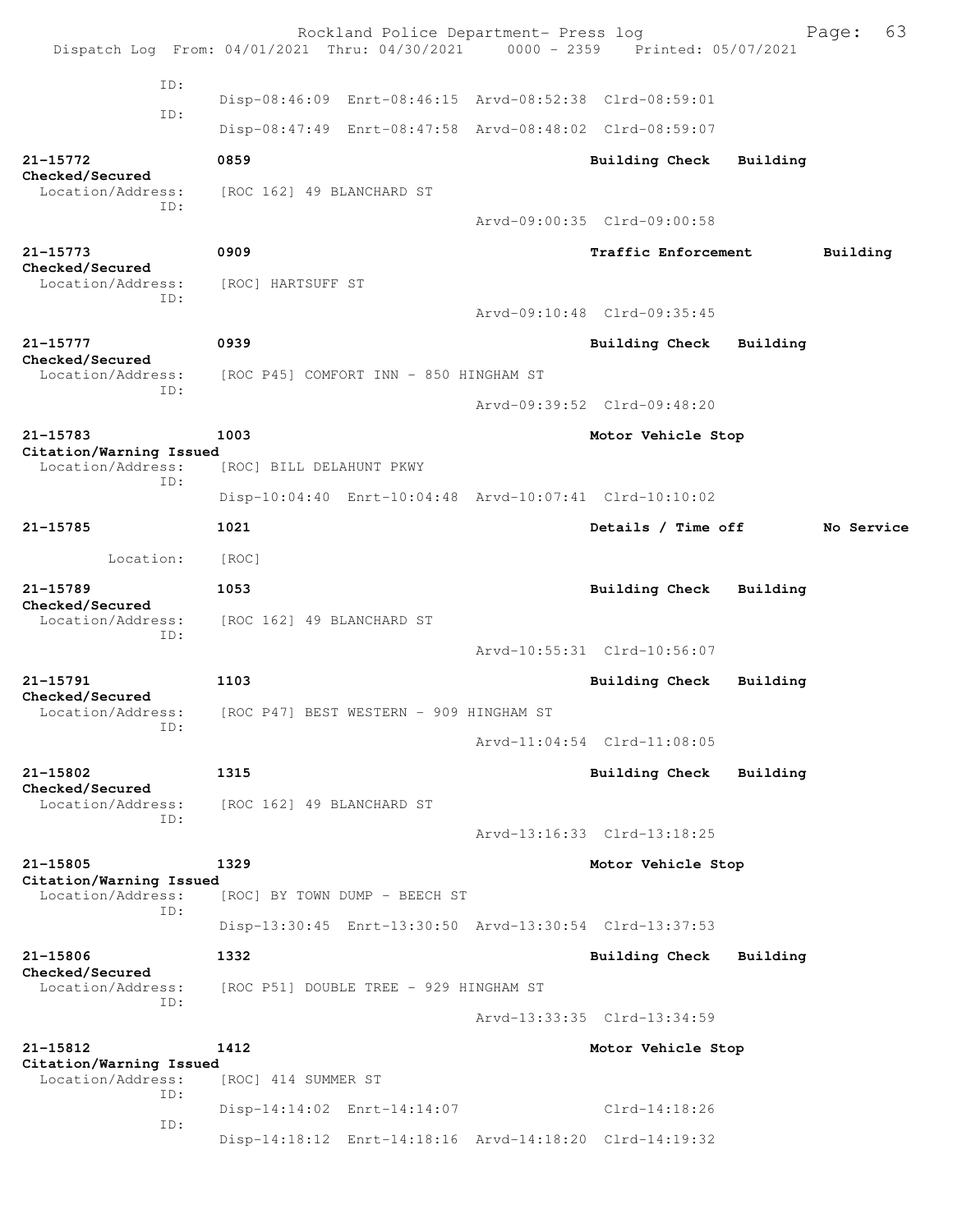Rockland Police Department- Press log
Dispatch Log From: 04/01/2021 Thru: 04/30/2021 0000 - 2359 Printed: 05/07/2021

ID:
Disp-08:46:09 Enrt-08:46:15 Arvd-08:52:38 Clrd-08:59:01
ID:
Disp-08:47:49 Enrt-08:47:58 Arvd-08:48:02 Clrd-08:59:07

**21-15772** **0859** **Building Check** **Building Checked/Secured**
Location/Address: [ROC 162] 49 BLANCHARD ST
ID:
Arvd-09:00:35 Clrd-09:00:58

**21-15773** **0909** **Traffic Enforcement** **Building Checked/Secured**
Location/Address: [ROC] HARTSUFF ST
ID:
Arvd-09:10:48 Clrd-09:35:45

**21-15777** **0939** **Building Check** **Building Checked/Secured**
Location/Address: [ROC P45] COMFORT INN - 850 HINGHAM ST
ID:
Arvd-09:39:52 Clrd-09:48:20

**21-15783** **1003** **Motor Vehicle Stop** **Citation/Warning Issued**
Location/Address: [ROC] BILL DELAHUNT PKWY
ID:
Disp-10:04:40 Enrt-10:04:48 Arvd-10:07:41 Clrd-10:10:02

**21-15785** **1021** **Details / Time off** **No Service**
Location: [ROC]

**21-15789** **1053** **Building Check** **Building Checked/Secured**
Location/Address: [ROC 162] 49 BLANCHARD ST
ID:
Arvd-10:55:31 Clrd-10:56:07

**21-15791** **1103** **Building Check** **Building Checked/Secured**
Location/Address: [ROC P47] BEST WESTERN - 909 HINGHAM ST
ID:
Arvd-11:04:54 Clrd-11:08:05

**21-15802** **1315** **Building Check** **Building Checked/Secured**
Location/Address: [ROC 162] 49 BLANCHARD ST
ID:
Arvd-13:16:33 Clrd-13:18:25

**21-15805** **1329** **Motor Vehicle Stop** **Citation/Warning Issued**
Location/Address: [ROC] BY TOWN DUMP - BEECH ST
ID:
Disp-13:30:45 Enrt-13:30:50 Arvd-13:30:54 Clrd-13:37:53

**21-15806** **1332** **Building Check** **Building Checked/Secured**
Location/Address: [ROC P51] DOUBLE TREE - 929 HINGHAM ST
ID:
Arvd-13:33:35 Clrd-13:34:59

**21-15812** **1412** **Motor Vehicle Stop** **Citation/Warning Issued**
Location/Address: [ROC] 414 SUMMER ST
ID:
Disp-14:14:02 Enrt-14:14:07 Clrd-14:18:26
ID:
Disp-14:18:12 Enrt-14:18:16 Arvd-14:18:20 Clrd-14:19:32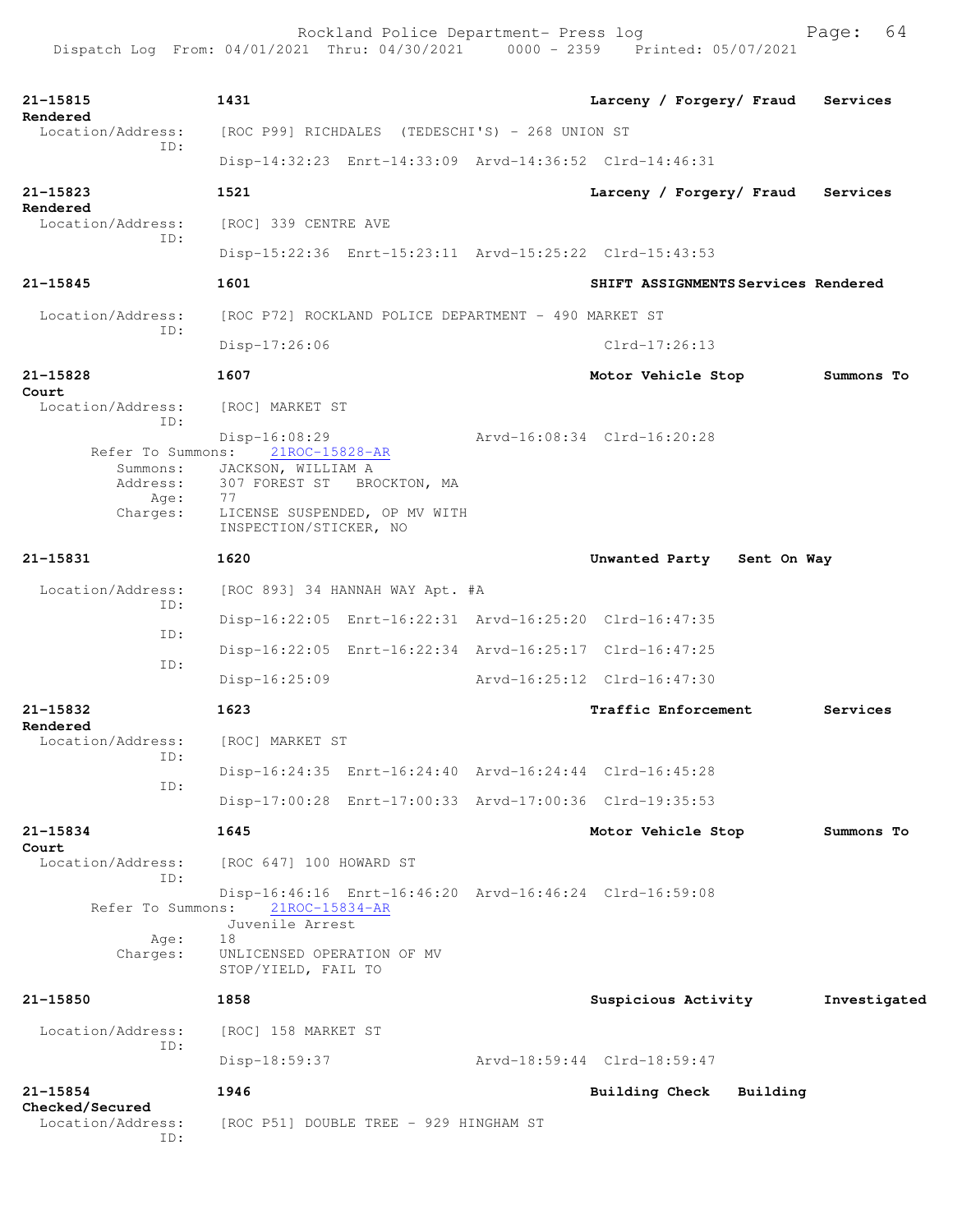**21-15815** 1431 Larceny / Forgery/ Fraud Services Rendered
Location/Address: [ROC P99] RICHDALES (TEDESCHI'S) - 268 UNION ST
ID:
Disp-14:32:23 Enrt-14:33:09 Arvd-14:36:52 Clrd-14:46:31

**21-15823** 1521 Larceny / Forgery/ Fraud Services Rendered
Location/Address: [ROC] 339 CENTRE AVE
ID:
Disp-15:22:36 Enrt-15:23:11 Arvd-15:25:22 Clrd-15:43:53

**21-15845** 1601 SHIFT ASSIGNMENTS Services Rendered
Location/Address: [ROC P72] ROCKLAND POLICE DEPARTMENT - 490 MARKET ST
ID:
Disp-17:26:06 Clrd-17:26:13

**21-15828** 1607 Motor Vehicle Stop Summons To Court
Location/Address: [ROC] MARKET ST
ID:
Disp-16:08:29 Arvd-16:08:34 Clrd-16:20:28
Refer To Summons: 21ROC-15828-AR
Summons: JACKSON, WILLIAM A
Address: 307 FOREST ST BROCKTON, MA
Age: 77
Charges: LICENSE SUSPENDED, OP MV WITH
INSPECTION/STICKER, NO

**21-15831** 1620 Unwanted Party Sent On Way
Location/Address: [ROC 893] 34 HANNAH WAY Apt. #A
ID:
Disp-16:22:05 Enrt-16:22:31 Arvd-16:25:20 Clrd-16:47:35
ID:
Disp-16:22:05 Enrt-16:22:34 Arvd-16:25:17 Clrd-16:47:25
ID:
Disp-16:25:09 Arvd-16:25:12 Clrd-16:47:30

**21-15832** 1623 Traffic Enforcement Services Rendered
Location/Address: [ROC] MARKET ST
ID:
Disp-16:24:35 Enrt-16:24:40 Arvd-16:24:44 Clrd-16:45:28
ID:
Disp-17:00:28 Enrt-17:00:33 Arvd-17:00:36 Clrd-19:35:53

**21-15834** 1645 Motor Vehicle Stop Summons To Court
Location/Address: [ROC 647] 100 HOWARD ST
ID:
Disp-16:46:16 Enrt-16:46:20 Arvd-16:46:24 Clrd-16:59:08
Refer To Summons: 21ROC-15834-AR
Juvenile Arrest
Age: 18
Charges: UNLICENSED OPERATION OF MV
STOP/YIELD, FAIL TO

**21-15850** 1858 Suspicious Activity Investigated
Location/Address: [ROC] 158 MARKET ST
ID:
Disp-18:59:37 Arvd-18:59:44 Clrd-18:59:47

**21-15854** 1946 Building Check Building Checked/Secured
Location/Address: [ROC P51] DOUBLE TREE - 929 HINGHAM ST
ID: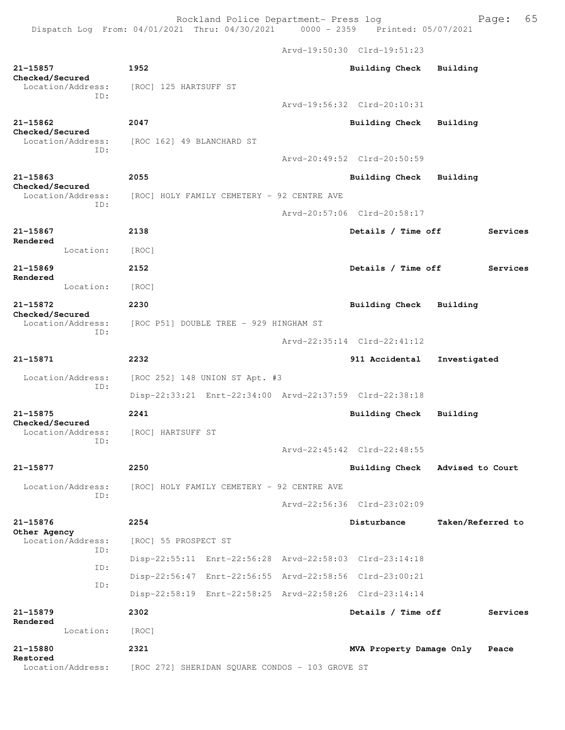Arvd-19:50:30 Clrd-19:51:23

21-15857 1952 Building Check Building Checked/Secured
Location/Address: [ROC] 125 HARTSUFF ST
ID:
Arvd-19:56:32 Clrd-20:10:31

21-15862 2047 Building Check Building Checked/Secured
Location/Address: [ROC 162] 49 BLANCHARD ST
ID:
Arvd-20:49:52 Clrd-20:50:59

21-15863 2055 Building Check Building Checked/Secured
Location/Address: [ROC] HOLY FAMILY CEMETERY - 92 CENTRE AVE
ID:
Arvd-20:57:06 Clrd-20:58:17

21-15867 2138 Details / Time off Services Rendered
Location: [ROC]

21-15869 2152 Details / Time off Services Rendered
Location: [ROC]

21-15872 2230 Building Check Building Checked/Secured
Location/Address: [ROC P51] DOUBLE TREE - 929 HINGHAM ST
ID:
Arvd-22:35:14 Clrd-22:41:12

21-15871 2232 911 Accidental Investigated
Location/Address: [ROC 252] 148 UNION ST Apt. #3
ID:
Disp-22:33:21 Enrt-22:34:00 Arvd-22:37:59 Clrd-22:38:18

21-15875 2241 Building Check Building Checked/Secured
Location/Address: [ROC] HARTSUFF ST
ID:
Arvd-22:45:42 Clrd-22:48:55

21-15877 2250 Building Check Advised to Court
Location/Address: [ROC] HOLY FAMILY CEMETERY - 92 CENTRE AVE
ID:
Arvd-22:56:36 Clrd-23:02:09

21-15876 2254 Disturbance Taken/Referred to Other Agency
Location/Address: [ROC] 55 PROSPECT ST
ID:
Disp-22:55:11 Enrt-22:56:28 Arvd-22:58:03 Clrd-23:14:18
ID:
Disp-22:56:47 Enrt-22:56:55 Arvd-22:58:56 Clrd-23:00:21
ID:
Disp-22:58:19 Enrt-22:58:25 Arvd-22:58:26 Clrd-23:14:14

21-15879 2302 Details / Time off Services Rendered
Location: [ROC]

21-15880 2321 MVA Property Damage Only Peace Restored
Location/Address: [ROC 272] SHERIDAN SQUARE CONDOS - 103 GROVE ST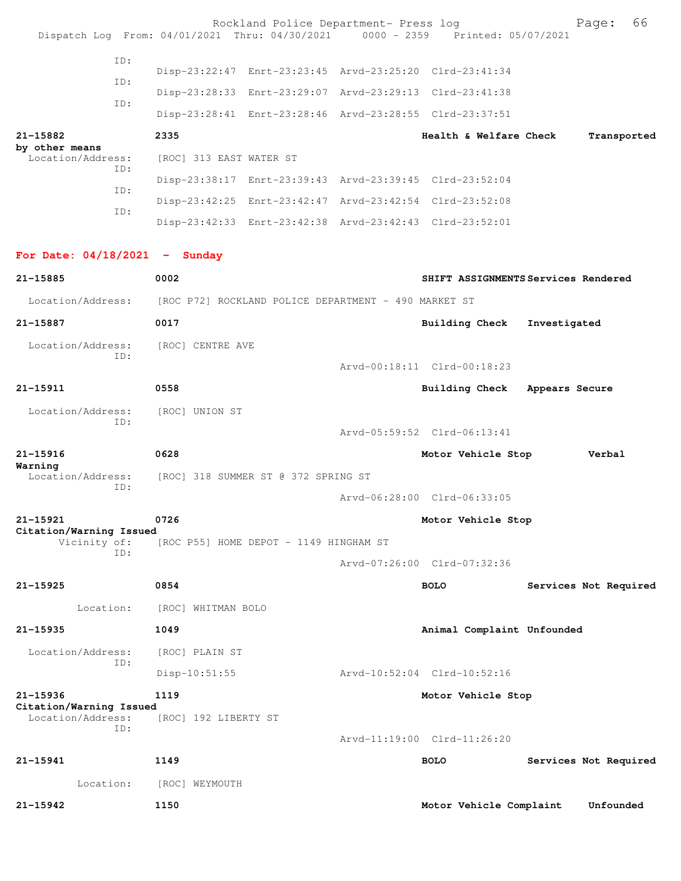```
              ID:
                     Disp-23:22:47  Enrt-23:23:45  Arvd-23:25:20  Clrd-23:41:34
              ID:
                     Disp-23:28:33  Enrt-23:29:07  Arvd-23:29:13  Clrd-23:41:38
              ID:
                     Disp-23:28:41  Enrt-23:28:46  Arvd-23:28:55  Clrd-23:37:51

21-15882             2335                                  Health & Welfare Check     Transported
by other means
  Location/Address:    [ROC] 313 EAST WATER ST
              ID:
                     Disp-23:38:17  Enrt-23:39:43  Arvd-23:39:45  Clrd-23:52:04
              ID:
                     Disp-23:42:25  Enrt-23:42:47  Arvd-23:42:54  Clrd-23:52:08
              ID:
                     Disp-23:42:33  Enrt-23:42:38  Arvd-23:42:43  Clrd-23:52:01
```

**For Date: 04/18/2021 - Sunday**

```
21-15885             0002                                  SHIFT ASSIGNMENTS Services Rendered
  Location/Address:    [ROC P72] ROCKLAND POLICE DEPARTMENT - 490 MARKET ST

21-15887             0017                                  Building Check   Investigated
  Location/Address:    [ROC] CENTRE AVE
              ID:
                                                  Arvd-00:18:11  Clrd-00:18:23

21-15911             0558                                  Building Check   Appears Secure
  Location/Address:    [ROC] UNION ST
              ID:
                                                  Arvd-05:59:52  Clrd-06:13:41

21-15916             0628                                  Motor Vehicle Stop         Verbal
Warning
  Location/Address:    [ROC] 318 SUMMER ST @ 372 SPRING ST
              ID:
                                                  Arvd-06:28:00  Clrd-06:33:05

21-15921             0726                                  Motor Vehicle Stop
Citation/Warning Issued
       Vicinity of:    [ROC P55] HOME DEPOT - 1149 HINGHAM ST
              ID:
                                                  Arvd-07:26:00  Clrd-07:32:36

21-15925             0854                                  BOLO             Services Not Required
          Location:    [ROC] WHITMAN BOLO

21-15935             1049                                  Animal Complaint Unfounded
  Location/Address:    [ROC] PLAIN ST
              ID:
                     Disp-10:51:55                Arvd-10:52:04  Clrd-10:52:16

21-15936             1119                                  Motor Vehicle Stop
Citation/Warning Issued
  Location/Address:    [ROC] 192 LIBERTY ST
              ID:
                                                  Arvd-11:19:00  Clrd-11:26:20

21-15941             1149                                  BOLO             Services Not Required
          Location:    [ROC] WEYMOUTH

21-15942             1150                                  Motor Vehicle Complaint    Unfounded
```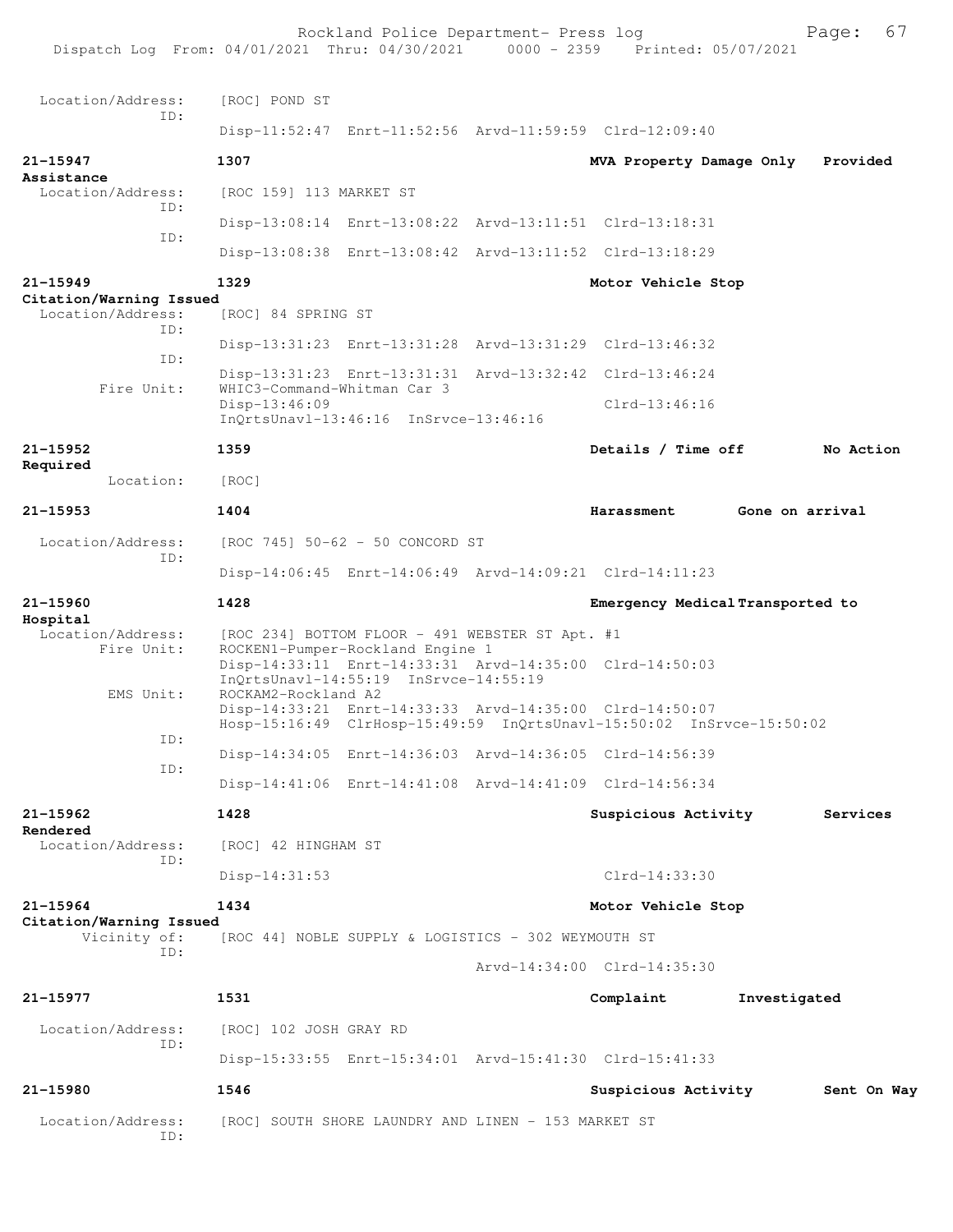Location/Address: [ROC] POND ST
ID:
Disp-11:52:47 Enrt-11:52:56 Arvd-11:59:59 Clrd-12:09:40

**21-15947** **1307** **MVA Property Damage Only** **Provided Assistance**
Location/Address: [ROC 159] 113 MARKET ST
ID:
Disp-13:08:14 Enrt-13:08:22 Arvd-13:11:51 Clrd-13:18:31
ID:
Disp-13:08:38 Enrt-13:08:42 Arvd-13:11:52 Clrd-13:18:29

**21-15949** **1329** **Motor Vehicle Stop** **Citation/Warning Issued**
Location/Address: [ROC] 84 SPRING ST
ID:
Disp-13:31:23 Enrt-13:31:28 Arvd-13:31:29 Clrd-13:46:32
ID:
Disp-13:31:23 Enrt-13:31:31 Arvd-13:32:42 Clrd-13:46:24
Fire Unit: WHIC3-Command-Whitman Car 3
Disp-13:46:09 Clrd-13:46:16
InQrtsUnavl-13:46:16 InSrvce-13:46:16

**21-15952** **1359** **Details / Time off** **No Action Required**
Location: [ROC]

**21-15953** **1404** **Harassment** **Gone on arrival**
Location/Address: [ROC 745] 50-62 - 50 CONCORD ST
ID:
Disp-14:06:45 Enrt-14:06:49 Arvd-14:09:21 Clrd-14:11:23

**21-15960** **1428** **Emergency Medical Transported to Hospital**
Location/Address: [ROC 234] BOTTOM FLOOR - 491 WEBSTER ST Apt. #1
Fire Unit: ROCKEN1-Pumper-Rockland Engine 1
Disp-14:33:11 Enrt-14:33:31 Arvd-14:35:00 Clrd-14:50:03
InQrtsUnavl-14:55:19 InSrvce-14:55:19
EMS Unit: ROCKAM2-Rockland A2
Disp-14:33:21 Enrt-14:33:33 Arvd-14:35:00 Clrd-14:50:07
Hosp-15:16:49 ClrHosp-15:49:59 InQrtsUnavl-15:50:02 InSrvce-15:50:02
ID:
Disp-14:34:05 Enrt-14:36:03 Arvd-14:36:05 Clrd-14:56:39
ID:
Disp-14:41:06 Enrt-14:41:08 Arvd-14:41:09 Clrd-14:56:34

**21-15962** **1428** **Suspicious Activity** **Services Rendered**
Location/Address: [ROC] 42 HINGHAM ST
ID:
Disp-14:31:53 Clrd-14:33:30

**21-15964** **1434** **Motor Vehicle Stop** **Citation/Warning Issued**
Vicinity of: [ROC 44] NOBLE SUPPLY & LOGISTICS - 302 WEYMOUTH ST
ID:
Arvd-14:34:00 Clrd-14:35:30

**21-15977** **1531** **Complaint** **Investigated**
Location/Address: [ROC] 102 JOSH GRAY RD
ID:
Disp-15:33:55 Enrt-15:34:01 Arvd-15:41:30 Clrd-15:41:33

**21-15980** **1546** **Suspicious Activity** **Sent On Way**
Location/Address: [ROC] SOUTH SHORE LAUNDRY AND LINEN - 153 MARKET ST
ID: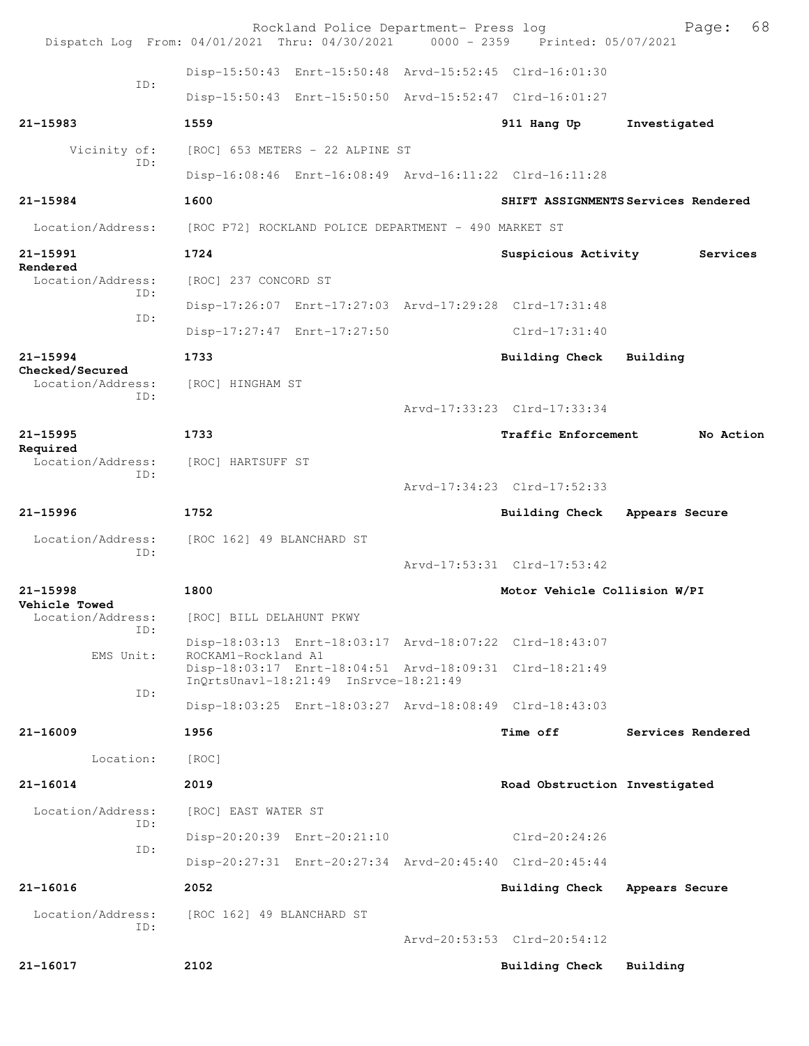Disp-15:50:43 Enrt-15:50:48 Arvd-15:52:45 Clrd-16:01:30
ID:
Disp-15:50:43 Enrt-15:50:50 Arvd-15:52:47 Clrd-16:01:27

**21-15983** **1559** **911 Hang Up** **Investigated**

Vicinity of: [ROC] 653 METERS - 22 ALPINE ST
ID:
Disp-16:08:46 Enrt-16:08:49 Arvd-16:11:22 Clrd-16:11:28

**21-15984** **1600** **SHIFT ASSIGNMENTS Services Rendered**

Location/Address: [ROC P72] ROCKLAND POLICE DEPARTMENT - 490 MARKET ST

**21-15991** **1724** **Suspicious Activity** **Services Rendered**
Location/Address: [ROC] 237 CONCORD ST
ID:
Disp-17:26:07 Enrt-17:27:03 Arvd-17:29:28 Clrd-17:31:48
ID:
Disp-17:27:47 Enrt-17:27:50 Clrd-17:31:40

**21-15994** **1733** **Building Check** **Building Checked/Secured**
Location/Address: [ROC] HINGHAM ST
ID:
Arvd-17:33:23 Clrd-17:33:34

**21-15995** **1733** **Traffic Enforcement** **No Action Required**
Location/Address: [ROC] HARTSUFF ST
ID:
Arvd-17:34:23 Clrd-17:52:33

**21-15996** **1752** **Building Check** **Appears Secure**

Location/Address: [ROC 162] 49 BLANCHARD ST
ID:
Arvd-17:53:31 Clrd-17:53:42

**21-15998** **1800** **Motor Vehicle Collision W/PI** **Vehicle Towed**
Location/Address: [ROC] BILL DELAHUNT PKWY
ID:
Disp-18:03:13 Enrt-18:03:17 Arvd-18:07:22 Clrd-18:43:07
EMS Unit: ROCKAM1-Rockland A1
Disp-18:03:17 Enrt-18:04:51 Arvd-18:09:31 Clrd-18:21:49
InQrtsUnavl-18:21:49 InSrvce-18:21:49
ID:
Disp-18:03:25 Enrt-18:03:27 Arvd-18:08:49 Clrd-18:43:03

**21-16009** **1956** **Time off** **Services Rendered**

Location: [ROC]

**21-16014** **2019** **Road Obstruction** **Investigated**

Location/Address: [ROC] EAST WATER ST
ID:
Disp-20:20:39 Enrt-20:21:10 Clrd-20:24:26
ID:
Disp-20:27:31 Enrt-20:27:34 Arvd-20:45:40 Clrd-20:45:44

**21-16016** **2052** **Building Check** **Appears Secure**

Location/Address: [ROC 162] 49 BLANCHARD ST
ID:
Arvd-20:53:53 Clrd-20:54:12

**21-16017** **2102** **Building Check** **Building**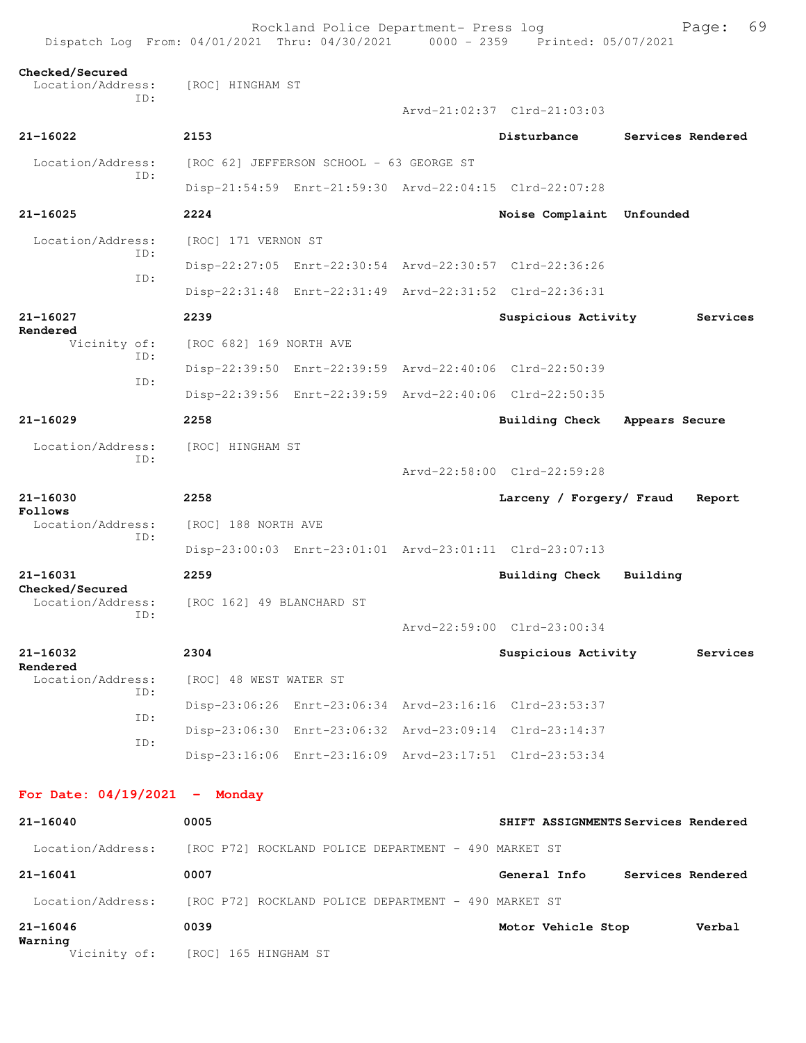**Checked/Secured**
Location/Address: [ROC] HINGHAM ST
ID:
Arvd-21:02:37 Clrd-21:03:03

**21-16022** **2153** **Disturbance** **Services Rendered**
Location/Address: [ROC 62] JEFFERSON SCHOOL - 63 GEORGE ST
ID:
Disp-21:54:59 Enrt-21:59:30 Arvd-22:04:15 Clrd-22:07:28

**21-16025** **2224** **Noise Complaint** **Unfounded**
Location/Address: [ROC] 171 VERNON ST
ID:
Disp-22:27:05 Enrt-22:30:54 Arvd-22:30:57 Clrd-22:36:26
ID:
Disp-22:31:48 Enrt-22:31:49 Arvd-22:31:52 Clrd-22:36:31

**21-16027** **2239** **Suspicious Activity** **Services Rendered**
Vicinity of: [ROC 682] 169 NORTH AVE
ID:
Disp-22:39:50 Enrt-22:39:59 Arvd-22:40:06 Clrd-22:50:39
ID:
Disp-22:39:56 Enrt-22:39:59 Arvd-22:40:06 Clrd-22:50:35

**21-16029** **2258** **Building Check** **Appears Secure**
Location/Address: [ROC] HINGHAM ST
ID:
Arvd-22:58:00 Clrd-22:59:28

**21-16030** **2258** **Larceny / Forgery/ Fraud** **Report Follows**
Location/Address: [ROC] 188 NORTH AVE
ID:
Disp-23:00:03 Enrt-23:01:01 Arvd-23:01:11 Clrd-23:07:13

**21-16031** **2259** **Building Check** **Building Checked/Secured**
Location/Address: [ROC 162] 49 BLANCHARD ST
ID:
Arvd-22:59:00 Clrd-23:00:34

**21-16032** **2304** **Suspicious Activity** **Services Rendered**
Location/Address: [ROC] 48 WEST WATER ST
ID:
Disp-23:06:26 Enrt-23:06:34 Arvd-23:16:16 Clrd-23:53:37
ID:
Disp-23:06:30 Enrt-23:06:32 Arvd-23:09:14 Clrd-23:14:37
ID:
Disp-23:16:06 Enrt-23:16:09 Arvd-23:17:51 Clrd-23:53:34

## For Date: 04/19/2021 - Monday

**21-16040** **0005** **SHIFT ASSIGNMENTS** **Services Rendered**
Location/Address: [ROC P72] ROCKLAND POLICE DEPARTMENT - 490 MARKET ST

**21-16041** **0007** **General Info** **Services Rendered**
Location/Address: [ROC P72] ROCKLAND POLICE DEPARTMENT - 490 MARKET ST

**21-16046** **0039** **Motor Vehicle Stop** **Verbal Warning**
Vicinity of: [ROC] 165 HINGHAM ST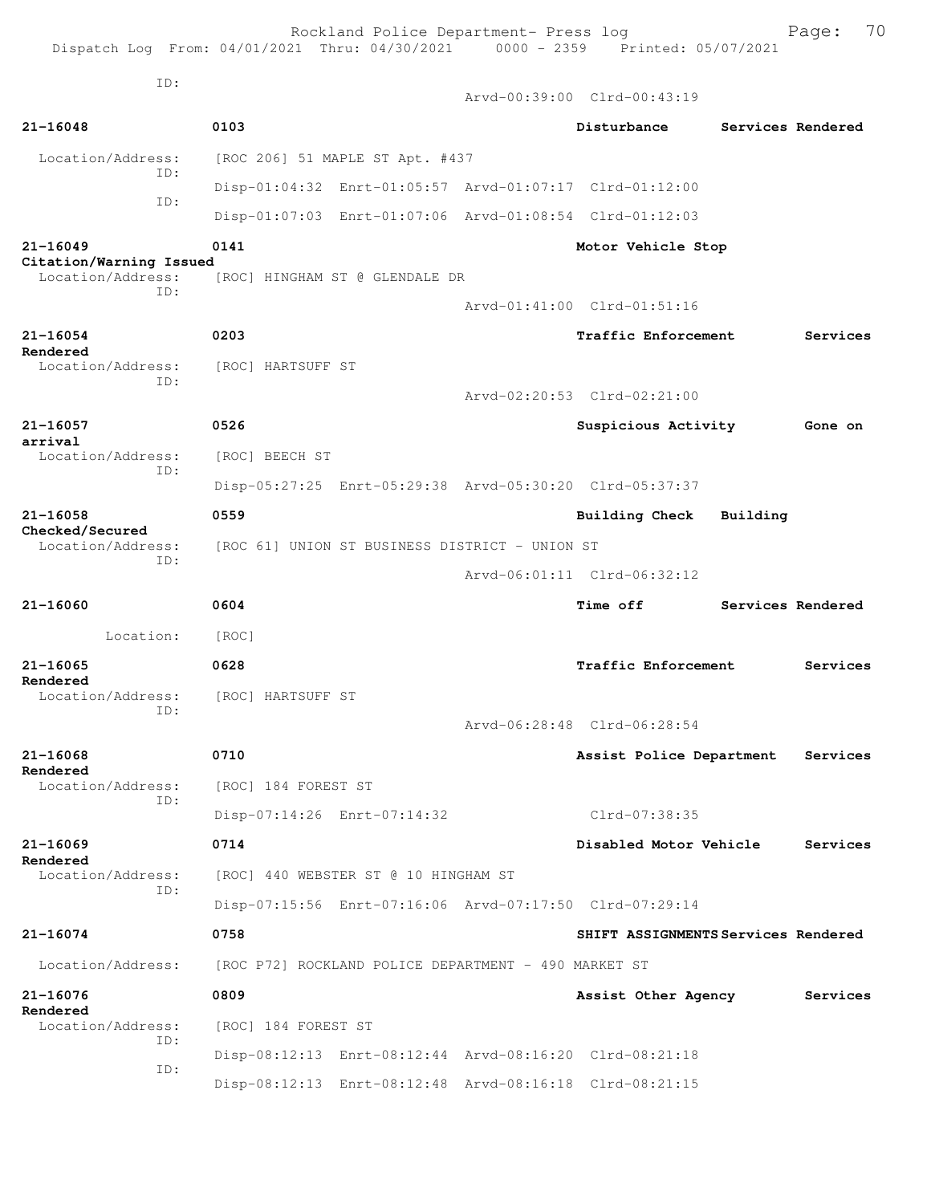ID:
                                              Arvd-00:39:00  Clrd-00:43:19

**21-16048** 0103 **Disturbance** Services Rendered

Location/Address: [ROC 206] 51 MAPLE ST Apt. #437
ID: Disp-01:04:32 Enrt-01:05:57 Arvd-01:07:17 Clrd-01:12:00
ID: Disp-01:07:03 Enrt-01:07:06 Arvd-01:08:54 Clrd-01:12:03

**21-16049** 0141 **Motor Vehicle Stop** Citation/Warning Issued

Location/Address: [ROC] HINGHAM ST @ GLENDALE DR
ID: Arvd-01:41:00 Clrd-01:51:16

**21-16054** 0203 **Traffic Enforcement** Services Rendered

Location/Address: [ROC] HARTSUFF ST
ID: Arvd-02:20:53 Clrd-02:21:00

**21-16057** 0526 **Suspicious Activity** Gone on arrival

Location/Address: [ROC] BEECH ST
ID: Disp-05:27:25 Enrt-05:29:38 Arvd-05:30:20 Clrd-05:37:37

**21-16058** 0559 **Building Check** Building Checked/Secured

Location/Address: [ROC 61] UNION ST BUSINESS DISTRICT - UNION ST
ID: Arvd-06:01:11 Clrd-06:32:12

**21-16060** 0604 **Time off** Services Rendered

Location: [ROC]

**21-16065** 0628 **Traffic Enforcement** Services Rendered

Location/Address: [ROC] HARTSUFF ST
ID: Arvd-06:28:48 Clrd-06:28:54

**21-16068** 0710 **Assist Police Department** Services Rendered

Location/Address: [ROC] 184 FOREST ST
ID: Disp-07:14:26 Enrt-07:14:32 Clrd-07:38:35

**21-16069** 0714 **Disabled Motor Vehicle** Services Rendered

Location/Address: [ROC] 440 WEBSTER ST @ 10 HINGHAM ST
ID: Disp-07:15:56 Enrt-07:16:06 Arvd-07:17:50 Clrd-07:29:14

**21-16074** 0758 **SHIFT ASSIGNMENTS** Services Rendered

Location/Address: [ROC P72] ROCKLAND POLICE DEPARTMENT - 490 MARKET ST

**21-16076** 0809 **Assist Other Agency** Services Rendered

Location/Address: [ROC] 184 FOREST ST
ID: Disp-08:12:13 Enrt-08:12:44 Arvd-08:16:20 Clrd-08:21:18
ID: Disp-08:12:13 Enrt-08:12:48 Arvd-08:16:18 Clrd-08:21:15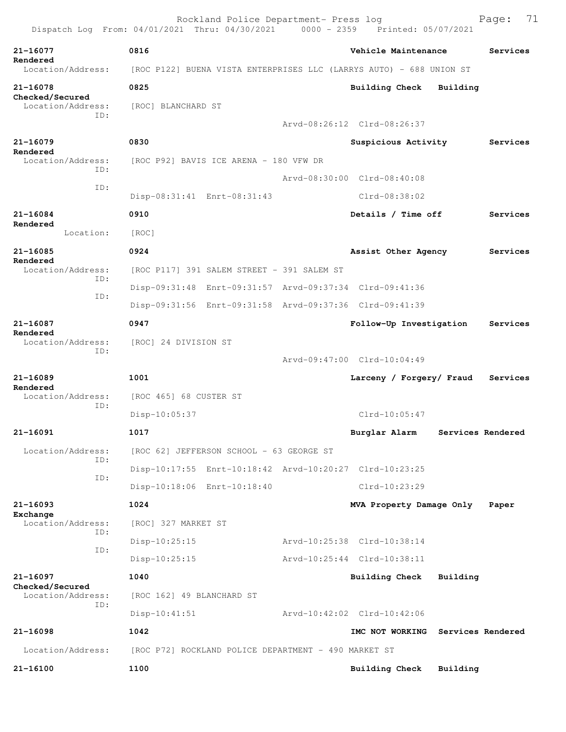| 21-16077 | 0816 | Vehicle Maintenance | Services Rendered |
|---|---|---|---|
| Location/Address: | [ROC P122] BUENA VISTA ENTERPRISES LLC (LARRYS AUTO) - 688 UNION ST | | |

**21-16078** 0825 Building Check Building Checked/Secured
Location/Address: [ROC] BLANCHARD ST
ID:
Arvd-08:26:12 Clrd-08:26:37

**21-16079** 0830 Suspicious Activity Services Rendered
Location/Address: [ROC P92] BAVIS ICE ARENA - 180 VFW DR
ID:
Arvd-08:30:00 Clrd-08:40:08
ID:
Disp-08:31:41 Enrt-08:31:43 Clrd-08:38:02

**21-16084** 0910 Details / Time off Services Rendered
Location: [ROC]

**21-16085** 0924 Assist Other Agency Services Rendered
Location/Address: [ROC P117] 391 SALEM STREET - 391 SALEM ST
ID:
Disp-09:31:48 Enrt-09:31:57 Arvd-09:37:34 Clrd-09:41:36
ID:
Disp-09:31:56 Enrt-09:31:58 Arvd-09:37:36 Clrd-09:41:39

**21-16087** 0947 Follow-Up Investigation Services Rendered
Location/Address: [ROC] 24 DIVISION ST
ID:
Arvd-09:47:00 Clrd-10:04:49

**21-16089** 1001 Larceny / Forgery/ Fraud Services Rendered
Location/Address: [ROC 465] 68 CUSTER ST
ID:
Disp-10:05:37 Clrd-10:05:47

**21-16091** 1017 Burglar Alarm Services Rendered
Location/Address: [ROC 62] JEFFERSON SCHOOL - 63 GEORGE ST
ID:
Disp-10:17:55 Enrt-10:18:42 Arvd-10:20:27 Clrd-10:23:25
ID:
Disp-10:18:06 Enrt-10:18:40 Clrd-10:23:29

**21-16093** 1024 MVA Property Damage Only Paper Exchange
Location/Address: [ROC] 327 MARKET ST
ID:
Disp-10:25:15 Arvd-10:25:38 Clrd-10:38:14
ID:
Disp-10:25:15 Arvd-10:25:44 Clrd-10:38:11

**21-16097** 1040 Building Check Building Checked/Secured
Location/Address: [ROC 162] 49 BLANCHARD ST
ID:
Disp-10:41:51 Arvd-10:42:02 Clrd-10:42:06

**21-16098** 1042 IMC NOT WORKING Services Rendered
Location/Address: [ROC P72] ROCKLAND POLICE DEPARTMENT - 490 MARKET ST

**21-16100** 1100 Building Check Building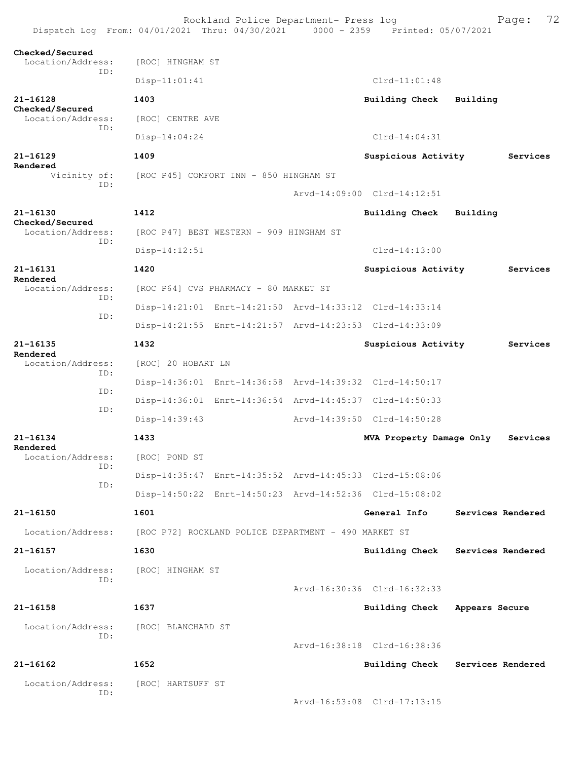**Checked/Secured**
Location/Address: [ROC] HINGHAM ST
ID:
Disp-11:01:41 Clrd-11:01:48

**21-16128** **1403** **Building Check** **Building Checked/Secured**
Location/Address: [ROC] CENTRE AVE
ID:
Disp-14:04:24 Clrd-14:04:31

**21-16129** **1409** **Suspicious Activity** **Services Rendered**
Vicinity of: [ROC P45] COMFORT INN - 850 HINGHAM ST
ID:
Arvd-14:09:00 Clrd-14:12:51

**21-16130** **1412** **Building Check** **Building Checked/Secured**
Location/Address: [ROC P47] BEST WESTERN - 909 HINGHAM ST
ID:
Disp-14:12:51 Clrd-14:13:00

**21-16131** **1420** **Suspicious Activity** **Services Rendered**
Location/Address: [ROC P64] CVS PHARMACY - 80 MARKET ST
ID:
Disp-14:21:01 Enrt-14:21:50 Arvd-14:33:12 Clrd-14:33:14
ID:
Disp-14:21:55 Enrt-14:21:57 Arvd-14:23:53 Clrd-14:33:09

**21-16135** **1432** **Suspicious Activity** **Services Rendered**
Location/Address: [ROC] 20 HOBART LN
ID:
Disp-14:36:01 Enrt-14:36:58 Arvd-14:39:32 Clrd-14:50:17
ID:
Disp-14:36:01 Enrt-14:36:54 Arvd-14:45:37 Clrd-14:50:33
ID:
Disp-14:39:43 Arvd-14:39:50 Clrd-14:50:28

**21-16134** **1433** **MVA Property Damage Only** **Services Rendered**
Location/Address: [ROC] POND ST
ID:
Disp-14:35:47 Enrt-14:35:52 Arvd-14:45:33 Clrd-15:08:06
ID:
Disp-14:50:22 Enrt-14:50:23 Arvd-14:52:36 Clrd-15:08:02

**21-16150** **1601** **General Info** **Services Rendered**
Location/Address: [ROC P72] ROCKLAND POLICE DEPARTMENT - 490 MARKET ST

**21-16157** **1630** **Building Check** **Services Rendered**
Location/Address: [ROC] HINGHAM ST
ID:
Arvd-16:30:36 Clrd-16:32:33

**21-16158** **1637** **Building Check** **Appears Secure**
Location/Address: [ROC] BLANCHARD ST
ID:
Arvd-16:38:18 Clrd-16:38:36

**21-16162** **1652** **Building Check** **Services Rendered**
Location/Address: [ROC] HARTSUFF ST
ID:
Arvd-16:53:08 Clrd-17:13:15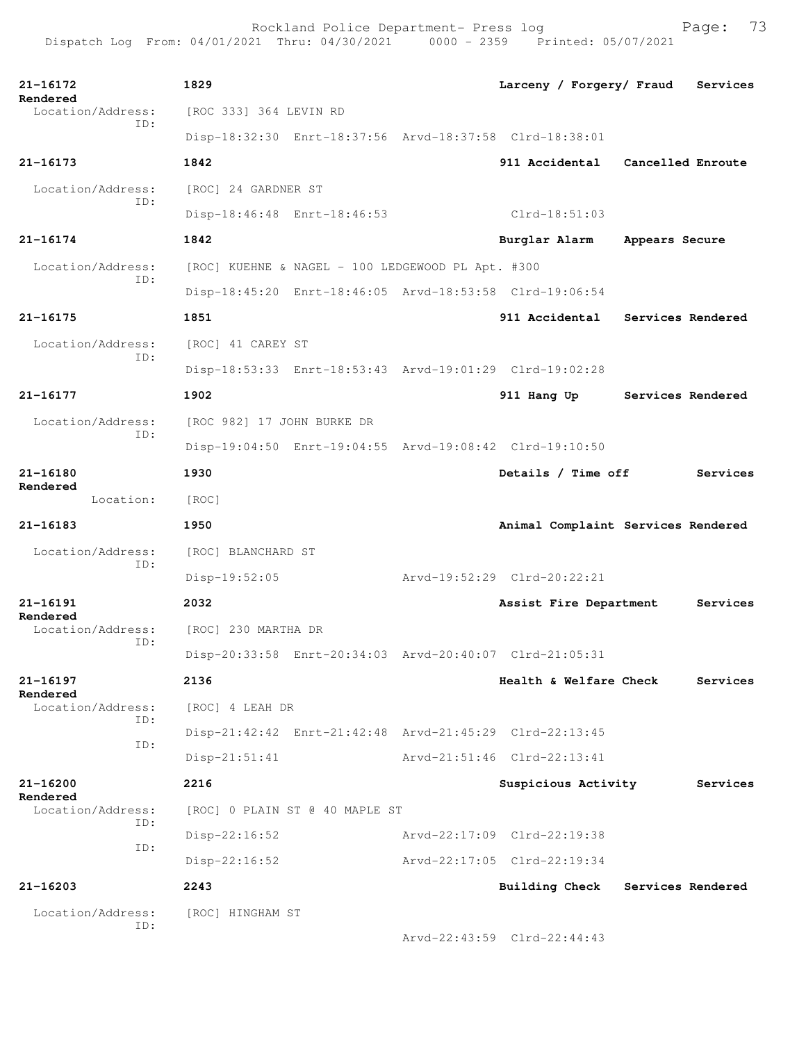21-16172 1829 Larceny / Forgery/ Fraud Services Rendered
Location/Address: [ROC 333] 364 LEVIN RD
ID:
Disp-18:32:30 Enrt-18:37:56 Arvd-18:37:58 Clrd-18:38:01

21-16173 1842 911 Accidental Cancelled Enroute
Location/Address: [ROC] 24 GARDNER ST
ID:
Disp-18:46:48 Enrt-18:46:53 Clrd-18:51:03

21-16174 1842 Burglar Alarm Appears Secure
Location/Address: [ROC] KUEHNE & NAGEL - 100 LEDGEWOOD PL Apt. #300
ID:
Disp-18:45:20 Enrt-18:46:05 Arvd-18:53:58 Clrd-19:06:54

21-16175 1851 911 Accidental Services Rendered
Location/Address: [ROC] 41 CAREY ST
ID:
Disp-18:53:33 Enrt-18:53:43 Arvd-19:01:29 Clrd-19:02:28

21-16177 1902 911 Hang Up Services Rendered
Location/Address: [ROC 982] 17 JOHN BURKE DR
ID:
Disp-19:04:50 Enrt-19:04:55 Arvd-19:08:42 Clrd-19:10:50

21-16180 1930 Details / Time off Services Rendered
Location: [ROC]

21-16183 1950 Animal Complaint Services Rendered
Location/Address: [ROC] BLANCHARD ST
ID:
Disp-19:52:05 Arvd-19:52:29 Clrd-20:22:21

21-16191 2032 Assist Fire Department Services Rendered
Location/Address: [ROC] 230 MARTHA DR
ID:
Disp-20:33:58 Enrt-20:34:03 Arvd-20:40:07 Clrd-21:05:31

21-16197 2136 Health & Welfare Check Services Rendered
Location/Address: [ROC] 4 LEAH DR
ID:
Disp-21:42:42 Enrt-21:42:48 Arvd-21:45:29 Clrd-22:13:45
ID:
Disp-21:51:41 Arvd-21:51:46 Clrd-22:13:41

21-16200 2216 Suspicious Activity Services Rendered
Location/Address: [ROC] 0 PLAIN ST @ 40 MAPLE ST
ID:
Disp-22:16:52 Arvd-22:17:09 Clrd-22:19:38
ID:
Disp-22:16:52 Arvd-22:17:05 Clrd-22:19:34

21-16203 2243 Building Check Services Rendered
Location/Address: [ROC] HINGHAM ST
ID:
Arvd-22:43:59 Clrd-22:44:43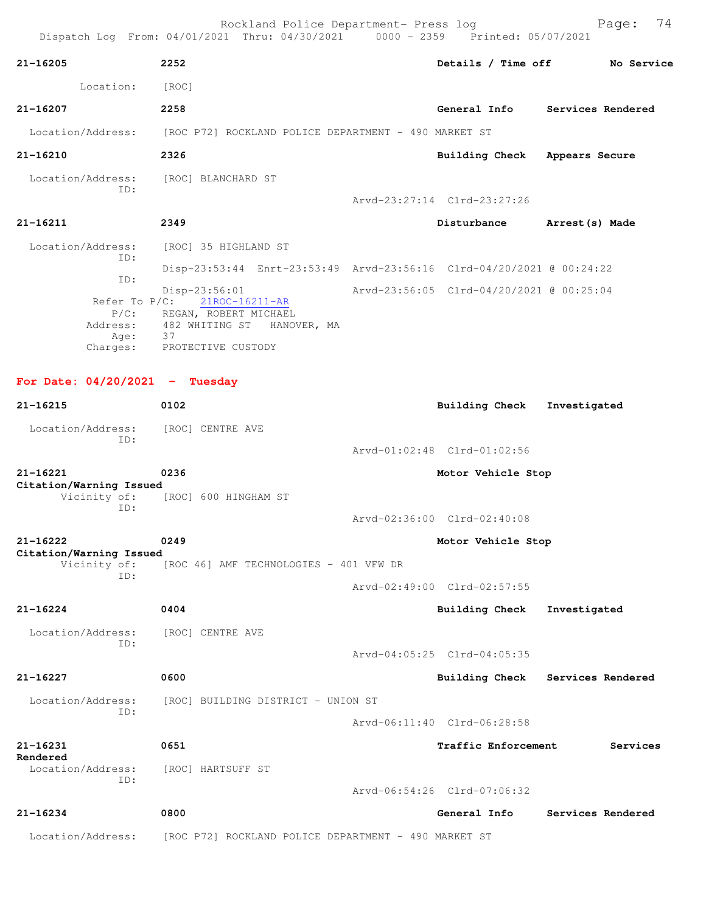**21-16205** 2252 Details / Time off No Service

Location: [ROC]

**21-16207** 2258 General Info Services Rendered

Location/Address: [ROC P72] ROCKLAND POLICE DEPARTMENT - 490 MARKET ST

**21-16210** 2326 Building Check Appears Secure

Location/Address: [ROC] BLANCHARD ST
ID:
Arvd-23:27:14 Clrd-23:27:26

**21-16211** 2349 Disturbance Arrest(s) Made

Location/Address: [ROC] 35 HIGHLAND ST
ID:
Disp-23:53:44 Enrt-23:53:49 Arvd-23:56:16 Clrd-04/20/2021 @ 00:24:22
ID:
Disp-23:56:01 Arvd-23:56:05 Clrd-04/20/2021 @ 00:25:04
Refer To P/C: 21ROC-16211-AR
P/C: REGAN, ROBERT MICHAEL
Address: 482 WHITING ST HANOVER, MA
Age: 37
Charges: PROTECTIVE CUSTODY

## For Date: 04/20/2021 - Tuesday

**21-16215** 0102 Building Check Investigated

Location/Address: [ROC] CENTRE AVE
ID:
Arvd-01:02:48 Clrd-01:02:56

**21-16221** 0236 Motor Vehicle Stop
Citation/Warning Issued
Vicinity of: [ROC] 600 HINGHAM ST
ID:
Arvd-02:36:00 Clrd-02:40:08

**21-16222** 0249 Motor Vehicle Stop
Citation/Warning Issued
Vicinity of: [ROC 46] AMF TECHNOLOGIES - 401 VFW DR
ID:
Arvd-02:49:00 Clrd-02:57:55

**21-16224** 0404 Building Check Investigated

Location/Address: [ROC] CENTRE AVE
ID:
Arvd-04:05:25 Clrd-04:05:35

**21-16227** 0600 Building Check Services Rendered

Location/Address: [ROC] BUILDING DISTRICT - UNION ST
ID:
Arvd-06:11:40 Clrd-06:28:58

**21-16231** 0651 Traffic Enforcement Services Rendered
Location/Address: [ROC] HARTSUFF ST
ID:
Arvd-06:54:26 Clrd-07:06:32

**21-16234** 0800 General Info Services Rendered

Location/Address: [ROC P72] ROCKLAND POLICE DEPARTMENT - 490 MARKET ST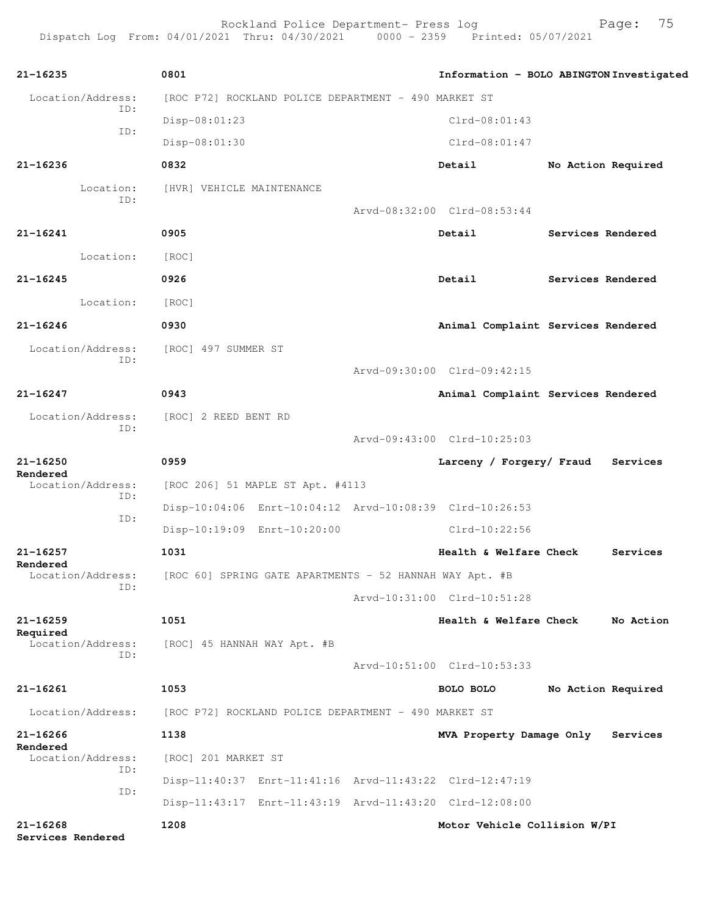**21-16235** 0801 **Information - BOLO ABINGTON Investigated**

Location/Address: [ROC P72] ROCKLAND POLICE DEPARTMENT - 490 MARKET ST
ID: Disp-08:01:23 Clrd-08:01:43
ID: Disp-08:01:30 Clrd-08:01:47

**21-16236** 0832 **Detail No Action Required**

Location: [HVR] VEHICLE MAINTENANCE
ID: Arvd-08:32:00 Clrd-08:53:44

**21-16241** 0905 **Detail Services Rendered**

Location: [ROC]

**21-16245** 0926 **Detail Services Rendered**

Location: [ROC]

**21-16246** 0930 **Animal Complaint Services Rendered**

Location/Address: [ROC] 497 SUMMER ST
ID: Arvd-09:30:00 Clrd-09:42:15

**21-16247** 0943 **Animal Complaint Services Rendered**

Location/Address: [ROC] 2 REED BENT RD
ID: Arvd-09:43:00 Clrd-10:25:03

**21-16250** 0959 **Larceny / Forgery/ Fraud Services Rendered**

Location/Address: [ROC 206] 51 MAPLE ST Apt. #4113
ID: Disp-10:04:06 Enrt-10:04:12 Arvd-10:08:39 Clrd-10:26:53
ID: Disp-10:19:09 Enrt-10:20:00 Clrd-10:22:56

**21-16257** 1031 **Health & Welfare Check Services Rendered**

Location/Address: [ROC 60] SPRING GATE APARTMENTS - 52 HANNAH WAY Apt. #B
ID: Arvd-10:31:00 Clrd-10:51:28

**21-16259** 1051 **Health & Welfare Check No Action Required**

Location/Address: [ROC] 45 HANNAH WAY Apt. #B
ID: Arvd-10:51:00 Clrd-10:53:33

**21-16261** 1053 **BOLO BOLO No Action Required**

Location/Address: [ROC P72] ROCKLAND POLICE DEPARTMENT - 490 MARKET ST

**21-16266** 1138 **MVA Property Damage Only Services Rendered**

Location/Address: [ROC] 201 MARKET ST
ID: Disp-11:40:37 Enrt-11:41:16 Arvd-11:43:22 Clrd-12:47:19
ID: Disp-11:43:17 Enrt-11:43:19 Arvd-11:43:20 Clrd-12:08:00

**21-16268** 1208 **Motor Vehicle Collision W/PI Services Rendered**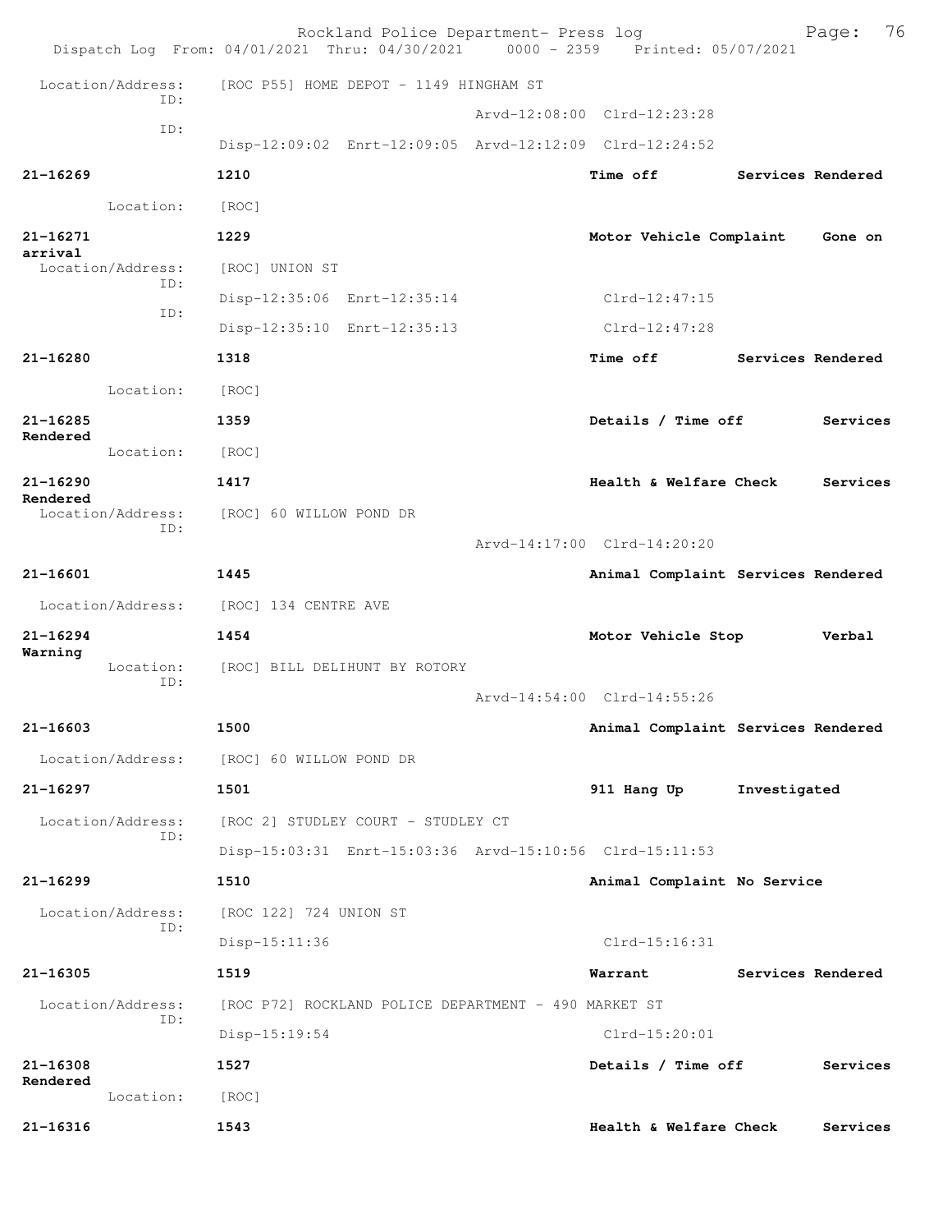Location/Address: [ROC P55] HOME DEPOT - 1149 HINGHAM ST
ID:
Arvd-12:08:00 Clrd-12:23:28
ID:
Disp-12:09:02 Enrt-12:09:05 Arvd-12:12:09 Clrd-12:24:52

**21-16269** **1210** **Time off** **Services Rendered**
Location: [ROC]

**21-16271** **1229** **Motor Vehicle Complaint** **Gone on arrival**
Location/Address: [ROC] UNION ST
ID:
Disp-12:35:06 Enrt-12:35:14 Clrd-12:47:15
ID:
Disp-12:35:10 Enrt-12:35:13 Clrd-12:47:28

**21-16280** **1318** **Time off** **Services Rendered**
Location: [ROC]

**21-16285** **1359** **Details / Time off** **Services Rendered**
Location: [ROC]

**21-16290** **1417** **Health & Welfare Check** **Services Rendered**
Location/Address: [ROC] 60 WILLOW POND DR
ID:
Arvd-14:17:00 Clrd-14:20:20

**21-16601** **1445** **Animal Complaint** **Services Rendered**
Location/Address: [ROC] 134 CENTRE AVE

**21-16294** **1454** **Motor Vehicle Stop** **Verbal Warning**
Location: [ROC] BILL DELIHUNT BY ROTORY
ID:
Arvd-14:54:00 Clrd-14:55:26

**21-16603** **1500** **Animal Complaint** **Services Rendered**
Location/Address: [ROC] 60 WILLOW POND DR

**21-16297** **1501** **911 Hang Up** **Investigated**
Location/Address: [ROC 2] STUDLEY COURT - STUDLEY CT
ID:
Disp-15:03:31 Enrt-15:03:36 Arvd-15:10:56 Clrd-15:11:53

**21-16299** **1510** **Animal Complaint** **No Service**
Location/Address: [ROC 122] 724 UNION ST
ID:
Disp-15:11:36 Clrd-15:16:31

**21-16305** **1519** **Warrant** **Services Rendered**
Location/Address: [ROC P72] ROCKLAND POLICE DEPARTMENT - 490 MARKET ST
ID:
Disp-15:19:54 Clrd-15:20:01

**21-16308** **1527** **Details / Time off** **Services Rendered**
Location: [ROC]

**21-16316** **1543** **Health & Welfare Check** **Services**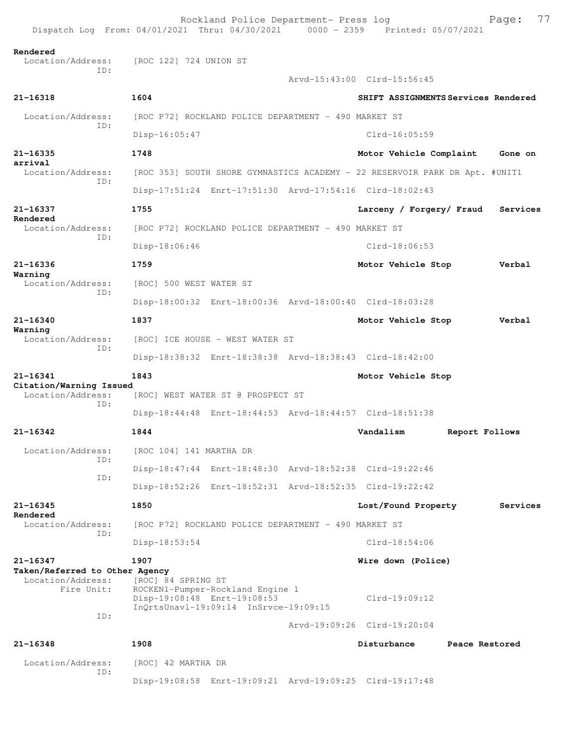Rendered
  Location/Address: [ROC 122] 724 UNION ST
  ID:
  Arvd-15:43:00 Clrd-15:56:45

**21-16318** 1604 SHIFT ASSIGNMENTS Services Rendered
  Location/Address: [ROC P72] ROCKLAND POLICE DEPARTMENT - 490 MARKET ST
  ID:
  Disp-16:05:47 Clrd-16:05:59

**21-16335** 1748 Motor Vehicle Complaint Gone on arrival
  Location/Address: [ROC 353] SOUTH SHORE GYMNASTICS ACADEMY - 22 RESERVOIR PARK DR Apt. #UNIT1
  ID:
  Disp-17:51:24 Enrt-17:51:30 Arvd-17:54:16 Clrd-18:02:43

**21-16337** 1755 Larceny / Forgery/ Fraud Services Rendered
  Location/Address: [ROC P72] ROCKLAND POLICE DEPARTMENT - 490 MARKET ST
  ID:
  Disp-18:06:46 Clrd-18:06:53

**21-16336** 1759 Motor Vehicle Stop Verbal Warning
  Location/Address: [ROC] 500 WEST WATER ST
  ID:
  Disp-18:00:32 Enrt-18:00:36 Arvd-18:00:40 Clrd-18:03:28

**21-16340** 1837 Motor Vehicle Stop Verbal Warning
  Location/Address: [ROC] ICE HOUSE - WEST WATER ST
  ID:
  Disp-18:38:32 Enrt-18:38:38 Arvd-18:38:43 Clrd-18:42:00

**21-16341** 1843 Motor Vehicle Stop Citation/Warning Issued
  Location/Address: [ROC] WEST WATER ST @ PROSPECT ST
  ID:
  Disp-18:44:48 Enrt-18:44:53 Arvd-18:44:57 Clrd-18:51:38

**21-16342** 1844 Vandalism Report Follows
  Location/Address: [ROC 104] 141 MARTHA DR
  ID:
  Disp-18:47:44 Enrt-18:48:30 Arvd-18:52:38 Clrd-19:22:46
  ID:
  Disp-18:52:26 Enrt-18:52:31 Arvd-18:52:35 Clrd-19:22:42

**21-16345** 1850 Lost/Found Property Services Rendered
  Location/Address: [ROC P72] ROCKLAND POLICE DEPARTMENT - 490 MARKET ST
  ID:
  Disp-18:53:54 Clrd-18:54:06

**21-16347** 1907 Wire down (Police) Taken/Referred to Other Agency
  Location/Address: [ROC] 84 SPRING ST
  Fire Unit: ROCKEN1-Pumper-Rockland Engine 1
  Disp-19:08:48 Enrt-19:08:53 Clrd-19:09:12
  InQrtsUnavl-19:09:14 InSrvce-19:09:15
  ID:
  Arvd-19:09:26 Clrd-19:20:04

**21-16348** 1908 Disturbance Peace Restored
  Location/Address: [ROC] 42 MARTHA DR
  ID:
  Disp-19:08:58 Enrt-19:09:21 Arvd-19:09:25 Clrd-19:17:48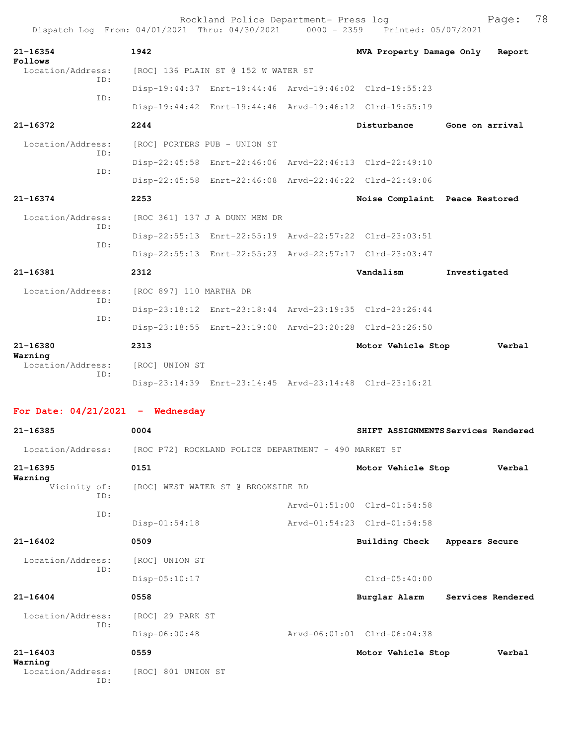| 21-16354 | 1942 | MVA Property Damage Only | Report Follows |
|---|---|---|---|

Location/Address: [ROC] 136 PLAIN ST @ 152 W WATER ST
ID: Disp-19:44:37 Enrt-19:44:46 Arvd-19:46:02 Clrd-19:55:23
ID: Disp-19:44:42 Enrt-19:44:46 Arvd-19:46:12 Clrd-19:55:19

| 21-16372 | 2244 | Disturbance | Gone on arrival |
|---|---|---|---|

Location/Address: [ROC] PORTERS PUB - UNION ST
ID: Disp-22:45:58 Enrt-22:46:06 Arvd-22:46:13 Clrd-22:49:10
ID: Disp-22:45:58 Enrt-22:46:08 Arvd-22:46:22 Clrd-22:49:06

| 21-16374 | 2253 | Noise Complaint | Peace Restored |
|---|---|---|---|

Location/Address: [ROC 361] 137 J A DUNN MEM DR
ID: Disp-22:55:13 Enrt-22:55:19 Arvd-22:57:22 Clrd-23:03:51
ID: Disp-22:55:13 Enrt-22:55:23 Arvd-22:57:17 Clrd-23:03:47

| 21-16381 | 2312 | Vandalism | Investigated |
|---|---|---|---|

Location/Address: [ROC 897] 110 MARTHA DR
ID: Disp-23:18:12 Enrt-23:18:44 Arvd-23:19:35 Clrd-23:26:44
ID: Disp-23:18:55 Enrt-23:19:00 Arvd-23:20:28 Clrd-23:26:50

| 21-16380 | 2313 | Motor Vehicle Stop | Verbal Warning |
|---|---|---|---|

Location/Address: [ROC] UNION ST
ID: Disp-23:14:39 Enrt-23:14:45 Arvd-23:14:48 Clrd-23:16:21

## For Date: 04/21/2021 - Wednesday

| 21-16385 | 0004 | SHIFT ASSIGNMENTS | Services Rendered |
|---|---|---|---|

Location/Address: [ROC P72] ROCKLAND POLICE DEPARTMENT - 490 MARKET ST

| 21-16395 | 0151 | Motor Vehicle Stop | Verbal Warning |
|---|---|---|---|

Vicinity of: [ROC] WEST WATER ST @ BROOKSIDE RD
ID: Arvd-01:51:00 Clrd-01:54:58
ID: Disp-01:54:18 Arvd-01:54:23 Clrd-01:54:58

| 21-16402 | 0509 | Building Check | Appears Secure |
|---|---|---|---|

Location/Address: [ROC] UNION ST
ID: Disp-05:10:17 Clrd-05:40:00

| 21-16404 | 0558 | Burglar Alarm | Services Rendered |
|---|---|---|---|

Location/Address: [ROC] 29 PARK ST
ID: Disp-06:00:48 Arvd-06:01:01 Clrd-06:04:38

| 21-16403 | 0559 | Motor Vehicle Stop | Verbal Warning |
|---|---|---|---|

Location/Address: [ROC] 801 UNION ST
ID: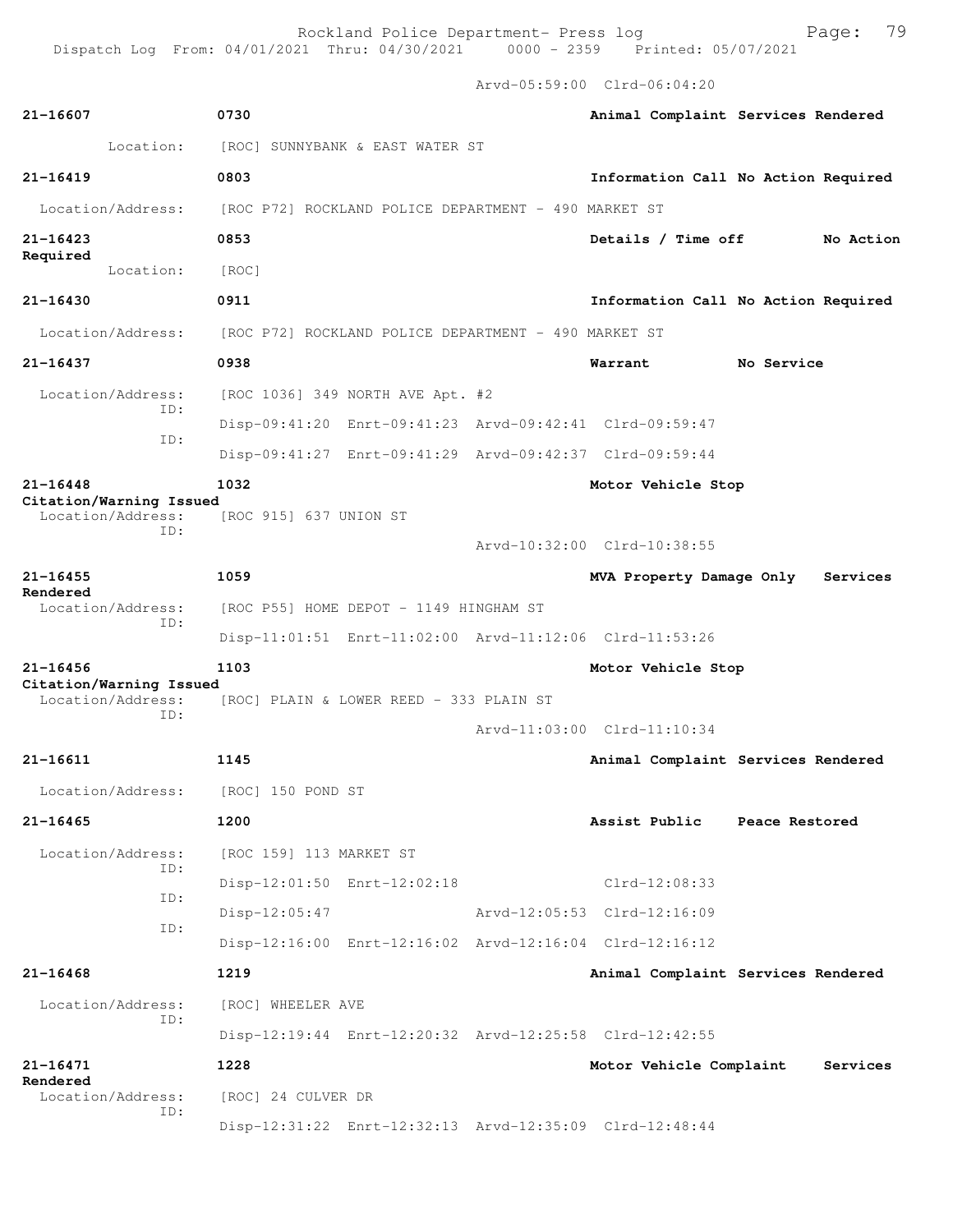Arvd-05:59:00 Clrd-06:04:20

**21-16607** 0730 **Animal Complaint Services Rendered**
Location: [ROC] SUNNYBANK & EAST WATER ST

**21-16419** 0803 **Information Call No Action Required**
Location/Address: [ROC P72] ROCKLAND POLICE DEPARTMENT - 490 MARKET ST

**21-16423** 0853 **Details / Time off No Action Required**
Location: [ROC]

**21-16430** 0911 **Information Call No Action Required**
Location/Address: [ROC P72] ROCKLAND POLICE DEPARTMENT - 490 MARKET ST

**21-16437** 0938 **Warrant No Service**
Location/Address: [ROC 1036] 349 NORTH AVE Apt. #2
ID: Disp-09:41:20 Enrt-09:41:23 Arvd-09:42:41 Clrd-09:59:47
ID: Disp-09:41:27 Enrt-09:41:29 Arvd-09:42:37 Clrd-09:59:44

**21-16448** 1032 **Motor Vehicle Stop Citation/Warning Issued**
Location/Address: [ROC 915] 637 UNION ST
ID: Arvd-10:32:00 Clrd-10:38:55

**21-16455** 1059 **MVA Property Damage Only Services Rendered**
Location/Address: [ROC P55] HOME DEPOT - 1149 HINGHAM ST
ID: Disp-11:01:51 Enrt-11:02:00 Arvd-11:12:06 Clrd-11:53:26

**21-16456** 1103 **Motor Vehicle Stop Citation/Warning Issued**
Location/Address: [ROC] PLAIN & LOWER REED - 333 PLAIN ST
ID: Arvd-11:03:00 Clrd-11:10:34

**21-16611** 1145 **Animal Complaint Services Rendered**
Location/Address: [ROC] 150 POND ST

**21-16465** 1200 **Assist Public Peace Restored**
Location/Address: [ROC 159] 113 MARKET ST
ID: Disp-12:01:50 Enrt-12:02:18 Clrd-12:08:33
ID: Disp-12:05:47 Arvd-12:05:53 Clrd-12:16:09
ID: Disp-12:16:00 Enrt-12:16:02 Arvd-12:16:04 Clrd-12:16:12

**21-16468** 1219 **Animal Complaint Services Rendered**
Location/Address: [ROC] WHEELER AVE
ID: Disp-12:19:44 Enrt-12:20:32 Arvd-12:25:58 Clrd-12:42:55

**21-16471** 1228 **Motor Vehicle Complaint Services Rendered**
Location/Address: [ROC] 24 CULVER DR
ID: Disp-12:31:22 Enrt-12:32:13 Arvd-12:35:09 Clrd-12:48:44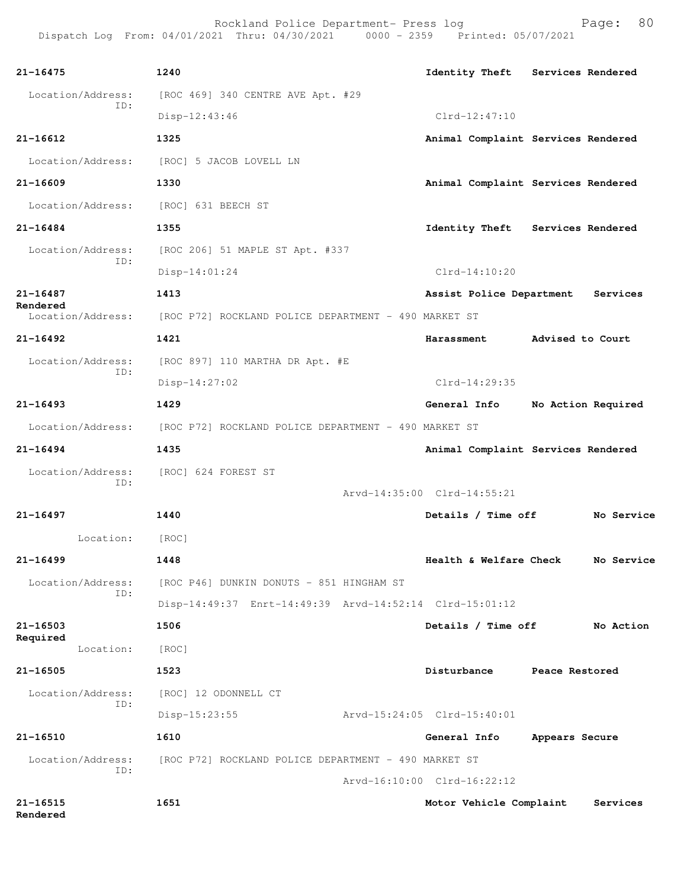Rockland Police Department- Press log
Dispatch Log From: 04/01/2021 Thru: 04/30/2021 0000 - 2359 Printed: 05/07/2021

**21-16475** 1240 **Identity Theft** **Services Rendered**
Location/Address: [ROC 469] 340 CENTRE AVE Apt. #29
ID:
Disp-12:43:46 Clrd-12:47:10

**21-16612** 1325 **Animal Complaint** **Services Rendered**
Location/Address: [ROC] 5 JACOB LOVELL LN

**21-16609** 1330 **Animal Complaint** **Services Rendered**
Location/Address: [ROC] 631 BEECH ST

**21-16484** 1355 **Identity Theft** **Services Rendered**
Location/Address: [ROC 206] 51 MAPLE ST Apt. #337
ID:
Disp-14:01:24 Clrd-14:10:20

**21-16487** 1413 **Assist Police Department** **Services Rendered**
Location/Address: [ROC P72] ROCKLAND POLICE DEPARTMENT - 490 MARKET ST

**21-16492** 1421 **Harassment** **Advised to Court**
Location/Address: [ROC 897] 110 MARTHA DR Apt. #E
ID:
Disp-14:27:02 Clrd-14:29:35

**21-16493** 1429 **General Info** **No Action Required**
Location/Address: [ROC P72] ROCKLAND POLICE DEPARTMENT - 490 MARKET ST

**21-16494** 1435 **Animal Complaint** **Services Rendered**
Location/Address: [ROC] 624 FOREST ST
ID:
Arvd-14:35:00 Clrd-14:55:21

**21-16497** 1440 **Details / Time off** **No Service**
Location: [ROC]

**21-16499** 1448 **Health & Welfare Check** **No Service**
Location/Address: [ROC P46] DUNKIN DONUTS - 851 HINGHAM ST
ID:
Disp-14:49:37 Enrt-14:49:39 Arvd-14:52:14 Clrd-15:01:12

**21-16503** 1506 **Details / Time off** **No Action Required**
Location: [ROC]

**21-16505** 1523 **Disturbance** **Peace Restored**
Location/Address: [ROC] 12 ODONNELL CT
ID:
Disp-15:23:55 Arvd-15:24:05 Clrd-15:40:01

**21-16510** 1610 **General Info** **Appears Secure**
Location/Address: [ROC P72] ROCKLAND POLICE DEPARTMENT - 490 MARKET ST
ID:
Arvd-16:10:00 Clrd-16:22:12

**21-16515** 1651 **Motor Vehicle Complaint** **Services Rendered**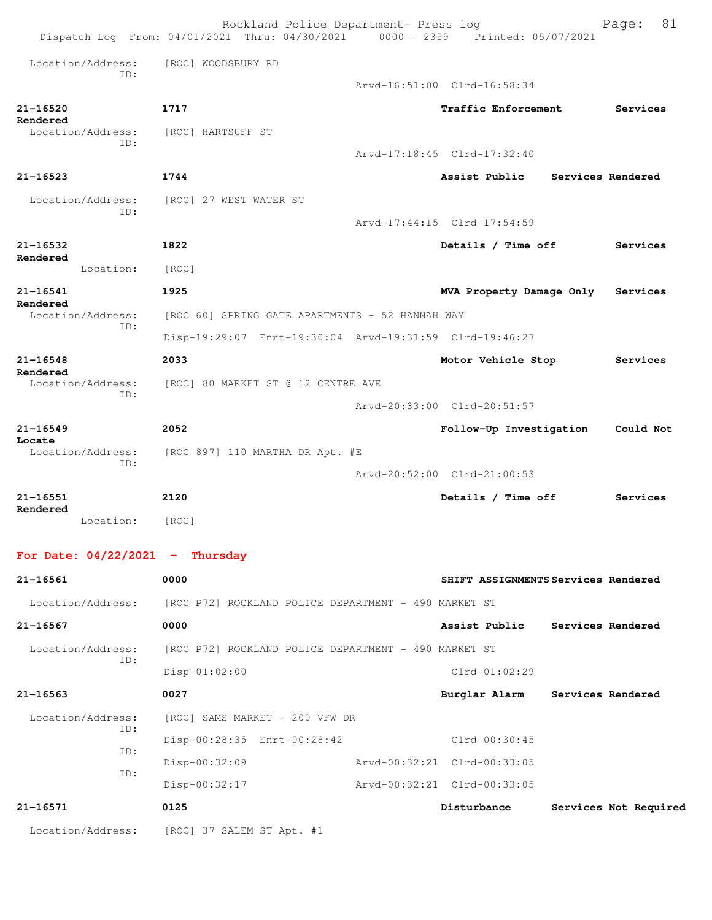Location/Address: [ROC] WOODSBURY RD
ID:
Arvd-16:51:00 Clrd-16:58:34

**21-16520** **1717** **Traffic Enforcement** **Services Rendered**
Location/Address: [ROC] HARTSUFF ST
ID:
Arvd-17:18:45 Clrd-17:32:40

**21-16523** **1744** **Assist Public** **Services Rendered**
Location/Address: [ROC] 27 WEST WATER ST
ID:
Arvd-17:44:15 Clrd-17:54:59

**21-16532** **1822** **Details / Time off** **Services Rendered**
Location: [ROC]

**21-16541** **1925** **MVA Property Damage Only** **Services Rendered**
Location/Address: [ROC 60] SPRING GATE APARTMENTS - 52 HANNAH WAY
ID:
Disp-19:29:07 Enrt-19:30:04 Arvd-19:31:59 Clrd-19:46:27

**21-16548** **2033** **Motor Vehicle Stop** **Services Rendered**
Location/Address: [ROC] 80 MARKET ST @ 12 CENTRE AVE
ID:
Arvd-20:33:00 Clrd-20:51:57

**21-16549** **2052** **Follow-Up Investigation** **Could Not Locate**
Location/Address: [ROC 897] 110 MARTHA DR Apt. #E
ID:
Arvd-20:52:00 Clrd-21:00:53

**21-16551** **2120** **Details / Time off** **Services Rendered**
Location: [ROC]

## For Date: 04/22/2021 - Thursday

**21-16561** **0000** **SHIFT ASSIGNMENTS** **Services Rendered**
Location/Address: [ROC P72] ROCKLAND POLICE DEPARTMENT - 490 MARKET ST

**21-16567** **0000** **Assist Public** **Services Rendered**
Location/Address: [ROC P72] ROCKLAND POLICE DEPARTMENT - 490 MARKET ST
ID:
Disp-01:02:00 Clrd-01:02:29

**21-16563** **0027** **Burglar Alarm** **Services Rendered**
Location/Address: [ROC] SAMS MARKET - 200 VFW DR
ID:
Disp-00:28:35 Enrt-00:28:42 Clrd-00:30:45
ID:
Disp-00:32:09 Arvd-00:32:21 Clrd-00:33:05
ID:
Disp-00:32:17 Arvd-00:32:21 Clrd-00:33:05

**21-16571** **0125** **Disturbance** **Services Not Required**
Location/Address: [ROC] 37 SALEM ST Apt. #1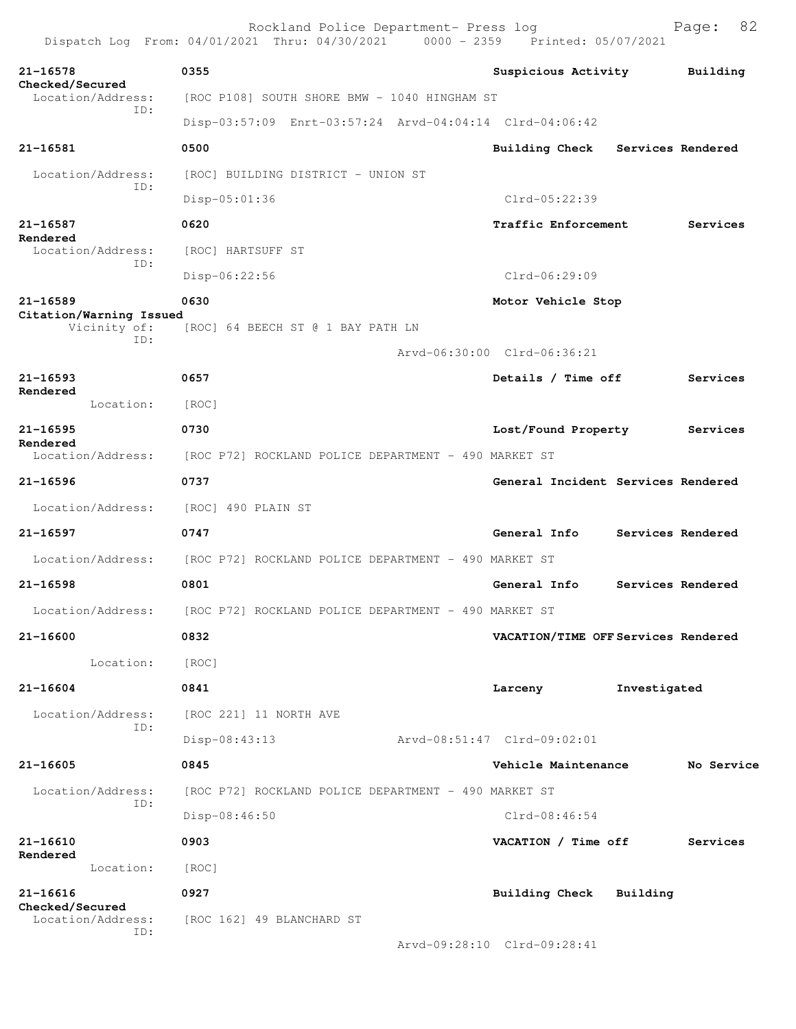21-16578 0355 Suspicious Activity Building Checked/Secured
Location/Address: [ROC P108] SOUTH SHORE BMW - 1040 HINGHAM ST
ID:
Disp-03:57:09 Enrt-03:57:24 Arvd-04:04:14 Clrd-04:06:42

21-16581 0500 Building Check Services Rendered
Location/Address: [ROC] BUILDING DISTRICT - UNION ST
ID:
Disp-05:01:36 Clrd-05:22:39

21-16587 0620 Traffic Enforcement Services Rendered
Location/Address: [ROC] HARTSUFF ST
ID:
Disp-06:22:56 Clrd-06:29:09

21-16589 0630 Motor Vehicle Stop Citation/Warning Issued
Vicinity of: [ROC] 64 BEECH ST @ 1 BAY PATH LN
ID:
Arvd-06:30:00 Clrd-06:36:21

21-16593 0657 Details / Time off Services Rendered
Location: [ROC]

21-16595 0730 Lost/Found Property Services Rendered
Location/Address: [ROC P72] ROCKLAND POLICE DEPARTMENT - 490 MARKET ST

21-16596 0737 General Incident Services Rendered
Location/Address: [ROC] 490 PLAIN ST

21-16597 0747 General Info Services Rendered
Location/Address: [ROC P72] ROCKLAND POLICE DEPARTMENT - 490 MARKET ST

21-16598 0801 General Info Services Rendered
Location/Address: [ROC P72] ROCKLAND POLICE DEPARTMENT - 490 MARKET ST

21-16600 0832 VACATION/TIME OFF Services Rendered
Location: [ROC]

21-16604 0841 Larceny Investigated
Location/Address: [ROC 221] 11 NORTH AVE
ID:
Disp-08:43:13 Arvd-08:51:47 Clrd-09:02:01

21-16605 0845 Vehicle Maintenance No Service
Location/Address: [ROC P72] ROCKLAND POLICE DEPARTMENT - 490 MARKET ST
ID:
Disp-08:46:50 Clrd-08:46:54

21-16610 0903 VACATION / Time off Services Rendered
Location: [ROC]

21-16616 0927 Building Check Building Checked/Secured
Location/Address: [ROC 162] 49 BLANCHARD ST
ID:
Arvd-09:28:10 Clrd-09:28:41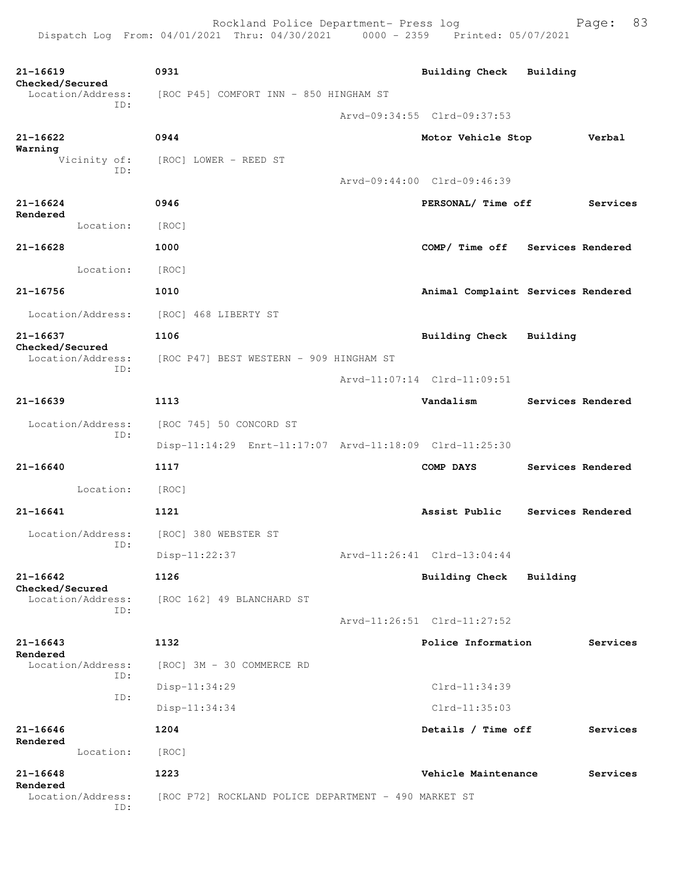21-16619 0931 Building Check Building Checked/Secured
Location/Address: [ROC P45] COMFORT INN - 850 HINGHAM ST
ID:
Arvd-09:34:55 Clrd-09:37:53

21-16622 0944 Motor Vehicle Stop Verbal Warning
Vicinity of: [ROC] LOWER - REED ST
ID:
Arvd-09:44:00 Clrd-09:46:39

21-16624 0946 PERSONAL/ Time off Services Rendered
Location: [ROC]

21-16628 1000 COMP/ Time off Services Rendered
Location: [ROC]

21-16756 1010 Animal Complaint Services Rendered
Location/Address: [ROC] 468 LIBERTY ST

21-16637 1106 Building Check Building Checked/Secured
Location/Address: [ROC P47] BEST WESTERN - 909 HINGHAM ST
ID:
Arvd-11:07:14 Clrd-11:09:51

21-16639 1113 Vandalism Services Rendered
Location/Address: [ROC 745] 50 CONCORD ST
ID:
Disp-11:14:29 Enrt-11:17:07 Arvd-11:18:09 Clrd-11:25:30

21-16640 1117 COMP DAYS Services Rendered
Location: [ROC]

21-16641 1121 Assist Public Services Rendered
Location/Address: [ROC] 380 WEBSTER ST
ID:
Disp-11:22:37 Arvd-11:26:41 Clrd-13:04:44

21-16642 1126 Building Check Building Checked/Secured
Location/Address: [ROC 162] 49 BLANCHARD ST
ID:
Arvd-11:26:51 Clrd-11:27:52

21-16643 1132 Police Information Services Rendered
Location/Address: [ROC] 3M - 30 COMMERCE RD
ID:
Disp-11:34:29 Clrd-11:34:39
ID:
Disp-11:34:34 Clrd-11:35:03

21-16646 1204 Details / Time off Services Rendered
Location: [ROC]

21-16648 1223 Vehicle Maintenance Services Rendered
Location/Address: [ROC P72] ROCKLAND POLICE DEPARTMENT - 490 MARKET ST
ID: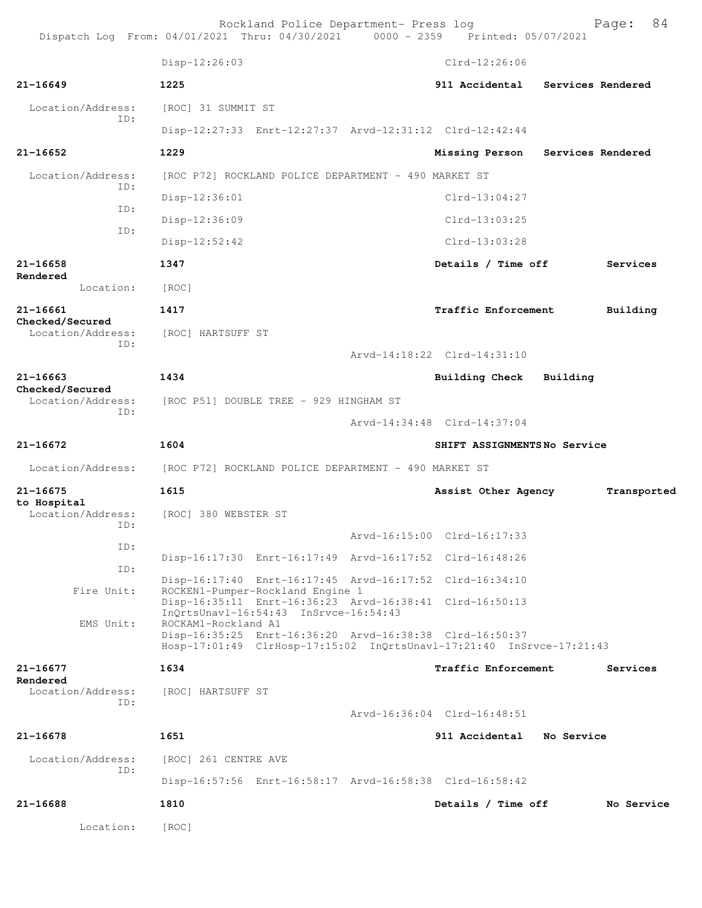Disp-12:26:03 Clrd-12:26:06

**21-16649** **1225** **911 Accidental** **Services Rendered**

Location/Address: [ROC] 31 SUMMIT ST
ID:
Disp-12:27:33 Enrt-12:27:37 Arvd-12:31:12 Clrd-12:42:44

**21-16652** **1229** **Missing Person** **Services Rendered**

Location/Address: [ROC P72] ROCKLAND POLICE DEPARTMENT - 490 MARKET ST
ID:
Disp-12:36:01 Clrd-13:04:27
ID:
Disp-12:36:09 Clrd-13:03:25
ID:
Disp-12:52:42 Clrd-13:03:28

**21-16658** **1347** **Details / Time off** **Services Rendered**

Location: [ROC]

**21-16661** **1417** **Traffic Enforcement** **Building Checked/Secured**

Location/Address: [ROC] HARTSUFF ST
ID:
Arvd-14:18:22 Clrd-14:31:10

**21-16663** **1434** **Building Check** **Building Checked/Secured**

Location/Address: [ROC P51] DOUBLE TREE - 929 HINGHAM ST
ID:
Arvd-14:34:48 Clrd-14:37:04

**21-16672** **1604** **SHIFT ASSIGNMENTS** **No Service**

Location/Address: [ROC P72] ROCKLAND POLICE DEPARTMENT - 490 MARKET ST

**21-16675** **1615** **Assist Other Agency** **Transported to Hospital**

Location/Address: [ROC] 380 WEBSTER ST
ID:
Arvd-16:15:00 Clrd-16:17:33
ID:
Disp-16:17:30 Enrt-16:17:49 Arvd-16:17:52 Clrd-16:48:26
ID:
Disp-16:17:40 Enrt-16:17:45 Arvd-16:17:52 Clrd-16:34:10
Fire Unit: ROCKEN1-Pumper-Rockland Engine 1
Disp-16:35:11 Enrt-16:36:23 Arvd-16:38:41 Clrd-16:50:13
InQrtsUnavl-16:54:43 InSrvce-16:54:43
EMS Unit: ROCKAM1-Rockland A1
Disp-16:35:25 Enrt-16:36:20 Arvd-16:38:38 Clrd-16:50:37
Hosp-17:01:49 ClrHosp-17:15:02 InQrtsUnavl-17:21:40 InSrvce-17:21:43

**21-16677** **1634** **Traffic Enforcement** **Services Rendered**

Location/Address: [ROC] HARTSUFF ST
ID:
Arvd-16:36:04 Clrd-16:48:51

**21-16678** **1651** **911 Accidental** **No Service**

Location/Address: [ROC] 261 CENTRE AVE
ID:
Disp-16:57:56 Enrt-16:58:17 Arvd-16:58:38 Clrd-16:58:42

**21-16688** **1810** **Details / Time off** **No Service**

Location: [ROC]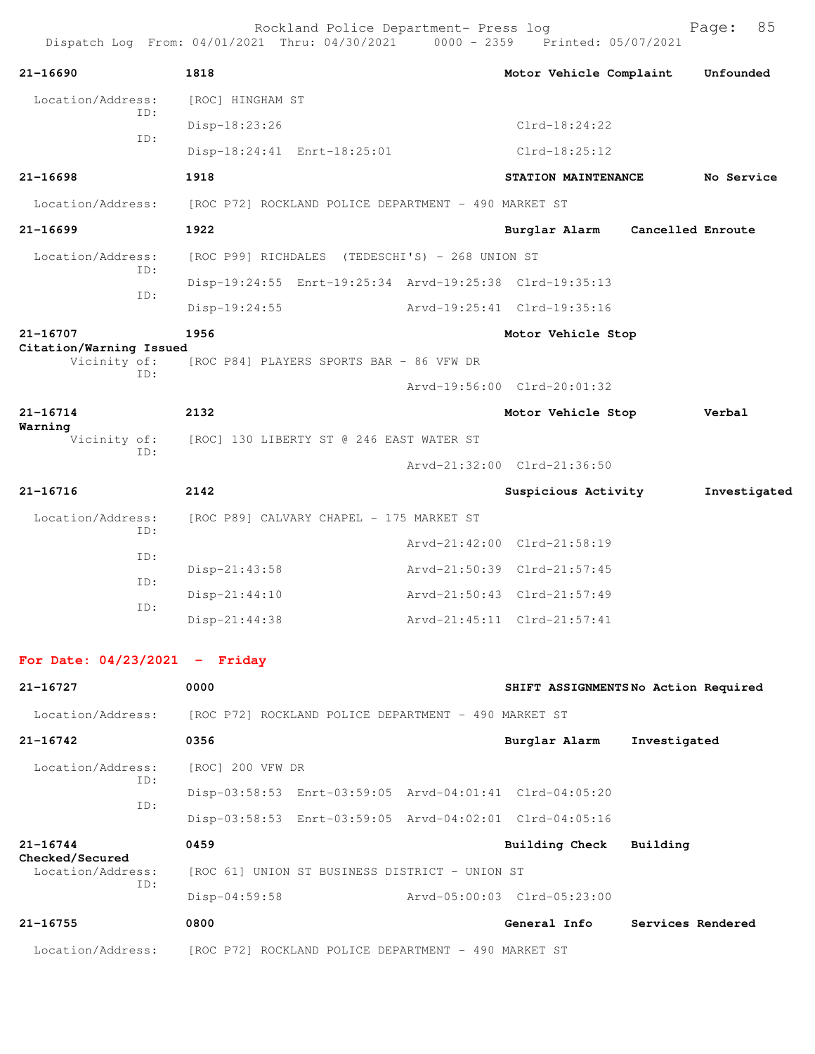21-16690 1818 Motor Vehicle Complaint Unfounded

Location/Address: [ROC] HINGHAM ST
ID:
Disp-18:23:26 Clrd-18:24:22
ID:
Disp-18:24:41 Enrt-18:25:01 Clrd-18:25:12

21-16698 1918 STATION MAINTENANCE No Service

Location/Address: [ROC P72] ROCKLAND POLICE DEPARTMENT - 490 MARKET ST

21-16699 1922 Burglar Alarm Cancelled Enroute

Location/Address: [ROC P99] RICHDALES (TEDESCHI'S) - 268 UNION ST
ID:
Disp-19:24:55 Enrt-19:25:34 Arvd-19:25:38 Clrd-19:35:13
ID:
Disp-19:24:55 Arvd-19:25:41 Clrd-19:35:16

21-16707 1956 Motor Vehicle Stop
Citation/Warning Issued
Vicinity of: [ROC P84] PLAYERS SPORTS BAR - 86 VFW DR
ID:
Arvd-19:56:00 Clrd-20:01:32

21-16714 2132 Motor Vehicle Stop Verbal
Warning
Vicinity of: [ROC] 130 LIBERTY ST @ 246 EAST WATER ST
ID:
Arvd-21:32:00 Clrd-21:36:50

21-16716 2142 Suspicious Activity Investigated

Location/Address: [ROC P89] CALVARY CHAPEL - 175 MARKET ST
ID:
Arvd-21:42:00 Clrd-21:58:19
ID:
Disp-21:43:58 Arvd-21:50:39 Clrd-21:57:45
ID:
Disp-21:44:10 Arvd-21:50:43 Clrd-21:57:49
ID:
Disp-21:44:38 Arvd-21:45:11 Clrd-21:57:41

## For Date: 04/23/2021 - Friday

21-16727 0000 SHIFT ASSIGNMENTS No Action Required

Location/Address: [ROC P72] ROCKLAND POLICE DEPARTMENT - 490 MARKET ST

21-16742 0356 Burglar Alarm Investigated

Location/Address: [ROC] 200 VFW DR
ID:
Disp-03:58:53 Enrt-03:59:05 Arvd-04:01:41 Clrd-04:05:20
ID:
Disp-03:58:53 Enrt-03:59:05 Arvd-04:02:01 Clrd-04:05:16

21-16744 0459 Building Check Building
Checked/Secured
Location/Address: [ROC 61] UNION ST BUSINESS DISTRICT - UNION ST
ID:
Disp-04:59:58 Arvd-05:00:03 Clrd-05:23:00

21-16755 0800 General Info Services Rendered

Location/Address: [ROC P72] ROCKLAND POLICE DEPARTMENT - 490 MARKET ST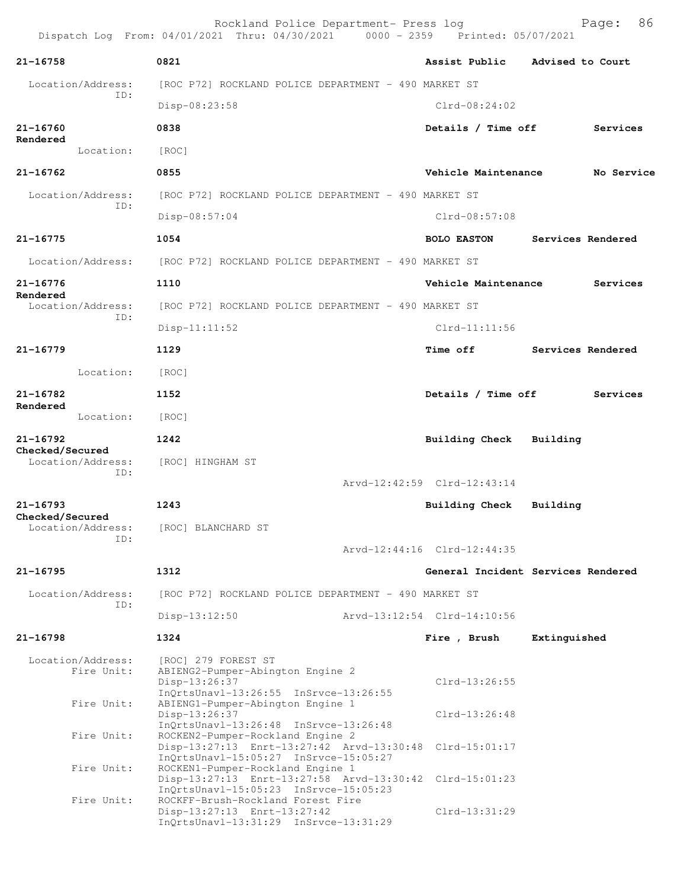| Call # | Time | Call Reason | Action |
|---|---|---|---|
| 21-16758 | 0821 | Assist Public | Advised to Court |

Location/Address: [ROC P72] ROCKLAND POLICE DEPARTMENT - 490 MARKET ST
ID:
Disp-08:23:58 Clrd-08:24:02

| Call # | Time | Call Reason | Action |
|---|---|---|---|
| 21-16760 | 0838 | Details / Time off | Services Rendered |

Location: [ROC]

| Call # | Time | Call Reason | Action |
|---|---|---|---|
| 21-16762 | 0855 | Vehicle Maintenance | No Service |

Location/Address: [ROC P72] ROCKLAND POLICE DEPARTMENT - 490 MARKET ST
ID:
Disp-08:57:04 Clrd-08:57:08

| Call # | Time | Call Reason | Action |
|---|---|---|---|
| 21-16775 | 1054 | BOLO EASTON | Services Rendered |

Location/Address: [ROC P72] ROCKLAND POLICE DEPARTMENT - 490 MARKET ST

| Call # | Time | Call Reason | Action |
|---|---|---|---|
| 21-16776 | 1110 | Vehicle Maintenance | Services Rendered |

Location/Address: [ROC P72] ROCKLAND POLICE DEPARTMENT - 490 MARKET ST
ID:
Disp-11:11:52 Clrd-11:11:56

| Call # | Time | Call Reason | Action |
|---|---|---|---|
| 21-16779 | 1129 | Time off | Services Rendered |

Location: [ROC]

| Call # | Time | Call Reason | Action |
|---|---|---|---|
| 21-16782 | 1152 | Details / Time off | Services Rendered |

Location: [ROC]

| Call # | Time | Call Reason | Action |
|---|---|---|---|
| 21-16792 | 1242 | Building Check | Building Checked/Secured |

Location/Address: [ROC] HINGHAM ST
ID:
Arvd-12:42:59 Clrd-12:43:14

| Call # | Time | Call Reason | Action |
|---|---|---|---|
| 21-16793 | 1243 | Building Check | Building Checked/Secured |

Location/Address: [ROC] BLANCHARD ST
ID:
Arvd-12:44:16 Clrd-12:44:35

| Call # | Time | Call Reason | Action |
|---|---|---|---|
| 21-16795 | 1312 | General Incident | Services Rendered |

Location/Address: [ROC P72] ROCKLAND POLICE DEPARTMENT - 490 MARKET ST
ID:
Disp-13:12:50 Arvd-13:12:54 Clrd-14:10:56

| Call # | Time | Call Reason | Action |
|---|---|---|---|
| 21-16798 | 1324 | Fire , Brush | Extinguished |

Location/Address: [ROC] 279 FOREST ST
Fire Unit: ABIENG2-Pumper-Abington Engine 2
Disp-13:26:37 Clrd-13:26:55
InQrtsUnavl-13:26:55 InSrvce-13:26:55
Fire Unit: ABIENG1-Pumper-Abington Engine 1
Disp-13:26:37 Clrd-13:26:48
InQrtsUnavl-13:26:48 InSrvce-13:26:48
Fire Unit: ROCKEN2-Pumper-Rockland Engine 2
Disp-13:27:13 Enrt-13:27:42 Arvd-13:30:48 Clrd-15:01:17
InQrtsUnavl-15:05:27 InSrvce-15:05:27
Fire Unit: ROCKEN1-Pumper-Rockland Engine 1
Disp-13:27:13 Enrt-13:27:58 Arvd-13:30:42 Clrd-15:01:23
InQrtsUnavl-15:05:23 InSrvce-15:05:23
Fire Unit: ROCKFF-Brush-Rockland Forest Fire
Disp-13:27:13 Enrt-13:27:42 Clrd-13:31:29
InQrtsUnavl-13:31:29 InSrvce-13:31:29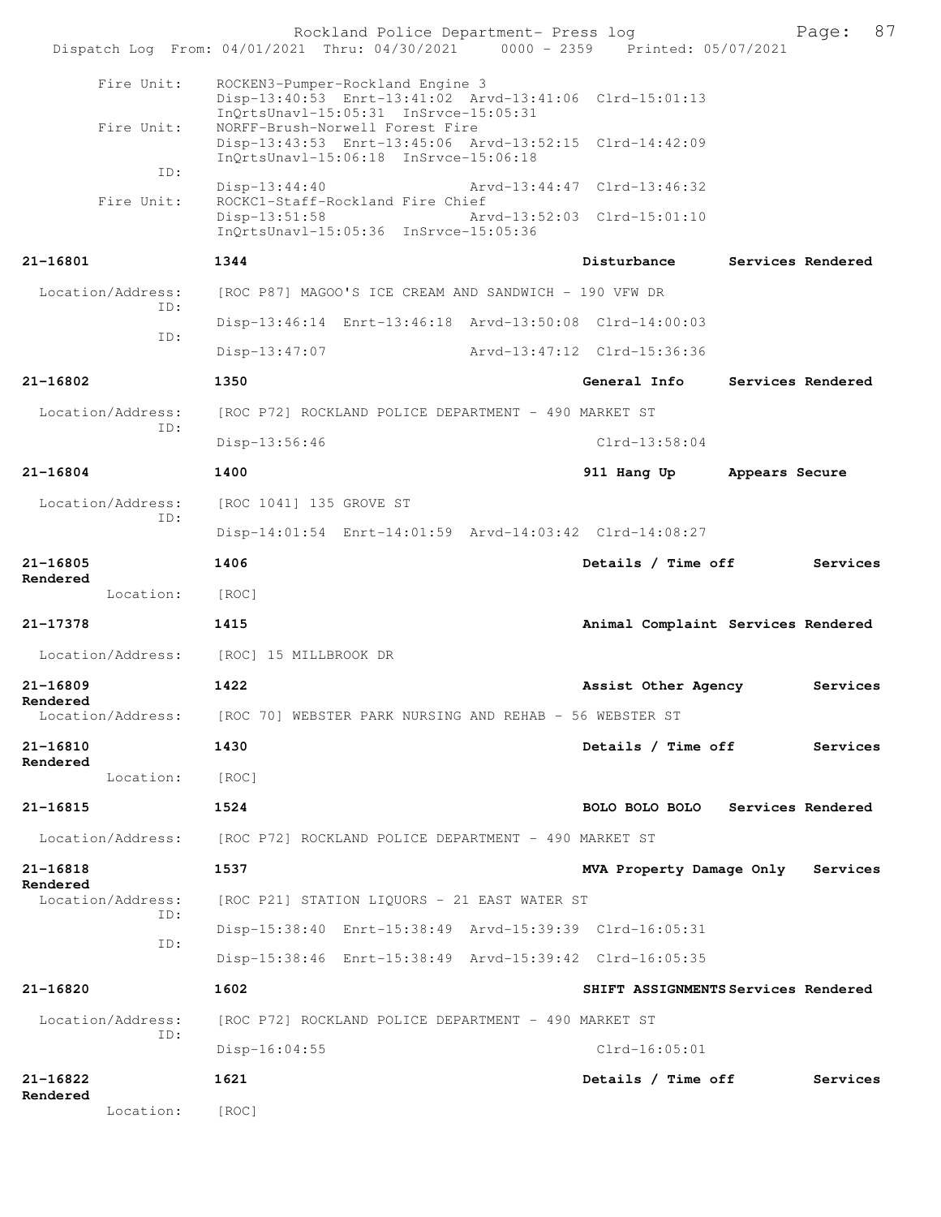Fire Unit: ROCKEN3-Pumper-Rockland Engine 3
Disp-13:40:53 Enrt-13:41:02 Arvd-13:41:06 Clrd-15:01:13
InQrtsUnavl-15:05:31 InSrvce-15:05:31

Fire Unit: NORFF-Brush-Norwell Forest Fire
Disp-13:43:53 Enrt-13:45:06 Arvd-13:52:15 Clrd-14:42:09
InQrtsUnavl-15:06:18 InSrvce-15:06:18

ID:
Disp-13:44:40 Arvd-13:44:47 Clrd-13:46:32

Fire Unit: ROCKC1-Staff-Rockland Fire Chief
Disp-13:51:58 Arvd-13:52:03 Clrd-15:01:10
InQrtsUnavl-15:05:36 InSrvce-15:05:36

**21-16801** **1344** **Disturbance** **Services Rendered**

Location/Address: [ROC P87] MAGOO'S ICE CREAM AND SANDWICH - 190 VFW DR
ID:
Disp-13:46:14 Enrt-13:46:18 Arvd-13:50:08 Clrd-14:00:03
ID:
Disp-13:47:07 Arvd-13:47:12 Clrd-15:36:36

**21-16802** **1350** **General Info** **Services Rendered**

Location/Address: [ROC P72] ROCKLAND POLICE DEPARTMENT - 490 MARKET ST
ID:
Disp-13:56:46 Clrd-13:58:04

**21-16804** **1400** **911 Hang Up** **Appears Secure**

Location/Address: [ROC 1041] 135 GROVE ST
ID:
Disp-14:01:54 Enrt-14:01:59 Arvd-14:03:42 Clrd-14:08:27

**21-16805** **1406** **Details / Time off** **Services Rendered**

Location: [ROC]

**21-17378** **1415** **Animal Complaint** **Services Rendered**

Location/Address: [ROC] 15 MILLBROOK DR

**21-16809** **1422** **Assist Other Agency** **Services Rendered**

Location/Address: [ROC 70] WEBSTER PARK NURSING AND REHAB - 56 WEBSTER ST

**21-16810** **1430** **Details / Time off** **Services Rendered**

Location: [ROC]

**21-16815** **1524** **BOLO BOLO BOLO** **Services Rendered**

Location/Address: [ROC P72] ROCKLAND POLICE DEPARTMENT - 490 MARKET ST

**21-16818** **1537** **MVA Property Damage Only** **Services Rendered**

Location/Address: [ROC P21] STATION LIQUORS - 21 EAST WATER ST
ID:
Disp-15:38:40 Enrt-15:38:49 Arvd-15:39:39 Clrd-16:05:31
ID:
Disp-15:38:46 Enrt-15:38:49 Arvd-15:39:42 Clrd-16:05:35

**21-16820** **1602** **SHIFT ASSIGNMENTS** **Services Rendered**

Location/Address: [ROC P72] ROCKLAND POLICE DEPARTMENT - 490 MARKET ST
ID:
Disp-16:04:55 Clrd-16:05:01

**21-16822** **1621** **Details / Time off** **Services Rendered**

Location: [ROC]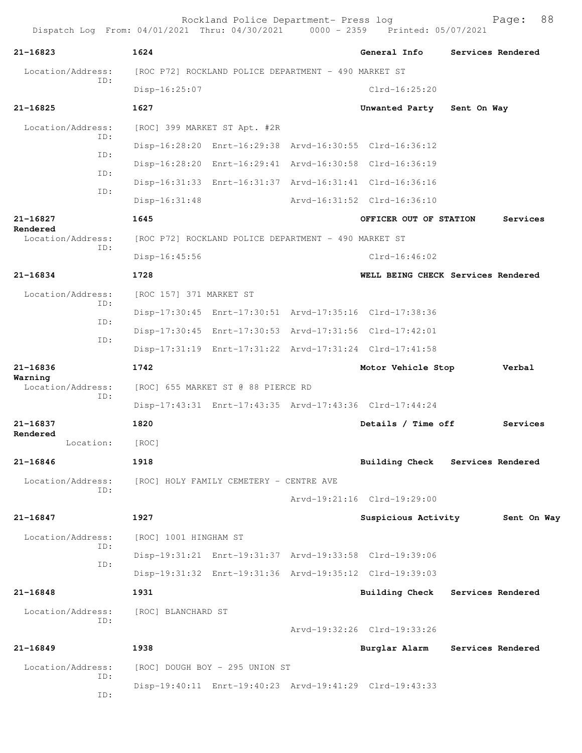| Call # | Time | Call Reason | Action |
|---|---|---|---|
| 21-16823 | 1624 | General Info | Services Rendered |

Location/Address: [ROC P72] ROCKLAND POLICE DEPARTMENT - 490 MARKET ST
ID: Disp-16:25:07 Clrd-16:25:20

| Call # | Time | Call Reason | Action |
|---|---|---|---|
| 21-16825 | 1627 | Unwanted Party | Sent On Way |

Location/Address: [ROC] 399 MARKET ST Apt. #2R
ID: Disp-16:28:20 Enrt-16:29:38 Arvd-16:30:55 Clrd-16:36:12
ID: Disp-16:28:20 Enrt-16:29:41 Arvd-16:30:58 Clrd-16:36:19
ID: Disp-16:31:33 Enrt-16:31:37 Arvd-16:31:41 Clrd-16:36:16
ID: Disp-16:31:48 Arvd-16:31:52 Clrd-16:36:10

| Call # | Time | Call Reason | Action |
|---|---|---|---|
| 21-16827 | 1645 | OFFICER OUT OF STATION | Services Rendered |

Location/Address: [ROC P72] ROCKLAND POLICE DEPARTMENT - 490 MARKET ST
ID: Disp-16:45:56 Clrd-16:46:02

| Call # | Time | Call Reason | Action |
|---|---|---|---|
| 21-16834 | 1728 | WELL BEING CHECK | Services Rendered |

Location/Address: [ROC 157] 371 MARKET ST
ID: Disp-17:30:45 Enrt-17:30:51 Arvd-17:35:16 Clrd-17:38:36
ID: Disp-17:30:45 Enrt-17:30:53 Arvd-17:31:56 Clrd-17:42:01
ID: Disp-17:31:19 Enrt-17:31:22 Arvd-17:31:24 Clrd-17:41:58

| Call # | Time | Call Reason | Action |
|---|---|---|---|
| 21-16836 | 1742 | Motor Vehicle Stop | Verbal Warning |

Location/Address: [ROC] 655 MARKET ST @ 88 PIERCE RD
ID: Disp-17:43:31 Enrt-17:43:35 Arvd-17:43:36 Clrd-17:44:24

| Call # | Time | Call Reason | Action |
|---|---|---|---|
| 21-16837 | 1820 | Details / Time off | Services Rendered |

Location: [ROC]

| Call # | Time | Call Reason | Action |
|---|---|---|---|
| 21-16846 | 1918 | Building Check | Services Rendered |

Location/Address: [ROC] HOLY FAMILY CEMETERY - CENTRE AVE
ID: Arvd-19:21:16 Clrd-19:29:00

| Call # | Time | Call Reason | Action |
|---|---|---|---|
| 21-16847 | 1927 | Suspicious Activity | Sent On Way |

Location/Address: [ROC] 1001 HINGHAM ST
ID: Disp-19:31:21 Enrt-19:31:37 Arvd-19:33:58 Clrd-19:39:06
ID: Disp-19:31:32 Enrt-19:31:36 Arvd-19:35:12 Clrd-19:39:03

| Call # | Time | Call Reason | Action |
|---|---|---|---|
| 21-16848 | 1931 | Building Check | Services Rendered |

Location/Address: [ROC] BLANCHARD ST
ID: Arvd-19:32:26 Clrd-19:33:26

| Call # | Time | Call Reason | Action |
|---|---|---|---|
| 21-16849 | 1938 | Burglar Alarm | Services Rendered |

Location/Address: [ROC] DOUGH BOY - 295 UNION ST
ID: Disp-19:40:11 Enrt-19:40:23 Arvd-19:41:29 Clrd-19:43:33
ID: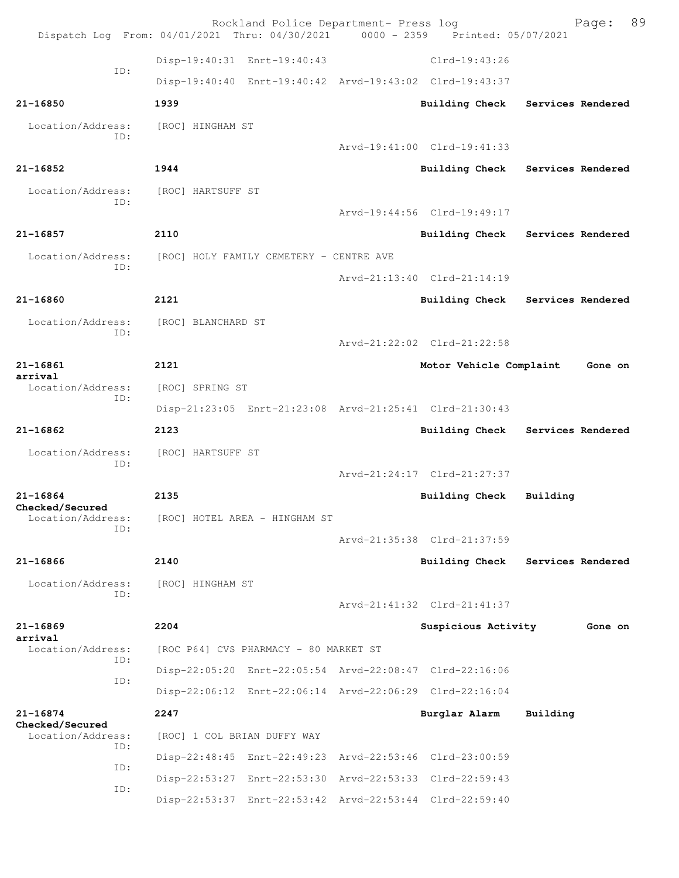```
                Disp-19:40:31  Enrt-19:40:43                Clrd-19:43:26
           ID:
                Disp-19:40:40  Enrt-19:40:42  Arvd-19:43:02  Clrd-19:43:37

21-16850        1939                                    Building Check    Services Rendered

 Location/Address:    [ROC] HINGHAM ST
           ID:
                                              Arvd-19:41:00  Clrd-19:41:33

21-16852        1944                                    Building Check    Services Rendered

 Location/Address:    [ROC] HARTSUFF ST
           ID:
                                              Arvd-19:44:56  Clrd-19:49:17

21-16857        2110                                    Building Check    Services Rendered

 Location/Address:    [ROC] HOLY FAMILY CEMETERY - CENTRE AVE
           ID:
                                              Arvd-21:13:40  Clrd-21:14:19

21-16860        2121                                    Building Check    Services Rendered

 Location/Address:    [ROC] BLANCHARD ST
           ID:
                                              Arvd-21:22:02  Clrd-21:22:58

21-16861        2121                                    Motor Vehicle Complaint    Gone on
arrival
 Location/Address:    [ROC] SPRING ST
           ID:
                Disp-21:23:05  Enrt-21:23:08  Arvd-21:25:41  Clrd-21:30:43

21-16862        2123                                    Building Check    Services Rendered

 Location/Address:    [ROC] HARTSUFF ST
           ID:
                                              Arvd-21:24:17  Clrd-21:27:37

21-16864        2135                                    Building Check    Building
Checked/Secured
 Location/Address:    [ROC] HOTEL AREA - HINGHAM ST
           ID:
                                              Arvd-21:35:38  Clrd-21:37:59

21-16866        2140                                    Building Check    Services Rendered

 Location/Address:    [ROC] HINGHAM ST
           ID:
                                              Arvd-21:41:32  Clrd-21:41:37

21-16869        2204                                    Suspicious Activity        Gone on
arrival
 Location/Address:    [ROC P64] CVS PHARMACY - 80 MARKET ST
           ID:
                Disp-22:05:20  Enrt-22:05:54  Arvd-22:08:47  Clrd-22:16:06
           ID:
                Disp-22:06:12  Enrt-22:06:14  Arvd-22:06:29  Clrd-22:16:04

21-16874        2247                                    Burglar Alarm     Building
Checked/Secured
 Location/Address:    [ROC] 1 COL BRIAN DUFFY WAY
           ID:
                Disp-22:48:45  Enrt-22:49:23  Arvd-22:53:46  Clrd-23:00:59
           ID:
                Disp-22:53:27  Enrt-22:53:30  Arvd-22:53:33  Clrd-22:59:43
           ID:
                Disp-22:53:37  Enrt-22:53:42  Arvd-22:53:44  Clrd-22:59:40
```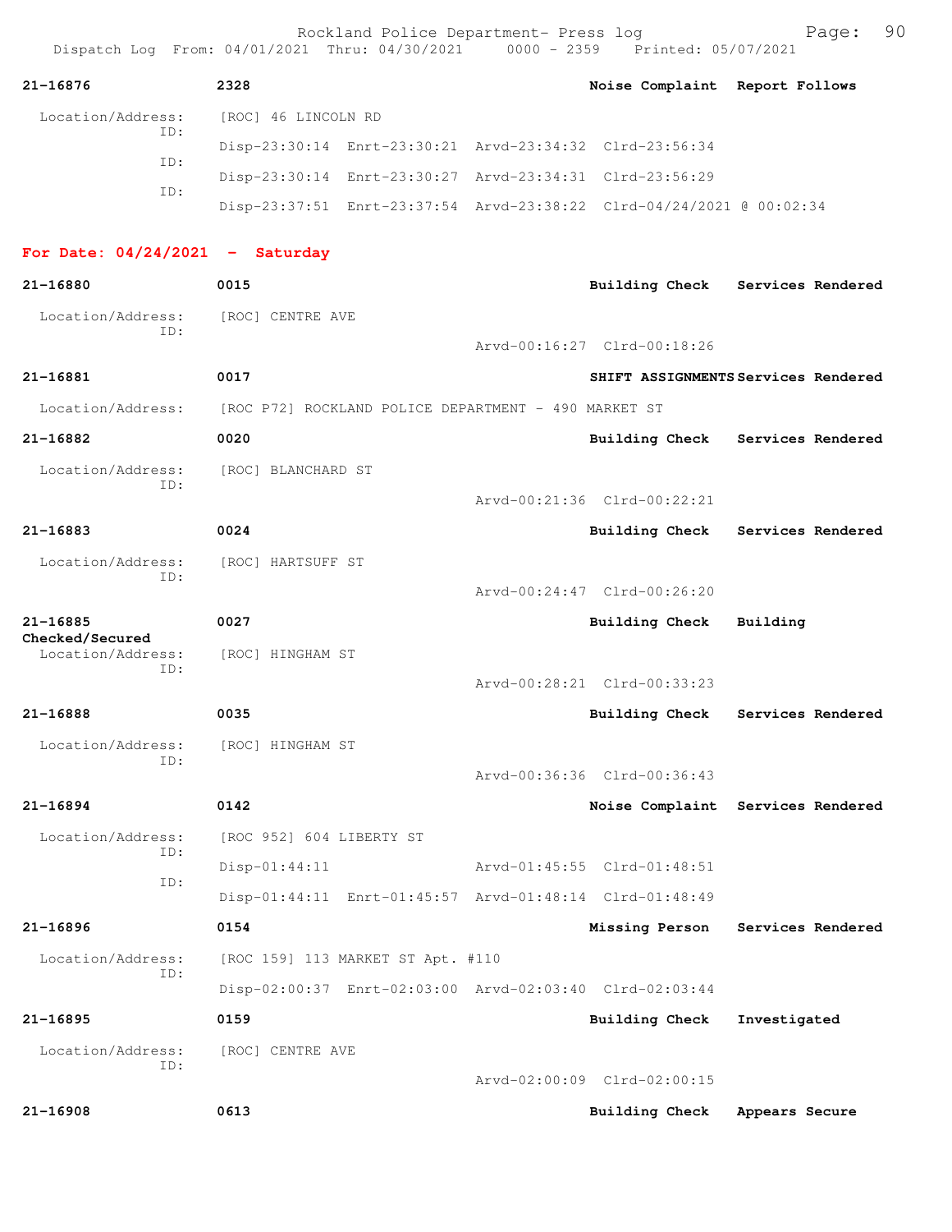**21-16876** 2328 Noise Complaint Report Follows

Location/Address: [ROC] 46 LINCOLN RD

ID: Disp-23:30:14 Enrt-23:30:21 Arvd-23:34:32 Clrd-23:56:34

ID: Disp-23:30:14 Enrt-23:30:27 Arvd-23:34:31 Clrd-23:56:29

ID: Disp-23:37:51 Enrt-23:37:54 Arvd-23:38:22 Clrd-04/24/2021 @ 00:02:34

## For Date: 04/24/2021 - Saturday

**21-16880** 0015 Building Check Services Rendered

Location/Address: [ROC] CENTRE AVE

ID: Arvd-00:16:27 Clrd-00:18:26

**21-16881** 0017 SHIFT ASSIGNMENTS Services Rendered

Location/Address: [ROC P72] ROCKLAND POLICE DEPARTMENT - 490 MARKET ST

**21-16882** 0020 Building Check Services Rendered

Location/Address: [ROC] BLANCHARD ST

ID: Arvd-00:21:36 Clrd-00:22:21

**21-16883** 0024 Building Check Services Rendered

Location/Address: [ROC] HARTSUFF ST

ID: Arvd-00:24:47 Clrd-00:26:20

**21-16885** 0027 Building Check Building Checked/Secured

Location/Address: [ROC] HINGHAM ST

ID: Arvd-00:28:21 Clrd-00:33:23

**21-16888** 0035 Building Check Services Rendered

Location/Address: [ROC] HINGHAM ST

ID: Arvd-00:36:36 Clrd-00:36:43

**21-16894** 0142 Noise Complaint Services Rendered

Location/Address: [ROC 952] 604 LIBERTY ST

ID: Disp-01:44:11 Arvd-01:45:55 Clrd-01:48:51

ID: Disp-01:44:11 Enrt-01:45:57 Arvd-01:48:14 Clrd-01:48:49

**21-16896** 0154 Missing Person Services Rendered

Location/Address: [ROC 159] 113 MARKET ST Apt. #110

ID: Disp-02:00:37 Enrt-02:03:00 Arvd-02:03:40 Clrd-02:03:44

**21-16895** 0159 Building Check Investigated

Location/Address: [ROC] CENTRE AVE

ID: Arvd-02:00:09 Clrd-02:00:15

**21-16908** 0613 Building Check Appears Secure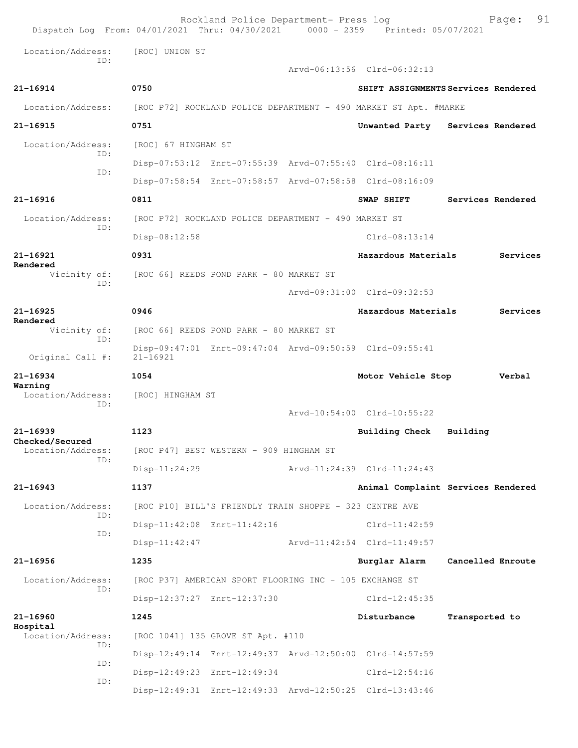Location/Address: [ROC] UNION ST
ID:
Arvd-06:13:56 Clrd-06:32:13

**21-16914** 0750 **SHIFT ASSIGNMENTS Services Rendered**

Location/Address: [ROC P72] ROCKLAND POLICE DEPARTMENT - 490 MARKET ST Apt. #MARKE

**21-16915** 0751 **Unwanted Party Services Rendered**

Location/Address: [ROC] 67 HINGHAM ST
ID:
Disp-07:53:12 Enrt-07:55:39 Arvd-07:55:40 Clrd-08:16:11
ID:
Disp-07:58:54 Enrt-07:58:57 Arvd-07:58:58 Clrd-08:16:09

**21-16916** 0811 **SWAP SHIFT Services Rendered**

Location/Address: [ROC P72] ROCKLAND POLICE DEPARTMENT - 490 MARKET ST
ID:
Disp-08:12:58 Clrd-08:13:14

**21-16921** 0931 **Hazardous Materials Services Rendered**

Vicinity of: [ROC 66] REEDS POND PARK - 80 MARKET ST
ID:
Arvd-09:31:00 Clrd-09:32:53

**21-16925** 0946 **Hazardous Materials Services Rendered**

Vicinity of: [ROC 66] REEDS POND PARK - 80 MARKET ST
ID:
Disp-09:47:01 Enrt-09:47:04 Arvd-09:50:59 Clrd-09:55:41
Original Call #: 21-16921

**21-16934** 1054 **Motor Vehicle Stop Verbal Warning**

Location/Address: [ROC] HINGHAM ST
ID:
Arvd-10:54:00 Clrd-10:55:22

**21-16939** 1123 **Building Check Building Checked/Secured**

Location/Address: [ROC P47] BEST WESTERN - 909 HINGHAM ST
ID:
Disp-11:24:29 Arvd-11:24:39 Clrd-11:24:43

**21-16943** 1137 **Animal Complaint Services Rendered**

Location/Address: [ROC P10] BILL'S FRIENDLY TRAIN SHOPPE - 323 CENTRE AVE
ID:
Disp-11:42:08 Enrt-11:42:16 Clrd-11:42:59
ID:
Disp-11:42:47 Arvd-11:42:54 Clrd-11:49:57

**21-16956** 1235 **Burglar Alarm Cancelled Enroute**

Location/Address: [ROC P37] AMERICAN SPORT FLOORING INC - 105 EXCHANGE ST
ID:
Disp-12:37:27 Enrt-12:37:30 Clrd-12:45:35

**21-16960** 1245 **Disturbance Transported to Hospital**

Location/Address: [ROC 1041] 135 GROVE ST Apt. #110
ID:
Disp-12:49:14 Enrt-12:49:37 Arvd-12:50:00 Clrd-14:57:59
ID:
Disp-12:49:23 Enrt-12:49:34 Clrd-12:54:16
ID:
Disp-12:49:31 Enrt-12:49:33 Arvd-12:50:25 Clrd-13:43:46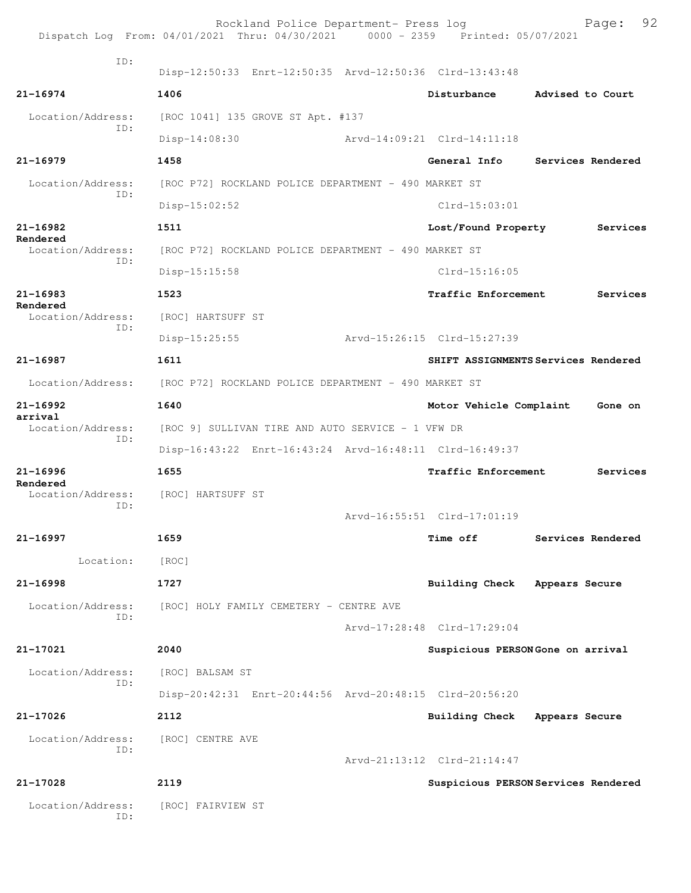ID:
Disp-12:50:33 Enrt-12:50:35 Arvd-12:50:36 Clrd-13:43:48

**21-16974** **1406** **Disturbance** **Advised to Court**
Location/Address: [ROC 1041] 135 GROVE ST Apt. #137
ID:
Disp-14:08:30 Arvd-14:09:21 Clrd-14:11:18

**21-16979** **1458** **General Info** **Services Rendered**
Location/Address: [ROC P72] ROCKLAND POLICE DEPARTMENT - 490 MARKET ST
ID:
Disp-15:02:52 Clrd-15:03:01

**21-16982** **1511** **Lost/Found Property** **Services Rendered**
Location/Address: [ROC P72] ROCKLAND POLICE DEPARTMENT - 490 MARKET ST
ID:
Disp-15:15:58 Clrd-15:16:05

**21-16983** **1523** **Traffic Enforcement** **Services Rendered**
Location/Address: [ROC] HARTSUFF ST
ID:
Disp-15:25:55 Arvd-15:26:15 Clrd-15:27:39

**21-16987** **1611** **SHIFT ASSIGNMENTS** **Services Rendered**
Location/Address: [ROC P72] ROCKLAND POLICE DEPARTMENT - 490 MARKET ST

**21-16992** **1640** **Motor Vehicle Complaint** **Gone on arrival**
Location/Address: [ROC 9] SULLIVAN TIRE AND AUTO SERVICE - 1 VFW DR
ID:
Disp-16:43:22 Enrt-16:43:24 Arvd-16:48:11 Clrd-16:49:37

**21-16996** **1655** **Traffic Enforcement** **Services Rendered**
Location/Address: [ROC] HARTSUFF ST
ID:
Arvd-16:55:51 Clrd-17:01:19

**21-16997** **1659** **Time off** **Services Rendered**
Location: [ROC]

**21-16998** **1727** **Building Check** **Appears Secure**
Location/Address: [ROC] HOLY FAMILY CEMETERY - CENTRE AVE
ID:
Arvd-17:28:48 Clrd-17:29:04

**21-17021** **2040** **Suspicious PERSON** **Gone on arrival**
Location/Address: [ROC] BALSAM ST
ID:
Disp-20:42:31 Enrt-20:44:56 Arvd-20:48:15 Clrd-20:56:20

**21-17026** **2112** **Building Check** **Appears Secure**
Location/Address: [ROC] CENTRE AVE
ID:
Arvd-21:13:12 Clrd-21:14:47

**21-17028** **2119** **Suspicious PERSON** **Services Rendered**
Location/Address: [ROC] FAIRVIEW ST
ID: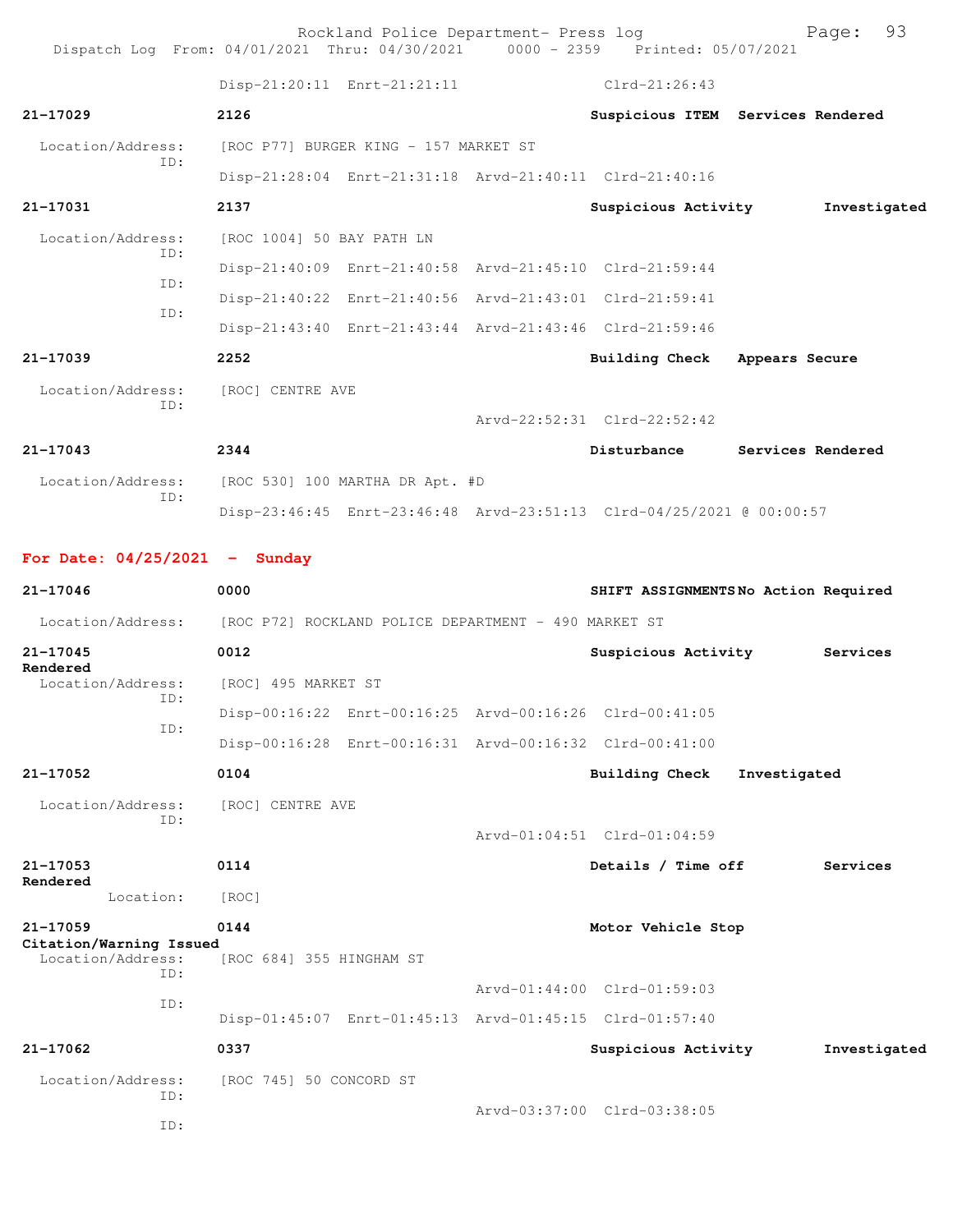Disp-21:20:11 Enrt-21:21:11 Clrd-21:26:43

**21-17029** **2126** **Suspicious ITEM** **Services Rendered**

Location/Address: [ROC P77] BURGER KING - 157 MARKET ST
ID:
Disp-21:28:04 Enrt-21:31:18 Arvd-21:40:11 Clrd-21:40:16

**21-17031** **2137** **Suspicious Activity** **Investigated**

Location/Address: [ROC 1004] 50 BAY PATH LN
ID:
Disp-21:40:09 Enrt-21:40:58 Arvd-21:45:10 Clrd-21:59:44
ID:
Disp-21:40:22 Enrt-21:40:56 Arvd-21:43:01 Clrd-21:59:41
ID:
Disp-21:43:40 Enrt-21:43:44 Arvd-21:43:46 Clrd-21:59:46

**21-17039** **2252** **Building Check** **Appears Secure**

Location/Address: [ROC] CENTRE AVE
ID:
Arvd-22:52:31 Clrd-22:52:42

**21-17043** **2344** **Disturbance** **Services Rendered**

Location/Address: [ROC 530] 100 MARTHA DR Apt. #D
ID:
Disp-23:46:45 Enrt-23:46:48 Arvd-23:51:13 Clrd-04/25/2021 @ 00:00:57

## For Date: 04/25/2021 - Sunday

**21-17046** **0000** **SHIFT ASSIGNMENTS** **No Action Required**

Location/Address: [ROC P72] ROCKLAND POLICE DEPARTMENT - 490 MARKET ST

**21-17045** **0012** **Suspicious Activity** **Services Rendered**

Location/Address: [ROC] 495 MARKET ST
ID:
Disp-00:16:22 Enrt-00:16:25 Arvd-00:16:26 Clrd-00:41:05
ID:
Disp-00:16:28 Enrt-00:16:31 Arvd-00:16:32 Clrd-00:41:00

**21-17052** **0104** **Building Check** **Investigated**

Location/Address: [ROC] CENTRE AVE
ID:
Arvd-01:04:51 Clrd-01:04:59

**21-17053** **0114** **Details / Time off** **Services Rendered**

Location: [ROC]

**21-17059** **0144** **Motor Vehicle Stop** **Citation/Warning Issued**

Location/Address: [ROC 684] 355 HINGHAM ST
ID:
Arvd-01:44:00 Clrd-01:59:03
ID:
Disp-01:45:07 Enrt-01:45:13 Arvd-01:45:15 Clrd-01:57:40

**21-17062** **0337** **Suspicious Activity** **Investigated**

Location/Address: [ROC 745] 50 CONCORD ST
ID:
Arvd-03:37:00 Clrd-03:38:05
ID: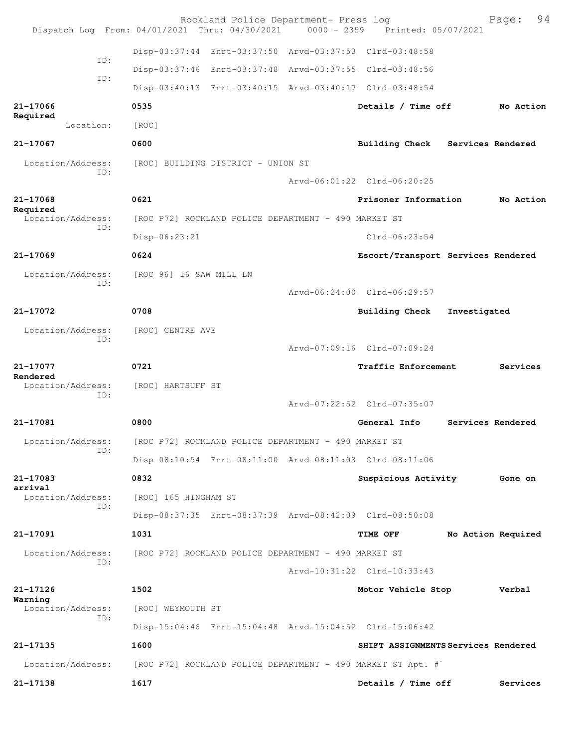```
              Disp-03:37:44  Enrt-03:37:50  Arvd-03:37:53  Clrd-03:48:58
        ID:
              Disp-03:37:46  Enrt-03:37:48  Arvd-03:37:55  Clrd-03:48:56
        ID:
              Disp-03:40:13  Enrt-03:40:15  Arvd-03:40:17  Clrd-03:48:54

21-17066      0535                           Details / Time off        No Action
Required
    Location: [ROC]

21-17067      0600                           Building Check   Services Rendered

  Location/Address: [ROC] BUILDING DISTRICT - UNION ST
        ID:
                                    Arvd-06:01:22  Clrd-06:20:25

21-17068      0621                           Prisoner Information      No Action
Required
  Location/Address: [ROC P72] ROCKLAND POLICE DEPARTMENT - 490 MARKET ST
        ID:
              Disp-06:23:21                               Clrd-06:23:54

21-17069      0624                           Escort/Transport Services Rendered

  Location/Address: [ROC 96] 16 SAW MILL LN
        ID:
                                    Arvd-06:24:00  Clrd-06:29:57

21-17072      0708                           Building Check   Investigated

  Location/Address: [ROC] CENTRE AVE
        ID:
                                    Arvd-07:09:16  Clrd-07:09:24

21-17077      0721                           Traffic Enforcement       Services
Rendered
  Location/Address: [ROC] HARTSUFF ST
        ID:
                                    Arvd-07:22:52  Clrd-07:35:07

21-17081      0800                           General Info     Services Rendered

  Location/Address: [ROC P72] ROCKLAND POLICE DEPARTMENT - 490 MARKET ST
        ID:
              Disp-08:10:54  Enrt-08:11:00  Arvd-08:11:03  Clrd-08:11:06

21-17083      0832                           Suspicious Activity       Gone on
arrival
  Location/Address: [ROC] 165 HINGHAM ST
        ID:
              Disp-08:37:35  Enrt-08:37:39  Arvd-08:42:09  Clrd-08:50:08

21-17091      1031                           TIME OFF         No Action Required

  Location/Address: [ROC P72] ROCKLAND POLICE DEPARTMENT - 490 MARKET ST
        ID:
                                    Arvd-10:31:22  Clrd-10:33:43

21-17126      1502                           Motor Vehicle Stop        Verbal
Warning
  Location/Address: [ROC] WEYMOUTH ST
        ID:
              Disp-15:04:46  Enrt-15:04:48  Arvd-15:04:52  Clrd-15:06:42

21-17135      1600                           SHIFT ASSIGNMENTS Services Rendered

  Location/Address: [ROC P72] ROCKLAND POLICE DEPARTMENT - 490 MARKET ST Apt. #`

21-17138      1617                           Details / Time off        Services
```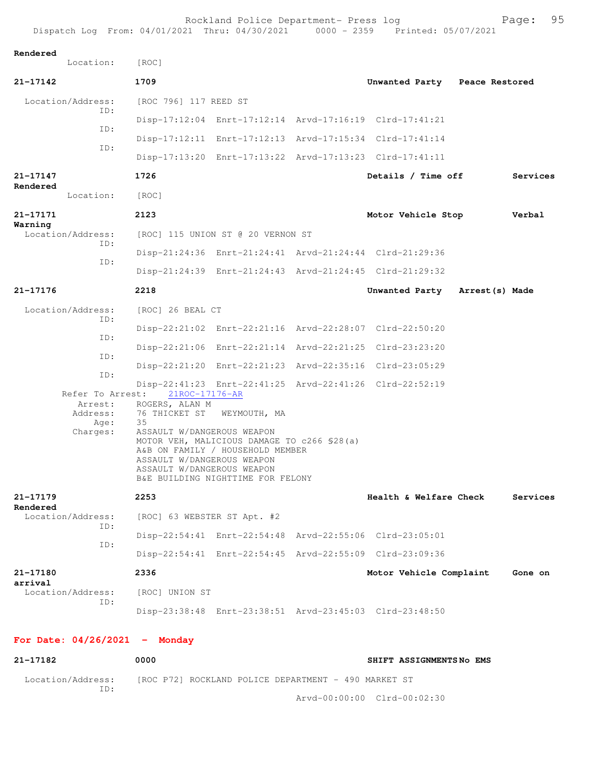Rendered
Location: [ROC]

**21-17142** 1709 **Unwanted Party Peace Restored**

Location/Address: [ROC 796] 117 REED ST
ID:
Disp-17:12:04 Enrt-17:12:14 Arvd-17:16:19 Clrd-17:41:21
ID:
Disp-17:12:11 Enrt-17:12:13 Arvd-17:15:34 Clrd-17:41:14
ID:
Disp-17:13:20 Enrt-17:13:22 Arvd-17:13:23 Clrd-17:41:11

**21-17147** 1726 **Details / Time off Services Rendered**
Location: [ROC]

**21-17171** 2123 **Motor Vehicle Stop Verbal Warning**
Location/Address: [ROC] 115 UNION ST @ 20 VERNON ST
ID:
Disp-21:24:36 Enrt-21:24:41 Arvd-21:24:44 Clrd-21:29:36
ID:
Disp-21:24:39 Enrt-21:24:43 Arvd-21:24:45 Clrd-21:29:32

**21-17176** 2218 **Unwanted Party Arrest(s) Made**

Location/Address: [ROC] 26 BEAL CT
ID:
Disp-22:21:02 Enrt-22:21:16 Arvd-22:28:07 Clrd-22:50:20
ID:
Disp-22:21:06 Enrt-22:21:14 Arvd-22:21:25 Clrd-23:23:20
ID:
Disp-22:21:20 Enrt-22:21:23 Arvd-22:35:16 Clrd-23:05:29
ID:
Disp-22:41:23 Enrt-22:41:25 Arvd-22:41:26 Clrd-22:52:19
Refer To Arrest: 21ROC-17176-AR
Arrest: ROGERS, ALAN M
Address: 76 THICKET ST WEYMOUTH, MA
Age: 35
Charges: ASSAULT W/DANGEROUS WEAPON
MOTOR VEH, MALICIOUS DAMAGE TO c266 §28(a)
A&B ON FAMILY / HOUSEHOLD MEMBER
ASSAULT W/DANGEROUS WEAPON
ASSAULT W/DANGEROUS WEAPON
B&E BUILDING NIGHTTIME FOR FELONY

**21-17179** 2253 **Health & Welfare Check Services Rendered**
Location/Address: [ROC] 63 WEBSTER ST Apt. #2
ID:
Disp-22:54:41 Enrt-22:54:48 Arvd-22:55:06 Clrd-23:05:01
ID:
Disp-22:54:41 Enrt-22:54:45 Arvd-22:55:09 Clrd-23:09:36

**21-17180** 2336 **Motor Vehicle Complaint Gone on arrival**
Location/Address: [ROC] UNION ST
ID:
Disp-23:38:48 Enrt-23:38:51 Arvd-23:45:03 Clrd-23:48:50

## For Date: 04/26/2021 - Monday

**21-17182** 0000 **SHIFT ASSIGNMENTS No EMS**

Location/Address: [ROC P72] ROCKLAND POLICE DEPARTMENT - 490 MARKET ST
ID:
Arvd-00:00:00 Clrd-00:02:30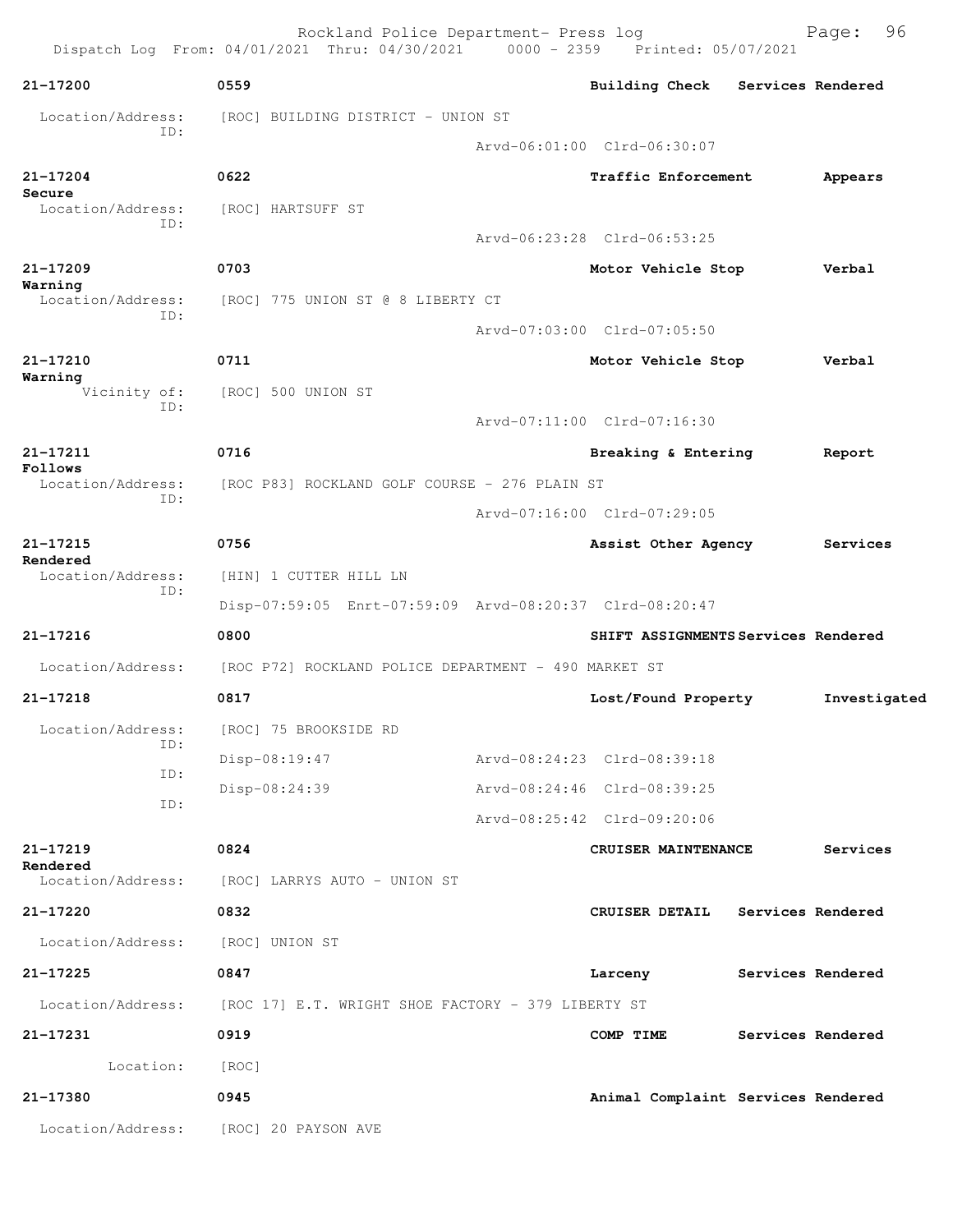| Call Number | Time | Call Reason | Action |
|---|---|---|---|
| 21-17200 | 0559 | Building Check | Services Rendered |

Location/Address: [ROC] BUILDING DISTRICT - UNION ST
ID:
Arvd-06:01:00 Clrd-06:30:07

| Call Number | Time | Call Reason | Action |
|---|---|---|---|
| 21-17204 | 0622 | Traffic Enforcement | Appears Secure |

Location/Address: [ROC] HARTSUFF ST
ID:
Arvd-06:23:28 Clrd-06:53:25

| Call Number | Time | Call Reason | Action |
|---|---|---|---|
| 21-17209 | 0703 | Motor Vehicle Stop | Verbal Warning |

Location/Address: [ROC] 775 UNION ST @ 8 LIBERTY CT
ID:
Arvd-07:03:00 Clrd-07:05:50

| Call Number | Time | Call Reason | Action |
|---|---|---|---|
| 21-17210 | 0711 | Motor Vehicle Stop | Verbal Warning |

Vicinity of: [ROC] 500 UNION ST
ID:
Arvd-07:11:00 Clrd-07:16:30

| Call Number | Time | Call Reason | Action |
|---|---|---|---|
| 21-17211 | 0716 | Breaking & Entering | Report Follows |

Location/Address: [ROC P83] ROCKLAND GOLF COURSE - 276 PLAIN ST
ID:
Arvd-07:16:00 Clrd-07:29:05

| Call Number | Time | Call Reason | Action |
|---|---|---|---|
| 21-17215 | 0756 | Assist Other Agency | Services Rendered |

Location/Address: [HIN] 1 CUTTER HILL LN
ID:
Disp-07:59:05 Enrt-07:59:09 Arvd-08:20:37 Clrd-08:20:47

| Call Number | Time | Call Reason | Action |
|---|---|---|---|
| 21-17216 | 0800 | SHIFT ASSIGNMENTS | Services Rendered |

Location/Address: [ROC P72] ROCKLAND POLICE DEPARTMENT - 490 MARKET ST

| Call Number | Time | Call Reason | Action |
|---|---|---|---|
| 21-17218 | 0817 | Lost/Found Property | Investigated |

Location/Address: [ROC] 75 BROOKSIDE RD
ID:
Disp-08:19:47 Arvd-08:24:23 Clrd-08:39:18
ID:
Disp-08:24:39 Arvd-08:24:46 Clrd-08:39:25
ID:
Arvd-08:25:42 Clrd-09:20:06

| Call Number | Time | Call Reason | Action |
|---|---|---|---|
| 21-17219 | 0824 | CRUISER MAINTENANCE | Services Rendered |

Location/Address: [ROC] LARRYS AUTO - UNION ST

| Call Number | Time | Call Reason | Action |
|---|---|---|---|
| 21-17220 | 0832 | CRUISER DETAIL | Services Rendered |

Location/Address: [ROC] UNION ST

| Call Number | Time | Call Reason | Action |
|---|---|---|---|
| 21-17225 | 0847 | Larceny | Services Rendered |

Location/Address: [ROC 17] E.T. WRIGHT SHOE FACTORY - 379 LIBERTY ST

| Call Number | Time | Call Reason | Action |
|---|---|---|---|
| 21-17231 | 0919 | COMP TIME | Services Rendered |

Location: [ROC]

| Call Number | Time | Call Reason | Action |
|---|---|---|---|
| 21-17380 | 0945 | Animal Complaint | Services Rendered |

Location/Address: [ROC] 20 PAYSON AVE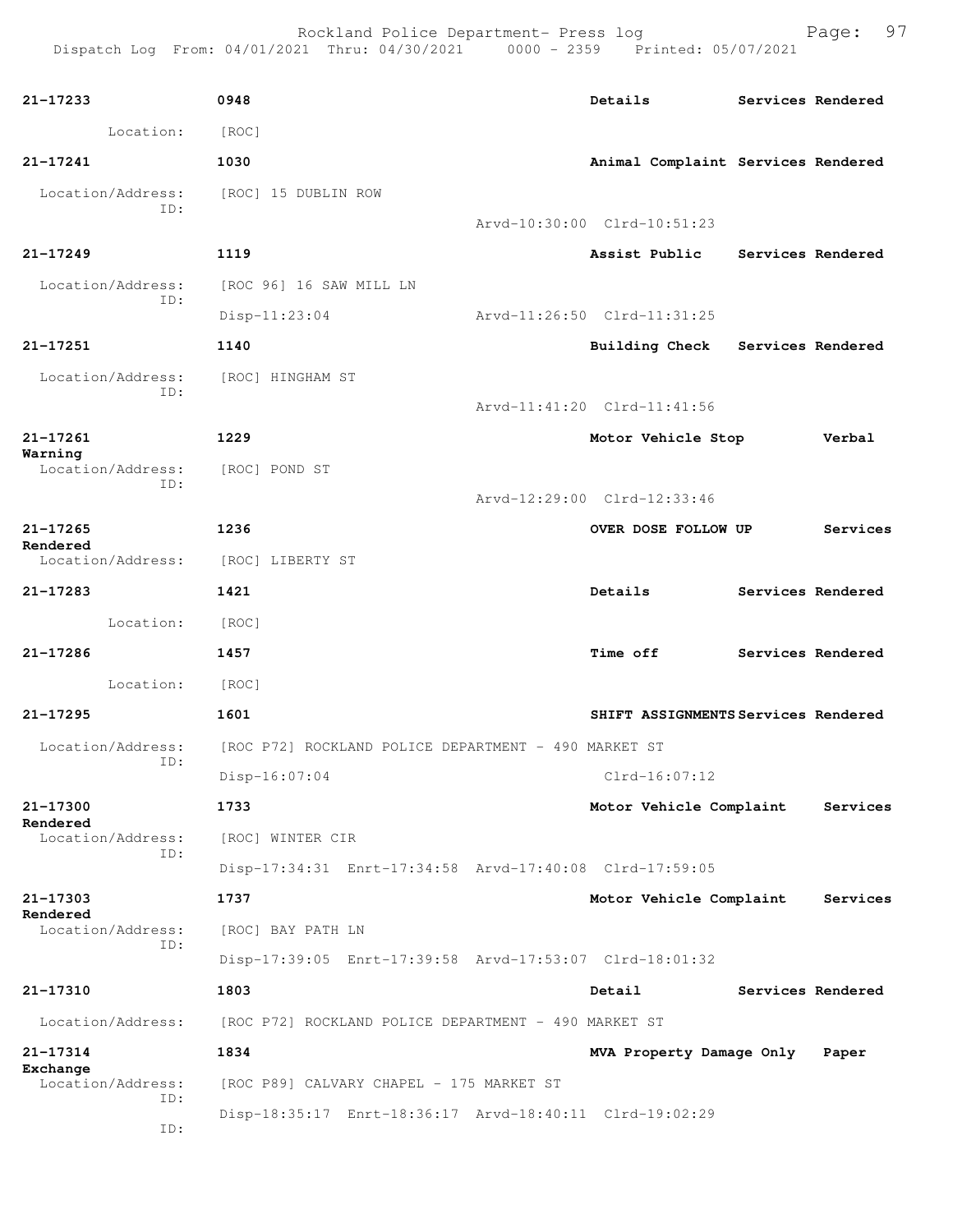| Call # | Time | Call Reason | Action |
| --- | --- | --- | --- |
| 21-17233 | 0948 | Details | Services Rendered |

Location: [ROC]

| Call # | Time | Call Reason | Action |
| --- | --- | --- | --- |
| 21-17241 | 1030 | Animal Complaint | Services Rendered |

Location/Address: [ROC] 15 DUBLIN ROW
ID:
Arvd-10:30:00 Clrd-10:51:23

| Call # | Time | Call Reason | Action |
| --- | --- | --- | --- |
| 21-17249 | 1119 | Assist Public | Services Rendered |

Location/Address: [ROC 96] 16 SAW MILL LN
ID:
Disp-11:23:04 Arvd-11:26:50 Clrd-11:31:25

| Call # | Time | Call Reason | Action |
| --- | --- | --- | --- |
| 21-17251 | 1140 | Building Check | Services Rendered |

Location/Address: [ROC] HINGHAM ST
ID:
Arvd-11:41:20 Clrd-11:41:56

| Call # | Time | Call Reason | Action |
| --- | --- | --- | --- |
| 21-17261 | 1229 | Motor Vehicle Stop | Verbal Warning |

Location/Address: [ROC] POND ST
ID:
Arvd-12:29:00 Clrd-12:33:46

| Call # | Time | Call Reason | Action |
| --- | --- | --- | --- |
| 21-17265 | 1236 | OVER DOSE FOLLOW UP | Services Rendered |

Location/Address: [ROC] LIBERTY ST

| Call # | Time | Call Reason | Action |
| --- | --- | --- | --- |
| 21-17283 | 1421 | Details | Services Rendered |

Location: [ROC]

| Call # | Time | Call Reason | Action |
| --- | --- | --- | --- |
| 21-17286 | 1457 | Time off | Services Rendered |

Location: [ROC]

| Call # | Time | Call Reason | Action |
| --- | --- | --- | --- |
| 21-17295 | 1601 | SHIFT ASSIGNMENTS | Services Rendered |

Location/Address: [ROC P72] ROCKLAND POLICE DEPARTMENT - 490 MARKET ST
ID:
Disp-16:07:04 Clrd-16:07:12

| Call # | Time | Call Reason | Action |
| --- | --- | --- | --- |
| 21-17300 | 1733 | Motor Vehicle Complaint | Services Rendered |

Location/Address: [ROC] WINTER CIR
ID:
Disp-17:34:31 Enrt-17:34:58 Arvd-17:40:08 Clrd-17:59:05

| Call # | Time | Call Reason | Action |
| --- | --- | --- | --- |
| 21-17303 | 1737 | Motor Vehicle Complaint | Services Rendered |

Location/Address: [ROC] BAY PATH LN
ID:
Disp-17:39:05 Enrt-17:39:58 Arvd-17:53:07 Clrd-18:01:32

| Call # | Time | Call Reason | Action |
| --- | --- | --- | --- |
| 21-17310 | 1803 | Detail | Services Rendered |

Location/Address: [ROC P72] ROCKLAND POLICE DEPARTMENT - 490 MARKET ST

| Call # | Time | Call Reason | Action |
| --- | --- | --- | --- |
| 21-17314 | 1834 | MVA Property Damage Only | Paper Exchange |

Location/Address: [ROC P89] CALVARY CHAPEL - 175 MARKET ST
ID:
Disp-18:35:17 Enrt-18:36:17 Arvd-18:40:11 Clrd-19:02:29
ID: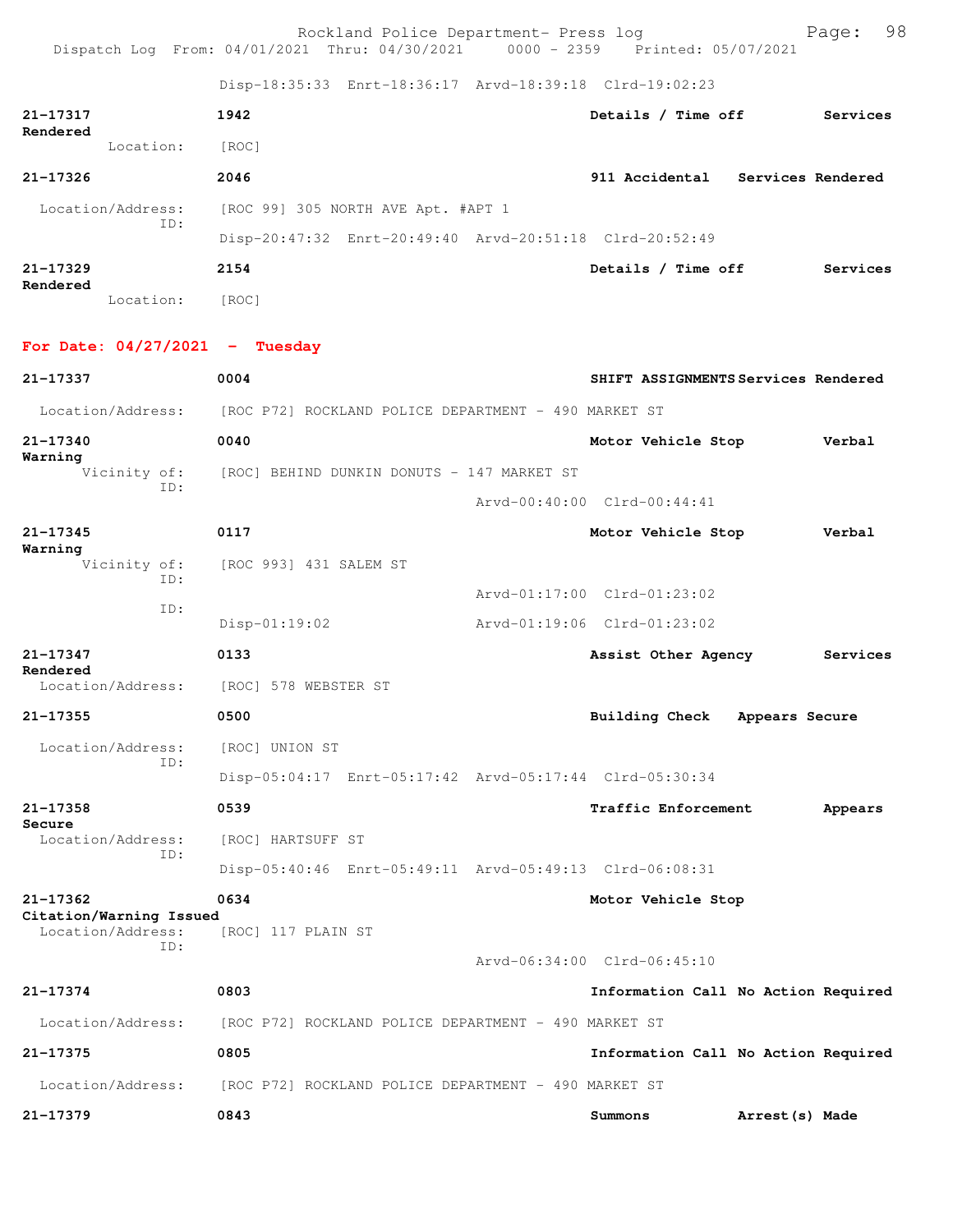Disp-18:35:33 Enrt-18:36:17 Arvd-18:39:18 Clrd-19:02:23

**21-17317** 1942 Details / Time off Services Rendered
Location: [ROC]

**21-17326** 2046 911 Accidental Services Rendered
Location/Address: [ROC 99] 305 NORTH AVE Apt. #APT 1
ID:
Disp-20:47:32 Enrt-20:49:40 Arvd-20:51:18 Clrd-20:52:49

**21-17329** 2154 Details / Time off Services Rendered
Location: [ROC]

## For Date: 04/27/2021 - Tuesday

**21-17337** 0004 SHIFT ASSIGNMENTS Services Rendered
Location/Address: [ROC P72] ROCKLAND POLICE DEPARTMENT - 490 MARKET ST

**21-17340** 0040 Motor Vehicle Stop Verbal Warning
Vicinity of: [ROC] BEHIND DUNKIN DONUTS - 147 MARKET ST
ID:
Arvd-00:40:00 Clrd-00:44:41

**21-17345** 0117 Motor Vehicle Stop Verbal Warning
Vicinity of: [ROC 993] 431 SALEM ST
ID:
Arvd-01:17:00 Clrd-01:23:02
ID:
Disp-01:19:02 Arvd-01:19:06 Clrd-01:23:02

**21-17347** 0133 Assist Other Agency Services Rendered
Location/Address: [ROC] 578 WEBSTER ST

**21-17355** 0500 Building Check Appears Secure
Location/Address: [ROC] UNION ST
ID:
Disp-05:04:17 Enrt-05:17:42 Arvd-05:17:44 Clrd-05:30:34

**21-17358** 0539 Traffic Enforcement Appears Secure
Location/Address: [ROC] HARTSUFF ST
ID:
Disp-05:40:46 Enrt-05:49:11 Arvd-05:49:13 Clrd-06:08:31

**21-17362** 0634 Motor Vehicle Stop Citation/Warning Issued
Location/Address: [ROC] 117 PLAIN ST
ID:
Arvd-06:34:00 Clrd-06:45:10

**21-17374** 0803 Information Call No Action Required
Location/Address: [ROC P72] ROCKLAND POLICE DEPARTMENT - 490 MARKET ST

**21-17375** 0805 Information Call No Action Required
Location/Address: [ROC P72] ROCKLAND POLICE DEPARTMENT - 490 MARKET ST

**21-17379** 0843 Summons Arrest(s) Made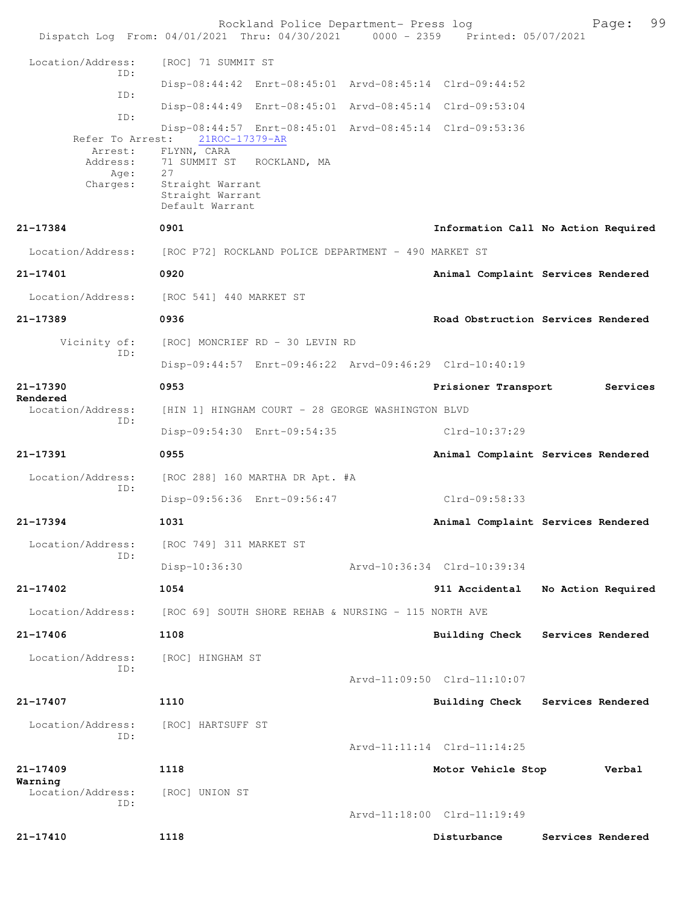```
Location/Address:    [ROC] 71 SUMMIT ST
              ID:    
                     Disp-08:44:42  Enrt-08:45:01  Arvd-08:45:14  Clrd-09:44:52
              ID:    
                     Disp-08:44:49  Enrt-08:45:01  Arvd-08:45:14  Clrd-09:53:04
              ID:    
                     Disp-08:44:57  Enrt-08:45:01  Arvd-08:45:14  Clrd-09:53:36
     Refer To Arrest:    21ROC-17379-AR
             Arrest:    FLYNN, CARA
            Address:    71 SUMMIT ST   ROCKLAND, MA
                Age:    27
            Charges:    Straight Warrant
                        Straight Warrant
                        Default Warrant

21-17384             0901                              Information Call No Action Required

 Location/Address:   [ROC P72] ROCKLAND POLICE DEPARTMENT - 490 MARKET ST

21-17401             0920                              Animal Complaint Services Rendered

 Location/Address:   [ROC 541] 440 MARKET ST

21-17389             0936                              Road Obstruction Services Rendered

       Vicinity of:  [ROC] MONCRIEF RD - 30 LEVIN RD
              ID:    
                     Disp-09:44:57  Enrt-09:46:22  Arvd-09:46:29  Clrd-10:40:19

21-17390             0953                              Prisioner Transport       Services
Rendered
 Location/Address:   [HIN 1] HINGHAM COURT - 28 GEORGE WASHINGTON BLVD
              ID:    
                     Disp-09:54:30  Enrt-09:54:35                 Clrd-10:37:29

21-17391             0955                              Animal Complaint Services Rendered

 Location/Address:   [ROC 288] 160 MARTHA DR Apt. #A
              ID:    
                     Disp-09:56:36  Enrt-09:56:47                 Clrd-09:58:33

21-17394             1031                              Animal Complaint Services Rendered

 Location/Address:   [ROC 749] 311 MARKET ST
              ID:    
                     Disp-10:36:30                 Arvd-10:36:34  Clrd-10:39:34

21-17402             1054                              911 Accidental   No Action Required

 Location/Address:   [ROC 69] SOUTH SHORE REHAB & NURSING - 115 NORTH AVE

21-17406             1108                              Building Check   Services Rendered

 Location/Address:   [ROC] HINGHAM ST
              ID:    
                                                   Arvd-11:09:50  Clrd-11:10:07

21-17407             1110                              Building Check   Services Rendered

 Location/Address:   [ROC] HARTSUFF ST
              ID:    
                                                   Arvd-11:11:14  Clrd-11:14:25

21-17409             1118                              Motor Vehicle Stop        Verbal
Warning
 Location/Address:   [ROC] UNION ST
              ID:    
                                                   Arvd-11:18:00  Clrd-11:19:49

21-17410             1118                              Disturbance      Services Rendered
```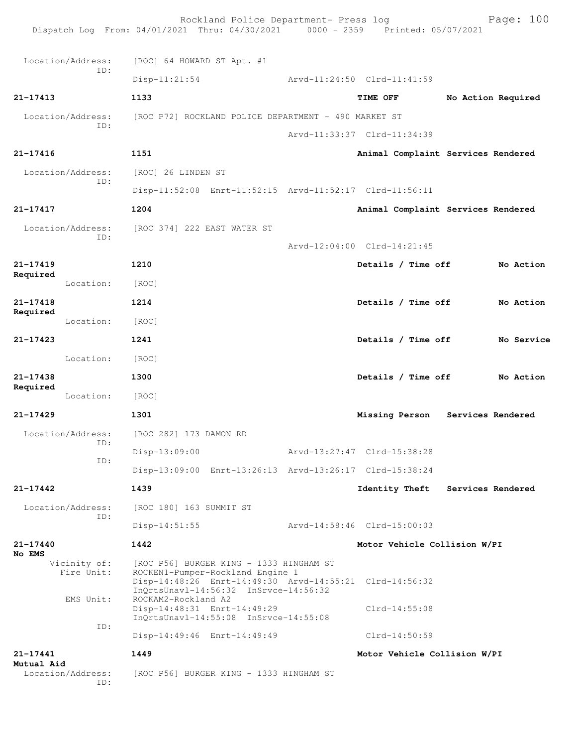| | | | |
|---|---|---|---|
| Location/Address: | [ROC] 64 HOWARD ST Apt. #1 | | |
| ID: | Disp-11:21:54 | Arvd-11:24:50 Clrd-11:41:59 | |
| **21-17413** | **1133** | **TIME OFF** | **No Action Required** |
| Location/Address: | [ROC P72] ROCKLAND POLICE DEPARTMENT - 490 MARKET ST | | |
| ID: | | Arvd-11:33:37 Clrd-11:34:39 | |
| **21-17416** | **1151** | **Animal Complaint** | **Services Rendered** |
| Location/Address: | [ROC] 26 LINDEN ST | | |
| ID: | Disp-11:52:08 Enrt-11:52:15 Arvd-11:52:17 Clrd-11:56:11 | | |
| **21-17417** | **1204** | **Animal Complaint** | **Services Rendered** |
| Location/Address: | [ROC 374] 222 EAST WATER ST | | |
| ID: | | Arvd-12:04:00 Clrd-14:21:45 | |
| **21-17419** | **1210** | **Details / Time off** | **No Action Required** |
| Location: | [ROC] | | |
| **21-17418** | **1214** | **Details / Time off** | **No Action Required** |
| Location: | [ROC] | | |
| **21-17423** | **1241** | **Details / Time off** | **No Service** |
| Location: | [ROC] | | |
| **21-17438** | **1300** | **Details / Time off** | **No Action Required** |
| Location: | [ROC] | | |
| **21-17429** | **1301** | **Missing Person** | **Services Rendered** |
| Location/Address: | [ROC 282] 173 DAMON RD | | |
| ID: | Disp-13:09:00 | Arvd-13:27:47 Clrd-15:38:28 | |
| ID: | Disp-13:09:00 Enrt-13:26:13 Arvd-13:26:17 Clrd-15:38:24 | | |
| **21-17442** | **1439** | **Identity Theft** | **Services Rendered** |
| Location/Address: | [ROC 180] 163 SUMMIT ST | | |
| ID: | Disp-14:51:55 | Arvd-14:58:46 Clrd-15:00:03 | |
| **21-17440** | **1442** | **Motor Vehicle Collision W/PI** | **No EMS** |
| Vicinity of: | [ROC P56] BURGER KING - 1333 HINGHAM ST | | |
| Fire Unit: | ROCKEN1-Pumper-Rockland Engine 1<br>Disp-14:48:26 Enrt-14:49:30 Arvd-14:55:21 Clrd-14:56:32<br>InQrtsUnavl-14:56:32 InSrvce-14:56:32 | | |
| EMS Unit: | ROCKAM2-Rockland A2<br>Disp-14:48:31 Enrt-14:49:29 Clrd-14:55:08<br>InQrtsUnavl-14:55:08 InSrvce-14:55:08 | | |
| ID: | Disp-14:49:46 Enrt-14:49:49 Clrd-14:50:59 | | |
| **21-17441** | **1449** | **Motor Vehicle Collision W/PI** | **Mutual Aid** |
| Location/Address: | [ROC P56] BURGER KING - 1333 HINGHAM ST | | |
| ID: | | | |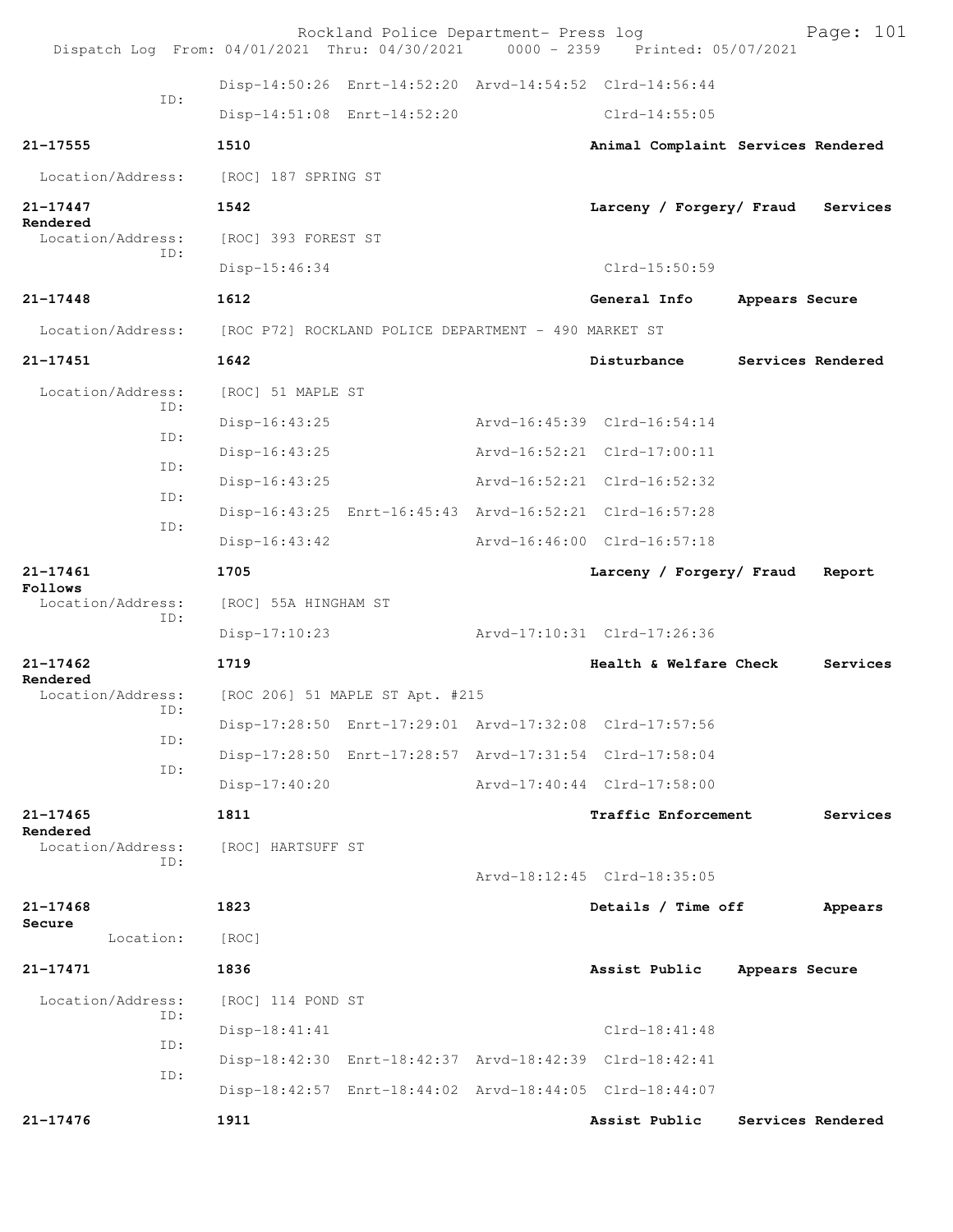Rockland Police Department- Press log
Dispatch Log From: 04/01/2021 Thru: 04/30/2021 0000 - 2359 Printed: 05/07/2021

```
                        Disp-14:50:26 Enrt-14:52:20 Arvd-14:54:52 Clrd-14:56:44
            ID:
                        Disp-14:51:08 Enrt-14:52:20               Clrd-14:55:05

21-17555                1510                                     Animal Complaint Services Rendered

  Location/Address:     [ROC] 187 SPRING ST

21-17447                1542                                     Larceny / Forgery/ Fraud   Services
Rendered
  Location/Address:     [ROC] 393 FOREST ST
            ID:
                        Disp-15:46:34                             Clrd-15:50:59

21-17448                1612                                     General Info      Appears Secure

  Location/Address:     [ROC P72] ROCKLAND POLICE DEPARTMENT - 490 MARKET ST

21-17451                1642                                     Disturbance       Services Rendered

  Location/Address:     [ROC] 51 MAPLE ST
            ID:
                        Disp-16:43:25               Arvd-16:45:39 Clrd-16:54:14
            ID:
                        Disp-16:43:25               Arvd-16:52:21 Clrd-17:00:11
            ID:
                        Disp-16:43:25               Arvd-16:52:21 Clrd-16:52:32
            ID:
                        Disp-16:43:25 Enrt-16:45:43 Arvd-16:52:21 Clrd-16:57:28
            ID:
                        Disp-16:43:42               Arvd-16:46:00 Clrd-16:57:18

21-17461                1705                                     Larceny / Forgery/ Fraud   Report
Follows
  Location/Address:     [ROC] 55A HINGHAM ST
            ID:
                        Disp-17:10:23               Arvd-17:10:31 Clrd-17:26:36

21-17462                1719                                     Health & Welfare Check     Services
Rendered
  Location/Address:     [ROC 206] 51 MAPLE ST Apt. #215
            ID:
                        Disp-17:28:50 Enrt-17:29:01 Arvd-17:32:08 Clrd-17:57:56
            ID:
                        Disp-17:28:50 Enrt-17:28:57 Arvd-17:31:54 Clrd-17:58:04
            ID:
                        Disp-17:40:20               Arvd-17:40:44 Clrd-17:58:00

21-17465                1811                                     Traffic Enforcement        Services
Rendered
  Location/Address:     [ROC] HARTSUFF ST
            ID:
                                                    Arvd-18:12:45 Clrd-18:35:05

21-17468                1823                                     Details / Time off         Appears
Secure
          Location:     [ROC]

21-17471                1836                                     Assist Public     Appears Secure

  Location/Address:     [ROC] 114 POND ST
            ID:
                        Disp-18:41:41                             Clrd-18:41:48
            ID:
                        Disp-18:42:30 Enrt-18:42:37 Arvd-18:42:39 Clrd-18:42:41
            ID:
                        Disp-18:42:57 Enrt-18:44:02 Arvd-18:44:05 Clrd-18:44:07

21-17476                1911                                     Assist Public     Services Rendered
```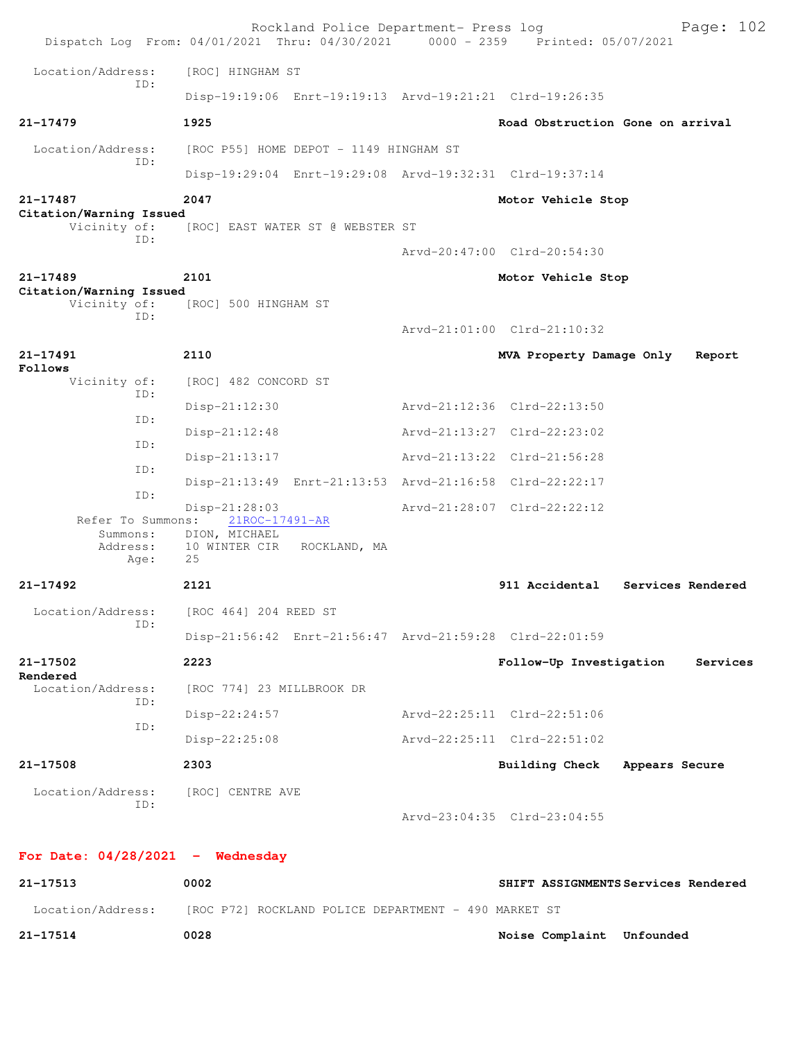Location/Address: [ROC] HINGHAM ST
ID:
Disp-19:19:06 Enrt-19:19:13 Arvd-19:21:21 Clrd-19:26:35

**21-17479** **1925** **Road Obstruction Gone on arrival**

Location/Address: [ROC P55] HOME DEPOT - 1149 HINGHAM ST
ID:
Disp-19:29:04 Enrt-19:29:08 Arvd-19:32:31 Clrd-19:37:14

**21-17487** **2047** **Motor Vehicle Stop**
**Citation/Warning Issued**
Vicinity of: [ROC] EAST WATER ST @ WEBSTER ST
ID:
Arvd-20:47:00 Clrd-20:54:30

**21-17489** **2101** **Motor Vehicle Stop**
**Citation/Warning Issued**
Vicinity of: [ROC] 500 HINGHAM ST
ID:
Arvd-21:01:00 Clrd-21:10:32

**21-17491** **2110** **MVA Property Damage Only Report Follows**
Vicinity of: [ROC] 482 CONCORD ST
ID:
Disp-21:12:30 Arvd-21:12:36 Clrd-22:13:50
ID:
Disp-21:12:48 Arvd-21:13:27 Clrd-22:23:02
ID:
Disp-21:13:17 Arvd-21:13:22 Clrd-21:56:28
ID:
Disp-21:13:49 Enrt-21:13:53 Arvd-21:16:58 Clrd-22:22:17
ID:
Disp-21:28:03 Arvd-21:28:07 Clrd-22:22:12
Refer To Summons: 21ROC-17491-AR
Summons: DION, MICHAEL
Address: 10 WINTER CIR ROCKLAND, MA
Age: 25

**21-17492** **2121** **911 Accidental Services Rendered**

Location/Address: [ROC 464] 204 REED ST
ID:
Disp-21:56:42 Enrt-21:56:47 Arvd-21:59:28 Clrd-22:01:59

**21-17502** **2223** **Follow-Up Investigation Services Rendered**
Location/Address: [ROC 774] 23 MILLBROOK DR
ID:
Disp-22:24:57 Arvd-22:25:11 Clrd-22:51:06
ID:
Disp-22:25:08 Arvd-22:25:11 Clrd-22:51:02

**21-17508** **2303** **Building Check Appears Secure**

Location/Address: [ROC] CENTRE AVE
ID:
Arvd-23:04:35 Clrd-23:04:55

## For Date: 04/28/2021 - Wednesday

**21-17513** **0002** **SHIFT ASSIGNMENTS Services Rendered**

Location/Address: [ROC P72] ROCKLAND POLICE DEPARTMENT - 490 MARKET ST

**21-17514** **0028** **Noise Complaint Unfounded**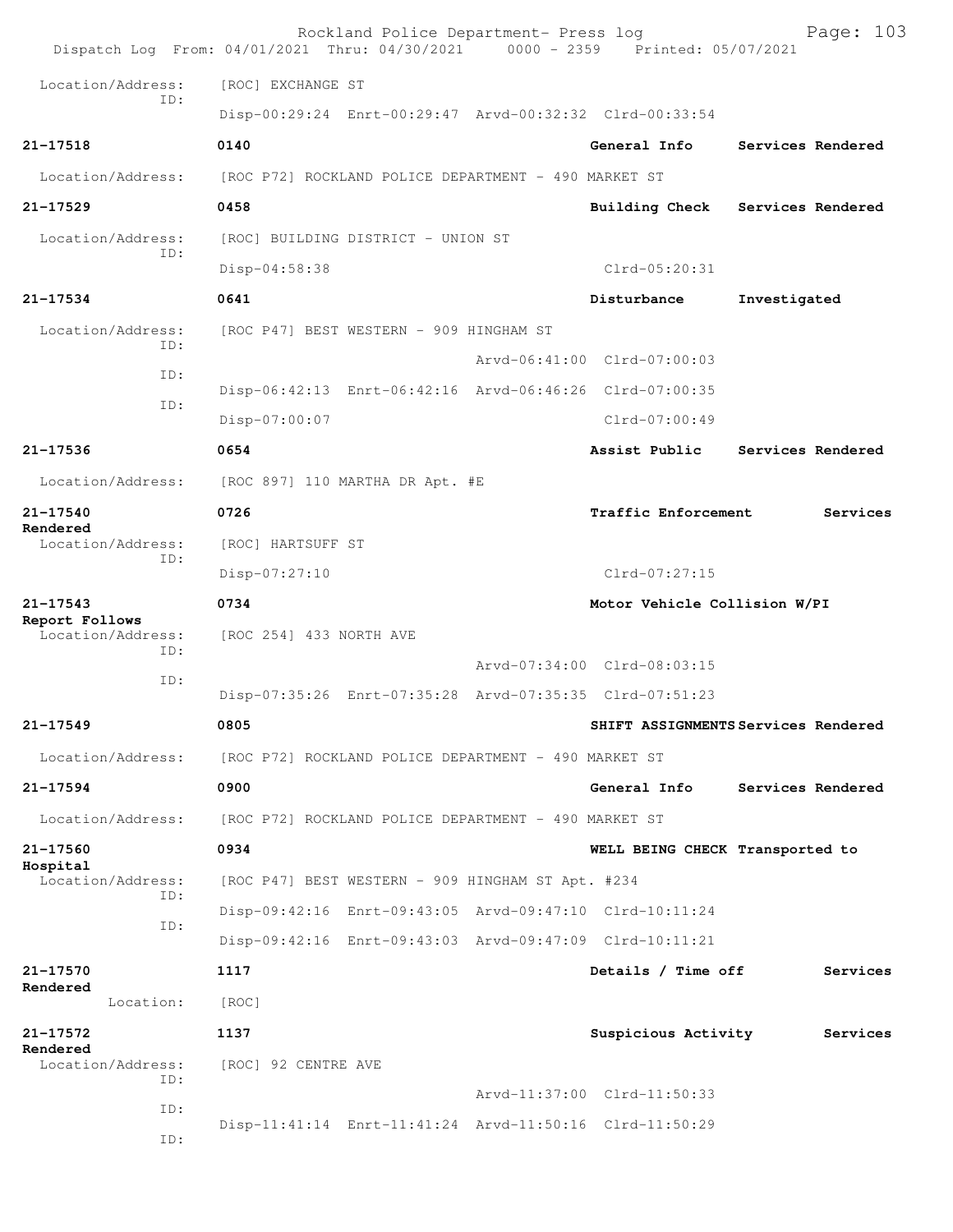Rockland Police Department- Press log
Dispatch Log From: 04/01/2021 Thru: 04/30/2021 0000 - 2359 Printed: 05/07/2021

Location/Address: [ROC] EXCHANGE ST
ID:
Disp-00:29:24 Enrt-00:29:47 Arvd-00:32:32 Clrd-00:33:54

**21-17518** **0140** **General Info** **Services Rendered**

Location/Address: [ROC P72] ROCKLAND POLICE DEPARTMENT - 490 MARKET ST

**21-17529** **0458** **Building Check** **Services Rendered**

Location/Address: [ROC] BUILDING DISTRICT - UNION ST
ID:
Disp-04:58:38 Clrd-05:20:31

**21-17534** **0641** **Disturbance** **Investigated**

Location/Address: [ROC P47] BEST WESTERN - 909 HINGHAM ST
ID:
Arvd-06:41:00 Clrd-07:00:03
ID:
Disp-06:42:13 Enrt-06:42:16 Arvd-06:46:26 Clrd-07:00:35
ID:
Disp-07:00:07 Clrd-07:00:49

**21-17536** **0654** **Assist Public** **Services Rendered**

Location/Address: [ROC 897] 110 MARTHA DR Apt. #E

**21-17540** **0726** **Traffic Enforcement** **Services Rendered**

Location/Address: [ROC] HARTSUFF ST
ID:
Disp-07:27:10 Clrd-07:27:15

**21-17543** **0734** **Motor Vehicle Collision W/PI** **Report Follows**

Location/Address: [ROC 254] 433 NORTH AVE
ID:
Arvd-07:34:00 Clrd-08:03:15
ID:
Disp-07:35:26 Enrt-07:35:28 Arvd-07:35:35 Clrd-07:51:23

**21-17549** **0805** **SHIFT ASSIGNMENTS** **Services Rendered**

Location/Address: [ROC P72] ROCKLAND POLICE DEPARTMENT - 490 MARKET ST

**21-17594** **0900** **General Info** **Services Rendered**

Location/Address: [ROC P72] ROCKLAND POLICE DEPARTMENT - 490 MARKET ST

**21-17560** **0934** **WELL BEING CHECK** **Transported to Hospital**

Location/Address: [ROC P47] BEST WESTERN - 909 HINGHAM ST Apt. #234
ID:
Disp-09:42:16 Enrt-09:43:05 Arvd-09:47:10 Clrd-10:11:24
ID:
Disp-09:42:16 Enrt-09:43:03 Arvd-09:47:09 Clrd-10:11:21

**21-17570** **1117** **Details / Time off** **Services Rendered**

Location: [ROC]

**21-17572** **1137** **Suspicious Activity** **Services Rendered**

Location/Address: [ROC] 92 CENTRE AVE
ID:
Arvd-11:37:00 Clrd-11:50:33
ID:
Disp-11:41:14 Enrt-11:41:24 Arvd-11:50:16 Clrd-11:50:29
ID: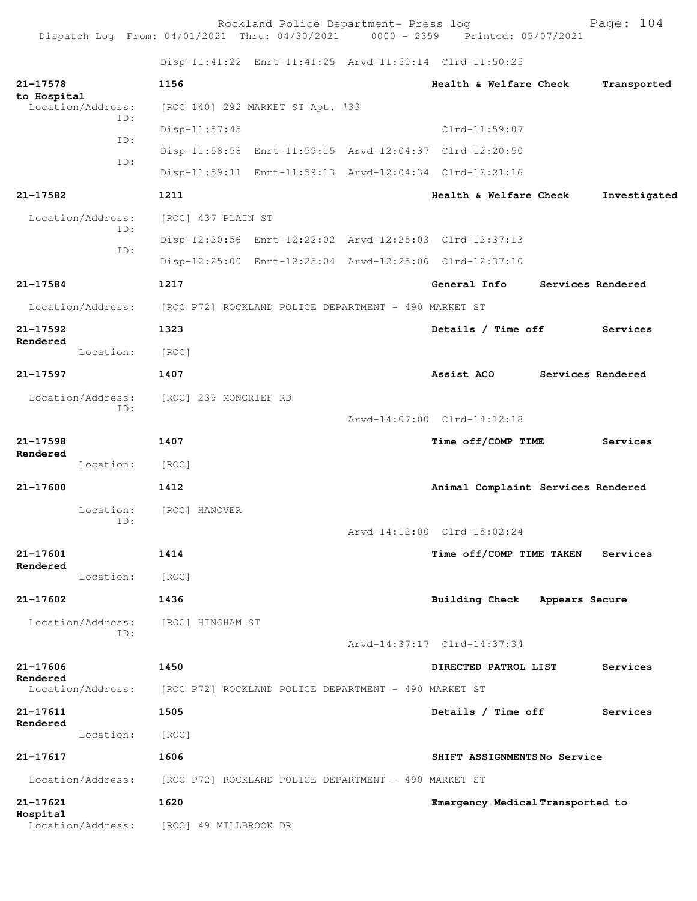Rockland Police Department- Press log
Dispatch Log From: 04/01/2021 Thru: 04/30/2021 0000 - 2359 Printed: 05/07/2021

Disp-11:41:22 Enrt-11:41:25 Arvd-11:50:14 Clrd-11:50:25

**21-17578** **1156** **Health & Welfare Check** **Transported to Hospital**
Location/Address: [ROC 140] 292 MARKET ST Apt. #33
ID: Disp-11:57:45 Clrd-11:59:07
ID: Disp-11:58:58 Enrt-11:59:15 Arvd-12:04:37 Clrd-12:20:50
ID: Disp-11:59:11 Enrt-11:59:13 Arvd-12:04:34 Clrd-12:21:16

**21-17582** **1211** **Health & Welfare Check** **Investigated**
Location/Address: [ROC] 437 PLAIN ST
ID: Disp-12:20:56 Enrt-12:22:02 Arvd-12:25:03 Clrd-12:37:13
ID: Disp-12:25:00 Enrt-12:25:04 Arvd-12:25:06 Clrd-12:37:10

**21-17584** **1217** **General Info** **Services Rendered**
Location/Address: [ROC P72] ROCKLAND POLICE DEPARTMENT - 490 MARKET ST

**21-17592** **1323** **Details / Time off** **Services Rendered**
Location: [ROC]

**21-17597** **1407** **Assist ACO** **Services Rendered**
Location/Address: [ROC] 239 MONCRIEF RD
ID: Arvd-14:07:00 Clrd-14:12:18

**21-17598** **1407** **Time off/COMP TIME** **Services Rendered**
Location: [ROC]

**21-17600** **1412** **Animal Complaint** **Services Rendered**
Location: [ROC] HANOVER
ID: Arvd-14:12:00 Clrd-15:02:24

**21-17601** **1414** **Time off/COMP TIME TAKEN** **Services Rendered**
Location: [ROC]

**21-17602** **1436** **Building Check** **Appears Secure**
Location/Address: [ROC] HINGHAM ST
ID: Arvd-14:37:17 Clrd-14:37:34

**21-17606** **1450** **DIRECTED PATROL LIST** **Services Rendered**
Location/Address: [ROC P72] ROCKLAND POLICE DEPARTMENT - 490 MARKET ST

**21-17611** **1505** **Details / Time off** **Services Rendered**
Location: [ROC]

**21-17617** **1606** **SHIFT ASSIGNMENTS** **No Service**
Location/Address: [ROC P72] ROCKLAND POLICE DEPARTMENT - 490 MARKET ST

**21-17621** **1620** **Emergency Medical** **Transported to Hospital**
Location/Address: [ROC] 49 MILLBROOK DR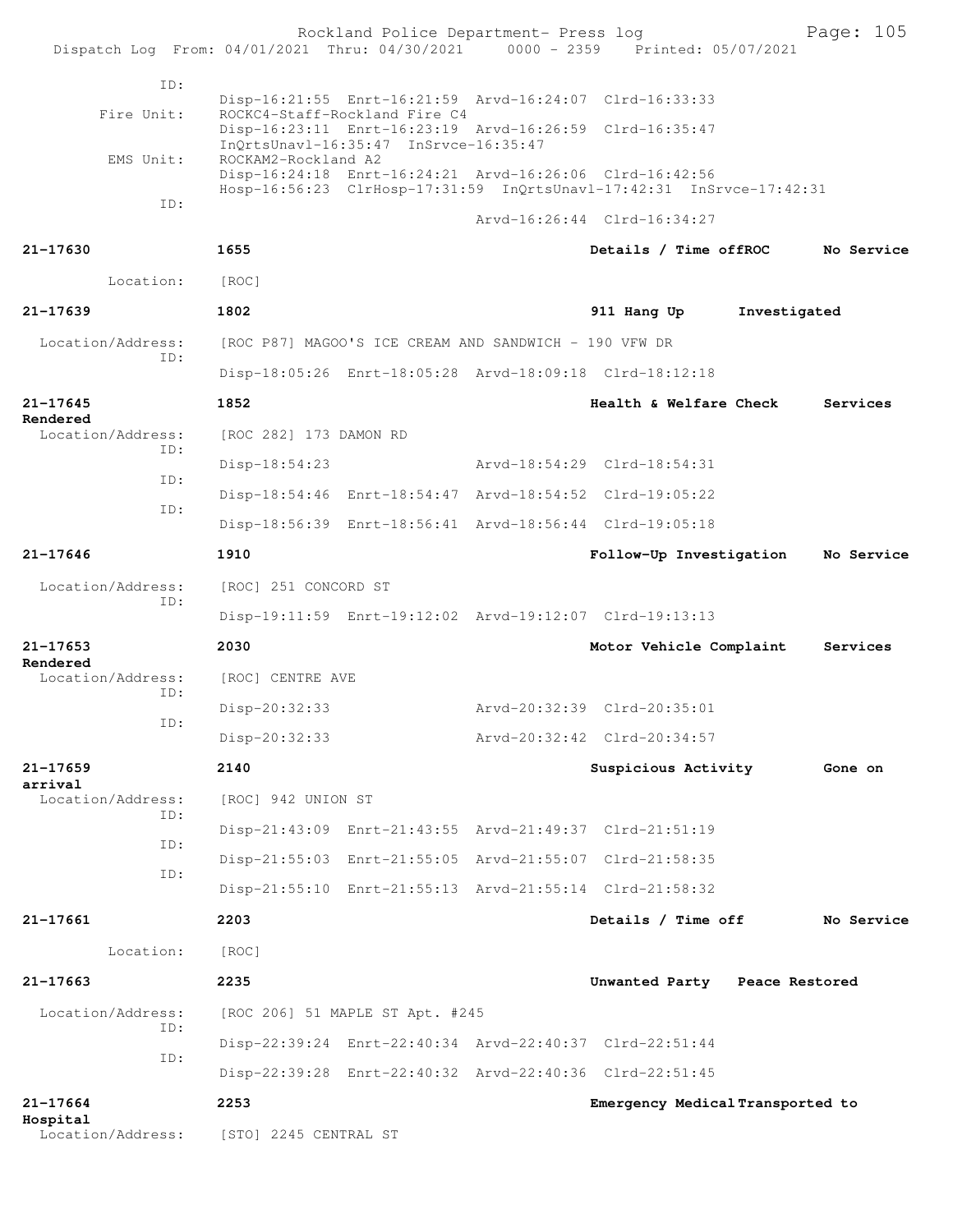```
            ID:
                     Disp-16:21:55  Enrt-16:21:59  Arvd-16:24:07  Clrd-16:33:33
     Fire Unit:      ROCKC4-Staff-Rockland Fire C4
                     Disp-16:23:11  Enrt-16:23:19  Arvd-16:26:59  Clrd-16:35:47
                     InQrtsUnavl-16:35:47  InSrvce-16:35:47
      EMS Unit:      ROCKAM2-Rockland A2
                     Disp-16:24:18  Enrt-16:24:21  Arvd-16:26:06  Clrd-16:42:56
                     Hosp-16:56:23  ClrHosp-17:31:59  InQrtsUnavl-17:42:31  InSrvce-17:42:31
            ID:
                                                   Arvd-16:26:44  Clrd-16:34:27

21-17630             1655                                  Details / Time offROC      No Service

      Location:      [ROC]

21-17639             1802                                  911 Hang Up         Investigated

 Location/Address:   [ROC P87] MAGOO'S ICE CREAM AND SANDWICH - 190 VFW DR
            ID:
                     Disp-18:05:26  Enrt-18:05:28  Arvd-18:09:18  Clrd-18:12:18

21-17645             1852                                  Health & Welfare Check      Services
Rendered
 Location/Address:   [ROC 282] 173 DAMON RD
            ID:
                     Disp-18:54:23                 Arvd-18:54:29  Clrd-18:54:31
            ID:
                     Disp-18:54:46  Enrt-18:54:47  Arvd-18:54:52  Clrd-19:05:22
            ID:
                     Disp-18:56:39  Enrt-18:56:41  Arvd-18:56:44  Clrd-19:05:18

21-17646             1910                                  Follow-Up Investigation     No Service

 Location/Address:   [ROC] 251 CONCORD ST
            ID:
                     Disp-19:11:59  Enrt-19:12:02  Arvd-19:12:07  Clrd-19:13:13

21-17653             2030                                  Motor Vehicle Complaint     Services
Rendered
 Location/Address:   [ROC] CENTRE AVE
            ID:
                     Disp-20:32:33                 Arvd-20:32:39  Clrd-20:35:01
            ID:
                     Disp-20:32:33                 Arvd-20:32:42  Clrd-20:34:57

21-17659             2140                                  Suspicious Activity         Gone on
arrival
 Location/Address:   [ROC] 942 UNION ST
            ID:
                     Disp-21:43:09  Enrt-21:43:55  Arvd-21:49:37  Clrd-21:51:19
            ID:
                     Disp-21:55:03  Enrt-21:55:05  Arvd-21:55:07  Clrd-21:58:35
            ID:
                     Disp-21:55:10  Enrt-21:55:13  Arvd-21:55:14  Clrd-21:58:32

21-17661             2203                                  Details / Time off          No Service

      Location:      [ROC]

21-17663             2235                                  Unwanted Party     Peace Restored

 Location/Address:   [ROC 206] 51 MAPLE ST Apt. #245
            ID:
                     Disp-22:39:24  Enrt-22:40:34  Arvd-22:40:37  Clrd-22:51:44
            ID:
                     Disp-22:39:28  Enrt-22:40:32  Arvd-22:40:36  Clrd-22:51:45

21-17664             2253                                  Emergency Medical Transported to
Hospital
 Location/Address:   [STO] 2245 CENTRAL ST
```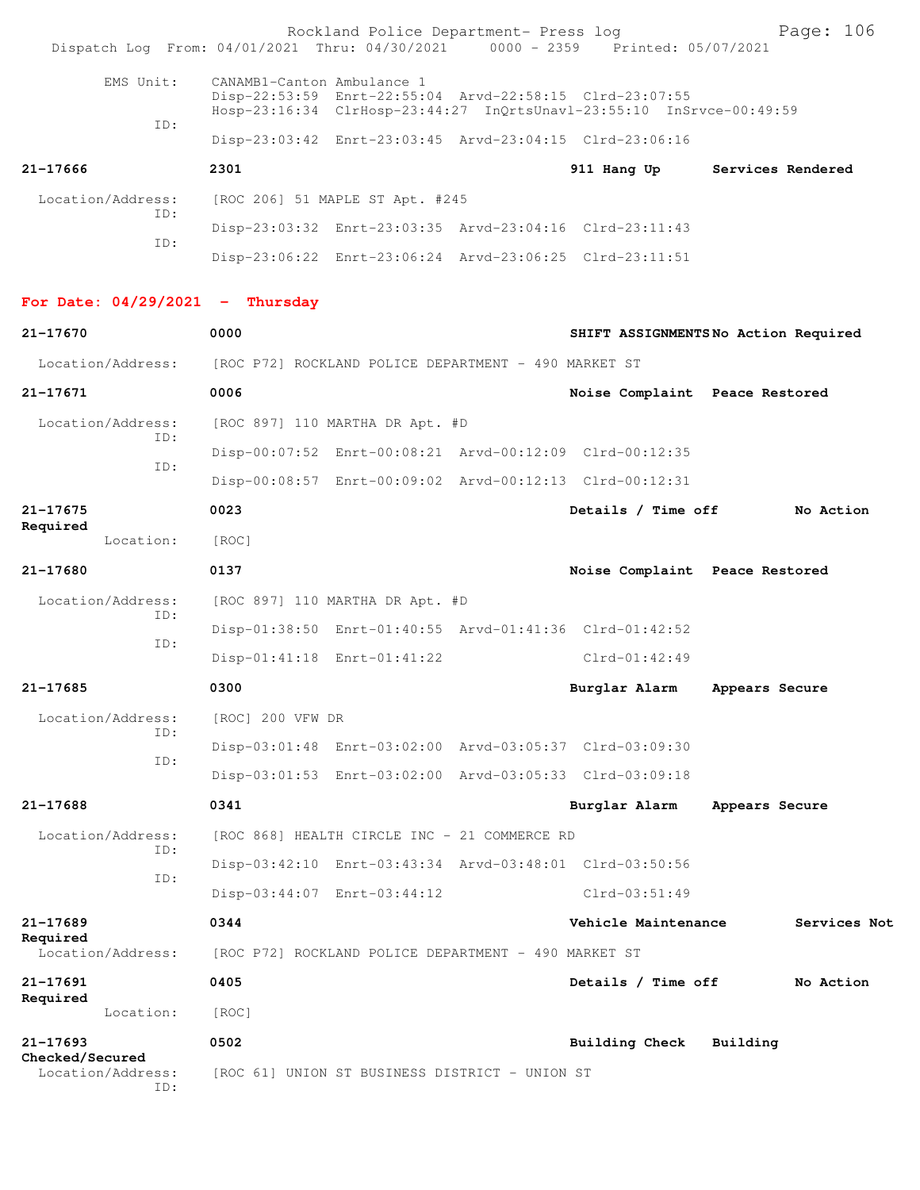EMS Unit: CANAMB1-Canton Ambulance 1
Disp-22:53:59 Enrt-22:55:04 Arvd-22:58:15 Clrd-23:07:55
Hosp-23:16:34 ClrHosp-23:44:27 InQrtsUnavl-23:55:10 InSrvce-00:49:59

ID:
Disp-23:03:42 Enrt-23:03:45 Arvd-23:04:15 Clrd-23:06:16

**21-17666** 2301 911 Hang Up Services Rendered

Location/Address: [ROC 206] 51 MAPLE ST Apt. #245

ID:
Disp-23:03:32 Enrt-23:03:35 Arvd-23:04:16 Clrd-23:11:43

ID:
Disp-23:06:22 Enrt-23:06:24 Arvd-23:06:25 Clrd-23:11:51

## For Date: 04/29/2021 - Thursday

**21-17670** 0000 SHIFT ASSIGNMENTS No Action Required

Location/Address: [ROC P72] ROCKLAND POLICE DEPARTMENT - 490 MARKET ST

**21-17671** 0006 Noise Complaint Peace Restored

Location/Address: [ROC 897] 110 MARTHA DR Apt. #D

ID:
Disp-00:07:52 Enrt-00:08:21 Arvd-00:12:09 Clrd-00:12:35

ID:
Disp-00:08:57 Enrt-00:09:02 Arvd-00:12:13 Clrd-00:12:31

**21-17675** 0023 Details / Time off No Action Required

Location: [ROC]

**21-17680** 0137 Noise Complaint Peace Restored

Location/Address: [ROC 897] 110 MARTHA DR Apt. #D

ID:
Disp-01:38:50 Enrt-01:40:55 Arvd-01:41:36 Clrd-01:42:52

ID:
Disp-01:41:18 Enrt-01:41:22 Clrd-01:42:49

**21-17685** 0300 Burglar Alarm Appears Secure

Location/Address: [ROC] 200 VFW DR

ID:
Disp-03:01:48 Enrt-03:02:00 Arvd-03:05:37 Clrd-03:09:30

ID:
Disp-03:01:53 Enrt-03:02:00 Arvd-03:05:33 Clrd-03:09:18

**21-17688** 0341 Burglar Alarm Appears Secure

Location/Address: [ROC 868] HEALTH CIRCLE INC - 21 COMMERCE RD

ID:
Disp-03:42:10 Enrt-03:43:34 Arvd-03:48:01 Clrd-03:50:56

ID:
Disp-03:44:07 Enrt-03:44:12 Clrd-03:51:49

**21-17689** 0344 Vehicle Maintenance Services Not Required

Location/Address: [ROC P72] ROCKLAND POLICE DEPARTMENT - 490 MARKET ST

**21-17691** 0405 Details / Time off No Action Required

Location: [ROC]

**21-17693** 0502 Building Check Building Checked/Secured

Location/Address: [ROC 61] UNION ST BUSINESS DISTRICT - UNION ST

ID: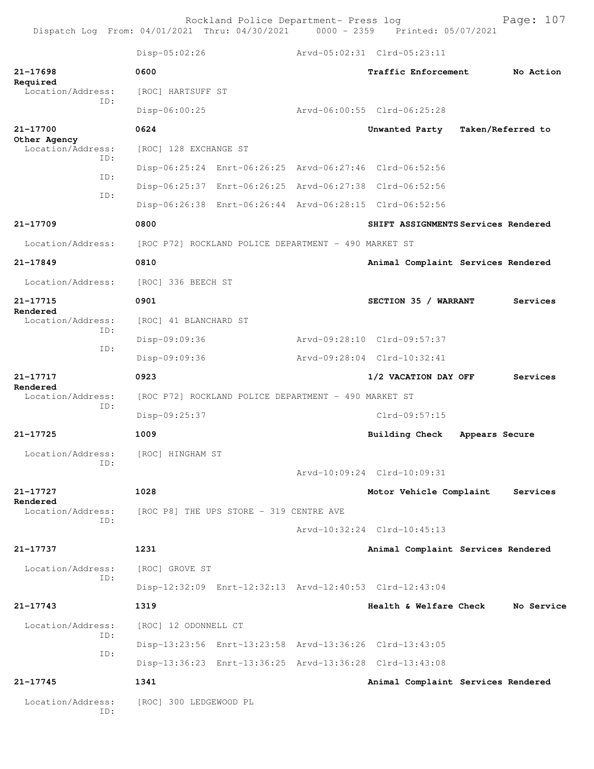Disp-05:02:26 Arvd-05:02:31 Clrd-05:23:11

**21-17698** 0600 **Traffic Enforcement** **No Action Required**
Location/Address: [ROC] HARTSUFF ST
ID:
Disp-06:00:25 Arvd-06:00:55 Clrd-06:25:28

**21-17700** 0624 **Unwanted Party** **Taken/Referred to Other Agency**
Location/Address: [ROC] 128 EXCHANGE ST
ID:
Disp-06:25:24 Enrt-06:26:25 Arvd-06:27:46 Clrd-06:52:56
ID:
Disp-06:25:37 Enrt-06:26:25 Arvd-06:27:38 Clrd-06:52:56
ID:
Disp-06:26:38 Enrt-06:26:44 Arvd-06:28:15 Clrd-06:52:56

**21-17709** 0800 **SHIFT ASSIGNMENTS** **Services Rendered**
Location/Address: [ROC P72] ROCKLAND POLICE DEPARTMENT - 490 MARKET ST

**21-17849** 0810 **Animal Complaint** **Services Rendered**
Location/Address: [ROC] 336 BEECH ST

**21-17715** 0901 **SECTION 35 / WARRANT** **Services Rendered**
Location/Address: [ROC] 41 BLANCHARD ST
ID:
Disp-09:09:36 Arvd-09:28:10 Clrd-09:57:37
ID:
Disp-09:09:36 Arvd-09:28:04 Clrd-10:32:41

**21-17717** 0923 **1/2 VACATION DAY OFF** **Services Rendered**
Location/Address: [ROC P72] ROCKLAND POLICE DEPARTMENT - 490 MARKET ST
ID:
Disp-09:25:37 Clrd-09:57:15

**21-17725** 1009 **Building Check** **Appears Secure**
Location/Address: [ROC] HINGHAM ST
ID:
Arvd-10:09:24 Clrd-10:09:31

**21-17727** 1028 **Motor Vehicle Complaint** **Services Rendered**
Location/Address: [ROC P8] THE UPS STORE - 319 CENTRE AVE
ID:
Arvd-10:32:24 Clrd-10:45:13

**21-17737** 1231 **Animal Complaint** **Services Rendered**
Location/Address: [ROC] GROVE ST
ID:
Disp-12:32:09 Enrt-12:32:13 Arvd-12:40:53 Clrd-12:43:04

**21-17743** 1319 **Health & Welfare Check** **No Service**
Location/Address: [ROC] 12 ODONNELL CT
ID:
Disp-13:23:56 Enrt-13:23:58 Arvd-13:36:26 Clrd-13:43:05
ID:
Disp-13:36:23 Enrt-13:36:25 Arvd-13:36:28 Clrd-13:43:08

**21-17745** 1341 **Animal Complaint** **Services Rendered**
Location/Address: [ROC] 300 LEDGEWOOD PL
ID: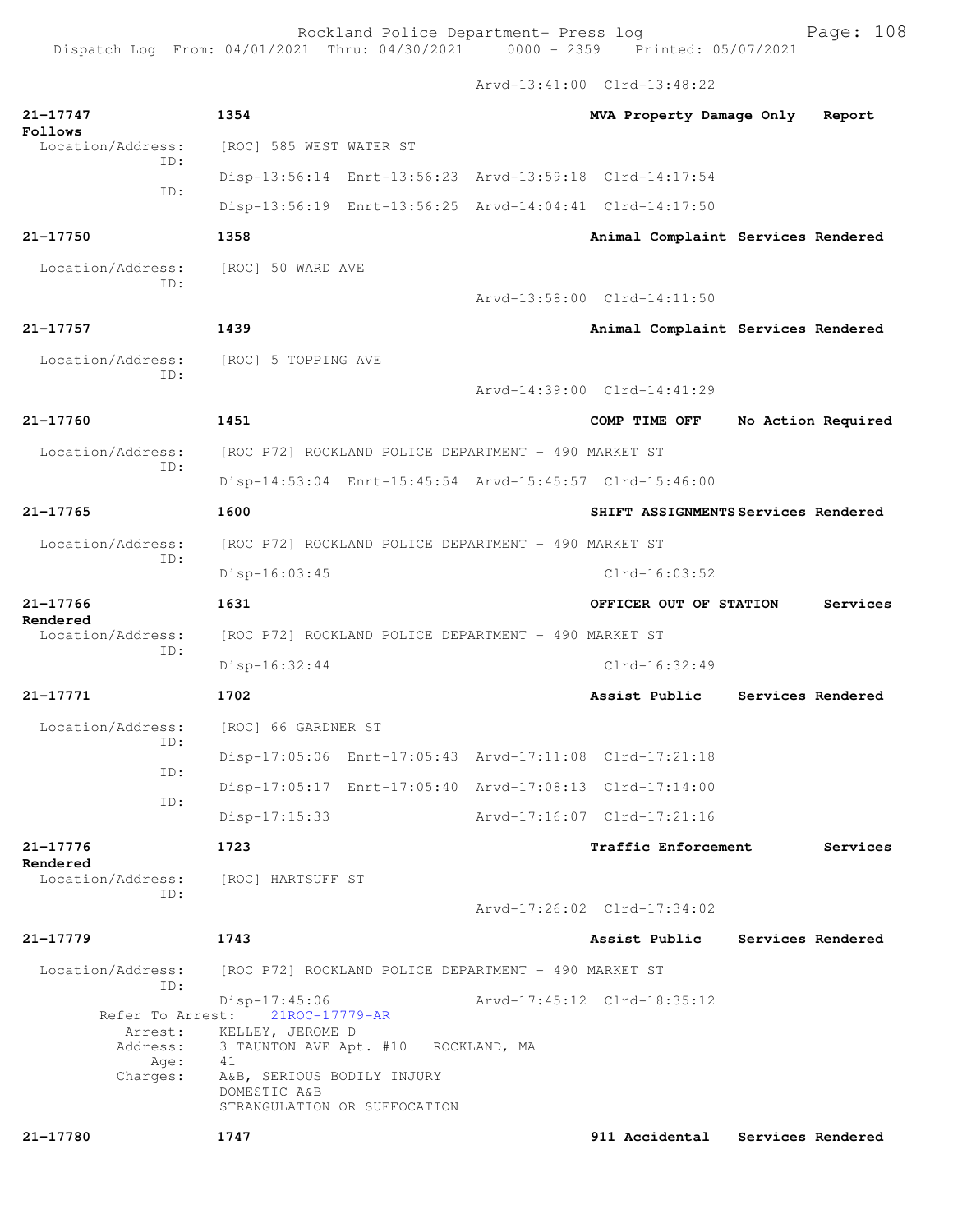Arvd-13:41:00 Clrd-13:48:22

**21-17747** **1354** **MVA Property Damage Only Report Follows**
Location/Address: [ROC] 585 WEST WATER ST
ID:
Disp-13:56:14 Enrt-13:56:23 Arvd-13:59:18 Clrd-14:17:54
ID:
Disp-13:56:19 Enrt-13:56:25 Arvd-14:04:41 Clrd-14:17:50

**21-17750** **1358** **Animal Complaint Services Rendered**
Location/Address: [ROC] 50 WARD AVE
ID:
Arvd-13:58:00 Clrd-14:11:50

**21-17757** **1439** **Animal Complaint Services Rendered**
Location/Address: [ROC] 5 TOPPING AVE
ID:
Arvd-14:39:00 Clrd-14:41:29

**21-17760** **1451** **COMP TIME OFF No Action Required**
Location/Address: [ROC P72] ROCKLAND POLICE DEPARTMENT - 490 MARKET ST
ID:
Disp-14:53:04 Enrt-15:45:54 Arvd-15:45:57 Clrd-15:46:00

**21-17765** **1600** **SHIFT ASSIGNMENTS Services Rendered**
Location/Address: [ROC P72] ROCKLAND POLICE DEPARTMENT - 490 MARKET ST
ID:
Disp-16:03:45 Clrd-16:03:52

**21-17766** **1631** **OFFICER OUT OF STATION Services Rendered**
Location/Address: [ROC P72] ROCKLAND POLICE DEPARTMENT - 490 MARKET ST
ID:
Disp-16:32:44 Clrd-16:32:49

**21-17771** **1702** **Assist Public Services Rendered**
Location/Address: [ROC] 66 GARDNER ST
ID:
Disp-17:05:06 Enrt-17:05:43 Arvd-17:11:08 Clrd-17:21:18
ID:
Disp-17:05:17 Enrt-17:05:40 Arvd-17:08:13 Clrd-17:14:00
ID:
Disp-17:15:33 Arvd-17:16:07 Clrd-17:21:16

**21-17776** **1723** **Traffic Enforcement Services Rendered**
Location/Address: [ROC] HARTSUFF ST
ID:
Arvd-17:26:02 Clrd-17:34:02

**21-17779** **1743** **Assist Public Services Rendered**
Location/Address: [ROC P72] ROCKLAND POLICE DEPARTMENT - 490 MARKET ST
ID:
Disp-17:45:06 Arvd-17:45:12 Clrd-18:35:12
Refer To Arrest: 21ROC-17779-AR
Arrest: KELLEY, JEROME D
Address: 3 TAUNTON AVE Apt. #10 ROCKLAND, MA
Age: 41
Charges: A&B, SERIOUS BODILY INJURY
DOMESTIC A&B
STRANGULATION OR SUFFOCATION

**21-17780** **1747** **911 Accidental Services Rendered**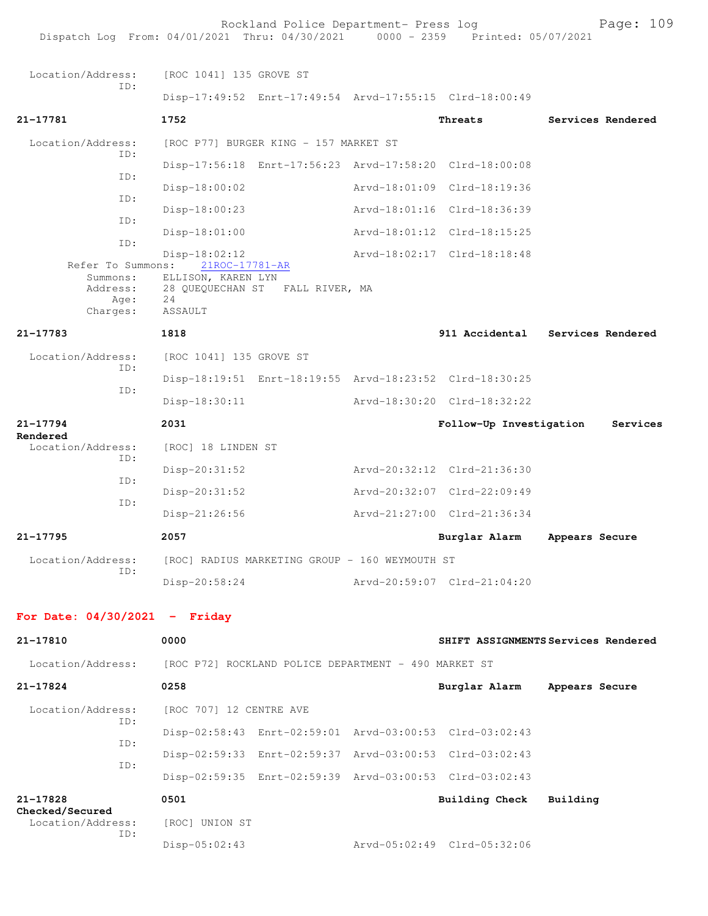Location/Address: [ROC 1041] 135 GROVE ST
ID:
Disp-17:49:52 Enrt-17:49:54 Arvd-17:55:15 Clrd-18:00:49

**21-17781** **1752** **Threats** **Services Rendered**

Location/Address: [ROC P77] BURGER KING - 157 MARKET ST
ID:
Disp-17:56:18 Enrt-17:56:23 Arvd-17:58:20 Clrd-18:00:08
ID:
Disp-18:00:02 Arvd-18:01:09 Clrd-18:19:36
ID:
Disp-18:00:23 Arvd-18:01:16 Clrd-18:36:39
ID:
Disp-18:01:00 Arvd-18:01:12 Clrd-18:15:25
ID:
Disp-18:02:12 Arvd-18:02:17 Clrd-18:18:48
Refer To Summons: 21ROC-17781-AR
Summons: ELLISON, KAREN LYN
Address: 28 QUEQUECHAN ST FALL RIVER, MA
Age: 24
Charges: ASSAULT

**21-17783** **1818** **911 Accidental** **Services Rendered**

Location/Address: [ROC 1041] 135 GROVE ST
ID:
Disp-18:19:51 Enrt-18:19:55 Arvd-18:23:52 Clrd-18:30:25
ID:
Disp-18:30:11 Arvd-18:30:20 Clrd-18:32:22

**21-17794** **2031** **Follow-Up Investigation** **Services Rendered**

Location/Address: [ROC] 18 LINDEN ST
ID:
Disp-20:31:52 Arvd-20:32:12 Clrd-21:36:30
ID:
Disp-20:31:52 Arvd-20:32:07 Clrd-22:09:49
ID:
Disp-21:26:56 Arvd-21:27:00 Clrd-21:36:34

**21-17795** **2057** **Burglar Alarm** **Appears Secure**

Location/Address: [ROC] RADIUS MARKETING GROUP - 160 WEYMOUTH ST
ID:
Disp-20:58:24 Arvd-20:59:07 Clrd-21:04:20

## For Date: 04/30/2021 - Friday

**21-17810** **0000** **SHIFT ASSIGNMENTS** **Services Rendered**

Location/Address: [ROC P72] ROCKLAND POLICE DEPARTMENT - 490 MARKET ST

**21-17824** **0258** **Burglar Alarm** **Appears Secure**

Location/Address: [ROC 707] 12 CENTRE AVE
ID:
Disp-02:58:43 Enrt-02:59:01 Arvd-03:00:53 Clrd-03:02:43
ID:
Disp-02:59:33 Enrt-02:59:37 Arvd-03:00:53 Clrd-03:02:43
ID:
Disp-02:59:35 Enrt-02:59:39 Arvd-03:00:53 Clrd-03:02:43

**21-17828** **0501** **Building Check** **Building Checked/Secured**

Location/Address: [ROC] UNION ST
ID:
Disp-05:02:43 Arvd-05:02:49 Clrd-05:32:06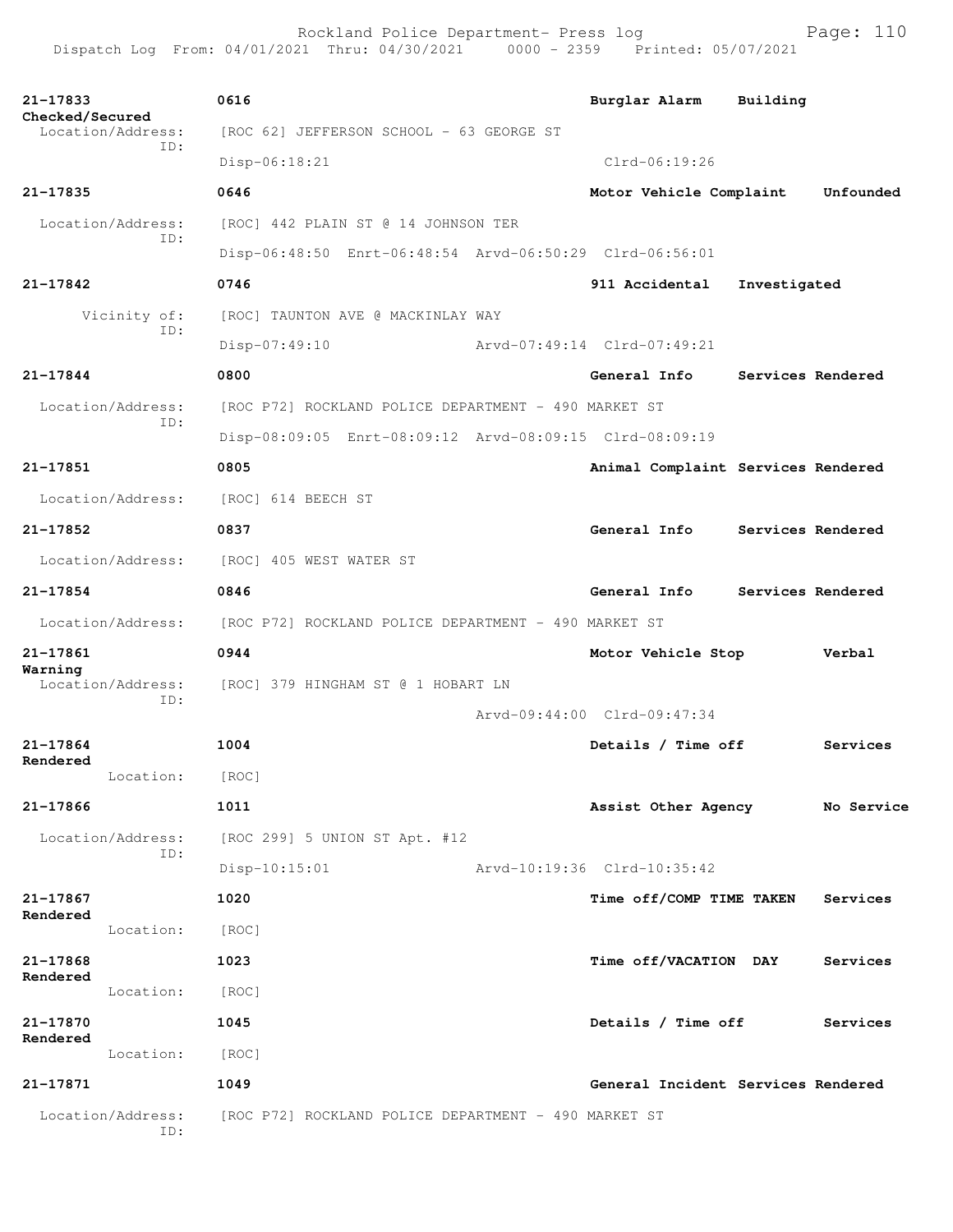| Call # | Time | Location | Call Type | Disposition | Times |
|---|---|---|---|---|---|
| 21-17833 | 0616 | Location/Address: [ROC 62] JEFFERSON SCHOOL - 63 GEORGE ST | Burglar Alarm | Building Checked/Secured | Disp-06:18:21 Clrd-06:19:26 |
| 21-17835 | 0646 | Location/Address: [ROC] 442 PLAIN ST @ 14 JOHNSON TER | Motor Vehicle Complaint | Unfounded | Disp-06:48:50 Enrt-06:48:54 Arvd-06:50:29 Clrd-06:56:01 |
| 21-17842 | 0746 | Vicinity of: [ROC] TAUNTON AVE @ MACKINLAY WAY | 911 Accidental | Investigated | Disp-07:49:10 Arvd-07:49:14 Clrd-07:49:21 |
| 21-17844 | 0800 | Location/Address: [ROC P72] ROCKLAND POLICE DEPARTMENT - 490 MARKET ST | General Info | Services Rendered | Disp-08:09:05 Enrt-08:09:12 Arvd-08:09:15 Clrd-08:09:19 |
| 21-17851 | 0805 | Location/Address: [ROC] 614 BEECH ST | Animal Complaint | Services Rendered | |
| 21-17852 | 0837 | Location/Address: [ROC] 405 WEST WATER ST | General Info | Services Rendered | |
| 21-17854 | 0846 | Location/Address: [ROC P72] ROCKLAND POLICE DEPARTMENT - 490 MARKET ST | General Info | Services Rendered | |
| 21-17861 | 0944 | Location/Address: [ROC] 379 HINGHAM ST @ 1 HOBART LN | Motor Vehicle Stop | Verbal Warning | Arvd-09:44:00 Clrd-09:47:34 |
| 21-17864 | 1004 | Location: [ROC] | Details / Time off | Services Rendered | |
| 21-17866 | 1011 | Location/Address: [ROC 299] 5 UNION ST Apt. #12 | Assist Other Agency | No Service | Disp-10:15:01 Arvd-10:19:36 Clrd-10:35:42 |
| 21-17867 | 1020 | Location: [ROC] | Time off/COMP TIME TAKEN | Services Rendered | |
| 21-17868 | 1023 | Location: [ROC] | Time off/VACATION DAY | Services Rendered | |
| 21-17870 | 1045 | Location: [ROC] | Details / Time off | Services Rendered | |
| 21-17871 | 1049 | Location/Address: [ROC P72] ROCKLAND POLICE DEPARTMENT - 490 MARKET ST | General Incident | Services Rendered | |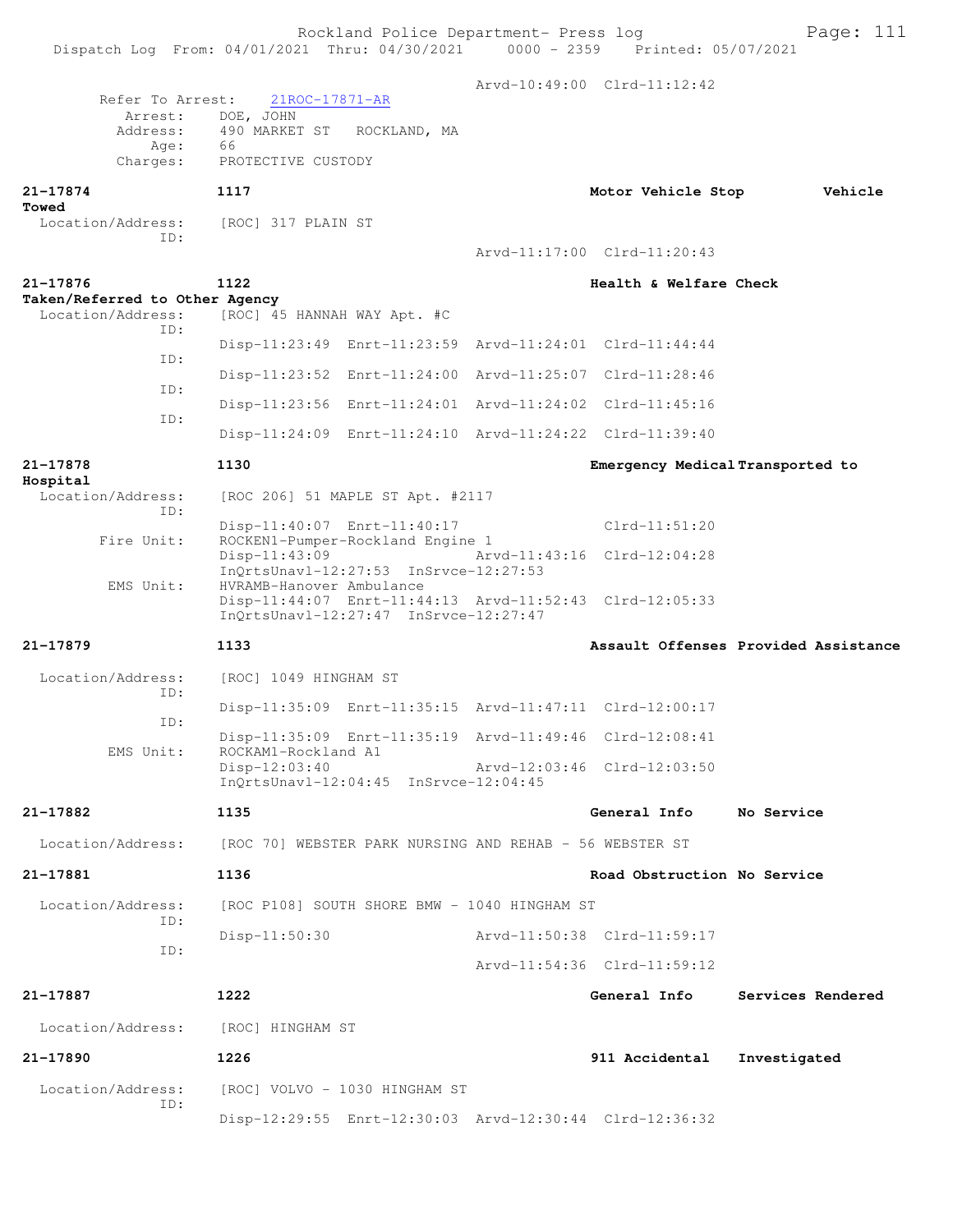```
                                                Arvd-10:49:00  Clrd-11:12:42
        Refer To Arrest:    21ROC-17871-AR
            Arrest:    DOE, JOHN
           Address:    490 MARKET ST   ROCKLAND, MA
               Age:    66
           Charges:    PROTECTIVE CUSTODY

21-17874             1117                                 Motor Vehicle Stop         Vehicle
Towed
  Location/Address:    [ROC] 317 PLAIN ST
                ID:
                                                Arvd-11:17:00  Clrd-11:20:43

21-17876             1122                                 Health & Welfare Check
Taken/Referred to Other Agency
  Location/Address:    [ROC] 45 HANNAH WAY Apt. #C
                ID:
                       Disp-11:23:49  Enrt-11:23:59  Arvd-11:24:01  Clrd-11:44:44
                ID:
                       Disp-11:23:52  Enrt-11:24:00  Arvd-11:25:07  Clrd-11:28:46
                ID:
                       Disp-11:23:56  Enrt-11:24:01  Arvd-11:24:02  Clrd-11:45:16
                ID:
                       Disp-11:24:09  Enrt-11:24:10  Arvd-11:24:22  Clrd-11:39:40

21-17878             1130                                 Emergency Medical Transported to
Hospital
  Location/Address:    [ROC 206] 51 MAPLE ST Apt. #2117
                ID:
                       Disp-11:40:07  Enrt-11:40:17                 Clrd-11:51:20
         Fire Unit:    ROCKEN1-Pumper-Rockland Engine 1
                       Disp-11:43:09                 Arvd-11:43:16  Clrd-12:04:28
                       InQrtsUnavl-12:27:53  InSrvce-12:27:53
          EMS Unit:    HVRAMB-Hanover Ambulance
                       Disp-11:44:07  Enrt-11:44:13  Arvd-11:52:43  Clrd-12:05:33
                       InQrtsUnavl-12:27:47  InSrvce-12:27:47

21-17879             1133                                 Assault Offenses Provided Assistance

  Location/Address:    [ROC] 1049 HINGHAM ST
                ID:
                       Disp-11:35:09  Enrt-11:35:15  Arvd-11:47:11  Clrd-12:00:17
                ID:
                       Disp-11:35:09  Enrt-11:35:19  Arvd-11:49:46  Clrd-12:08:41
          EMS Unit:    ROCKAM1-Rockland A1
                       Disp-12:03:40                 Arvd-12:03:46  Clrd-12:03:50
                       InQrtsUnavl-12:04:45  InSrvce-12:04:45

21-17882             1135                                 General Info      No Service

  Location/Address:    [ROC 70] WEBSTER PARK NURSING AND REHAB - 56 WEBSTER ST

21-17881             1136                                 Road Obstruction No Service

  Location/Address:    [ROC P108] SOUTH SHORE BMW - 1040 HINGHAM ST
                ID:
                       Disp-11:50:30                 Arvd-11:50:38  Clrd-11:59:17
                ID:
                                                Arvd-11:54:36  Clrd-11:59:12

21-17887             1222                                 General Info      Services Rendered

  Location/Address:    [ROC] HINGHAM ST

21-17890             1226                                 911 Accidental    Investigated

  Location/Address:    [ROC] VOLVO - 1030 HINGHAM ST
                ID:
                       Disp-12:29:55  Enrt-12:30:03  Arvd-12:30:44  Clrd-12:36:32
```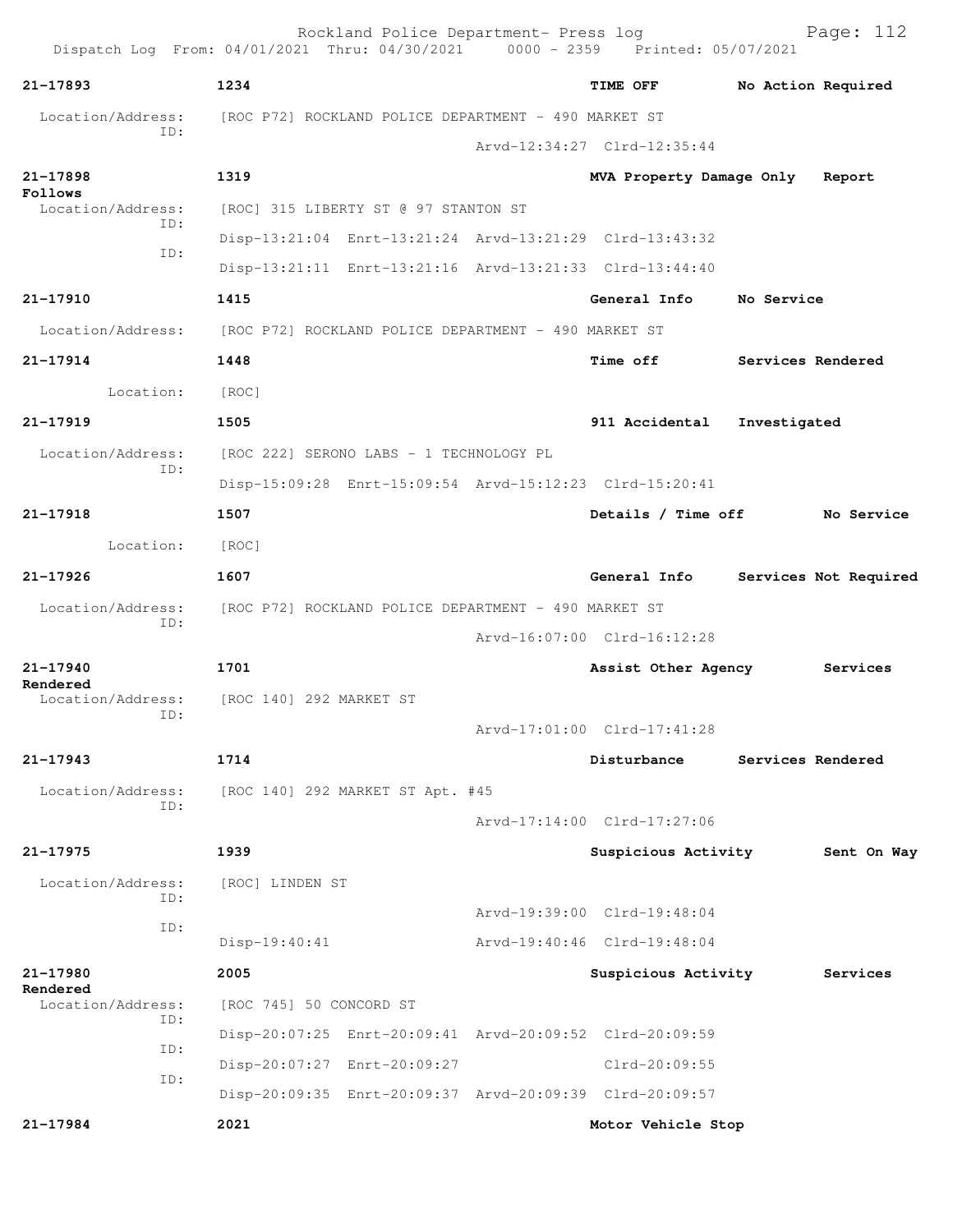21-17893 1234 TIME OFF No Action Required

Location/Address: [ROC P72] ROCKLAND POLICE DEPARTMENT - 490 MARKET ST
ID:
Arvd-12:34:27 Clrd-12:35:44

21-17898 1319 MVA Property Damage Only Report Follows

Location/Address: [ROC] 315 LIBERTY ST @ 97 STANTON ST
ID:
Disp-13:21:04 Enrt-13:21:24 Arvd-13:21:29 Clrd-13:43:32
ID:
Disp-13:21:11 Enrt-13:21:16 Arvd-13:21:33 Clrd-13:44:40

21-17910 1415 General Info No Service

Location/Address: [ROC P72] ROCKLAND POLICE DEPARTMENT - 490 MARKET ST

21-17914 1448 Time off Services Rendered

Location: [ROC]

21-17919 1505 911 Accidental Investigated

Location/Address: [ROC 222] SERONO LABS - 1 TECHNOLOGY PL
ID:
Disp-15:09:28 Enrt-15:09:54 Arvd-15:12:23 Clrd-15:20:41

21-17918 1507 Details / Time off No Service

Location: [ROC]

21-17926 1607 General Info Services Not Required

Location/Address: [ROC P72] ROCKLAND POLICE DEPARTMENT - 490 MARKET ST
ID:
Arvd-16:07:00 Clrd-16:12:28

21-17940 1701 Assist Other Agency Services Rendered

Location/Address: [ROC 140] 292 MARKET ST
ID:
Arvd-17:01:00 Clrd-17:41:28

21-17943 1714 Disturbance Services Rendered

Location/Address: [ROC 140] 292 MARKET ST Apt. #45
ID:
Arvd-17:14:00 Clrd-17:27:06

21-17975 1939 Suspicious Activity Sent On Way

Location/Address: [ROC] LINDEN ST
ID:
Arvd-19:39:00 Clrd-19:48:04
ID:
Disp-19:40:41 Arvd-19:40:46 Clrd-19:48:04

21-17980 2005 Suspicious Activity Services Rendered

Location/Address: [ROC 745] 50 CONCORD ST
ID:
Disp-20:07:25 Enrt-20:09:41 Arvd-20:09:52 Clrd-20:09:59
ID:
Disp-20:07:27 Enrt-20:09:27 Clrd-20:09:55
ID:
Disp-20:09:35 Enrt-20:09:37 Arvd-20:09:39 Clrd-20:09:57

21-17984 2021 Motor Vehicle Stop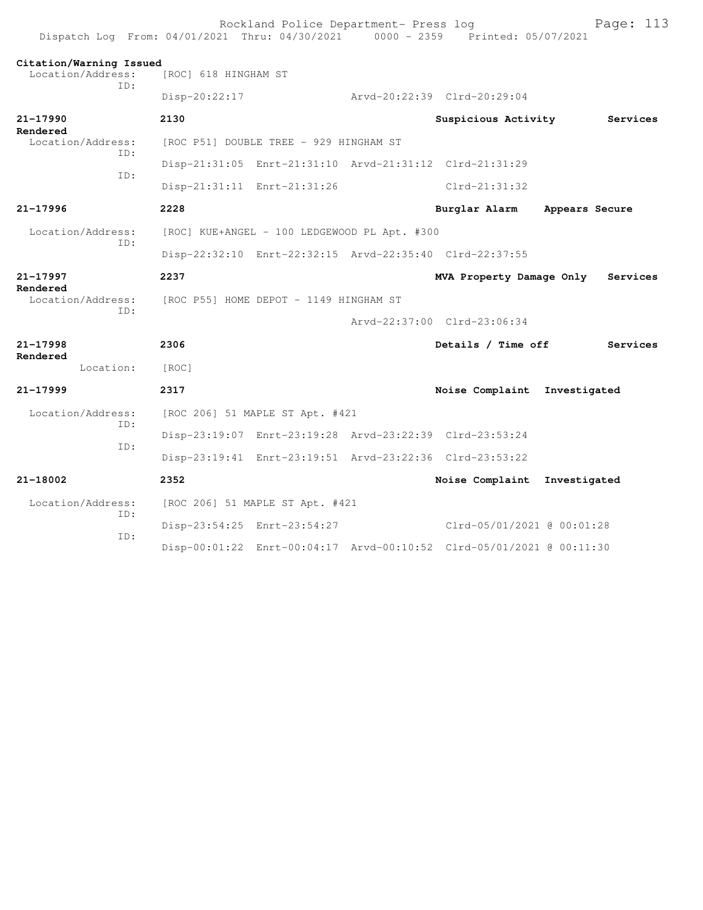**Citation/Warning Issued**
Location/Address: [ROC] 618 HINGHAM ST
ID:
Disp-20:22:17 Arvd-20:22:39 Clrd-20:29:04

**21-17990** **2130** **Suspicious Activity** **Services Rendered**
Location/Address: [ROC P51] DOUBLE TREE - 929 HINGHAM ST
ID:
Disp-21:31:05 Enrt-21:31:10 Arvd-21:31:12 Clrd-21:31:29
ID:
Disp-21:31:11 Enrt-21:31:26 Clrd-21:31:32

**21-17996** **2228** **Burglar Alarm** **Appears Secure**
Location/Address: [ROC] KUE+ANGEL - 100 LEDGEWOOD PL Apt. #300
ID:
Disp-22:32:10 Enrt-22:32:15 Arvd-22:35:40 Clrd-22:37:55

**21-17997** **2237** **MVA Property Damage Only** **Services Rendered**
Location/Address: [ROC P55] HOME DEPOT - 1149 HINGHAM ST
ID:
Arvd-22:37:00 Clrd-23:06:34

**21-17998** **2306** **Details / Time off** **Services Rendered**
Location: [ROC]

**21-17999** **2317** **Noise Complaint** **Investigated**
Location/Address: [ROC 206] 51 MAPLE ST Apt. #421
ID:
Disp-23:19:07 Enrt-23:19:28 Arvd-23:22:39 Clrd-23:53:24
ID:
Disp-23:19:41 Enrt-23:19:51 Arvd-23:22:36 Clrd-23:53:22

**21-18002** **2352** **Noise Complaint** **Investigated**
Location/Address: [ROC 206] 51 MAPLE ST Apt. #421
ID:
Disp-23:54:25 Enrt-23:54:27 Clrd-05/01/2021 @ 00:01:28
ID:
Disp-00:01:22 Enrt-00:04:17 Arvd-00:10:52 Clrd-05/01/2021 @ 00:11:30